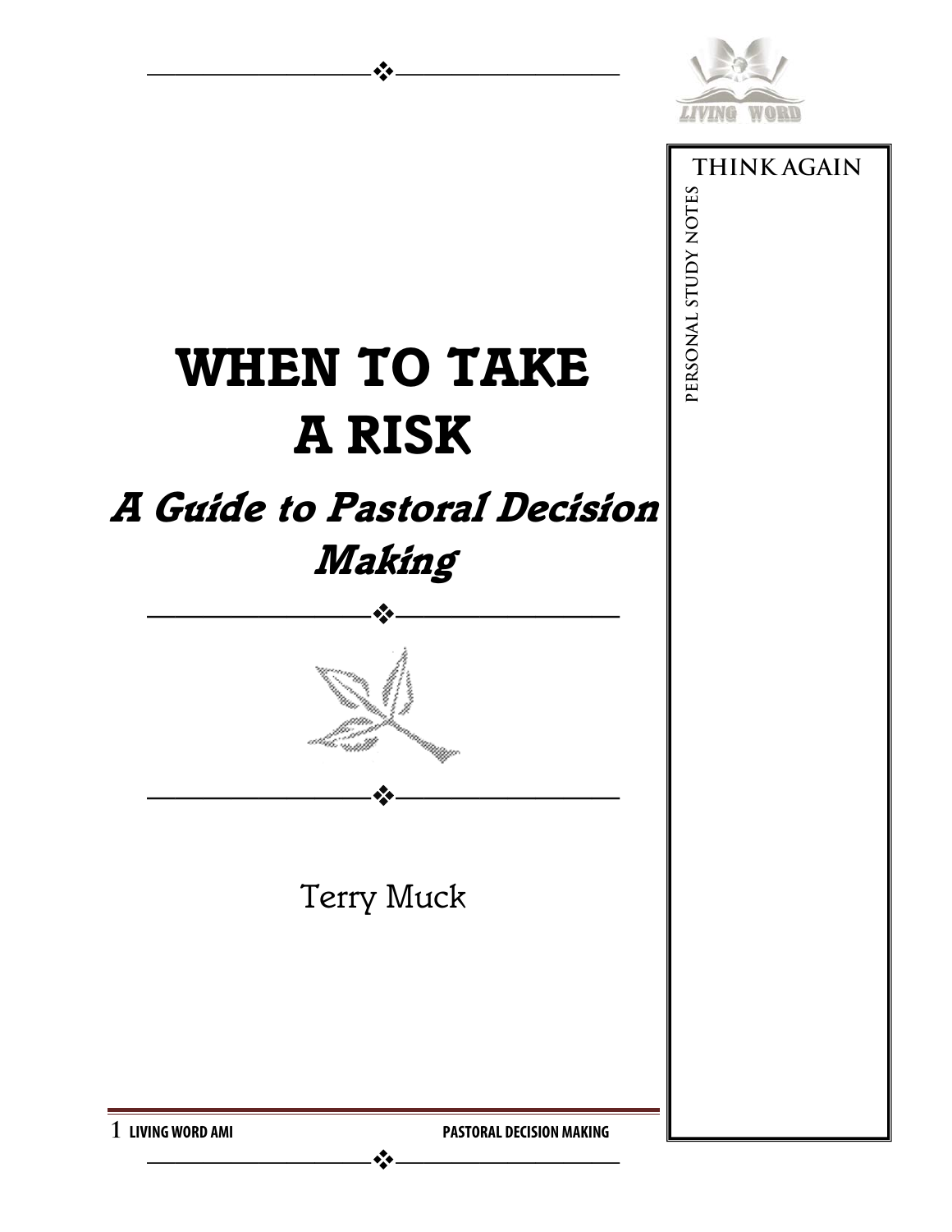# WHEN TO TAKE A RISK

## *A Guide to Pastoral Decision Making*

Terry Muck

**THINK AGAIN**

PERSONAL STUDY NOTES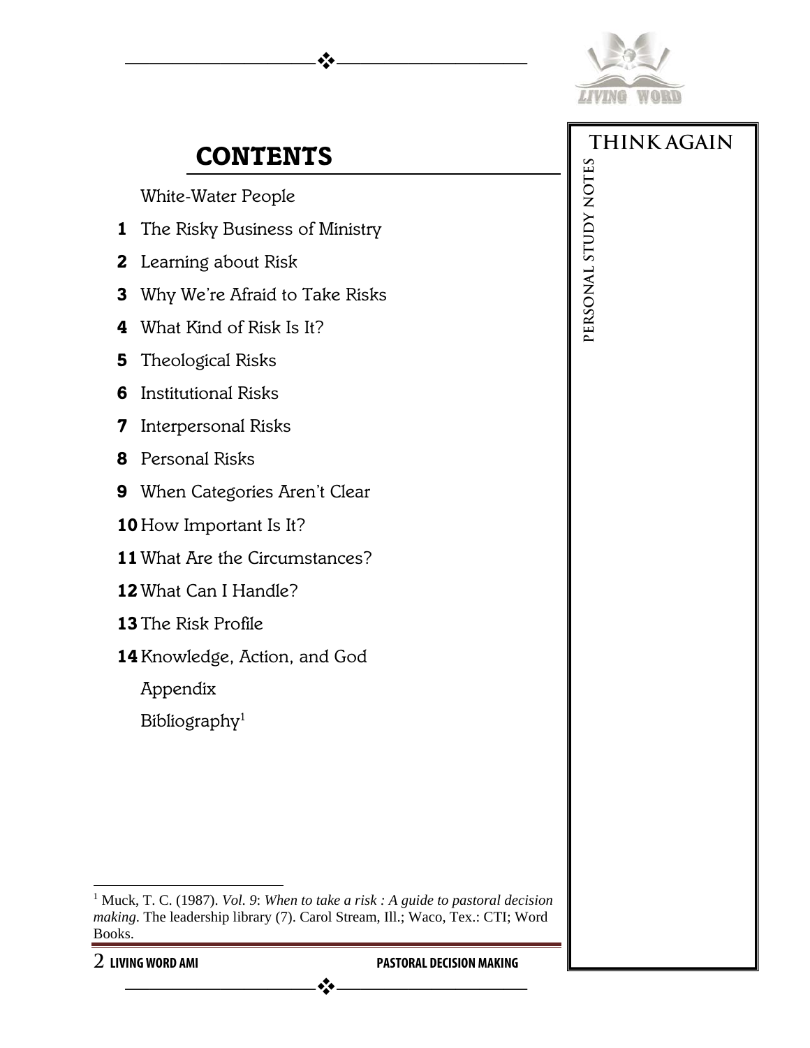# CONTENTS

White-Water People

1. The Risky Business of Ministry
2. Learning about Risk
3. Why We're Afraid to Take Risks
4. What Kind of Risk Is It?
5. Theological Risks
6. Institutional Risks
7. Interpersonal Risks
8. Personal Risks
9. When Categories Aren't Clear
10. How Important Is It?
11. What Are the Circumstances?
12. What Can I Handle?
13. The Risk Profile
14. Knowledge, Action, and God

Appendix

Bibliography[1]

THINK AGAIN

PERSONAL STUDY NOTES

---

[1] Muck, T. C. (1987). *Vol. 9*: *When to take a risk : A guide to pastoral decision making*. The leadership library (7). Carol Stream, Ill.; Waco, Tex.: CTI; Word Books.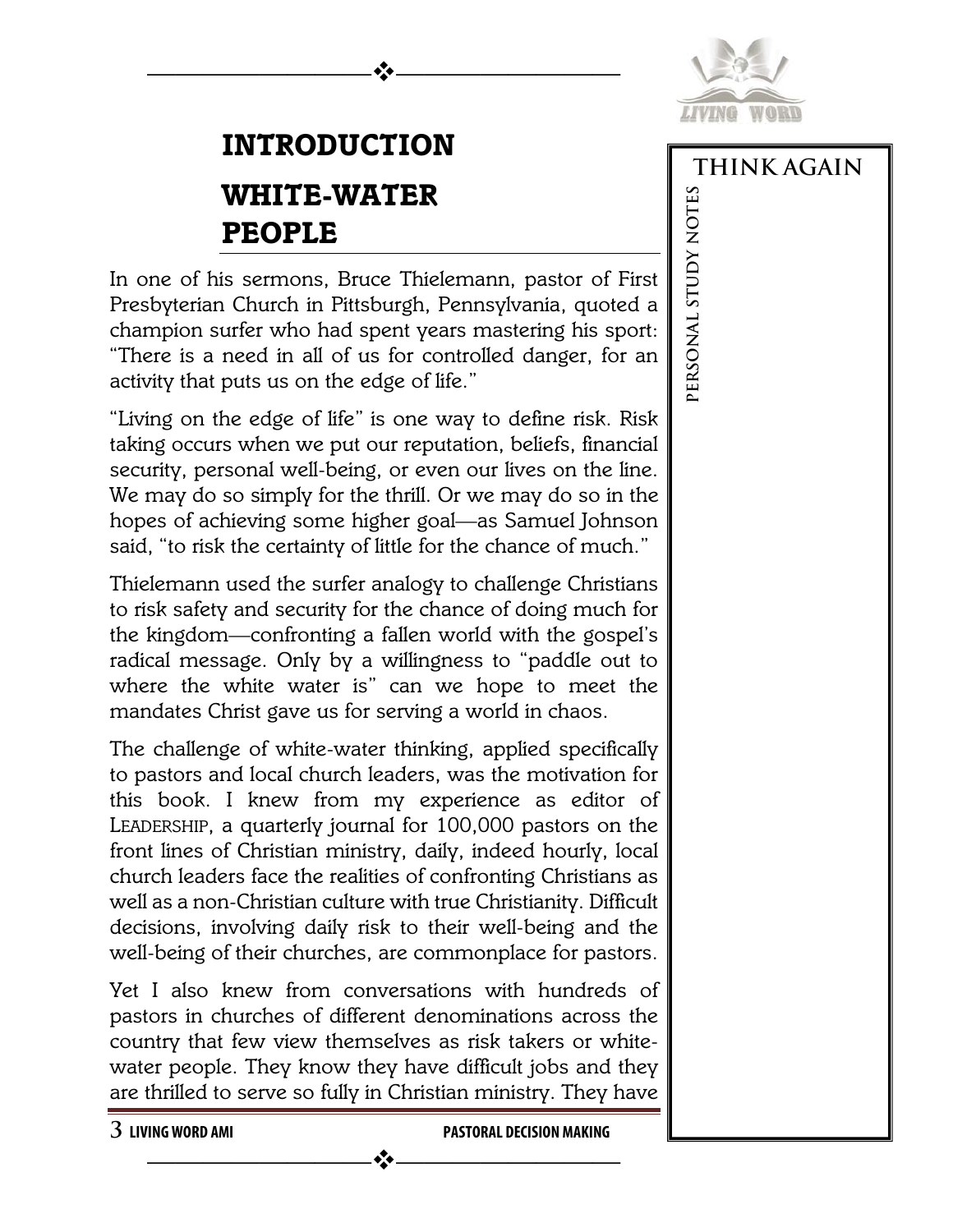# INTRODUCTION

## WHITE-WATER PEOPLE

In one of his sermons, Bruce Thielemann, pastor of First Presbyterian Church in Pittsburgh, Pennsylvania, quoted a champion surfer who had spent years mastering his sport: "There is a need in all of us for controlled danger, for an activity that puts us on the edge of life."

"Living on the edge of life" is one way to define risk. Risk taking occurs when we put our reputation, beliefs, financial security, personal well-being, or even our lives on the line. We may do so simply for the thrill. Or we may do so in the hopes of achieving some higher goal—as Samuel Johnson said, "to risk the certainty of little for the chance of much."

Thielemann used the surfer analogy to challenge Christians to risk safety and security for the chance of doing much for the kingdom—confronting a fallen world with the gospel's radical message. Only by a willingness to "paddle out to where the white water is" can we hope to meet the mandates Christ gave us for serving a world in chaos.

The challenge of white-water thinking, applied specifically to pastors and local church leaders, was the motivation for this book. I knew from my experience as editor of LEADERSHIP, a quarterly journal for 100,000 pastors on the front lines of Christian ministry, daily, indeed hourly, local church leaders face the realities of confronting Christians as well as a non-Christian culture with true Christianity. Difficult decisions, involving daily risk to their well-being and the well-being of their churches, are commonplace for pastors.

Yet I also knew from conversations with hundreds of pastors in churches of different denominations across the country that few view themselves as risk takers or white-water people. They know they have difficult jobs and they are thrilled to serve so fully in Christian ministry. They have

THINK AGAIN

PERSONAL STUDY NOTES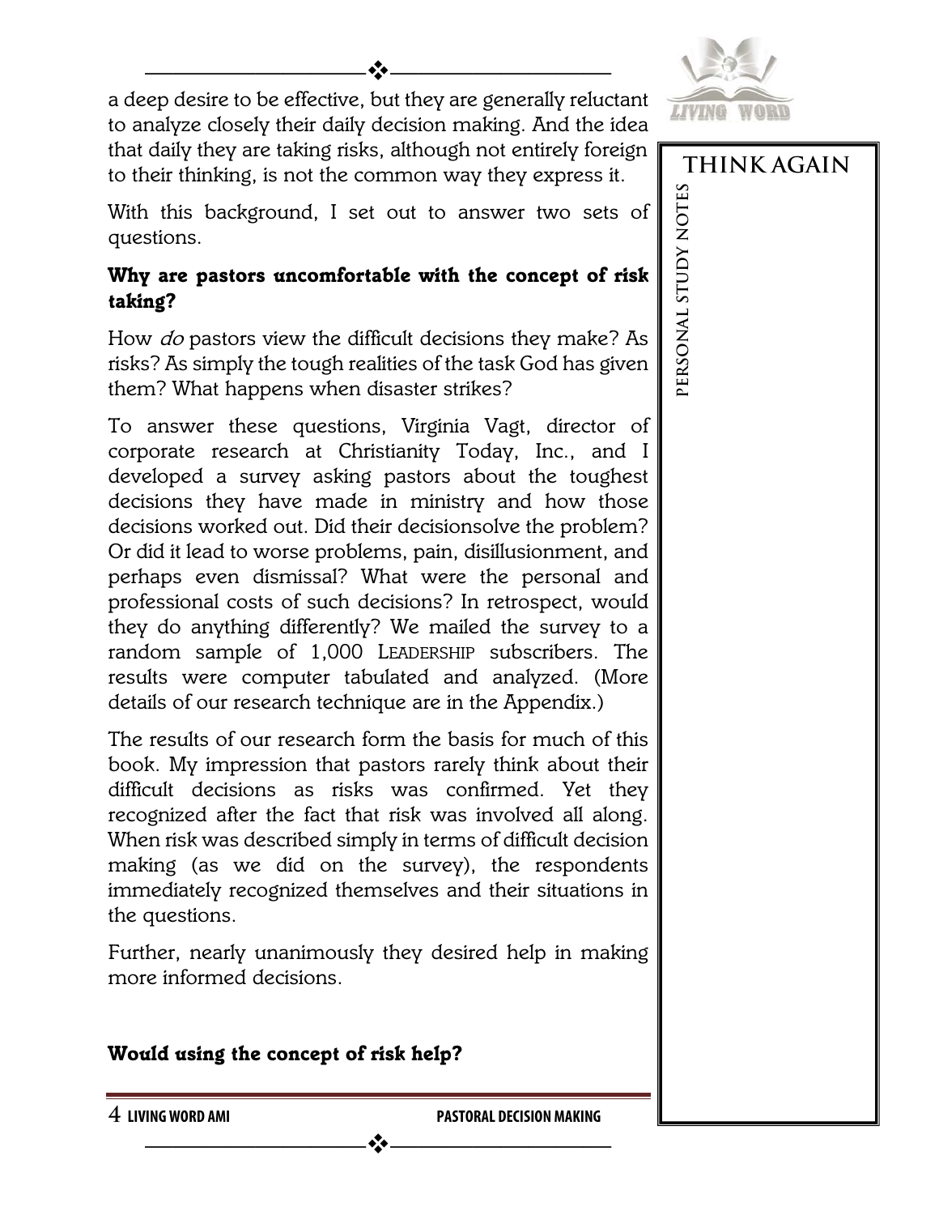a deep desire to be effective, but they are generally reluctant to analyze closely their daily decision making. And the idea that daily they are taking risks, although not entirely foreign to their thinking, is not the common way they express it.

With this background, I set out to answer two sets of questions.

### Why are pastors uncomfortable with the concept of risk taking?

How *do* pastors view the difficult decisions they make? As risks? As simply the tough realities of the task God has given them? What happens when disaster strikes?

To answer these questions, Virginia Vagt, director of corporate research at Christianity Today, Inc., and I developed a survey asking pastors about the toughest decisions they have made in ministry and how those decisions worked out. Did their decisionsolve the problem? Or did it lead to worse problems, pain, disillusionment, and perhaps even dismissal? What were the personal and professional costs of such decisions? In retrospect, would they do anything differently? We mailed the survey to a random sample of 1,000 LEADERSHIP subscribers. The results were computer tabulated and analyzed. (More details of our research technique are in the Appendix.)

The results of our research form the basis for much of this book. My impression that pastors rarely think about their difficult decisions as risks was confirmed. Yet they recognized after the fact that risk was involved all along. When risk was described simply in terms of difficult decision making (as we did on the survey), the respondents immediately recognized themselves and their situations in the questions.

Further, nearly unanimously they desired help in making more informed decisions.

### Would using the concept of risk help?

THINK AGAIN

PERSONAL STUDY NOTES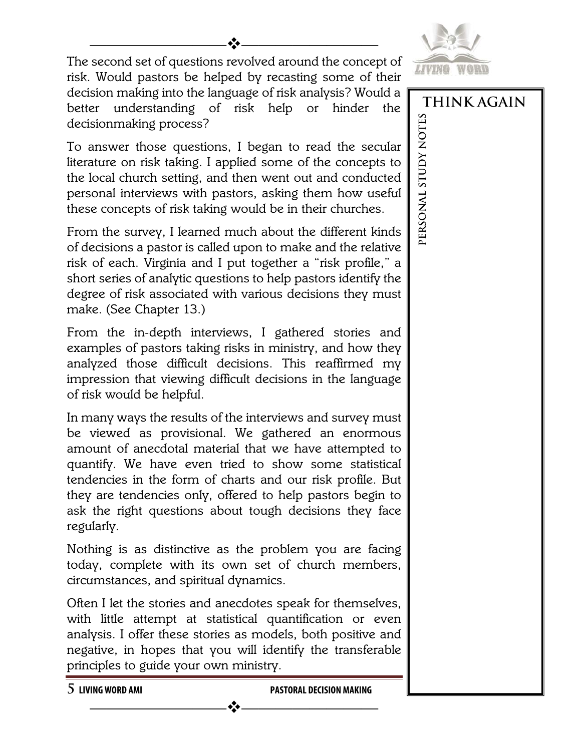The second set of questions revolved around the concept of risk. Would pastors be helped by recasting some of their decision making into the language of risk analysis? Would a better understanding of risk help or hinder the decisionmaking process?

To answer those questions, I began to read the secular literature on risk taking. I applied some of the concepts to the local church setting, and then went out and conducted personal interviews with pastors, asking them how useful these concepts of risk taking would be in their churches.

From the survey, I learned much about the different kinds of decisions a pastor is called upon to make and the relative risk of each. Virginia and I put together a "risk profile," a short series of analytic questions to help pastors identify the degree of risk associated with various decisions they must make. (See Chapter 13.)

From the in-depth interviews, I gathered stories and examples of pastors taking risks in ministry, and how they analyzed those difficult decisions. This reaffirmed my impression that viewing difficult decisions in the language of risk would be helpful.

In many ways the results of the interviews and survey must be viewed as provisional. We gathered an enormous amount of anecdotal material that we have attempted to quantify. We have even tried to show some statistical tendencies in the form of charts and our risk profile. But they are tendencies only, offered to help pastors begin to ask the right questions about tough decisions they face regularly.

Nothing is as distinctive as the problem you are facing today, complete with its own set of church members, circumstances, and spiritual dynamics.

Often I let the stories and anecdotes speak for themselves, with little attempt at statistical quantification or even analysis. I offer these stories as models, both positive and negative, in hopes that you will identify the transferable principles to guide your own ministry.

**THINK AGAIN**

**PERSONAL STUDY NOTES**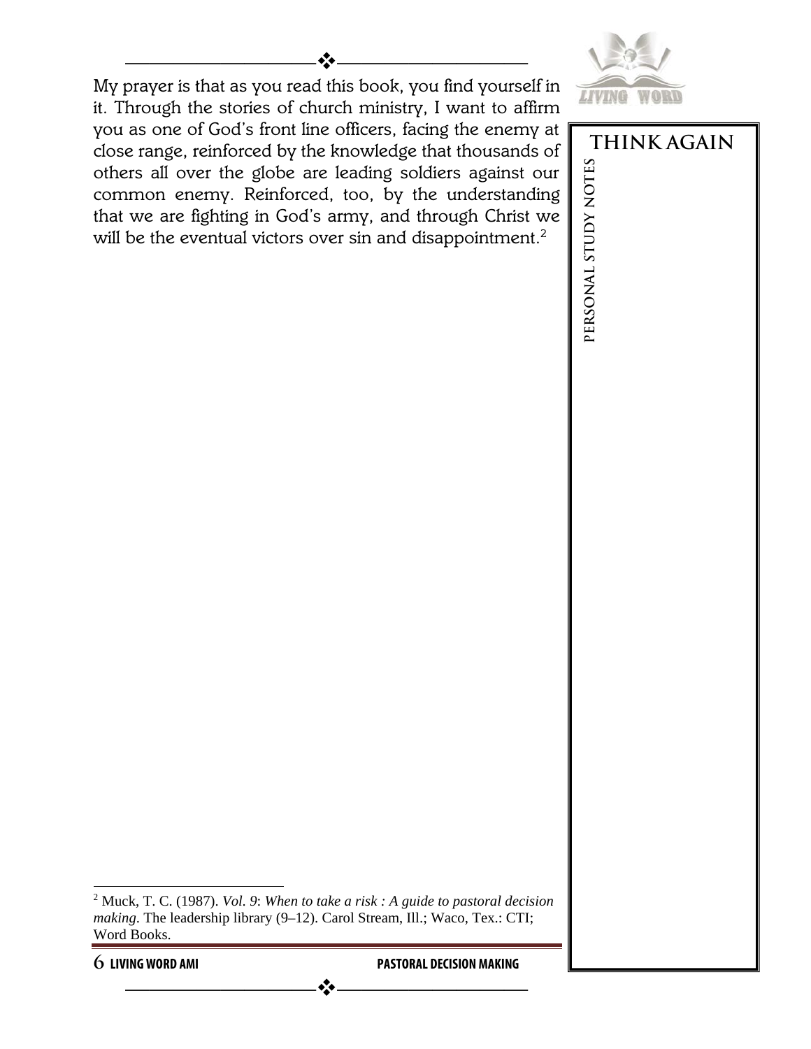My prayer is that as you read this book, you find yourself in it. Through the stories of church ministry, I want to affirm you as one of God's front line officers, facing the enemy at close range, reinforced by the knowledge that thousands of others all over the globe are leading soldiers against our common enemy. Reinforced, too, by the understanding that we are fighting in God's army, and through Christ we will be the eventual victors over sin and disappointment.[2]

**THINK AGAIN**

**PERSONAL STUDY NOTES**

---

[2] Muck, T. C. (1987). *Vol. 9*: *When to take a risk : A guide to pastoral decision making*. The leadership library (9–12). Carol Stream, Ill.; Waco, Tex.: CTI; Word Books.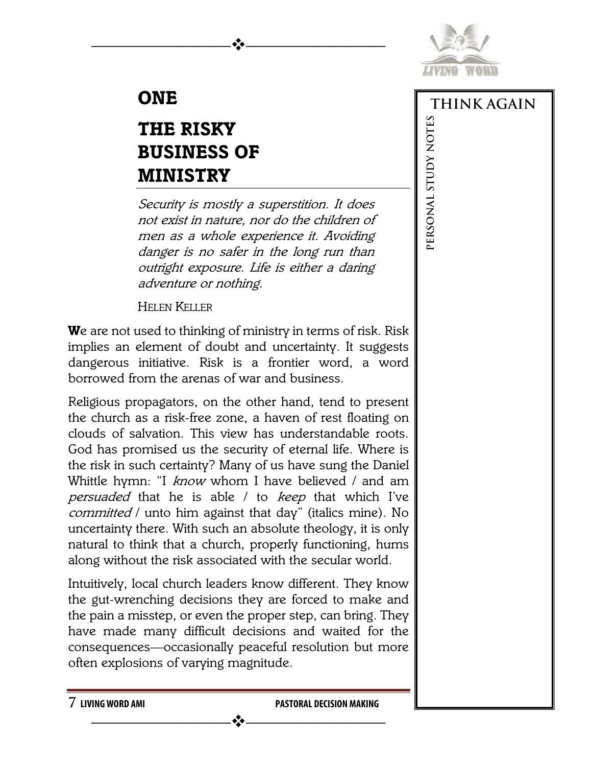# ONE

# THE RISKY BUSINESS OF MINISTRY

*Security is mostly a superstition. It does not exist in nature, nor do the children of men as a whole experience it. Avoiding danger is no safer in the long run than outright exposure. Life is either a daring adventure or nothing.*

HELEN KELLER

**W**e are not used to thinking of ministry in terms of risk. Risk implies an element of doubt and uncertainty. It suggests dangerous initiative. Risk is a frontier word, a word borrowed from the arenas of war and business.

Religious propagators, on the other hand, tend to present the church as a risk-free zone, a haven of rest floating on clouds of salvation. This view has understandable roots. God has promised us the security of eternal life. Where is the risk in such certainty? Many of us have sung the Daniel Whittle hymn: "I *know* whom I have believed / and am *persuaded* that he is able / to *keep* that which I've *committed* / unto him against that day" (italics mine). No uncertainty there. With such an absolute theology, it is only natural to think that a church, properly functioning, hums along without the risk associated with the secular world.

Intuitively, local church leaders know different. They know the gut-wrenching decisions they are forced to make and the pain a misstep, or even the proper step, can bring. They have made many difficult decisions and waited for the consequences—occasionally peaceful resolution but more often explosions of varying magnitude.

THINK AGAIN

PERSONAL STUDY NOTES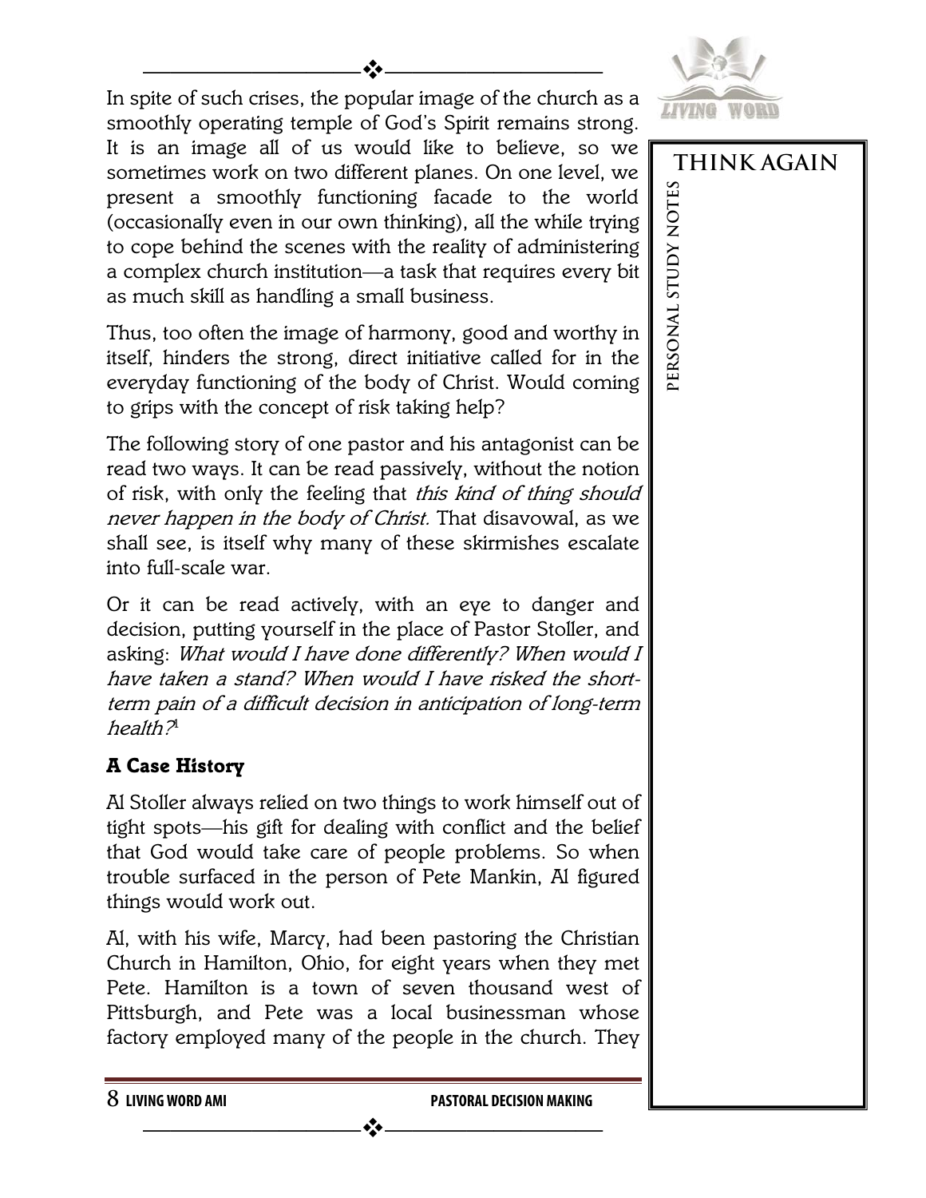In spite of such crises, the popular image of the church as a smoothly operating temple of God's Spirit remains strong. It is an image all of us would like to believe, so we sometimes work on two different planes. On one level, we present a smoothly functioning facade to the world (occasionally even in our own thinking), all the while trying to cope behind the scenes with the reality of administering a complex church institution—a task that requires every bit as much skill as handling a small business.

Thus, too often the image of harmony, good and worthy in itself, hinders the strong, direct initiative called for in the everyday functioning of the body of Christ. Would coming to grips with the concept of risk taking help?

The following story of one pastor and his antagonist can be read two ways. It can be read passively, without the notion of risk, with only the feeling that *this kind of thing should never happen in the body of Christ.* That disavowal, as we shall see, is itself why many of these skirmishes escalate into full-scale war.

Or it can be read actively, with an eye to danger and decision, putting yourself in the place of Pastor Stoller, and asking: *What would I have done differently? When would I have taken a stand? When would I have risked the short-term pain of a difficult decision in anticipation of long-term health?*[1]

### A Case History

Al Stoller always relied on two things to work himself out of tight spots—his gift for dealing with conflict and the belief that God would take care of people problems. So when trouble surfaced in the person of Pete Mankin, Al figured things would work out.

Al, with his wife, Marcy, had been pastoring the Christian Church in Hamilton, Ohio, for eight years when they met Pete. Hamilton is a town of seven thousand west of Pittsburgh, and Pete was a local businessman whose factory employed many of the people in the church. They

**THINK AGAIN**

PERSONAL STUDY NOTES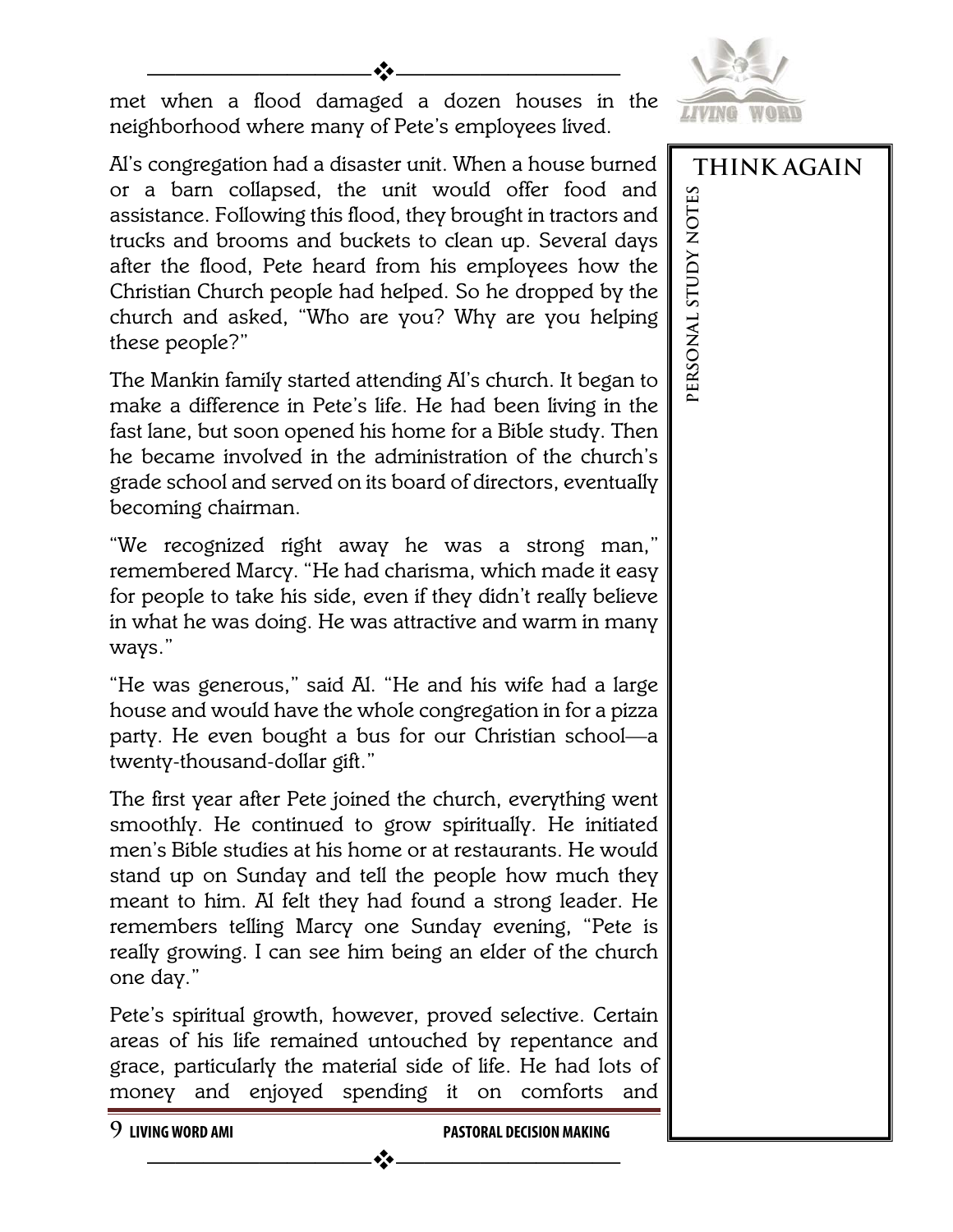met when a flood damaged a dozen houses in the neighborhood where many of Pete's employees lived.

Al's congregation had a disaster unit. When a house burned or a barn collapsed, the unit would offer food and assistance. Following this flood, they brought in tractors and trucks and brooms and buckets to clean up. Several days after the flood, Pete heard from his employees how the Christian Church people had helped. So he dropped by the church and asked, "Who are you? Why are you helping these people?"

The Mankin family started attending Al's church. It began to make a difference in Pete's life. He had been living in the fast lane, but soon opened his home for a Bible study. Then he became involved in the administration of the church's grade school and served on its board of directors, eventually becoming chairman.

"We recognized right away he was a strong man," remembered Marcy. "He had charisma, which made it easy for people to take his side, even if they didn't really believe in what he was doing. He was attractive and warm in many ways."

"He was generous," said Al. "He and his wife had a large house and would have the whole congregation in for a pizza party. He even bought a bus for our Christian school—a twenty-thousand-dollar gift."

The first year after Pete joined the church, everything went smoothly. He continued to grow spiritually. He initiated men's Bible studies at his home or at restaurants. He would stand up on Sunday and tell the people how much they meant to him. Al felt they had found a strong leader. He remembers telling Marcy one Sunday evening, "Pete is really growing. I can see him being an elder of the church one day."

Pete's spiritual growth, however, proved selective. Certain areas of his life remained untouched by repentance and grace, particularly the material side of life. He had lots of money and enjoyed spending it on comforts and

**THINK AGAIN**

PERSONAL STUDY NOTES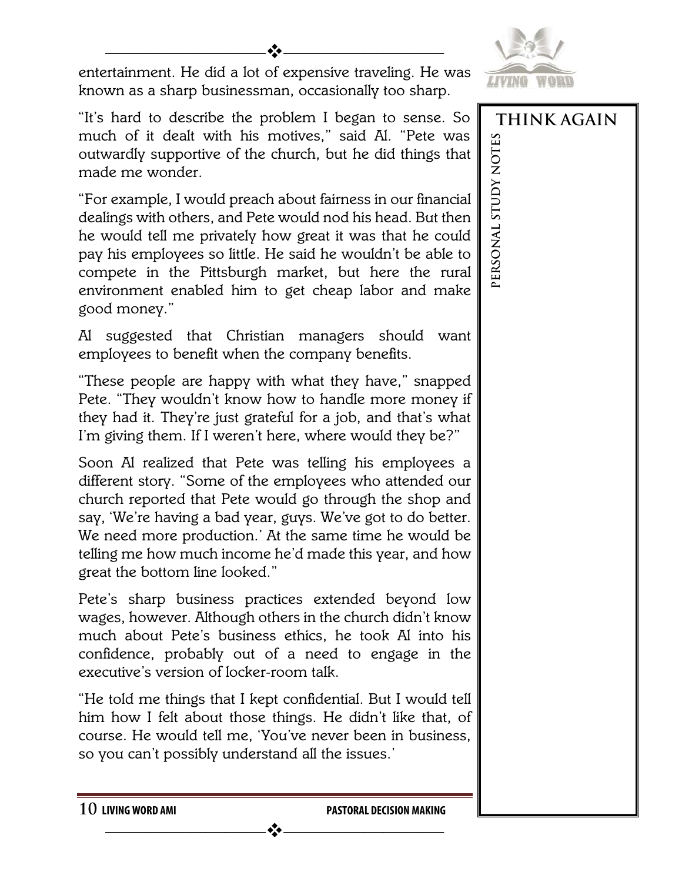entertainment. He did a lot of expensive traveling. He was known as a sharp businessman, occasionally too sharp.

"It's hard to describe the problem I began to sense. So much of it dealt with his motives," said Al. "Pete was outwardly supportive of the church, but he did things that made me wonder.

"For example, I would preach about fairness in our financial dealings with others, and Pete would nod his head. But then he would tell me privately how great it was that he could pay his employees so little. He said he wouldn't be able to compete in the Pittsburgh market, but here the rural environment enabled him to get cheap labor and make good money."

Al suggested that Christian managers should want employees to benefit when the company benefits.

"These people are happy with what they have," snapped Pete. "They wouldn't know how to handle more money if they had it. They're just grateful for a job, and that's what I'm giving them. If I weren't here, where would they be?"

Soon Al realized that Pete was telling his employees a different story. "Some of the employees who attended our church reported that Pete would go through the shop and say, 'We're having a bad year, guys. We've got to do better. We need more production.' At the same time he would be telling me how much income he'd made this year, and how great the bottom line looked."

Pete's sharp business practices extended beyond low wages, however. Although others in the church didn't know much about Pete's business ethics, he took Al into his confidence, probably out of a need to engage in the executive's version of locker-room talk.

"He told me things that I kept confidential. But I would tell him how I felt about those things. He didn't like that, of course. He would tell me, 'You've never been in business, so you can't possibly understand all the issues.'

**THINK AGAIN**

**PERSONAL STUDY NOTES**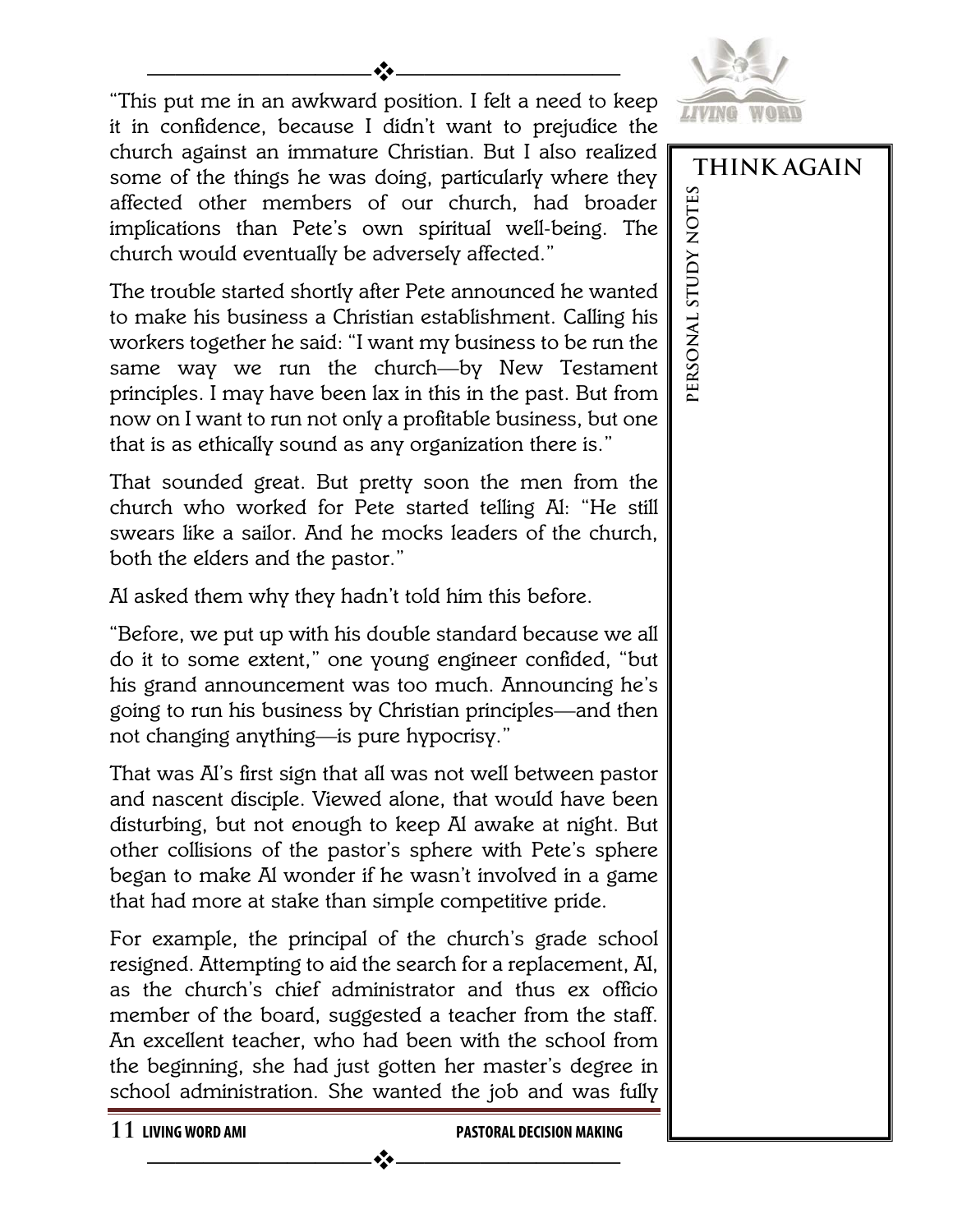"This put me in an awkward position. I felt a need to keep it in confidence, because I didn't want to prejudice the church against an immature Christian. But I also realized some of the things he was doing, particularly where they affected other members of our church, had broader implications than Pete's own spiritual well-being. The church would eventually be adversely affected."

The trouble started shortly after Pete announced he wanted to make his business a Christian establishment. Calling his workers together he said: "I want my business to be run the same way we run the church—by New Testament principles. I may have been lax in this in the past. But from now on I want to run not only a profitable business, but one that is as ethically sound as any organization there is."

That sounded great. But pretty soon the men from the church who worked for Pete started telling Al: "He still swears like a sailor. And he mocks leaders of the church, both the elders and the pastor."

Al asked them why they hadn't told him this before.

"Before, we put up with his double standard because we all do it to some extent," one young engineer confided, "but his grand announcement was too much. Announcing he's going to run his business by Christian principles—and then not changing anything—is pure hypocrisy."

That was Al's first sign that all was not well between pastor and nascent disciple. Viewed alone, that would have been disturbing, but not enough to keep Al awake at night. But other collisions of the pastor's sphere with Pete's sphere began to make Al wonder if he wasn't involved in a game that had more at stake than simple competitive pride.

For example, the principal of the church's grade school resigned. Attempting to aid the search for a replacement, Al, as the church's chief administrator and thus ex officio member of the board, suggested a teacher from the staff. An excellent teacher, who had been with the school from the beginning, she had just gotten her master's degree in school administration. She wanted the job and was fully

**THINK AGAIN**

PERSONAL STUDY NOTES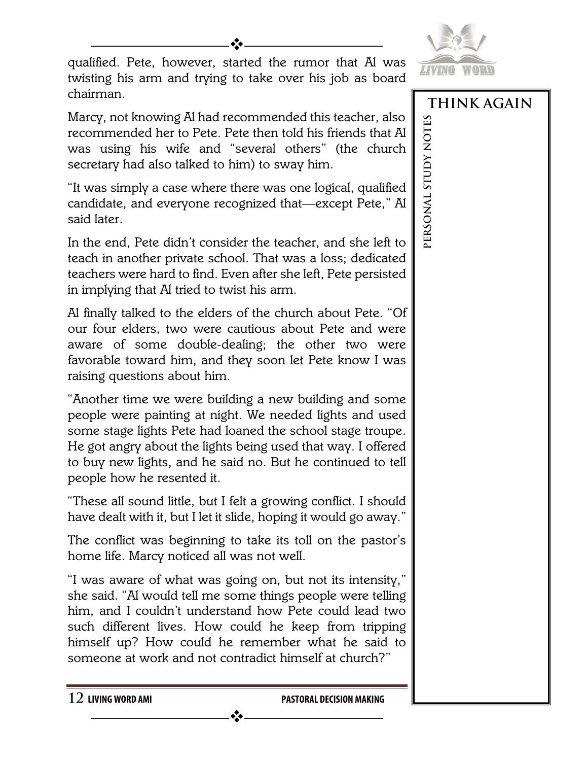qualified. Pete, however, started the rumor that Al was twisting his arm and trying to take over his job as board chairman.

Marcy, not knowing Al had recommended this teacher, also recommended her to Pete. Pete then told his friends that Al was using his wife and "several others" (the church secretary had also talked to him) to sway him.

"It was simply a case where there was one logical, qualified candidate, and everyone recognized that—except Pete," Al said later.

In the end, Pete didn't consider the teacher, and she left to teach in another private school. That was a loss; dedicated teachers were hard to find. Even after she left, Pete persisted in implying that Al tried to twist his arm.

Al finally talked to the elders of the church about Pete. "Of our four elders, two were cautious about Pete and were aware of some double-dealing; the other two were favorable toward him, and they soon let Pete know I was raising questions about him.

"Another time we were building a new building and some people were painting at night. We needed lights and used some stage lights Pete had loaned the school stage troupe. He got angry about the lights being used that way. I offered to buy new lights, and he said no. But he continued to tell people how he resented it.

"These all sound little, but I felt a growing conflict. I should have dealt with it, but I let it slide, hoping it would go away."

The conflict was beginning to take its toll on the pastor's home life. Marcy noticed all was not well.

"I was aware of what was going on, but not its intensity," she said. "Al would tell me some things people were telling him, and I couldn't understand how Pete could lead two such different lives. How could he keep from tripping himself up? How could he remember what he said to someone at work and not contradict himself at church?"

**THINK AGAIN**

**PERSONAL STUDY NOTES**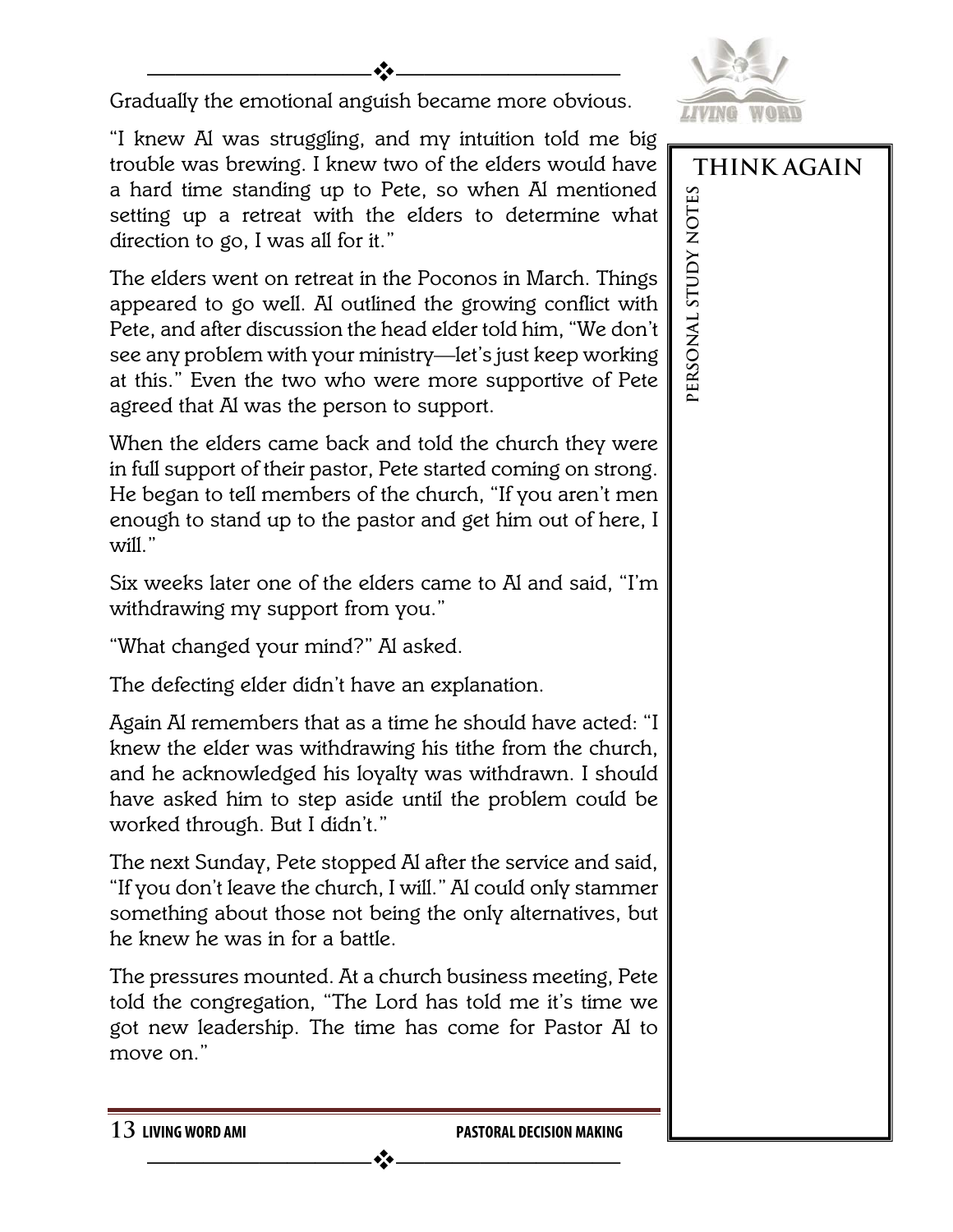Gradually the emotional anguish became more obvious.

"I knew Al was struggling, and my intuition told me big trouble was brewing. I knew two of the elders would have a hard time standing up to Pete, so when Al mentioned setting up a retreat with the elders to determine what direction to go, I was all for it."

The elders went on retreat in the Poconos in March. Things appeared to go well. Al outlined the growing conflict with Pete, and after discussion the head elder told him, "We don't see any problem with your ministry—let's just keep working at this." Even the two who were more supportive of Pete agreed that Al was the person to support.

When the elders came back and told the church they were in full support of their pastor, Pete started coming on strong. He began to tell members of the church, "If you aren't men enough to stand up to the pastor and get him out of here, I will."

Six weeks later one of the elders came to Al and said, "I'm withdrawing my support from you."

"What changed your mind?" Al asked.

The defecting elder didn't have an explanation.

Again Al remembers that as a time he should have acted: "I knew the elder was withdrawing his tithe from the church, and he acknowledged his loyalty was withdrawn. I should have asked him to step aside until the problem could be worked through. But I didn't."

The next Sunday, Pete stopped Al after the service and said, "If you don't leave the church, I will." Al could only stammer something about those not being the only alternatives, but he knew he was in for a battle.

The pressures mounted. At a church business meeting, Pete told the congregation, "The Lord has told me it's time we got new leadership. The time has come for Pastor Al to move on."

**THINK AGAIN**

**PERSONAL STUDY NOTES**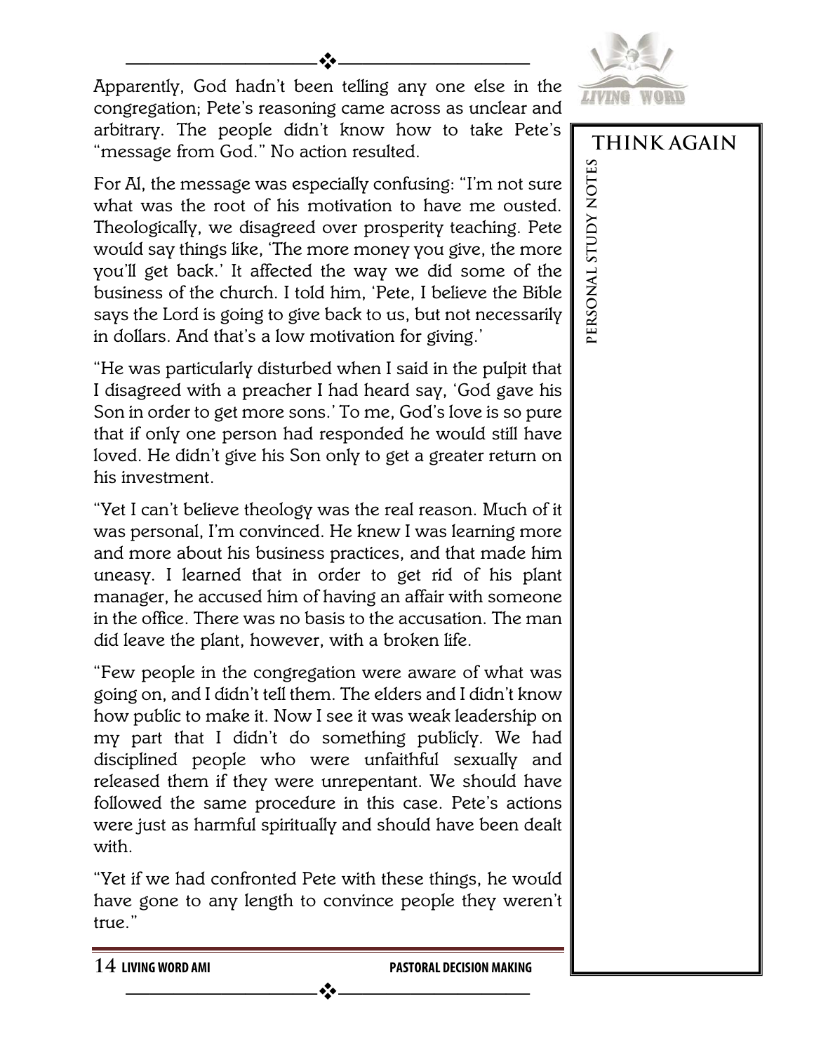Apparently, God hadn't been telling any one else in the congregation; Pete's reasoning came across as unclear and arbitrary. The people didn't know how to take Pete's "message from God." No action resulted.

For Al, the message was especially confusing: "I'm not sure what was the root of his motivation to have me ousted. Theologically, we disagreed over prosperity teaching. Pete would say things like, 'The more money you give, the more you'll get back.' It affected the way we did some of the business of the church. I told him, 'Pete, I believe the Bible says the Lord is going to give back to us, but not necessarily in dollars. And that's a low motivation for giving.'

"He was particularly disturbed when I said in the pulpit that I disagreed with a preacher I had heard say, 'God gave his Son in order to get more sons.' To me, God's love is so pure that if only one person had responded he would still have loved. He didn't give his Son only to get a greater return on his investment.

"Yet I can't believe theology was the real reason. Much of it was personal, I'm convinced. He knew I was learning more and more about his business practices, and that made him uneasy. I learned that in order to get rid of his plant manager, he accused him of having an affair with someone in the office. There was no basis to the accusation. The man did leave the plant, however, with a broken life.

"Few people in the congregation were aware of what was going on, and I didn't tell them. The elders and I didn't know how public to make it. Now I see it was weak leadership on my part that I didn't do something publicly. We had disciplined people who were unfaithful sexually and released them if they were unrepentant. We should have followed the same procedure in this case. Pete's actions were just as harmful spiritually and should have been dealt with.

"Yet if we had confronted Pete with these things, he would have gone to any length to convince people they weren't true."

**THINK AGAIN**

PERSONAL STUDY NOTES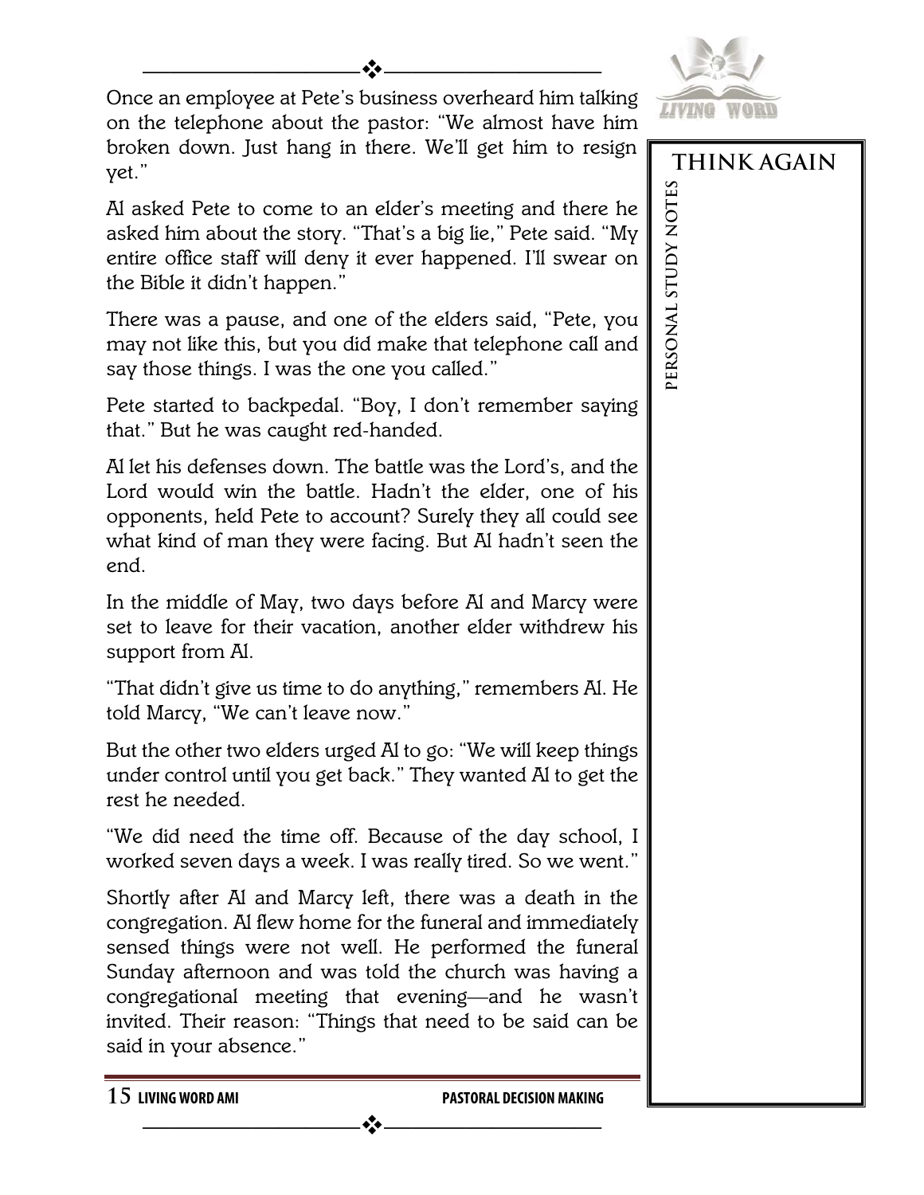Once an employee at Pete's business overheard him talking on the telephone about the pastor: "We almost have him broken down. Just hang in there. We'll get him to resign yet."

Al asked Pete to come to an elder's meeting and there he asked him about the story. "That's a big lie," Pete said. "My entire office staff will deny it ever happened. I'll swear on the Bible it didn't happen."

There was a pause, and one of the elders said, "Pete, you may not like this, but you did make that telephone call and say those things. I was the one you called."

Pete started to backpedal. "Boy, I don't remember saying that." But he was caught red-handed.

Al let his defenses down. The battle was the Lord's, and the Lord would win the battle. Hadn't the elder, one of his opponents, held Pete to account? Surely they all could see what kind of man they were facing. But Al hadn't seen the end.

In the middle of May, two days before Al and Marcy were set to leave for their vacation, another elder withdrew his support from Al.

"That didn't give us time to do anything," remembers Al. He told Marcy, "We can't leave now."

But the other two elders urged Al to go: "We will keep things under control until you get back." They wanted Al to get the rest he needed.

"We did need the time off. Because of the day school, I worked seven days a week. I was really tired. So we went."

Shortly after Al and Marcy left, there was a death in the congregation. Al flew home for the funeral and immediately sensed things were not well. He performed the funeral Sunday afternoon and was told the church was having a congregational meeting that evening—and he wasn't invited. Their reason: "Things that need to be said can be said in your absence."

**THINK AGAIN**

**PERSONAL STUDY NOTES**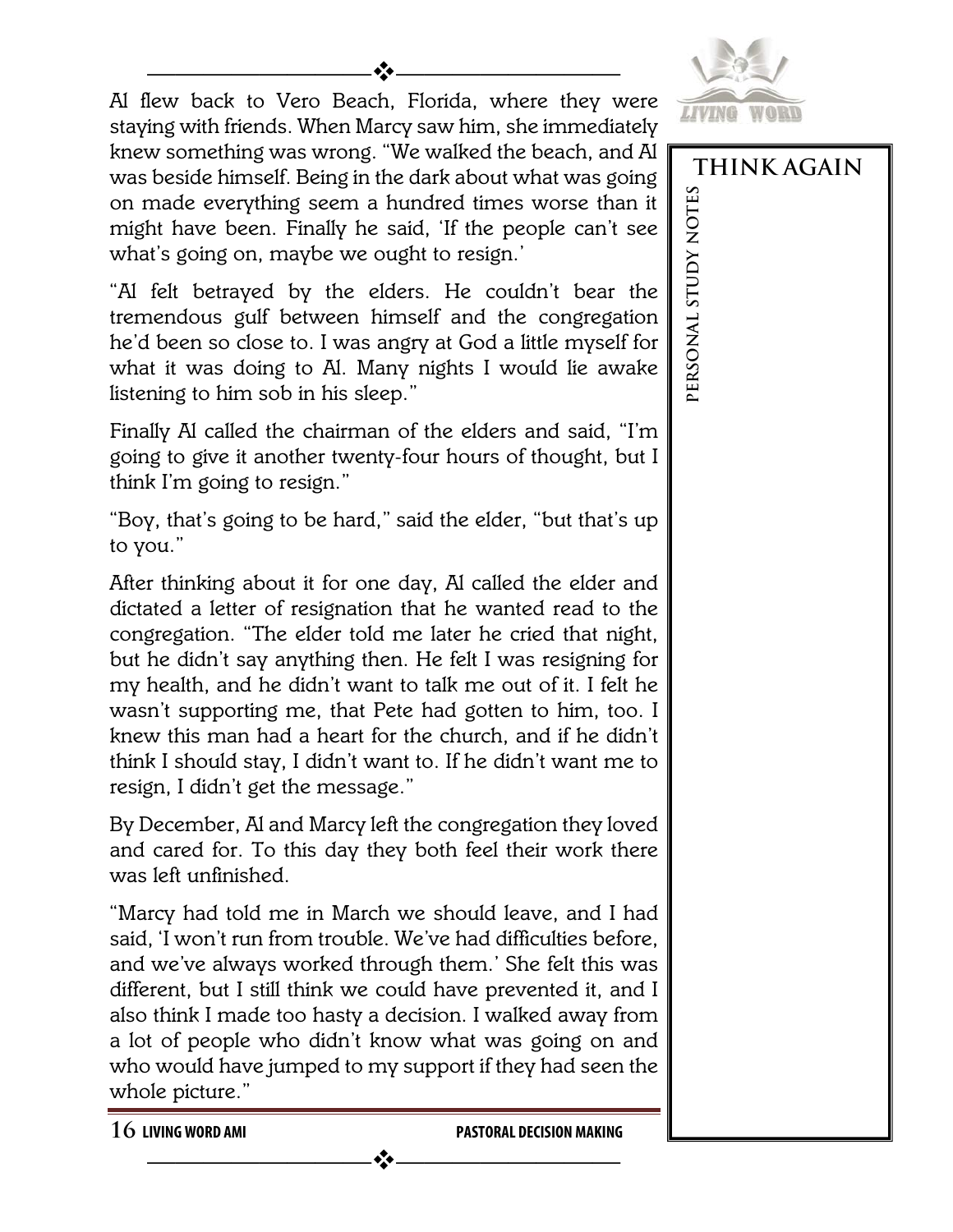Al flew back to Vero Beach, Florida, where they were staying with friends. When Marcy saw him, she immediately knew something was wrong. "We walked the beach, and Al was beside himself. Being in the dark about what was going on made everything seem a hundred times worse than it might have been. Finally he said, 'If the people can't see what's going on, maybe we ought to resign.'

"Al felt betrayed by the elders. He couldn't bear the tremendous gulf between himself and the congregation he'd been so close to. I was angry at God a little myself for what it was doing to Al. Many nights I would lie awake listening to him sob in his sleep."

Finally Al called the chairman of the elders and said, "I'm going to give it another twenty-four hours of thought, but I think I'm going to resign."

"Boy, that's going to be hard," said the elder, "but that's up to you."

After thinking about it for one day, Al called the elder and dictated a letter of resignation that he wanted read to the congregation. "The elder told me later he cried that night, but he didn't say anything then. He felt I was resigning for my health, and he didn't want to talk me out of it. I felt he wasn't supporting me, that Pete had gotten to him, too. I knew this man had a heart for the church, and if he didn't think I should stay, I didn't want to. If he didn't want me to resign, I didn't get the message."

By December, Al and Marcy left the congregation they loved and cared for. To this day they both feel their work there was left unfinished.

"Marcy had told me in March we should leave, and I had said, 'I won't run from trouble. We've had difficulties before, and we've always worked through them.' She felt this was different, but I still think we could have prevented it, and I also think I made too hasty a decision. I walked away from a lot of people who didn't know what was going on and who would have jumped to my support if they had seen the whole picture."

**THINK AGAIN**

PERSONAL STUDY NOTES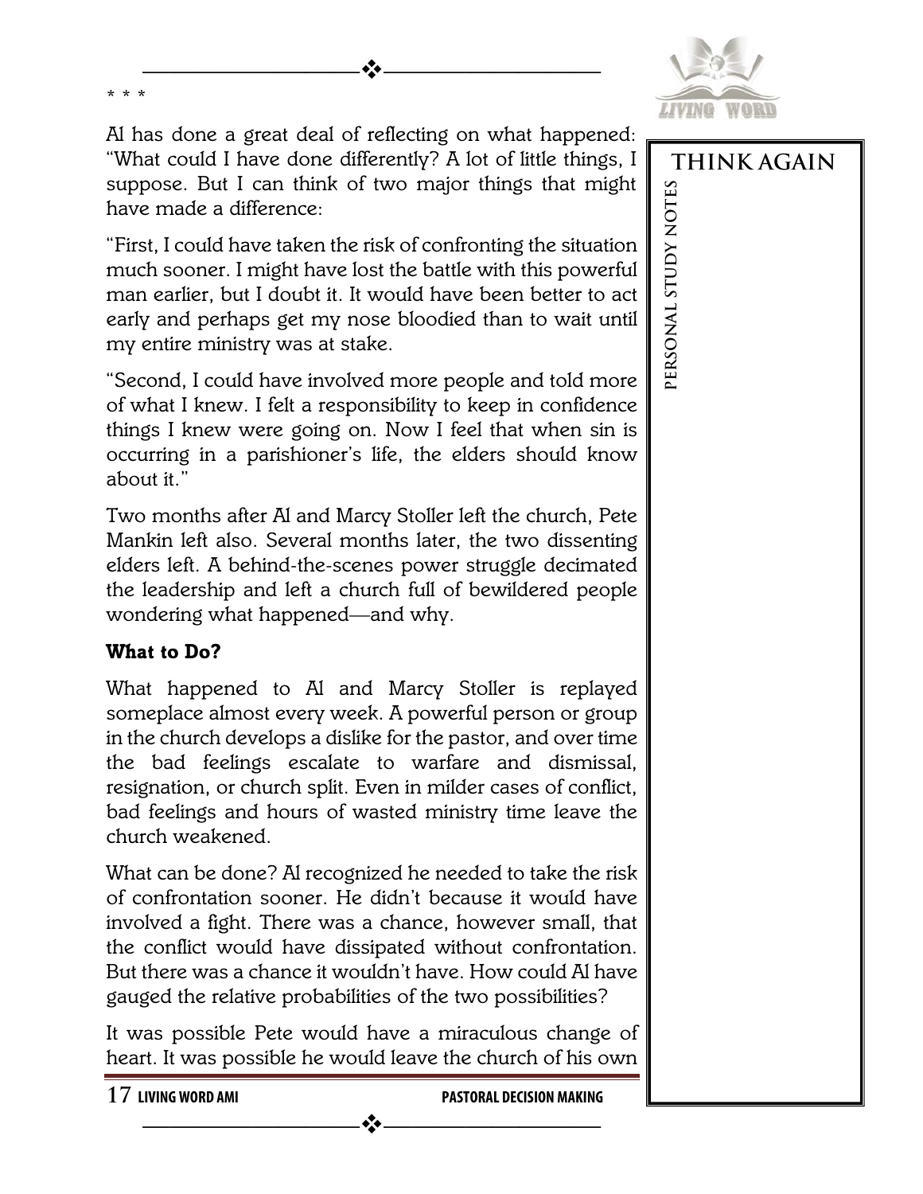* * *

Al has done a great deal of reflecting on what happened: "What could I have done differently? A lot of little things, I suppose. But I can think of two major things that might have made a difference:

"First, I could have taken the risk of confronting the situation much sooner. I might have lost the battle with this powerful man earlier, but I doubt it. It would have been better to act early and perhaps get my nose bloodied than to wait until my entire ministry was at stake.

"Second, I could have involved more people and told more of what I knew. I felt a responsibility to keep in confidence things I knew were going on. Now I feel that when sin is occurring in a parishioner's life, the elders should know about it."

Two months after Al and Marcy Stoller left the church, Pete Mankin left also. Several months later, the two dissenting elders left. A behind-the-scenes power struggle decimated the leadership and left a church full of bewildered people wondering what happened—and why.

**What to Do?**

What happened to Al and Marcy Stoller is replayed someplace almost every week. A powerful person or group in the church develops a dislike for the pastor, and over time the bad feelings escalate to warfare and dismissal, resignation, or church split. Even in milder cases of conflict, bad feelings and hours of wasted ministry time leave the church weakened.

What can be done? Al recognized he needed to take the risk of confrontation sooner. He didn't because it would have involved a fight. There was a chance, however small, that the conflict would have dissipated without confrontation. But there was a chance it wouldn't have. How could Al have gauged the relative probabilities of the two possibilities?

It was possible Pete would have a miraculous change of heart. It was possible he would leave the church of his own

THINK AGAIN

PERSONAL STUDY NOTES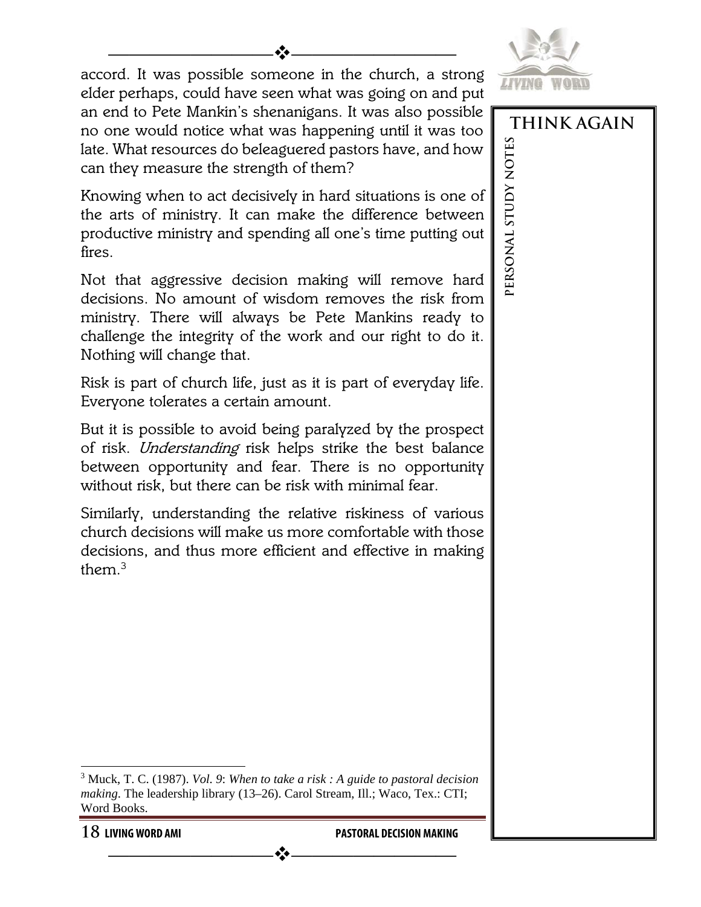accord. It was possible someone in the church, a strong elder perhaps, could have seen what was going on and put an end to Pete Mankin's shenanigans. It was also possible no one would notice what was happening until it was too late. What resources do beleaguered pastors have, and how can they measure the strength of them?

Knowing when to act decisively in hard situations is one of the arts of ministry. It can make the difference between productive ministry and spending all one's time putting out fires.

Not that aggressive decision making will remove hard decisions. No amount of wisdom removes the risk from ministry. There will always be Pete Mankins ready to challenge the integrity of the work and our right to do it. Nothing will change that.

Risk is part of church life, just as it is part of everyday life. Everyone tolerates a certain amount.

But it is possible to avoid being paralyzed by the prospect of risk. *Understanding* risk helps strike the best balance between opportunity and fear. There is no opportunity without risk, but there can be risk with minimal fear.

Similarly, understanding the relative riskiness of various church decisions will make us more comfortable with those decisions, and thus more efficient and effective in making them.[3]

**THINK AGAIN**

**PERSONAL STUDY NOTES**

---

[3] Muck, T. C. (1987). *Vol. 9*: *When to take a risk : A guide to pastoral decision making*. The leadership library (13–26). Carol Stream, Ill.; Waco, Tex.: CTI; Word Books.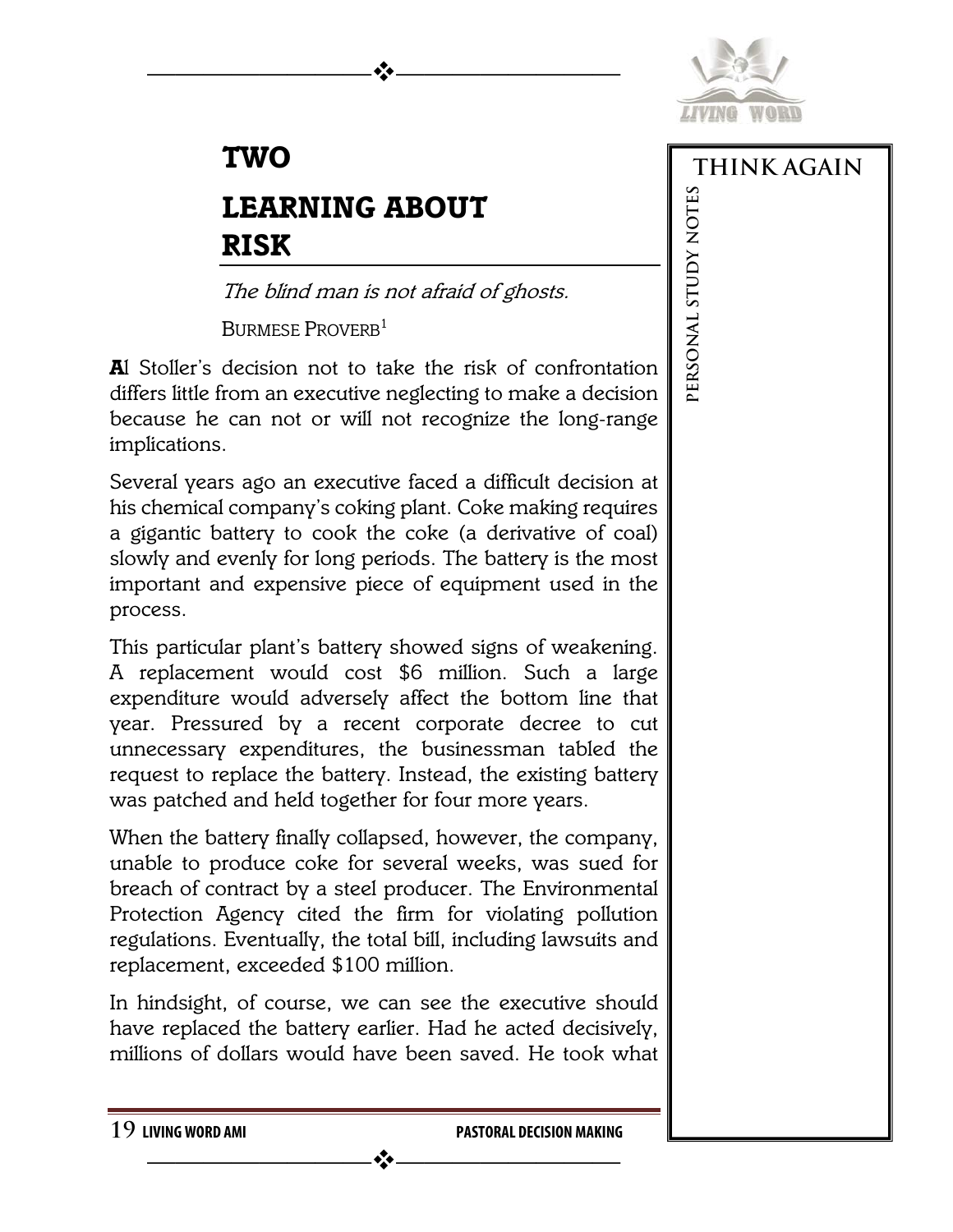# TWO

# LEARNING ABOUT RISK

*The blind man is not afraid of ghosts.*

BURMESE PROVERB[1]

**A**l Stoller's decision not to take the risk of confrontation differs little from an executive neglecting to make a decision because he can not or will not recognize the long-range implications.

Several years ago an executive faced a difficult decision at his chemical company's coking plant. Coke making requires a gigantic battery to cook the coke (a derivative of coal) slowly and evenly for long periods. The battery is the most important and expensive piece of equipment used in the process.

This particular plant's battery showed signs of weakening. A replacement would cost $6 million. Such a large expenditure would adversely affect the bottom line that year. Pressured by a recent corporate decree to cut unnecessary expenditures, the businessman tabled the request to replace the battery. Instead, the existing battery was patched and held together for four more years.

When the battery finally collapsed, however, the company, unable to produce coke for several weeks, was sued for breach of contract by a steel producer. The Environmental Protection Agency cited the firm for violating pollution regulations. Eventually, the total bill, including lawsuits and replacement, exceeded $100 million.

In hindsight, of course, we can see the executive should have replaced the battery earlier. Had he acted decisively, millions of dollars would have been saved. He took what

THINK AGAIN

PERSONAL STUDY NOTES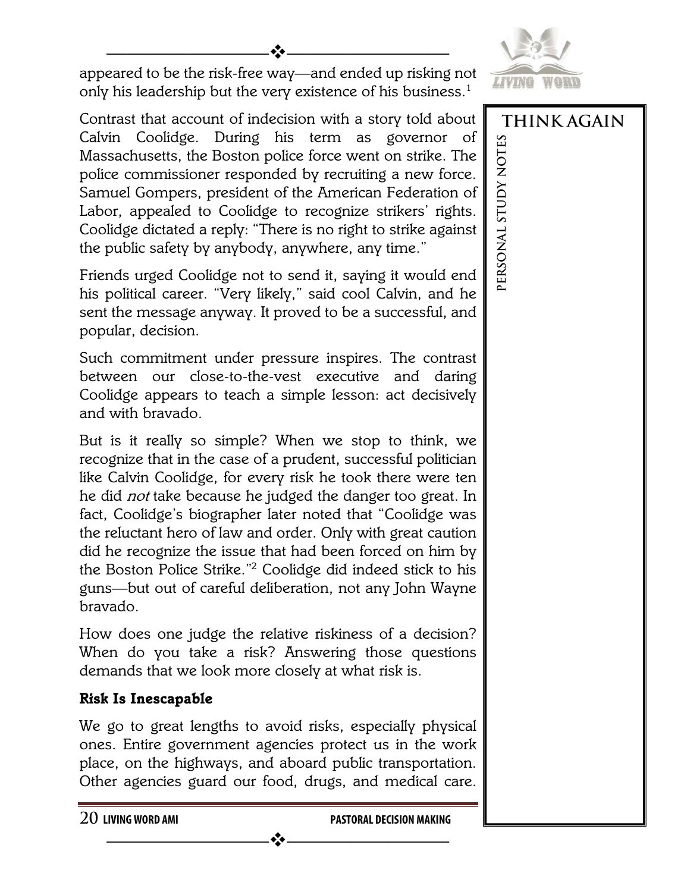appeared to be the risk-free way—and ended up risking not only his leadership but the very existence of his business.[1]

Contrast that account of indecision with a story told about Calvin Coolidge. During his term as governor of Massachusetts, the Boston police force went on strike. The police commissioner responded by recruiting a new force. Samuel Gompers, president of the American Federation of Labor, appealed to Coolidge to recognize strikers' rights. Coolidge dictated a reply: "There is no right to strike against the public safety by anybody, anywhere, any time."

Friends urged Coolidge not to send it, saying it would end his political career. "Very likely," said cool Calvin, and he sent the message anyway. It proved to be a successful, and popular, decision.

Such commitment under pressure inspires. The contrast between our close-to-the-vest executive and daring Coolidge appears to teach a simple lesson: act decisively and with bravado.

But is it really so simple? When we stop to think, we recognize that in the case of a prudent, successful politician like Calvin Coolidge, for every risk he took there were ten he did *not* take because he judged the danger too great. In fact, Coolidge's biographer later noted that "Coolidge was the reluctant hero of law and order. Only with great caution did he recognize the issue that had been forced on him by the Boston Police Strike."[2] Coolidge did indeed stick to his guns—but out of careful deliberation, not any John Wayne bravado.

How does one judge the relative riskiness of a decision? When do you take a risk? Answering those questions demands that we look more closely at what risk is.

### Risk Is Inescapable

We go to great lengths to avoid risks, especially physical ones. Entire government agencies protect us in the work place, on the highways, and aboard public transportation. Other agencies guard our food, drugs, and medical care.

**THINK AGAIN**

PERSONAL STUDY NOTES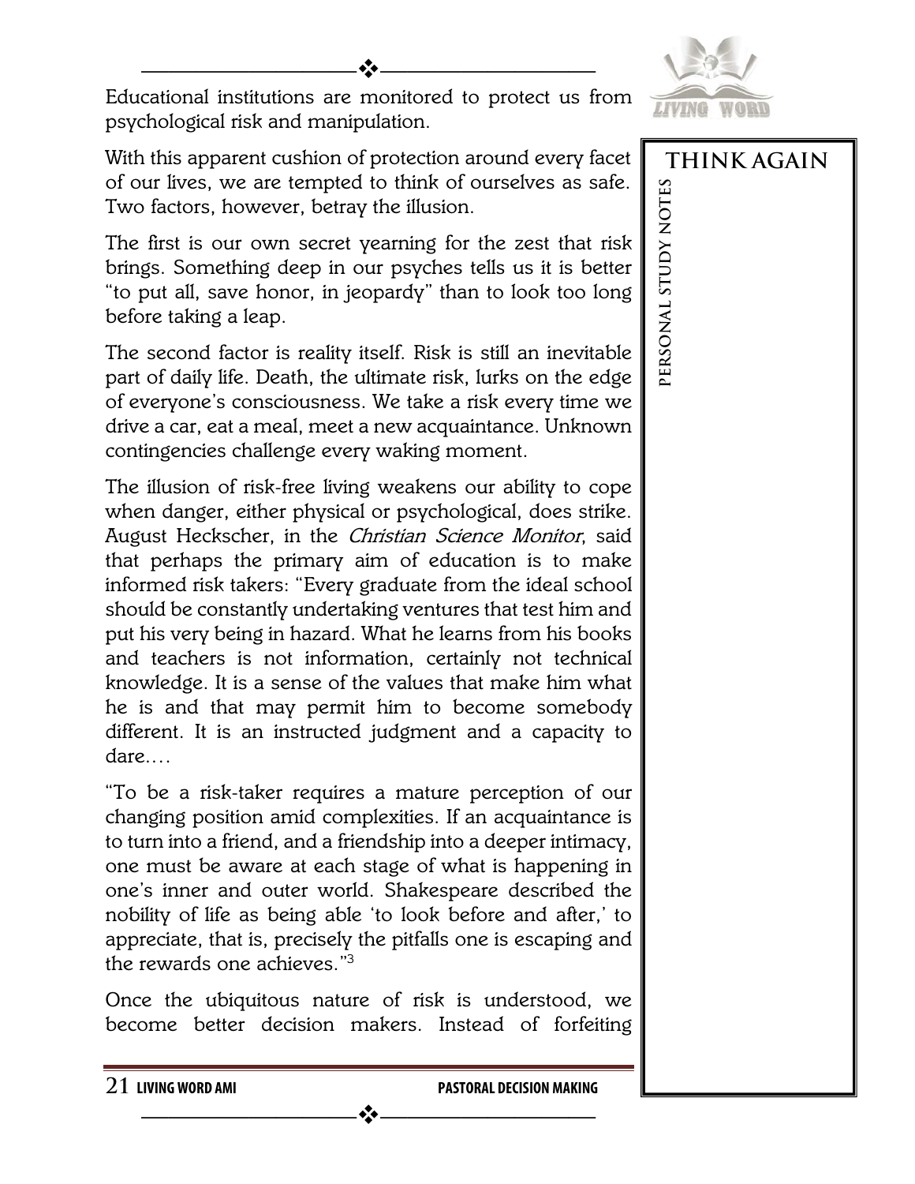Educational institutions are monitored to protect us from psychological risk and manipulation.

With this apparent cushion of protection around every facet of our lives, we are tempted to think of ourselves as safe. Two factors, however, betray the illusion.

The first is our own secret yearning for the zest that risk brings. Something deep in our psyches tells us it is better "to put all, save honor, in jeopardy" than to look too long before taking a leap.

The second factor is reality itself. Risk is still an inevitable part of daily life. Death, the ultimate risk, lurks on the edge of everyone's consciousness. We take a risk every time we drive a car, eat a meal, meet a new acquaintance. Unknown contingencies challenge every waking moment.

The illusion of risk-free living weakens our ability to cope when danger, either physical or psychological, does strike. August Heckscher, in the *Christian Science Monitor*, said that perhaps the primary aim of education is to make informed risk takers: "Every graduate from the ideal school should be constantly undertaking ventures that test him and put his very being in hazard. What he learns from his books and teachers is not information, certainly not technical knowledge. It is a sense of the values that make him what he is and that may permit him to become somebody different. It is an instructed judgment and a capacity to dare….

"To be a risk-taker requires a mature perception of our changing position amid complexities. If an acquaintance is to turn into a friend, and a friendship into a deeper intimacy, one must be aware at each stage of what is happening in one's inner and outer world. Shakespeare described the nobility of life as being able 'to look before and after,' to appreciate, that is, precisely the pitfalls one is escaping and the rewards one achieves."[3]

Once the ubiquitous nature of risk is understood, we become better decision makers. Instead of forfeiting

**THINK AGAIN**

**PERSONAL STUDY NOTES**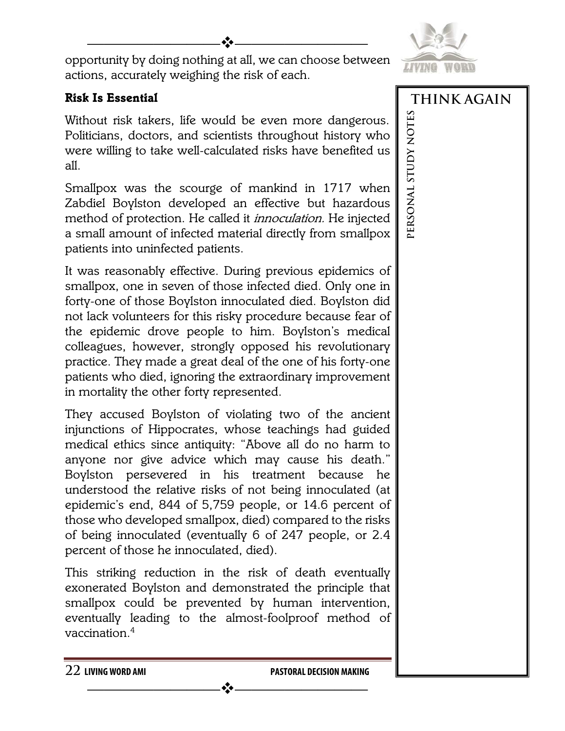opportunity by doing nothing at all, we can choose between actions, accurately weighing the risk of each.

**Risk Is Essential**

Without risk takers, life would be even more dangerous. Politicians, doctors, and scientists throughout history who were willing to take well-calculated risks have benefited us all.

Smallpox was the scourge of mankind in 1717 when Zabdiel Boylston developed an effective but hazardous method of protection. He called it *innoculation.* He injected a small amount of infected material directly from smallpox patients into uninfected patients.

It was reasonably effective. During previous epidemics of smallpox, one in seven of those infected died. Only one in forty-one of those Boylston innoculated died. Boylston did not lack volunteers for this risky procedure because fear of the epidemic drove people to him. Boylston's medical colleagues, however, strongly opposed his revolutionary practice. They made a great deal of the one of his forty-one patients who died, ignoring the extraordinary improvement in mortality the other forty represented.

They accused Boylston of violating two of the ancient injunctions of Hippocrates, whose teachings had guided medical ethics since antiquity: "Above all do no harm to anyone nor give advice which may cause his death." Boylston persevered in his treatment because he understood the relative risks of not being innoculated (at epidemic's end, 844 of 5,759 people, or 14.6 percent of those who developed smallpox, died) compared to the risks of being innoculated (eventually 6 of 247 people, or 2.4 percent of those he innoculated, died).

This striking reduction in the risk of death eventually exonerated Boylston and demonstrated the principle that smallpox could be prevented by human intervention, eventually leading to the almost-foolproof method of vaccination.[4]

**THINK AGAIN**

PERSONAL STUDY NOTES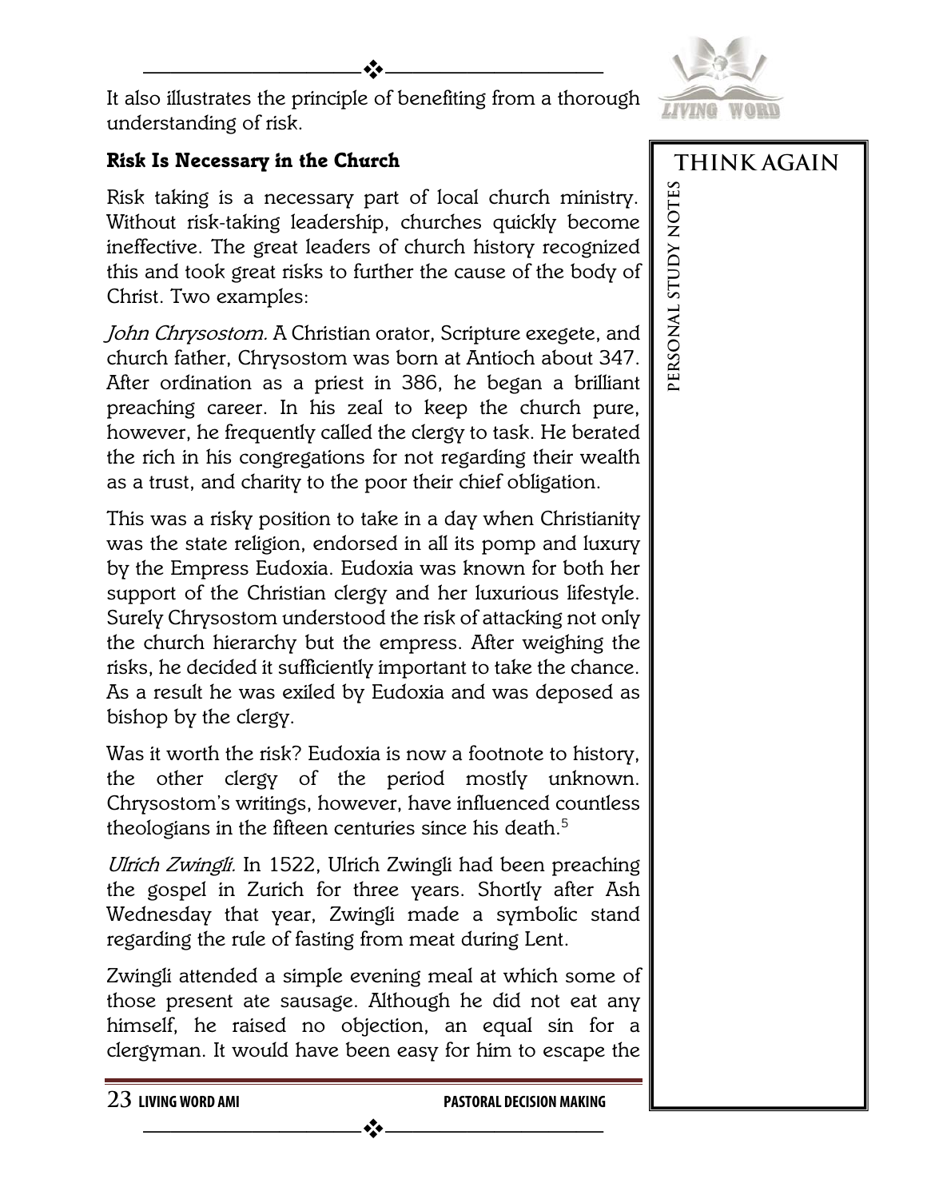It also illustrates the principle of benefiting from a thorough understanding of risk.

### Risk Is Necessary in the Church

Risk taking is a necessary part of local church ministry. Without risk-taking leadership, churches quickly become ineffective. The great leaders of church history recognized this and took great risks to further the cause of the body of Christ. Two examples:

*John Chrysostom.* A Christian orator, Scripture exegete, and church father, Chrysostom was born at Antioch about 347. After ordination as a priest in 386, he began a brilliant preaching career. In his zeal to keep the church pure, however, he frequently called the clergy to task. He berated the rich in his congregations for not regarding their wealth as a trust, and charity to the poor their chief obligation.

This was a risky position to take in a day when Christianity was the state religion, endorsed in all its pomp and luxury by the Empress Eudoxia. Eudoxia was known for both her support of the Christian clergy and her luxurious lifestyle. Surely Chrysostom understood the risk of attacking not only the church hierarchy but the empress. After weighing the risks, he decided it sufficiently important to take the chance. As a result he was exiled by Eudoxia and was deposed as bishop by the clergy.

Was it worth the risk? Eudoxia is now a footnote to history, the other clergy of the period mostly unknown. Chrysostom's writings, however, have influenced countless theologians in the fifteen centuries since his death.[5]

*Ulrich Zwingli.* In 1522, Ulrich Zwingli had been preaching the gospel in Zurich for three years. Shortly after Ash Wednesday that year, Zwingli made a symbolic stand regarding the rule of fasting from meat during Lent.

Zwingli attended a simple evening meal at which some of those present ate sausage. Although he did not eat any himself, he raised no objection, an equal sin for a clergyman. It would have been easy for him to escape the

THINK AGAIN

PERSONAL STUDY NOTES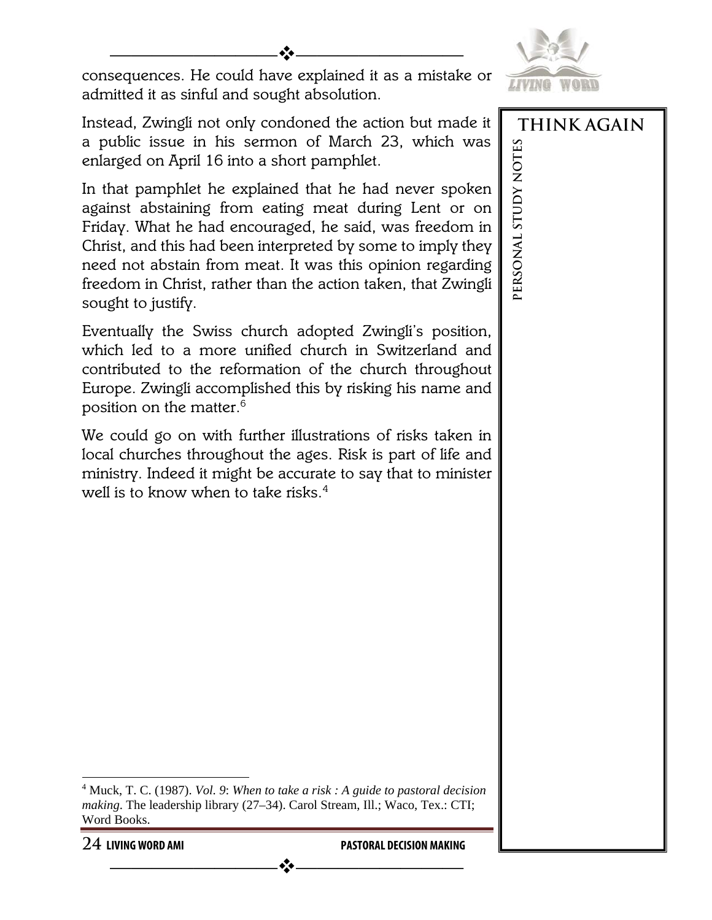consequences. He could have explained it as a mistake or admitted it as sinful and sought absolution.

Instead, Zwingli not only condoned the action but made it a public issue in his sermon of March 23, which was enlarged on April 16 into a short pamphlet.

In that pamphlet he explained that he had never spoken against abstaining from eating meat during Lent or on Friday. What he had encouraged, he said, was freedom in Christ, and this had been interpreted by some to imply they need not abstain from meat. It was this opinion regarding freedom in Christ, rather than the action taken, that Zwingli sought to justify.

Eventually the Swiss church adopted Zwingli's position, which led to a more unified church in Switzerland and contributed to the reformation of the church throughout Europe. Zwingli accomplished this by risking his name and position on the matter.[6]

We could go on with further illustrations of risks taken in local churches throughout the ages. Risk is part of life and ministry. Indeed it might be accurate to say that to minister well is to know when to take risks.[4]

**THINK AGAIN**

**PERSONAL STUDY NOTES**

---

[4] Muck, T. C. (1987). *Vol. 9*: *When to take a risk : A guide to pastoral decision making*. The leadership library (27–34). Carol Stream, Ill.; Waco, Tex.: CTI; Word Books.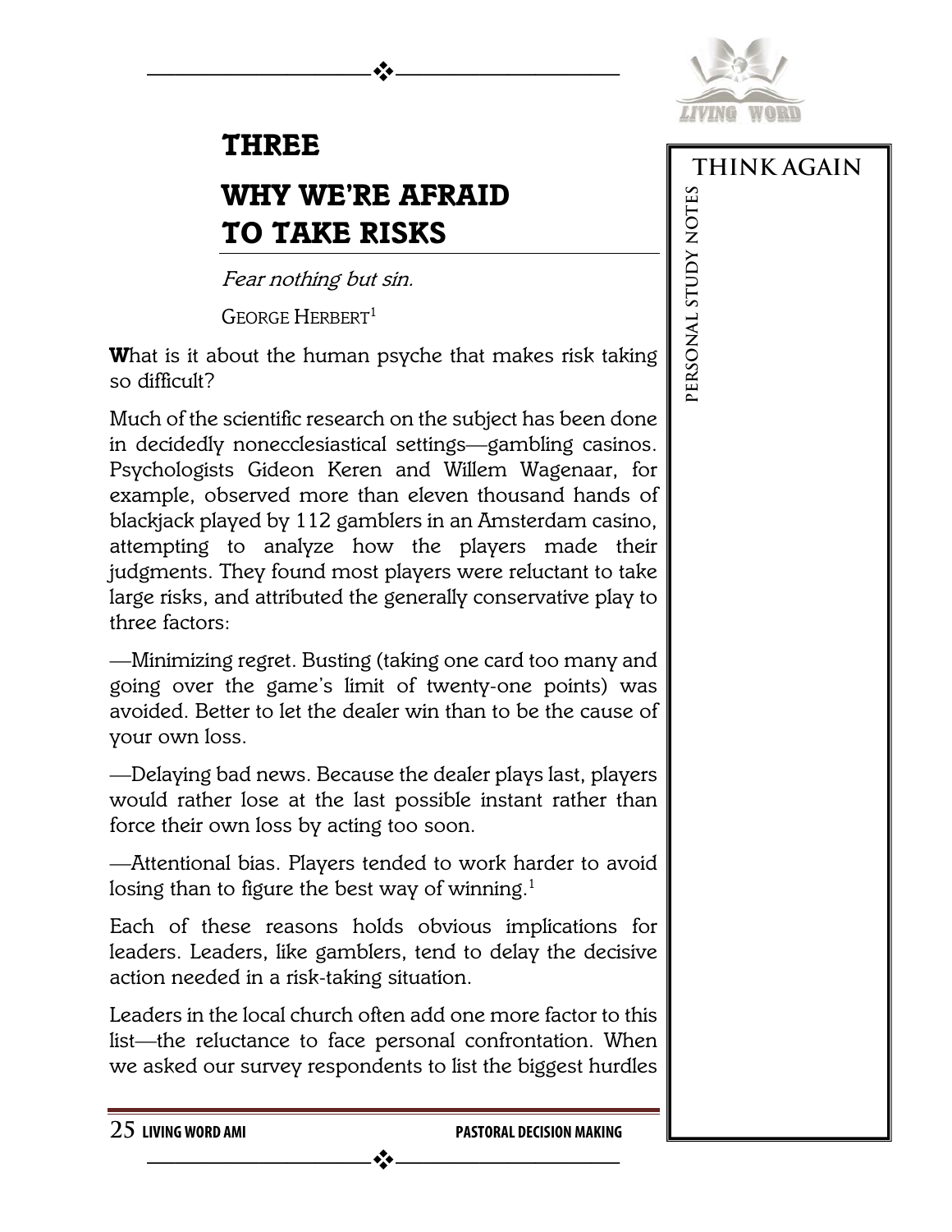# THREE

# WHY WE'RE AFRAID TO TAKE RISKS

*Fear nothing but sin.*

GEORGE HERBERT[1]

**W**hat is it about the human psyche that makes risk taking so difficult?

Much of the scientific research on the subject has been done in decidedly nonecclesiastical settings—gambling casinos. Psychologists Gideon Keren and Willem Wagenaar, for example, observed more than eleven thousand hands of blackjack played by 112 gamblers in an Amsterdam casino, attempting to analyze how the players made their judgments. They found most players were reluctant to take large risks, and attributed the generally conservative play to three factors:

—Minimizing regret. Busting (taking one card too many and going over the game's limit of twenty-one points) was avoided. Better to let the dealer win than to be the cause of your own loss.

—Delaying bad news. Because the dealer plays last, players would rather lose at the last possible instant rather than force their own loss by acting too soon.

—Attentional bias. Players tended to work harder to avoid losing than to figure the best way of winning.[1]

Each of these reasons holds obvious implications for leaders. Leaders, like gamblers, tend to delay the decisive action needed in a risk-taking situation.

Leaders in the local church often add one more factor to this list—the reluctance to face personal confrontation. When we asked our survey respondents to list the biggest hurdles

THINK AGAIN

PERSONAL STUDY NOTES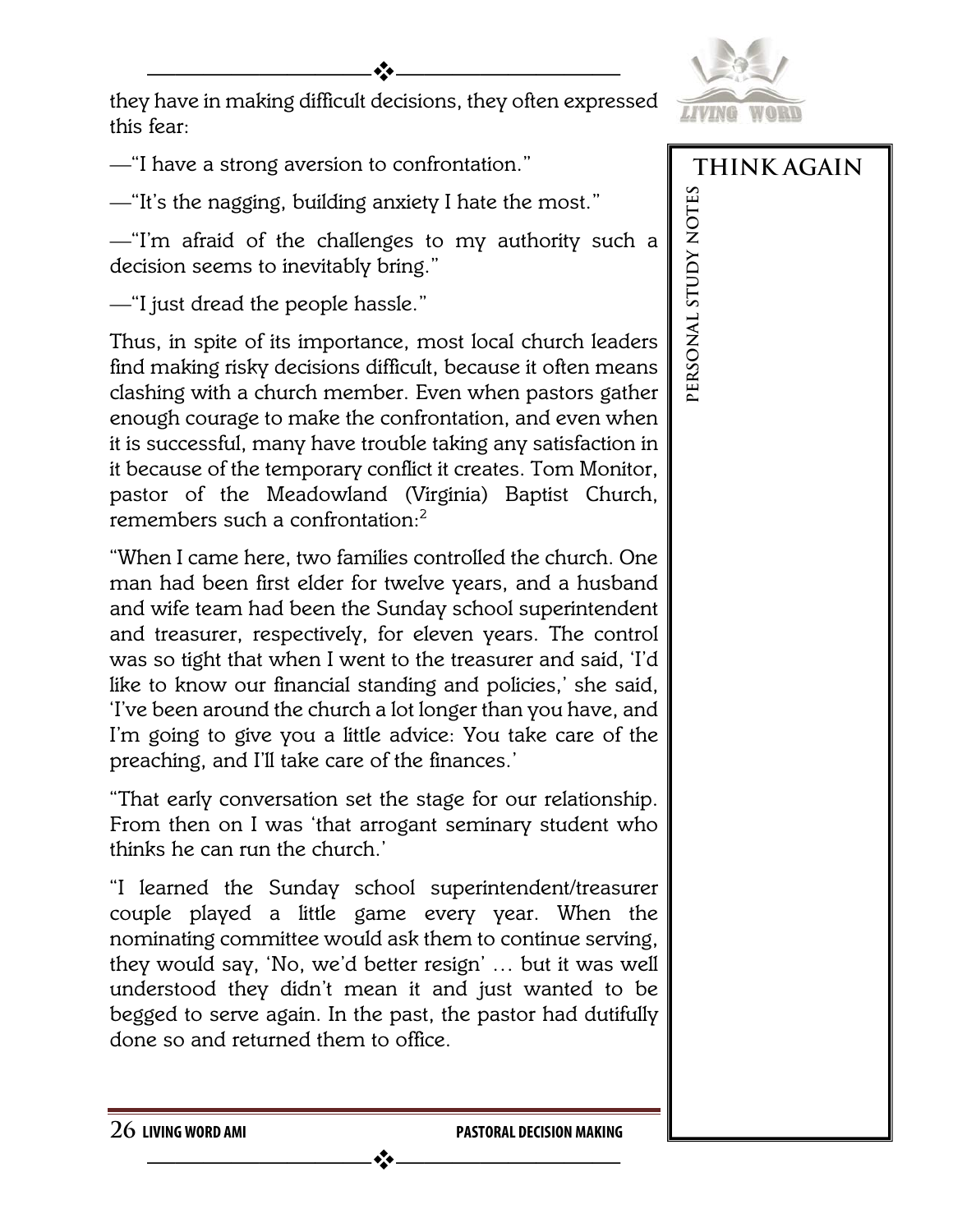they have in making difficult decisions, they often expressed this fear:

—"I have a strong aversion to confrontation."

—"It's the nagging, building anxiety I hate the most."

—"I'm afraid of the challenges to my authority such a decision seems to inevitably bring."

—"I just dread the people hassle."

Thus, in spite of its importance, most local church leaders find making risky decisions difficult, because it often means clashing with a church member. Even when pastors gather enough courage to make the confrontation, and even when it is successful, many have trouble taking any satisfaction in it because of the temporary conflict it creates. Tom Monitor, pastor of the Meadowland (Virginia) Baptist Church, remembers such a confrontation:[2]

"When I came here, two families controlled the church. One man had been first elder for twelve years, and a husband and wife team had been the Sunday school superintendent and treasurer, respectively, for eleven years. The control was so tight that when I went to the treasurer and said, 'I'd like to know our financial standing and policies,' she said, 'I've been around the church a lot longer than you have, and I'm going to give you a little advice: You take care of the preaching, and I'll take care of the finances.'

"That early conversation set the stage for our relationship. From then on I was 'that arrogant seminary student who thinks he can run the church.'

"I learned the Sunday school superintendent/treasurer couple played a little game every year. When the nominating committee would ask them to continue serving, they would say, 'No, we'd better resign' … but it was well understood they didn't mean it and just wanted to be begged to serve again. In the past, the pastor had dutifully done so and returned them to office.

THINK AGAIN

PERSONAL STUDY NOTES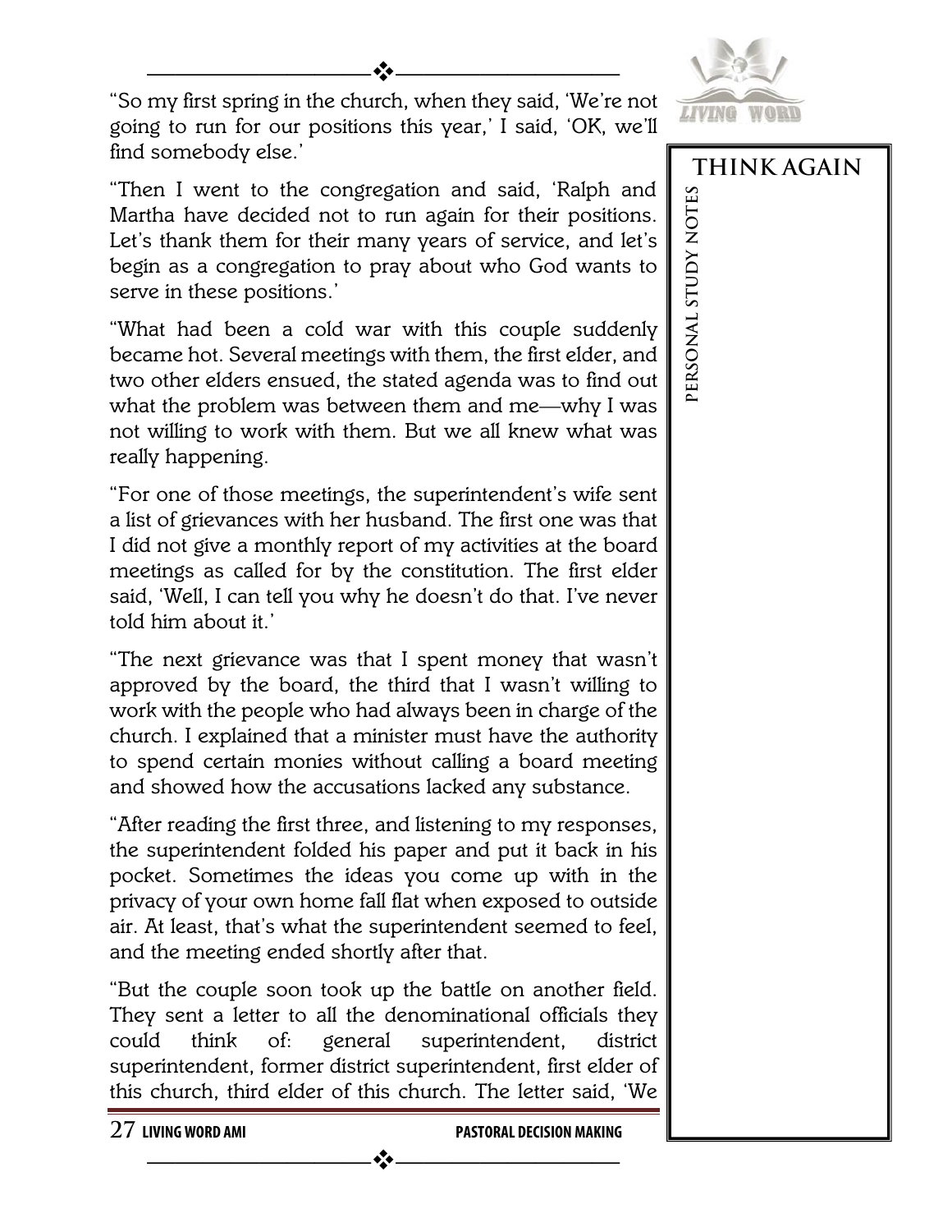"So my first spring in the church, when they said, 'We're not going to run for our positions this year,' I said, 'OK, we'll find somebody else.'

"Then I went to the congregation and said, 'Ralph and Martha have decided not to run again for their positions. Let's thank them for their many years of service, and let's begin as a congregation to pray about who God wants to serve in these positions.'

"What had been a cold war with this couple suddenly became hot. Several meetings with them, the first elder, and two other elders ensued, the stated agenda was to find out what the problem was between them and me—why I was not willing to work with them. But we all knew what was really happening.

"For one of those meetings, the superintendent's wife sent a list of grievances with her husband. The first one was that I did not give a monthly report of my activities at the board meetings as called for by the constitution. The first elder said, 'Well, I can tell you why he doesn't do that. I've never told him about it.'

"The next grievance was that I spent money that wasn't approved by the board, the third that I wasn't willing to work with the people who had always been in charge of the church. I explained that a minister must have the authority to spend certain monies without calling a board meeting and showed how the accusations lacked any substance.

"After reading the first three, and listening to my responses, the superintendent folded his paper and put it back in his pocket. Sometimes the ideas you come up with in the privacy of your own home fall flat when exposed to outside air. At least, that's what the superintendent seemed to feel, and the meeting ended shortly after that.

"But the couple soon took up the battle on another field. They sent a letter to all the denominational officials they could think of: general superintendent, district superintendent, former district superintendent, first elder of this church, third elder of this church. The letter said, 'We

**THINK AGAIN**

**PERSONAL STUDY NOTES**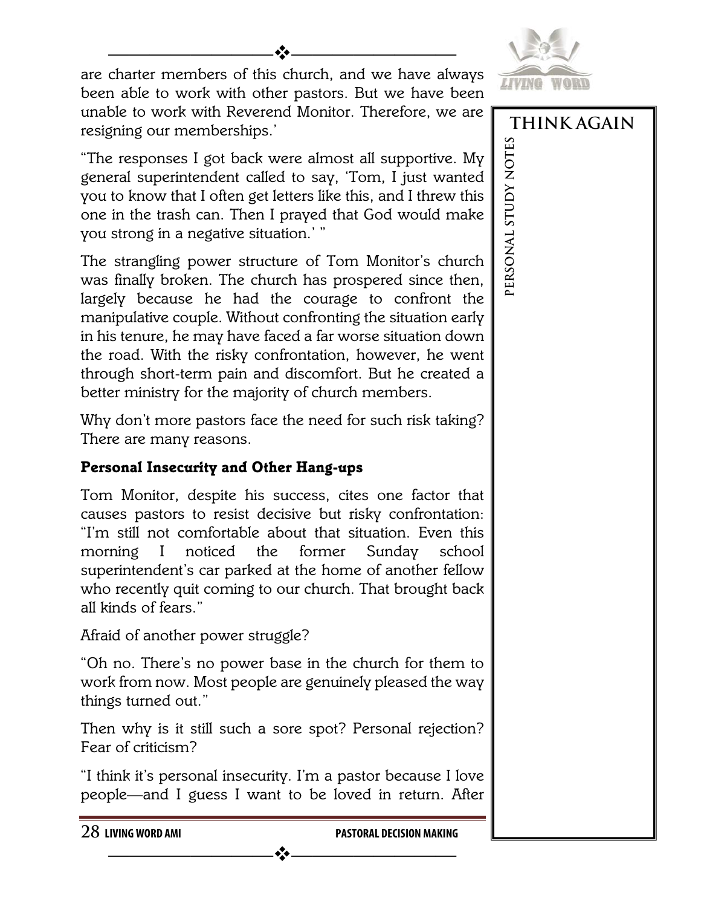are charter members of this church, and we have always been able to work with other pastors. But we have been unable to work with Reverend Monitor. Therefore, we are resigning our memberships.'

"The responses I got back were almost all supportive. My general superintendent called to say, 'Tom, I just wanted you to know that I often get letters like this, and I threw this one in the trash can. Then I prayed that God would make you strong in a negative situation.' "

The strangling power structure of Tom Monitor's church was finally broken. The church has prospered since then, largely because he had the courage to confront the manipulative couple. Without confronting the situation early in his tenure, he may have faced a far worse situation down the road. With the risky confrontation, however, he went through short-term pain and discomfort. But he created a better ministry for the majority of church members.

Why don't more pastors face the need for such risk taking? There are many reasons.

### Personal Insecurity and Other Hang-ups

Tom Monitor, despite his success, cites one factor that causes pastors to resist decisive but risky confrontation: "I'm still not comfortable about that situation. Even this morning I noticed the former Sunday school superintendent's car parked at the home of another fellow who recently quit coming to our church. That brought back all kinds of fears."

Afraid of another power struggle?

"Oh no. There's no power base in the church for them to work from now. Most people are genuinely pleased the way things turned out."

Then why is it still such a sore spot? Personal rejection? Fear of criticism?

"I think it's personal insecurity. I'm a pastor because I love people—and I guess I want to be loved in return. After

THINK AGAIN

PERSONAL STUDY NOTES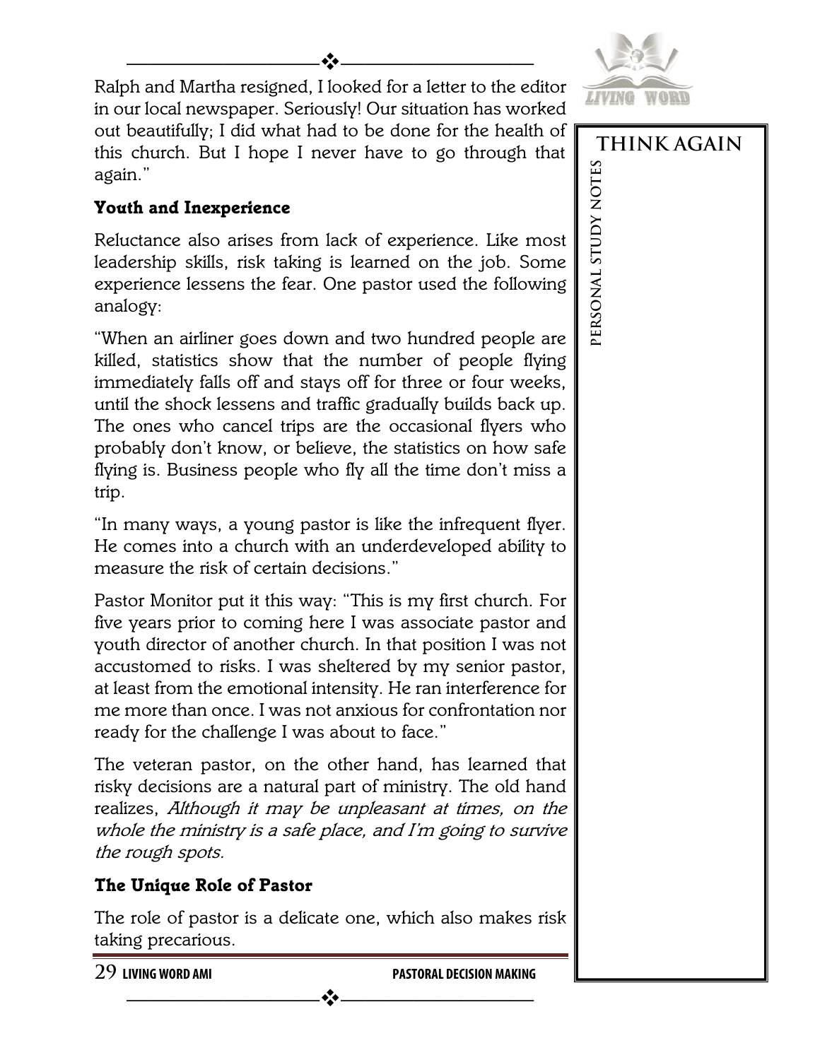Ralph and Martha resigned, I looked for a letter to the editor in our local newspaper. Seriously! Our situation has worked out beautifully; I did what had to be done for the health of this church. But I hope I never have to go through that again."

### Youth and Inexperience

Reluctance also arises from lack of experience. Like most leadership skills, risk taking is learned on the job. Some experience lessens the fear. One pastor used the following analogy:

"When an airliner goes down and two hundred people are killed, statistics show that the number of people flying immediately falls off and stays off for three or four weeks, until the shock lessens and traffic gradually builds back up. The ones who cancel trips are the occasional flyers who probably don't know, or believe, the statistics on how safe flying is. Business people who fly all the time don't miss a trip.

"In many ways, a young pastor is like the infrequent flyer. He comes into a church with an underdeveloped ability to measure the risk of certain decisions."

Pastor Monitor put it this way: "This is my first church. For five years prior to coming here I was associate pastor and youth director of another church. In that position I was not accustomed to risks. I was sheltered by my senior pastor, at least from the emotional intensity. He ran interference for me more than once. I was not anxious for confrontation nor ready for the challenge I was about to face."

The veteran pastor, on the other hand, has learned that risky decisions are a natural part of ministry. The old hand realizes, *Although it may be unpleasant at times, on the whole the ministry is a safe place, and I'm going to survive the rough spots.*

### The Unique Role of Pastor

The role of pastor is a delicate one, which also makes risk taking precarious.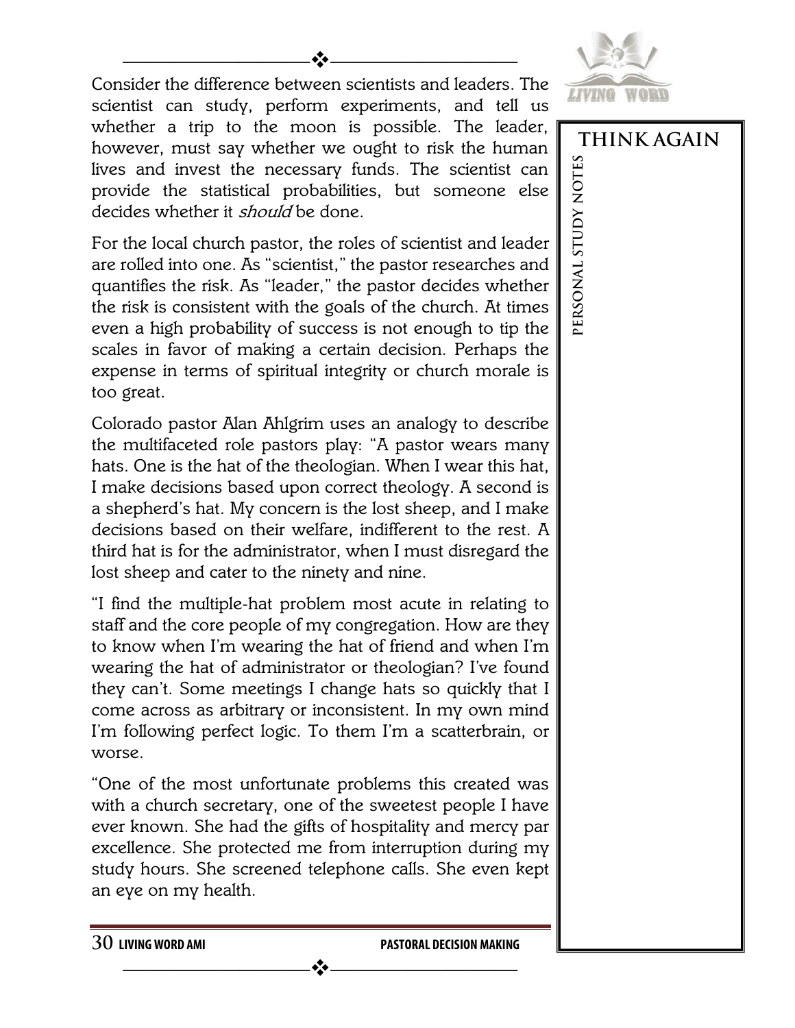Consider the difference between scientists and leaders. The scientist can study, perform experiments, and tell us whether a trip to the moon is possible. The leader, however, must say whether we ought to risk the human lives and invest the necessary funds. The scientist can provide the statistical probabilities, but someone else decides whether it *should* be done.

For the local church pastor, the roles of scientist and leader are rolled into one. As "scientist," the pastor researches and quantifies the risk. As "leader," the pastor decides whether the risk is consistent with the goals of the church. At times even a high probability of success is not enough to tip the scales in favor of making a certain decision. Perhaps the expense in terms of spiritual integrity or church morale is too great.

Colorado pastor Alan Ahlgrim uses an analogy to describe the multifaceted role pastors play: "A pastor wears many hats. One is the hat of the theologian. When I wear this hat, I make decisions based upon correct theology. A second is a shepherd's hat. My concern is the lost sheep, and I make decisions based on their welfare, indifferent to the rest. A third hat is for the administrator, when I must disregard the lost sheep and cater to the ninety and nine.

"I find the multiple-hat problem most acute in relating to staff and the core people of my congregation. How are they to know when I'm wearing the hat of friend and when I'm wearing the hat of administrator or theologian? I've found they can't. Some meetings I change hats so quickly that I come across as arbitrary or inconsistent. In my own mind I'm following perfect logic. To them I'm a scatterbrain, or worse.

"One of the most unfortunate problems this created was with a church secretary, one of the sweetest people I have ever known. She had the gifts of hospitality and mercy par excellence. She protected me from interruption during my study hours. She screened telephone calls. She even kept an eye on my health.

**THINK AGAIN**

**PERSONAL STUDY NOTES**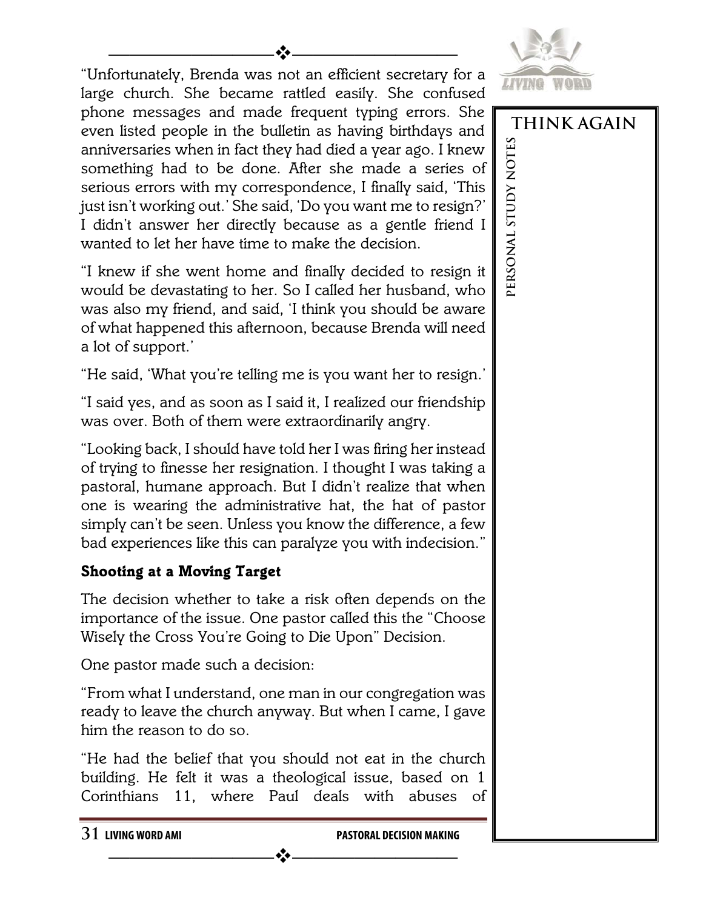"Unfortunately, Brenda was not an efficient secretary for a large church. She became rattled easily. She confused phone messages and made frequent typing errors. She even listed people in the bulletin as having birthdays and anniversaries when in fact they had died a year ago. I knew something had to be done. After she made a series of serious errors with my correspondence, I finally said, 'This just isn't working out.' She said, 'Do you want me to resign?' I didn't answer her directly because as a gentle friend I wanted to let her have time to make the decision.

"I knew if she went home and finally decided to resign it would be devastating to her. So I called her husband, who was also my friend, and said, 'I think you should be aware of what happened this afternoon, because Brenda will need a lot of support.'

"He said, 'What you're telling me is you want her to resign.'

"I said yes, and as soon as I said it, I realized our friendship was over. Both of them were extraordinarily angry.

"Looking back, I should have told her I was firing her instead of trying to finesse her resignation. I thought I was taking a pastoral, humane approach. But I didn't realize that when one is wearing the administrative hat, the hat of pastor simply can't be seen. Unless you know the difference, a few bad experiences like this can paralyze you with indecision."

### Shooting at a Moving Target

The decision whether to take a risk often depends on the importance of the issue. One pastor called this the "Choose Wisely the Cross You're Going to Die Upon" Decision.

One pastor made such a decision:

"From what I understand, one man in our congregation was ready to leave the church anyway. But when I came, I gave him the reason to do so.

"He had the belief that you should not eat in the church building. He felt it was a theological issue, based on 1 Corinthians 11, where Paul deals with abuses of

**THINK AGAIN**

PERSONAL STUDY NOTES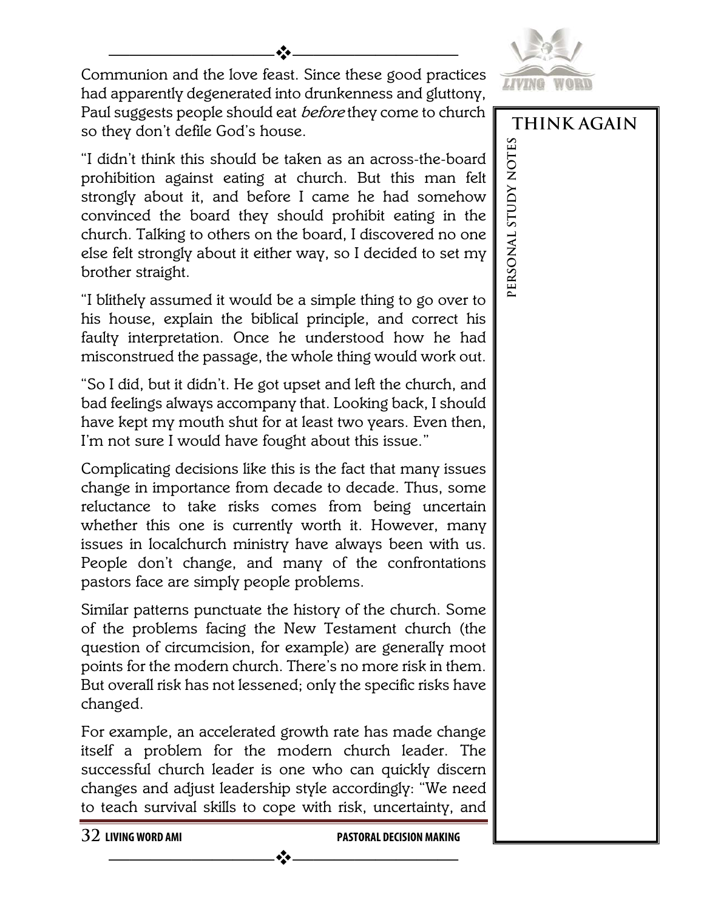Communion and the love feast. Since these good practices had apparently degenerated into drunkenness and gluttony, Paul suggests people should eat *before* they come to church so they don't defile God's house.

"I didn't think this should be taken as an across-the-board prohibition against eating at church. But this man felt strongly about it, and before I came he had somehow convinced the board they should prohibit eating in the church. Talking to others on the board, I discovered no one else felt strongly about it either way, so I decided to set my brother straight.

"I blithely assumed it would be a simple thing to go over to his house, explain the biblical principle, and correct his faulty interpretation. Once he understood how he had misconstrued the passage, the whole thing would work out.

"So I did, but it didn't. He got upset and left the church, and bad feelings always accompany that. Looking back, I should have kept my mouth shut for at least two years. Even then, I'm not sure I would have fought about this issue."

Complicating decisions like this is the fact that many issues change in importance from decade to decade. Thus, some reluctance to take risks comes from being uncertain whether this one is currently worth it. However, many issues in localchurch ministry have always been with us. People don't change, and many of the confrontations pastors face are simply people problems.

Similar patterns punctuate the history of the church. Some of the problems facing the New Testament church (the question of circumcision, for example) are generally moot points for the modern church. There's no more risk in them. But overall risk has not lessened; only the specific risks have changed.

For example, an accelerated growth rate has made change itself a problem for the modern church leader. The successful church leader is one who can quickly discern changes and adjust leadership style accordingly: "We need to teach survival skills to cope with risk, uncertainty, and

**THINK AGAIN**

**PERSONAL STUDY NOTES**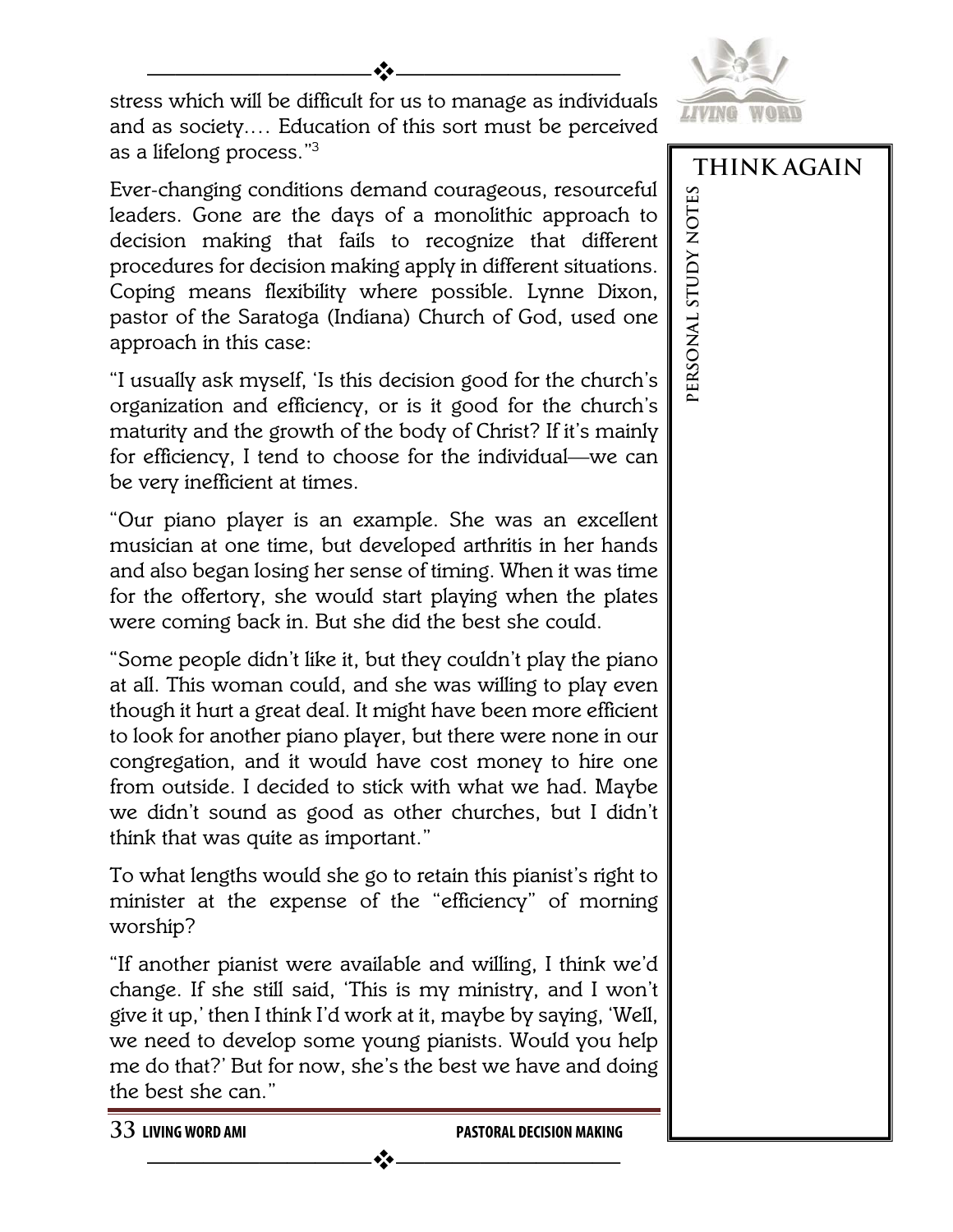stress which will be difficult for us to manage as individuals and as society.... Education of this sort must be perceived as a lifelong process."[3]

Ever-changing conditions demand courageous, resourceful leaders. Gone are the days of a monolithic approach to decision making that fails to recognize that different procedures for decision making apply in different situations. Coping means flexibility where possible. Lynne Dixon, pastor of the Saratoga (Indiana) Church of God, used one approach in this case:

"I usually ask myself, 'Is this decision good for the church's organization and efficiency, or is it good for the church's maturity and the growth of the body of Christ? If it's mainly for efficiency, I tend to choose for the individual—we can be very inefficient at times.

"Our piano player is an example. She was an excellent musician at one time, but developed arthritis in her hands and also began losing her sense of timing. When it was time for the offertory, she would start playing when the plates were coming back in. But she did the best she could.

"Some people didn't like it, but they couldn't play the piano at all. This woman could, and she was willing to play even though it hurt a great deal. It might have been more efficient to look for another piano player, but there were none in our congregation, and it would have cost money to hire one from outside. I decided to stick with what we had. Maybe we didn't sound as good as other churches, but I didn't think that was quite as important."

To what lengths would she go to retain this pianist's right to minister at the expense of the "efficiency" of morning worship?

"If another pianist were available and willing, I think we'd change. If she still said, 'This is my ministry, and I won't give it up,' then I think I'd work at it, maybe by saying, 'Well, we need to develop some young pianists. Would you help me do that?' But for now, she's the best we have and doing the best she can."

**THINK AGAIN**

**PERSONAL STUDY NOTES**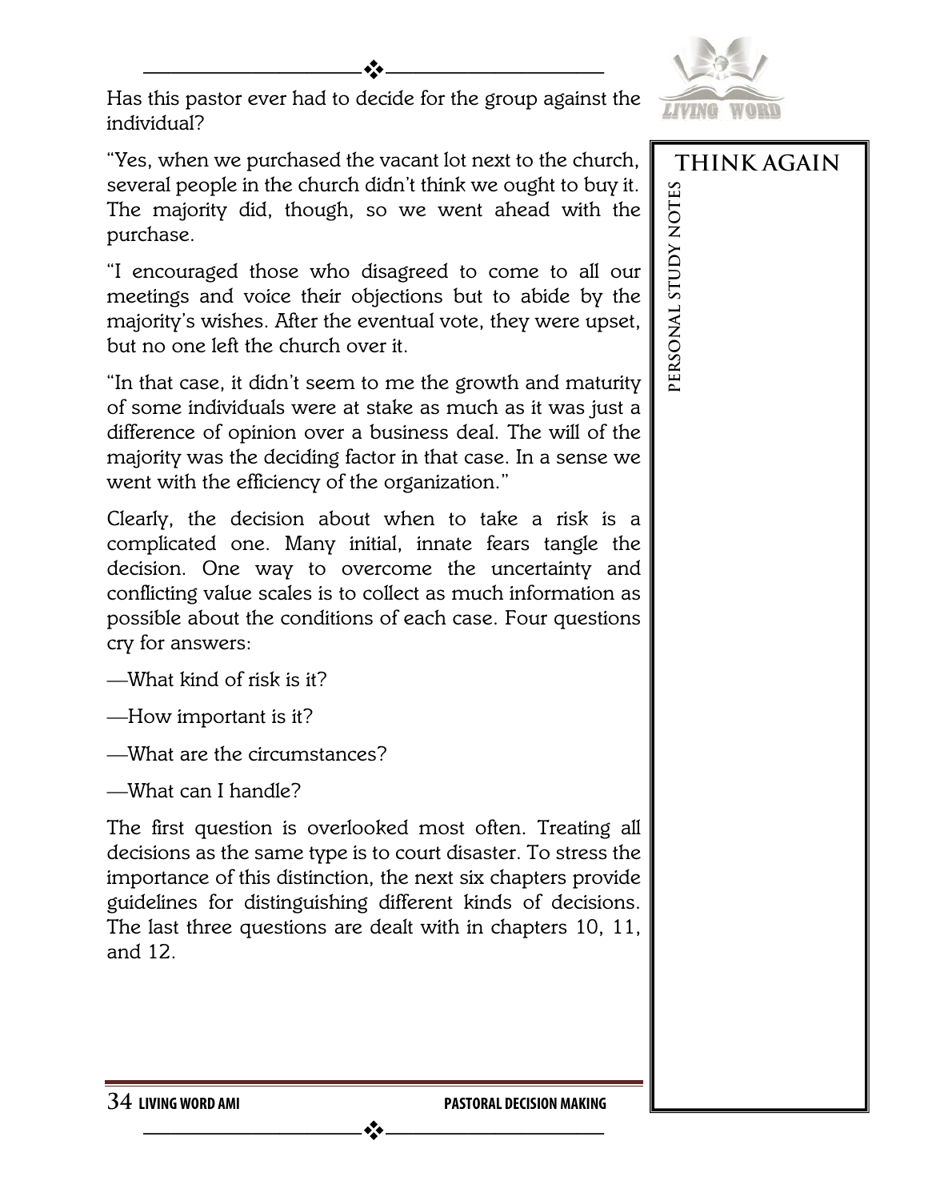Has this pastor ever had to decide for the group against the individual?

"Yes, when we purchased the vacant lot next to the church, several people in the church didn't think we ought to buy it. The majority did, though, so we went ahead with the purchase.

"I encouraged those who disagreed to come to all our meetings and voice their objections but to abide by the majority's wishes. After the eventual vote, they were upset, but no one left the church over it.

"In that case, it didn't seem to me the growth and maturity of some individuals were at stake as much as it was just a difference of opinion over a business deal. The will of the majority was the deciding factor in that case. In a sense we went with the efficiency of the organization."

Clearly, the decision about when to take a risk is a complicated one. Many initial, innate fears tangle the decision. One way to overcome the uncertainty and conflicting value scales is to collect as much information as possible about the conditions of each case. Four questions cry for answers:

—What kind of risk is it?

—How important is it?

—What are the circumstances?

—What can I handle?

The first question is overlooked most often. Treating all decisions as the same type is to court disaster. To stress the importance of this distinction, the next six chapters provide guidelines for distinguishing different kinds of decisions. The last three questions are dealt with in chapters 10, 11, and 12.

**THINK AGAIN**

**PERSONAL STUDY NOTES**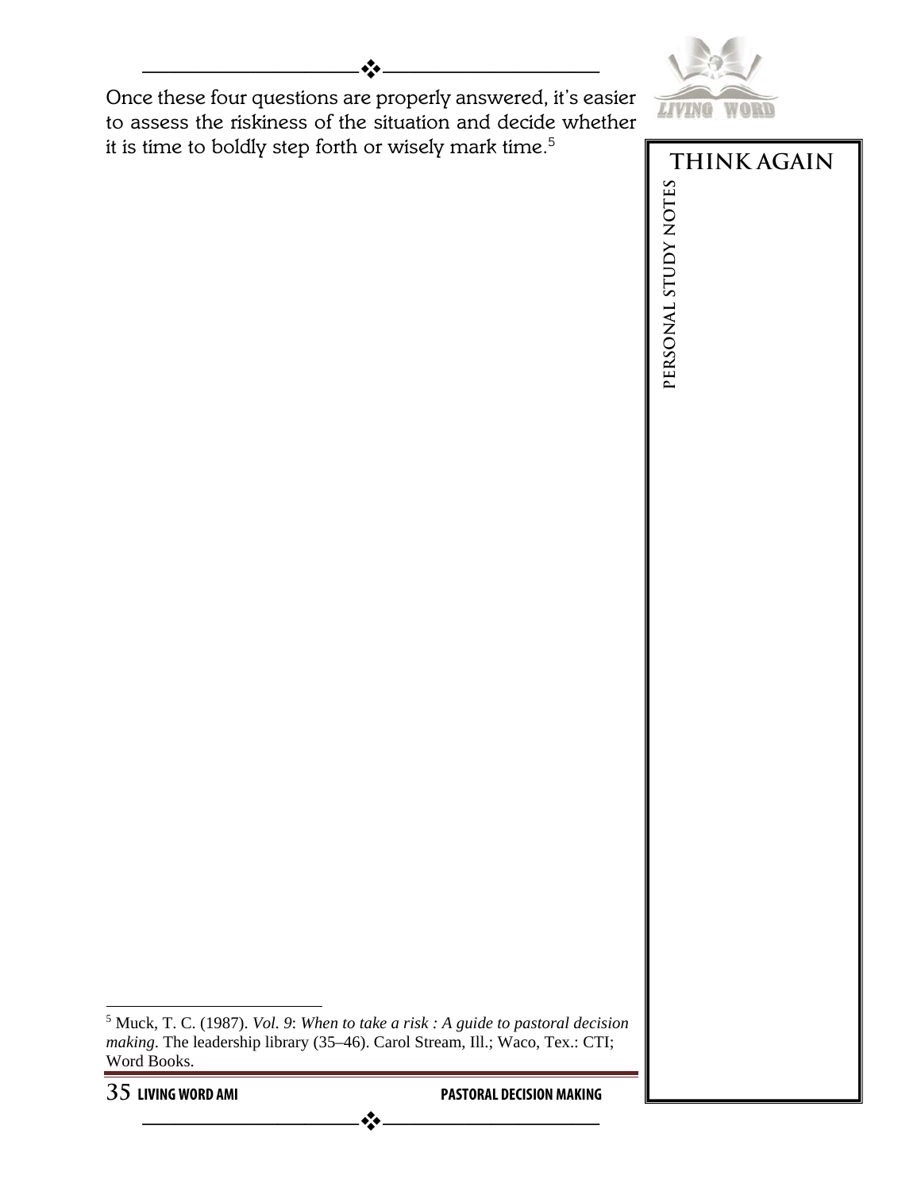Once these four questions are properly answered, it's easier to assess the riskiness of the situation and decide whether it is time to boldly step forth or wisely mark time.[5]

**THINK AGAIN**

**PERSONAL STUDY NOTES**

---

[5] Muck, T. C. (1987). *Vol. 9*: *When to take a risk : A guide to pastoral decision making*. The leadership library (35–46). Carol Stream, Ill.; Waco, Tex.: CTI; Word Books.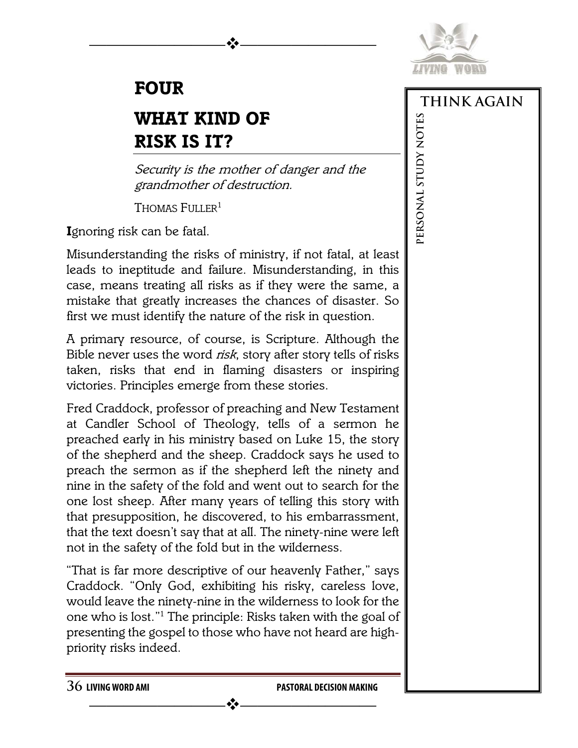# FOUR

# WHAT KIND OF RISK IS IT?

*Security is the mother of danger and the grandmother of destruction.*

THOMAS FULLER[1]

**I**gnoring risk can be fatal.

Misunderstanding the risks of ministry, if not fatal, at least leads to ineptitude and failure. Misunderstanding, in this case, means treating all risks as if they were the same, a mistake that greatly increases the chances of disaster. So first we must identify the nature of the risk in question.

A primary resource, of course, is Scripture. Although the Bible never uses the word *risk*, story after story tells of risks taken, risks that end in flaming disasters or inspiring victories. Principles emerge from these stories.

Fred Craddock, professor of preaching and New Testament at Candler School of Theology, tells of a sermon he preached early in his ministry based on Luke 15, the story of the shepherd and the sheep. Craddock says he used to preach the sermon as if the shepherd left the ninety and nine in the safety of the fold and went out to search for the one lost sheep. After many years of telling this story with that presupposition, he discovered, to his embarrassment, that the text doesn't say that at all. The ninety-nine were left not in the safety of the fold but in the wilderness.

"That is far more descriptive of our heavenly Father," says Craddock. "Only God, exhibiting his risky, careless love, would leave the ninety-nine in the wilderness to look for the one who is lost."[1] The principle: Risks taken with the goal of presenting the gospel to those who have not heard are high-priority risks indeed.

THINK AGAIN

PERSONAL STUDY NOTES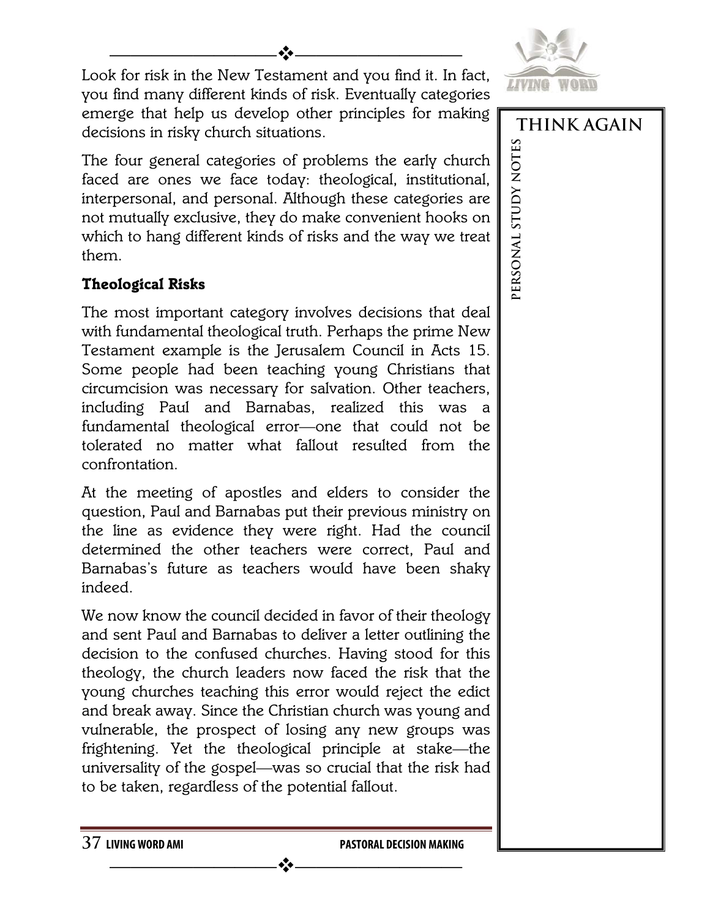Look for risk in the New Testament and you find it. In fact, you find many different kinds of risk. Eventually categories emerge that help us develop other principles for making decisions in risky church situations.

The four general categories of problems the early church faced are ones we face today: theological, institutional, interpersonal, and personal. Although these categories are not mutually exclusive, they do make convenient hooks on which to hang different kinds of risks and the way we treat them.

### Theological Risks

The most important category involves decisions that deal with fundamental theological truth. Perhaps the prime New Testament example is the Jerusalem Council in Acts 15. Some people had been teaching young Christians that circumcision was necessary for salvation. Other teachers, including Paul and Barnabas, realized this was a fundamental theological error—one that could not be tolerated no matter what fallout resulted from the confrontation.

At the meeting of apostles and elders to consider the question, Paul and Barnabas put their previous ministry on the line as evidence they were right. Had the council determined the other teachers were correct, Paul and Barnabas's future as teachers would have been shaky indeed.

We now know the council decided in favor of their theology and sent Paul and Barnabas to deliver a letter outlining the decision to the confused churches. Having stood for this theology, the church leaders now faced the risk that the young churches teaching this error would reject the edict and break away. Since the Christian church was young and vulnerable, the prospect of losing any new groups was frightening. Yet the theological principle at stake—the universality of the gospel—was so crucial that the risk had to be taken, regardless of the potential fallout.

**THINK AGAIN**

PERSONAL STUDY NOTES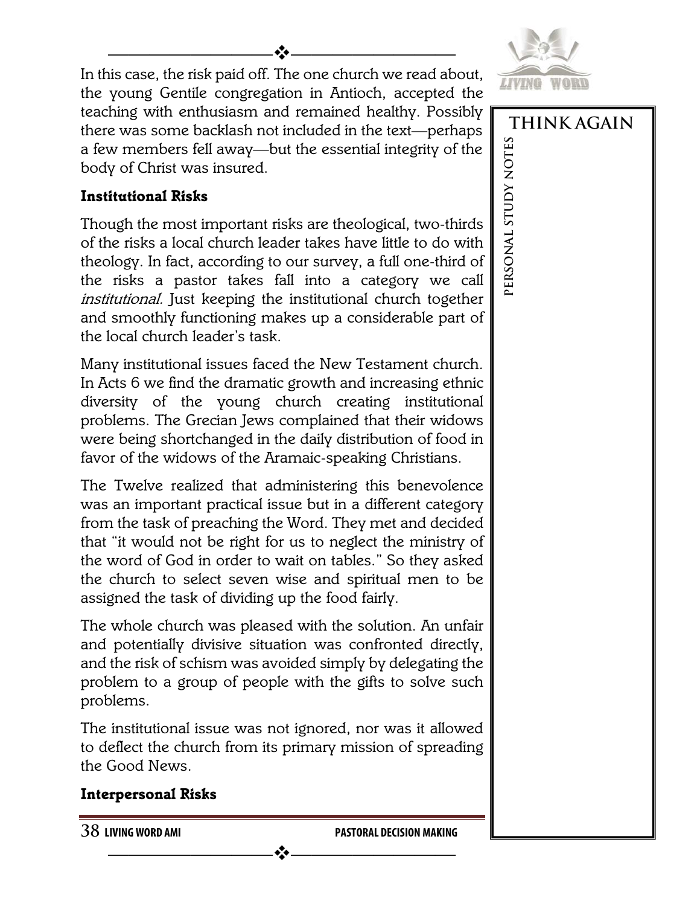In this case, the risk paid off. The one church we read about, the young Gentile congregation in Antioch, accepted the teaching with enthusiasm and remained healthy. Possibly there was some backlash not included in the text—perhaps a few members fell away—but the essential integrity of the body of Christ was insured.

### Institutional Risks

Though the most important risks are theological, two-thirds of the risks a local church leader takes have little to do with theology. In fact, according to our survey, a full one-third of the risks a pastor takes fall into a category we call *institutional.* Just keeping the institutional church together and smoothly functioning makes up a considerable part of the local church leader's task.

Many institutional issues faced the New Testament church. In Acts 6 we find the dramatic growth and increasing ethnic diversity of the young church creating institutional problems. The Grecian Jews complained that their widows were being shortchanged in the daily distribution of food in favor of the widows of the Aramaic-speaking Christians.

The Twelve realized that administering this benevolence was an important practical issue but in a different category from the task of preaching the Word. They met and decided that "it would not be right for us to neglect the ministry of the word of God in order to wait on tables." So they asked the church to select seven wise and spiritual men to be assigned the task of dividing up the food fairly.

The whole church was pleased with the solution. An unfair and potentially divisive situation was confronted directly, and the risk of schism was avoided simply by delegating the problem to a group of people with the gifts to solve such problems.

The institutional issue was not ignored, nor was it allowed to deflect the church from its primary mission of spreading the Good News.

### Interpersonal Risks

**THINK AGAIN**

PERSONAL STUDY NOTES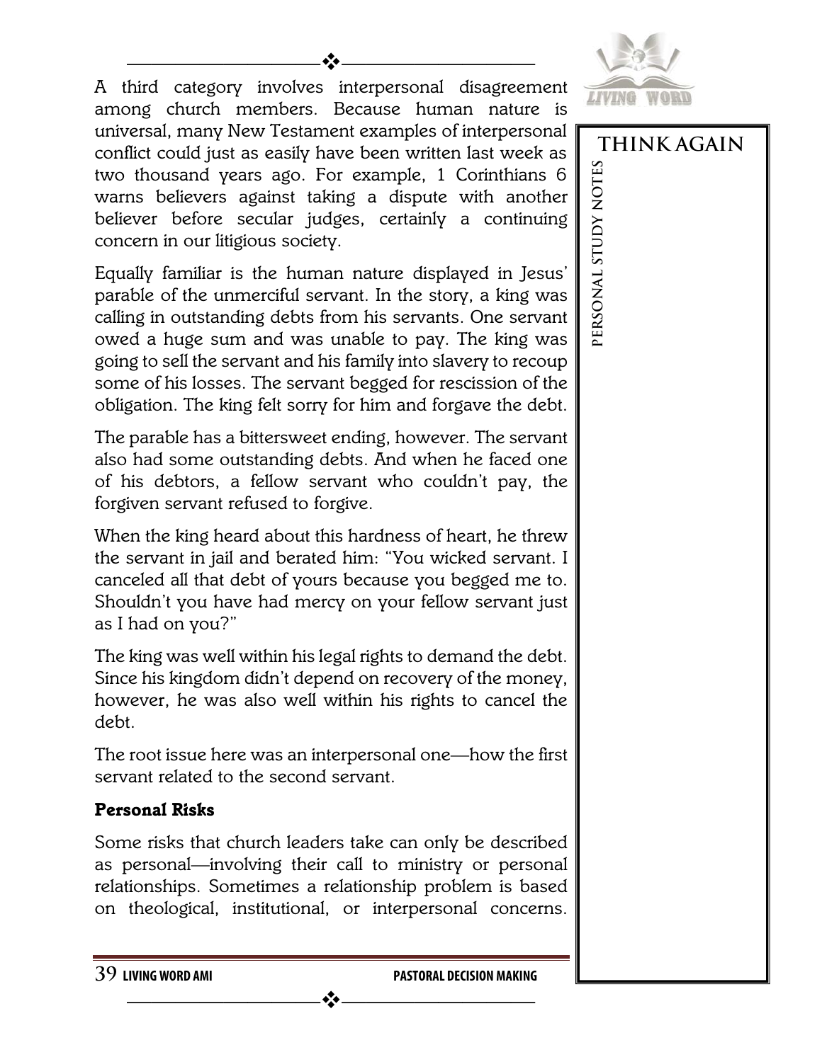A third category involves interpersonal disagreement among church members. Because human nature is universal, many New Testament examples of interpersonal conflict could just as easily have been written last week as two thousand years ago. For example, 1 Corinthians 6 warns believers against taking a dispute with another believer before secular judges, certainly a continuing concern in our litigious society.

Equally familiar is the human nature displayed in Jesus' parable of the unmerciful servant. In the story, a king was calling in outstanding debts from his servants. One servant owed a huge sum and was unable to pay. The king was going to sell the servant and his family into slavery to recoup some of his losses. The servant begged for rescission of the obligation. The king felt sorry for him and forgave the debt.

The parable has a bittersweet ending, however. The servant also had some outstanding debts. And when he faced one of his debtors, a fellow servant who couldn't pay, the forgiven servant refused to forgive.

When the king heard about this hardness of heart, he threw the servant in jail and berated him: "You wicked servant. I canceled all that debt of yours because you begged me to. Shouldn't you have had mercy on your fellow servant just as I had on you?"

The king was well within his legal rights to demand the debt. Since his kingdom didn't depend on recovery of the money, however, he was also well within his rights to cancel the debt.

The root issue here was an interpersonal one—how the first servant related to the second servant.

### Personal Risks

Some risks that church leaders take can only be described as personal—involving their call to ministry or personal relationships. Sometimes a relationship problem is based on theological, institutional, or interpersonal concerns.

**THINK AGAIN**

PERSONAL STUDY NOTES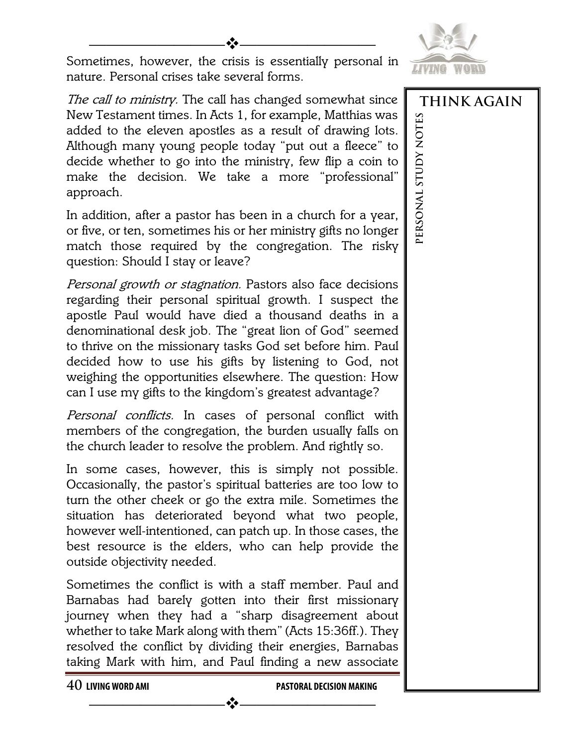Sometimes, however, the crisis is essentially personal in nature. Personal crises take several forms.

*The call to ministry.* The call has changed somewhat since New Testament times. In Acts 1, for example, Matthias was added to the eleven apostles as a result of drawing lots. Although many young people today "put out a fleece" to decide whether to go into the ministry, few flip a coin to make the decision. We take a more "professional" approach.

In addition, after a pastor has been in a church for a year, or five, or ten, sometimes his or her ministry gifts no longer match those required by the congregation. The risky question: Should I stay or leave?

*Personal growth or stagnation.* Pastors also face decisions regarding their personal spiritual growth. I suspect the apostle Paul would have died a thousand deaths in a denominational desk job. The "great lion of God" seemed to thrive on the missionary tasks God set before him. Paul decided how to use his gifts by listening to God, not weighing the opportunities elsewhere. The question: How can I use my gifts to the kingdom's greatest advantage?

*Personal conflicts.* In cases of personal conflict with members of the congregation, the burden usually falls on the church leader to resolve the problem. And rightly so.

In some cases, however, this is simply not possible. Occasionally, the pastor's spiritual batteries are too low to turn the other cheek or go the extra mile. Sometimes the situation has deteriorated beyond what two people, however well-intentioned, can patch up. In those cases, the best resource is the elders, who can help provide the outside objectivity needed.

Sometimes the conflict is with a staff member. Paul and Barnabas had barely gotten into their first missionary journey when they had a "sharp disagreement about whether to take Mark along with them" (Acts 15:36ff.). They resolved the conflict by dividing their energies, Barnabas taking Mark with him, and Paul finding a new associate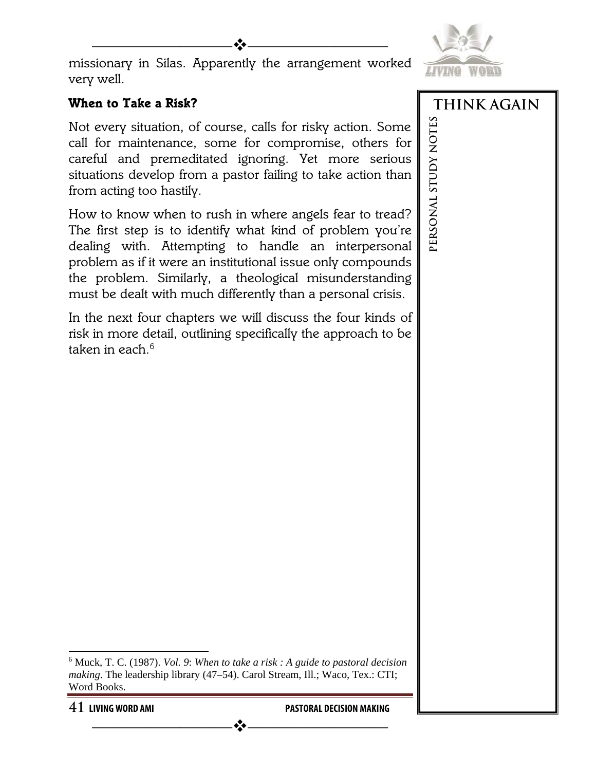missionary in Silas. Apparently the arrangement worked very well.

### When to Take a Risk?

Not every situation, of course, calls for risky action. Some call for maintenance, some for compromise, others for careful and premeditated ignoring. Yet more serious situations develop from a pastor failing to take action than from acting too hastily.

How to know when to rush in where angels fear to tread? The first step is to identify what kind of problem you're dealing with. Attempting to handle an interpersonal problem as if it were an institutional issue only compounds the problem. Similarly, a theological misunderstanding must be dealt with much differently than a personal crisis.

In the next four chapters we will discuss the four kinds of risk in more detail, outlining specifically the approach to be taken in each.[6]

**THINK AGAIN**

PERSONAL STUDY NOTES

---

[6] Muck, T. C. (1987). *Vol. 9*: *When to take a risk : A guide to pastoral decision making*. The leadership library (47–54). Carol Stream, Ill.; Waco, Tex.: CTI; Word Books.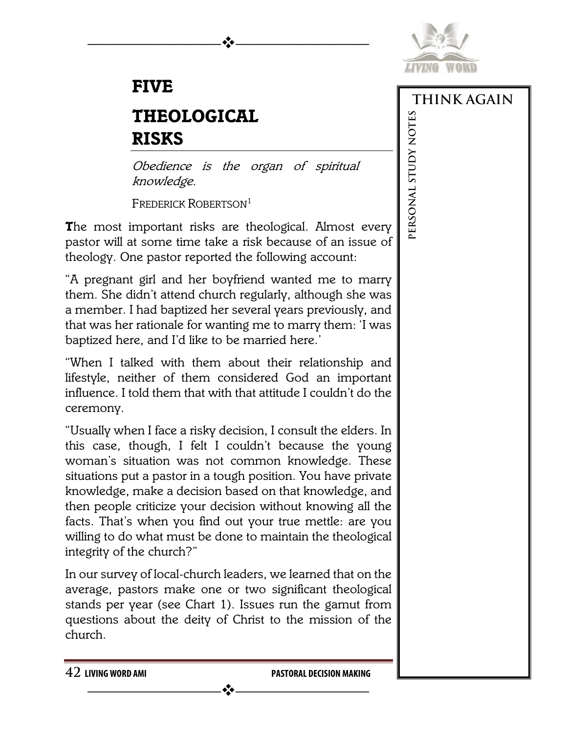# FIVE

# THEOLOGICAL RISKS

*Obedience is the organ of spiritual knowledge.*

FREDERICK ROBERTSON[1]

**T**he most important risks are theological. Almost every pastor will at some time take a risk because of an issue of theology. One pastor reported the following account:

"A pregnant girl and her boyfriend wanted me to marry them. She didn't attend church regularly, although she was a member. I had baptized her several years previously, and that was her rationale for wanting me to marry them: 'I was baptized here, and I'd like to be married here.'

"When I talked with them about their relationship and lifestyle, neither of them considered God an important influence. I told them that with that attitude I couldn't do the ceremony.

"Usually when I face a risky decision, I consult the elders. In this case, though, I felt I couldn't because the young woman's situation was not common knowledge. These situations put a pastor in a tough position. You have private knowledge, make a decision based on that knowledge, and then people criticize your decision without knowing all the facts. That's when you find out your true mettle: are you willing to do what must be done to maintain the theological integrity of the church?"

In our survey of local-church leaders, we learned that on the average, pastors make one or two significant theological stands per year (see Chart 1). Issues run the gamut from questions about the deity of Christ to the mission of the church.

THINK AGAIN

PERSONAL STUDY NOTES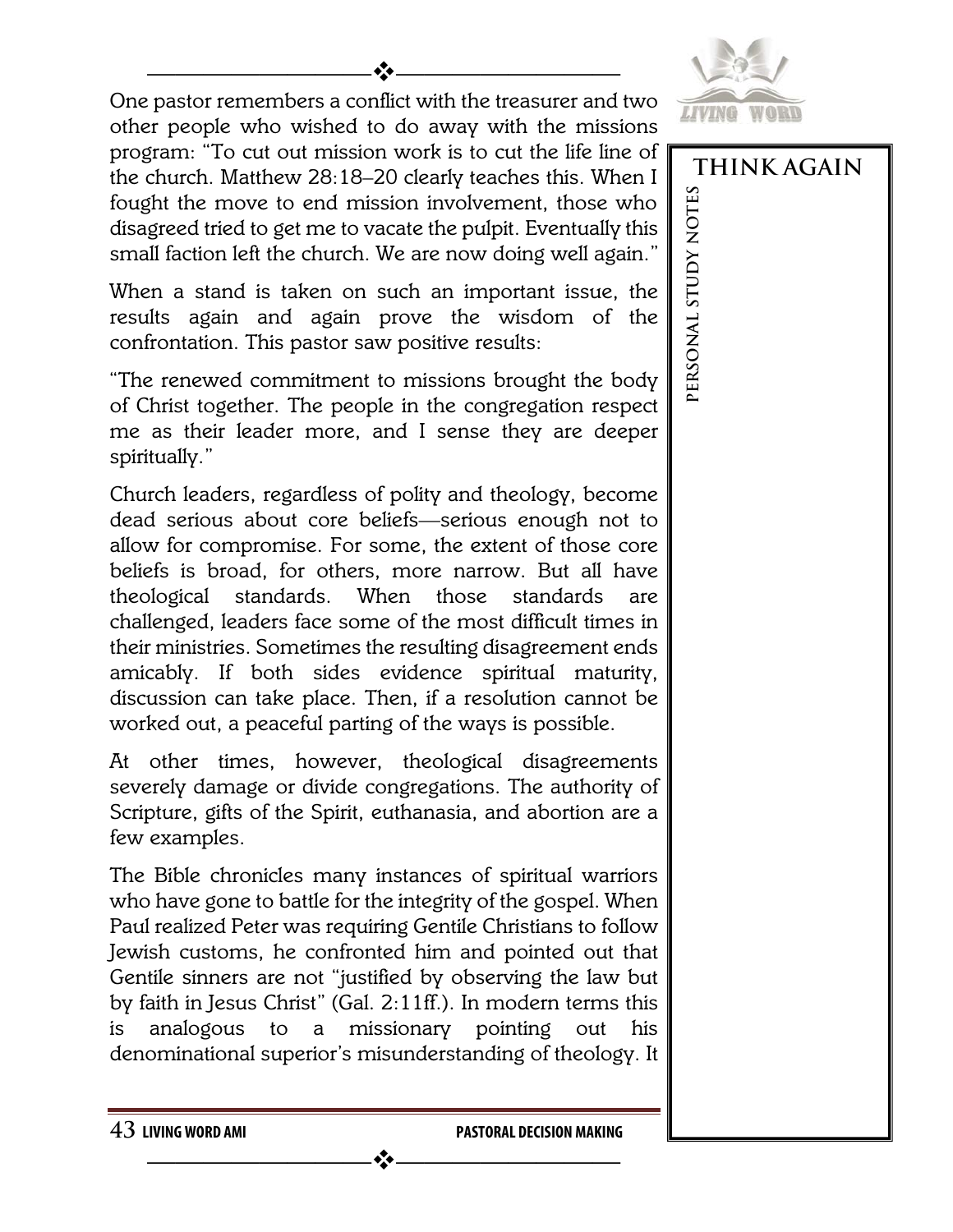One pastor remembers a conflict with the treasurer and two other people who wished to do away with the missions program: "To cut out mission work is to cut the life line of the church. Matthew 28:18–20 clearly teaches this. When I fought the move to end mission involvement, those who disagreed tried to get me to vacate the pulpit. Eventually this small faction left the church. We are now doing well again."

When a stand is taken on such an important issue, the results again and again prove the wisdom of the confrontation. This pastor saw positive results:

"The renewed commitment to missions brought the body of Christ together. The people in the congregation respect me as their leader more, and I sense they are deeper spiritually."

Church leaders, regardless of polity and theology, become dead serious about core beliefs—serious enough not to allow for compromise. For some, the extent of those core beliefs is broad, for others, more narrow. But all have theological standards. When those standards are challenged, leaders face some of the most difficult times in their ministries. Sometimes the resulting disagreement ends amicably. If both sides evidence spiritual maturity, discussion can take place. Then, if a resolution cannot be worked out, a peaceful parting of the ways is possible.

At other times, however, theological disagreements severely damage or divide congregations. The authority of Scripture, gifts of the Spirit, euthanasia, and abortion are a few examples.

The Bible chronicles many instances of spiritual warriors who have gone to battle for the integrity of the gospel. When Paul realized Peter was requiring Gentile Christians to follow Jewish customs, he confronted him and pointed out that Gentile sinners are not "justified by observing the law but by faith in Jesus Christ" (Gal. 2:11ff.). In modern terms this is analogous to a missionary pointing out his denominational superior's misunderstanding of theology. It

**THINK AGAIN**

**PERSONAL STUDY NOTES**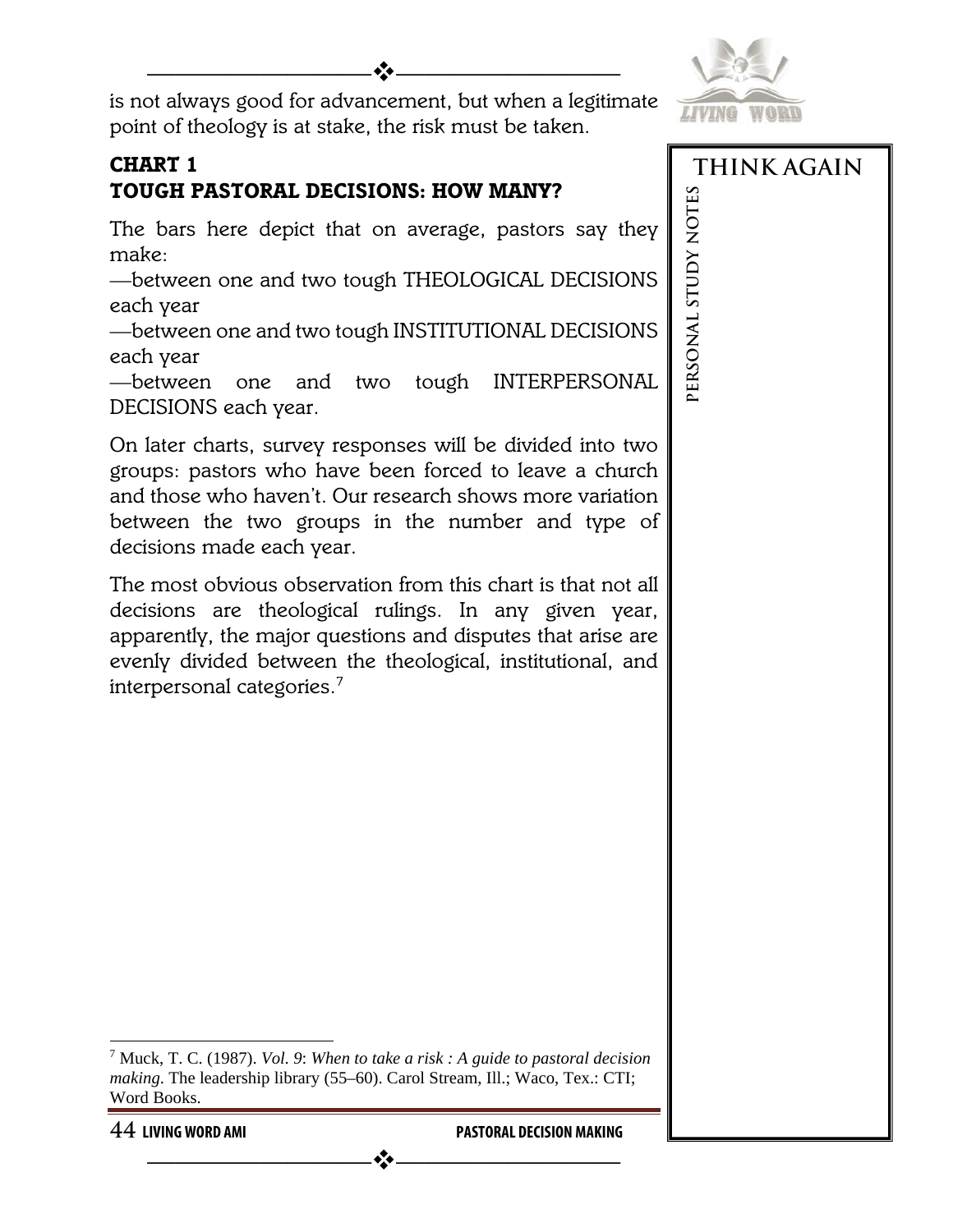is not always good for advancement, but when a legitimate point of theology is at stake, the risk must be taken.

**CHART 1**
**TOUGH PASTORAL DECISIONS: HOW MANY?**

The bars here depict that on average, pastors say they make:
—between one and two tough THEOLOGICAL DECISIONS each year
—between one and two tough INSTITUTIONAL DECISIONS each year
—between one and two tough INTERPERSONAL DECISIONS each year.

On later charts, survey responses will be divided into two groups: pastors who have been forced to leave a church and those who haven't. Our research shows more variation between the two groups in the number and type of decisions made each year.

The most obvious observation from this chart is that not all decisions are theological rulings. In any given year, apparently, the major questions and disputes that arise are evenly divided between the theological, institutional, and interpersonal categories.[7]

THINK AGAIN

PERSONAL STUDY NOTES

[7] Muck, T. C. (1987). *Vol. 9*: *When to take a risk : A guide to pastoral decision making*. The leadership library (55–60). Carol Stream, Ill.; Waco, Tex.: CTI; Word Books.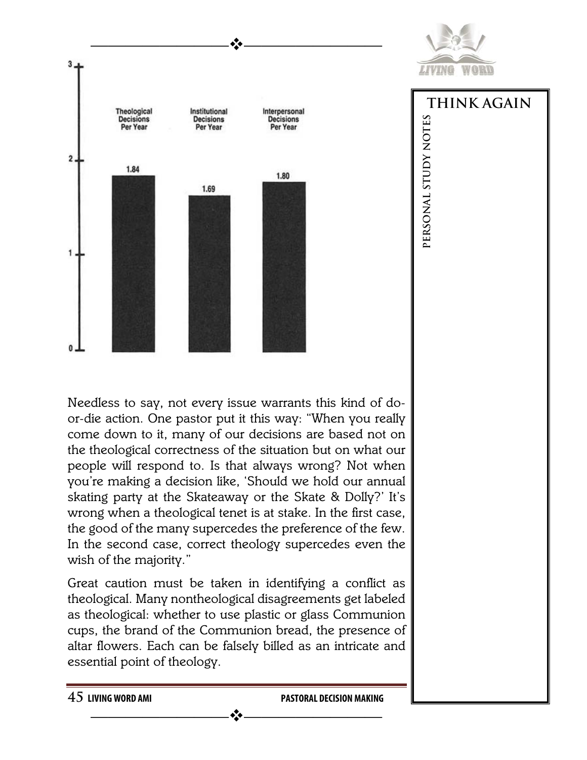| | Theological Decisions Per Year | Institutional Decisions Per Year | Interpersonal Decisions Per Year |
|---|---|---|---|
| Value | 1.84 | 1.69 | 1.80 |

Needless to say, not every issue warrants this kind of do-or-die action. One pastor put it this way: "When you really come down to it, many of our decisions are based not on the theological correctness of the situation but on what our people will respond to. Is that always wrong? Not when you're making a decision like, 'Should we hold our annual skating party at the Skateaway or the Skate & Dolly?' It's wrong when a theological tenet is at stake. In the first case, the good of the many supercedes the preference of the few. In the second case, correct theology supercedes even the wish of the majority."

Great caution must be taken in identifying a conflict as theological. Many nontheological disagreements get labeled as theological: whether to use plastic or glass Communion cups, the brand of the Communion bread, the presence of altar flowers. Each can be falsely billed as an intricate and essential point of theology.

**THINK AGAIN**

**PERSONAL STUDY NOTES**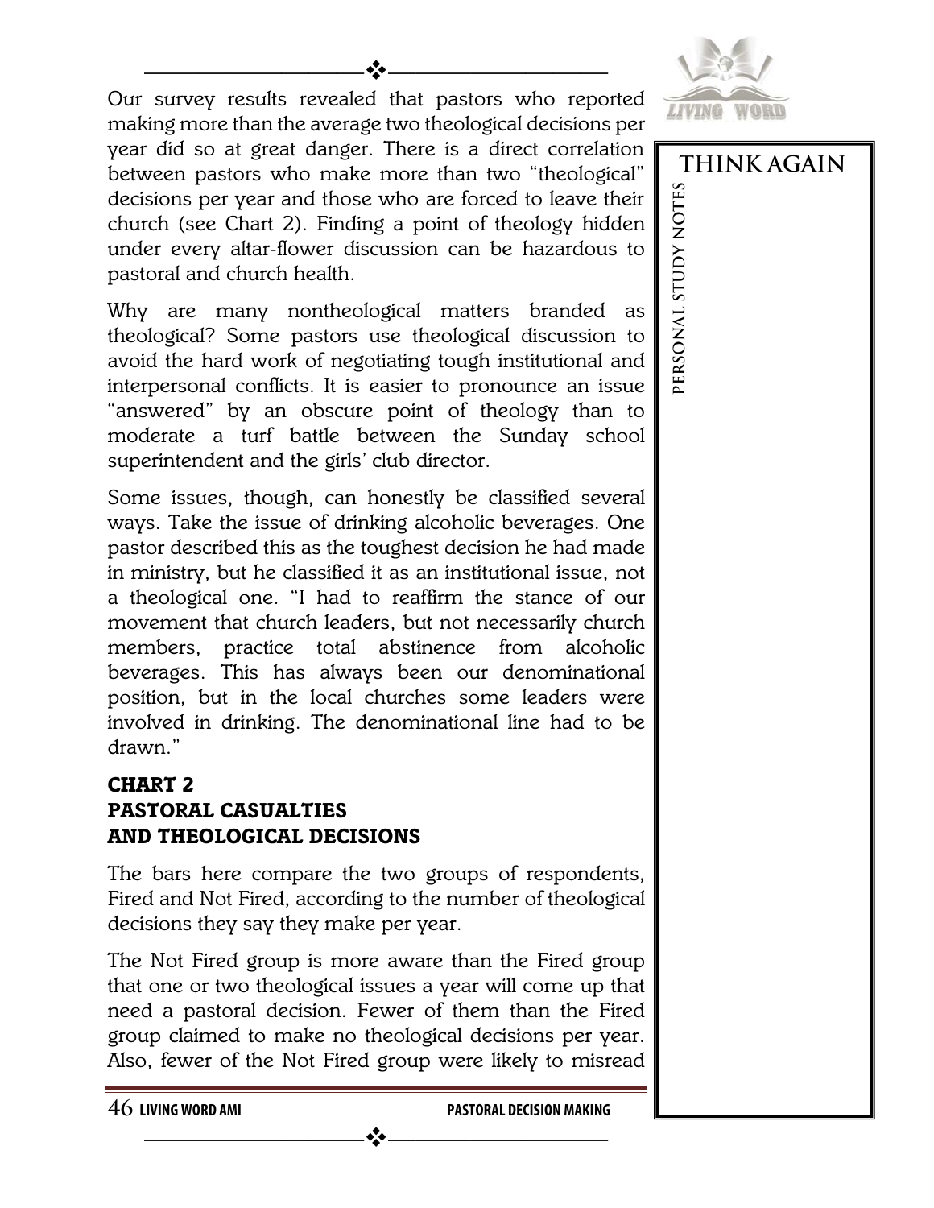Our survey results revealed that pastors who reported making more than the average two theological decisions per year did so at great danger. There is a direct correlation between pastors who make more than two "theological" decisions per year and those who are forced to leave their church (see Chart 2). Finding a point of theology hidden under every altar-flower discussion can be hazardous to pastoral and church health.

Why are many nontheological matters branded as theological? Some pastors use theological discussion to avoid the hard work of negotiating tough institutional and interpersonal conflicts. It is easier to pronounce an issue "answered" by an obscure point of theology than to moderate a turf battle between the Sunday school superintendent and the girls' club director.

Some issues, though, can honestly be classified several ways. Take the issue of drinking alcoholic beverages. One pastor described this as the toughest decision he had made in ministry, but he classified it as an institutional issue, not a theological one. "I had to reaffirm the stance of our movement that church leaders, but not necessarily church members, practice total abstinence from alcoholic beverages. This has always been our denominational position, but in the local churches some leaders were involved in drinking. The denominational line had to be drawn."

### CHART 2
### PASTORAL CASUALTIES AND THEOLOGICAL DECISIONS

The bars here compare the two groups of respondents, Fired and Not Fired, according to the number of theological decisions they say they make per year.

The Not Fired group is more aware than the Fired group that one or two theological issues a year will come up that need a pastoral decision. Fewer of them than the Fired group claimed to make no theological decisions per year. Also, fewer of the Not Fired group were likely to misread

THINK AGAIN

PERSONAL STUDY NOTES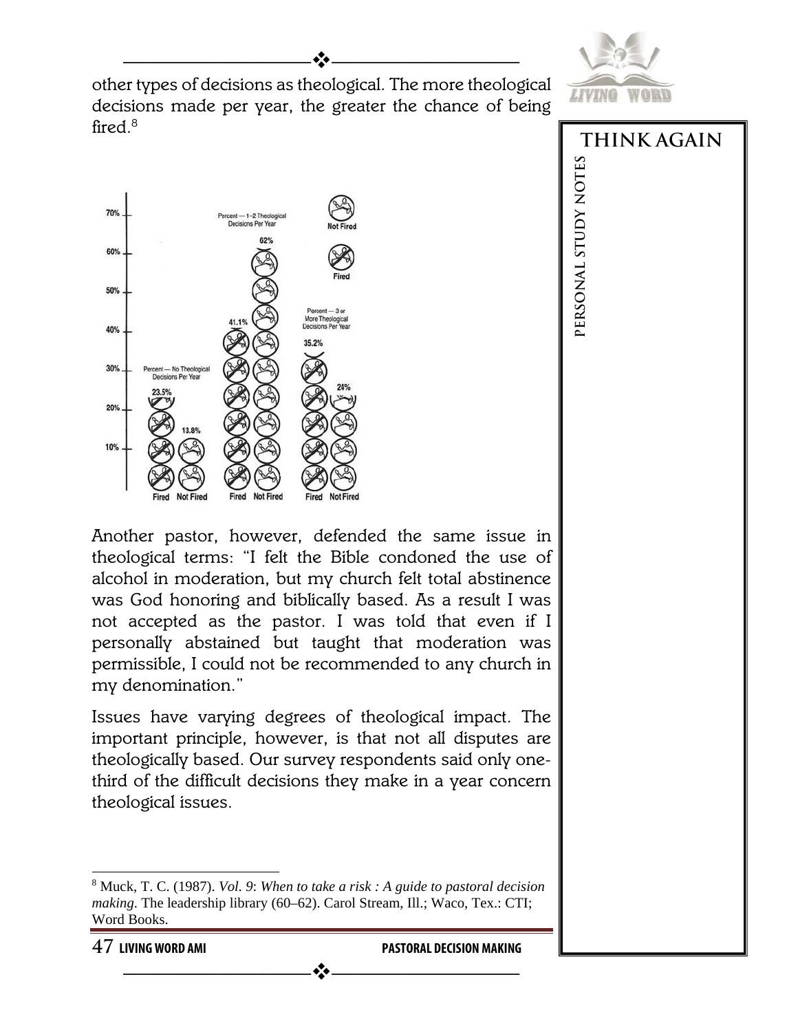other types of decisions as theological. The more theological decisions made per year, the greater the chance of being fired.[8]

| | Fired | Not Fired |
|---|---|---|
| Percent — No Theological Decisions Per Year | 23.5% | 13.8% |
| Percent — 1–2 Theological Decisions Per Year | 41.1% | 62% |
| Percent — 3 or More Theological Decisions Per Year | 35.2% | 24% |

Another pastor, however, defended the same issue in theological terms: "I felt the Bible condoned the use of alcohol in moderation, but my church felt total abstinence was God honoring and biblically based. As a result I was not accepted as the pastor. I was told that even if I personally abstained but taught that moderation was permissible, I could not be recommended to any church in my denomination."

Issues have varying degrees of theological impact. The important principle, however, is that not all disputes are theologically based. Our survey respondents said only one-third of the difficult decisions they make in a year concern theological issues.

**THINK AGAIN**

**PERSONAL STUDY NOTES**

---

[8] Muck, T. C. (1987). *Vol. 9*: *When to take a risk : A guide to pastoral decision making*. The leadership library (60–62). Carol Stream, Ill.; Waco, Tex.: CTI; Word Books.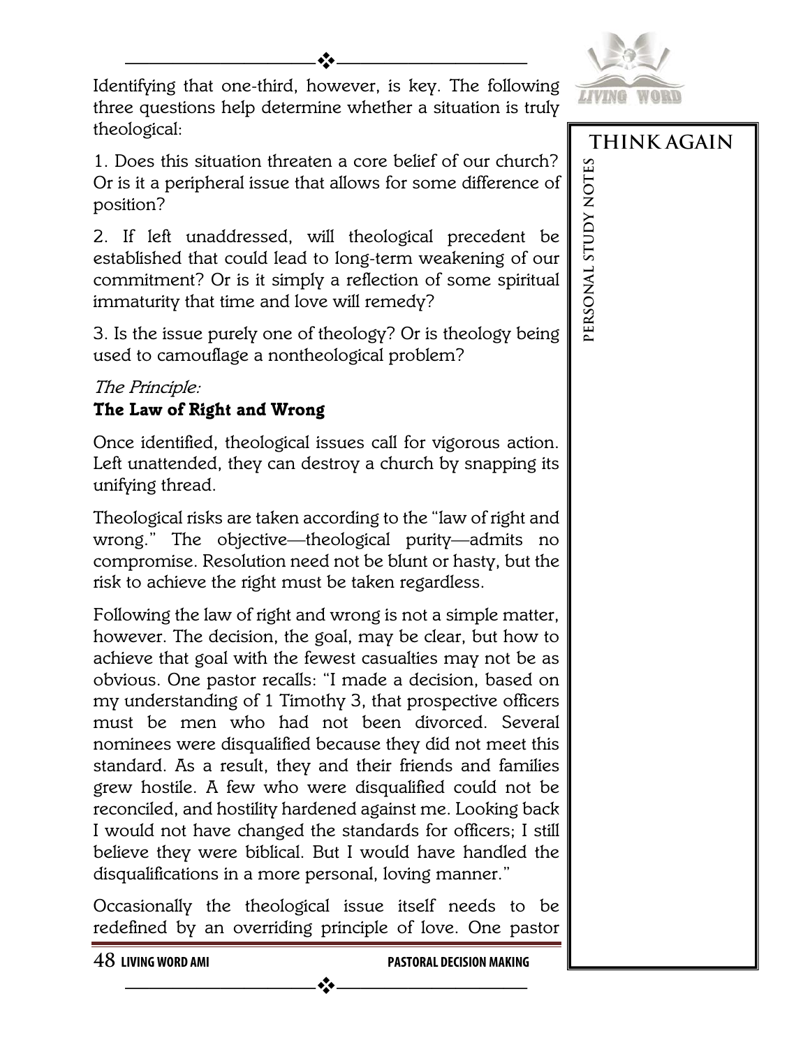Identifying that one-third, however, is key. The following three questions help determine whether a situation is truly theological:

1. Does this situation threaten a core belief of our church? Or is it a peripheral issue that allows for some difference of position?

2. If left unaddressed, will theological precedent be established that could lead to long-term weakening of our commitment? Or is it simply a reflection of some spiritual immaturity that time and love will remedy?

3. Is the issue purely one of theology? Or is theology being used to camouflage a nontheological problem?

*The Principle:*

**The Law of Right and Wrong**

Once identified, theological issues call for vigorous action. Left unattended, they can destroy a church by snapping its unifying thread.

Theological risks are taken according to the "law of right and wrong." The objective—theological purity—admits no compromise. Resolution need not be blunt or hasty, but the risk to achieve the right must be taken regardless.

Following the law of right and wrong is not a simple matter, however. The decision, the goal, may be clear, but how to achieve that goal with the fewest casualties may not be as obvious. One pastor recalls: "I made a decision, based on my understanding of 1 Timothy 3, that prospective officers must be men who had not been divorced. Several nominees were disqualified because they did not meet this standard. As a result, they and their friends and families grew hostile. A few who were disqualified could not be reconciled, and hostility hardened against me. Looking back I would not have changed the standards for officers; I still believe they were biblical. But I would have handled the disqualifications in a more personal, loving manner."

Occasionally the theological issue itself needs to be redefined by an overriding principle of love. One pastor

**THINK AGAIN**

PERSONAL STUDY NOTES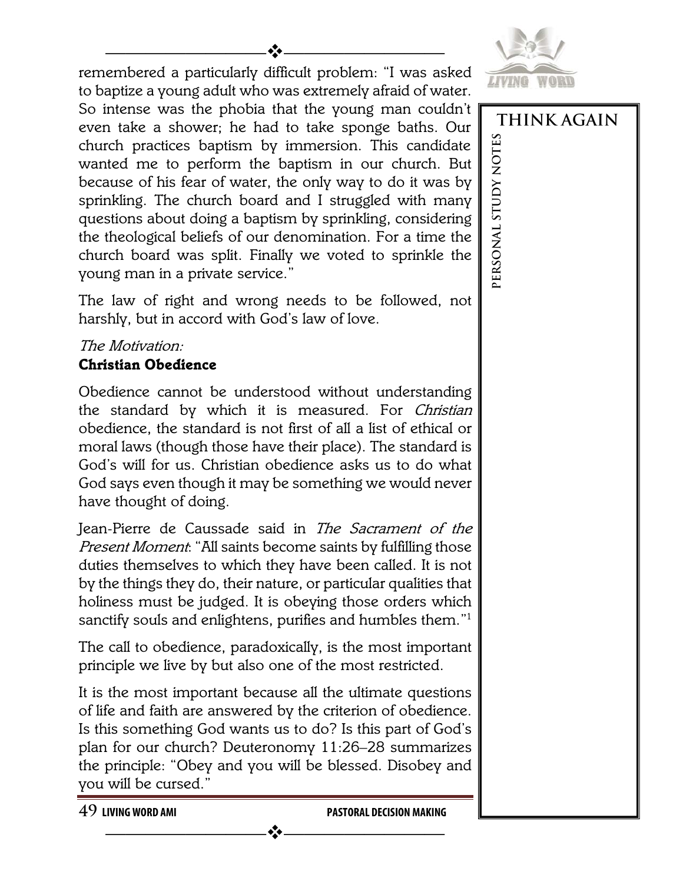remembered a particularly difficult problem: "I was asked to baptize a young adult who was extremely afraid of water. So intense was the phobia that the young man couldn't even take a shower; he had to take sponge baths. Our church practices baptism by immersion. This candidate wanted me to perform the baptism in our church. But because of his fear of water, the only way to do it was by sprinkling. The church board and I struggled with many questions about doing a baptism by sprinkling, considering the theological beliefs of our denomination. For a time the church board was split. Finally we voted to sprinkle the young man in a private service."

The law of right and wrong needs to be followed, not harshly, but in accord with God's law of love.

*The Motivation:*
**Christian Obedience**

Obedience cannot be understood without understanding the standard by which it is measured. For *Christian* obedience, the standard is not first of all a list of ethical or moral laws (though those have their place). The standard is God's will for us. Christian obedience asks us to do what God says even though it may be something we would never have thought of doing.

Jean-Pierre de Caussade said in *The Sacrament of the Present Moment*: "All saints become saints by fulfilling those duties themselves to which they have been called. It is not by the things they do, their nature, or particular qualities that holiness must be judged. It is obeying those orders which sanctify souls and enlightens, purifies and humbles them."[1]

The call to obedience, paradoxically, is the most important principle we live by but also one of the most restricted.

It is the most important because all the ultimate questions of life and faith are answered by the criterion of obedience. Is this something God wants us to do? Is this part of God's plan for our church? Deuteronomy 11:26–28 summarizes the principle: "Obey and you will be blessed. Disobey and you will be cursed."

**THINK AGAIN**

PERSONAL STUDY NOTES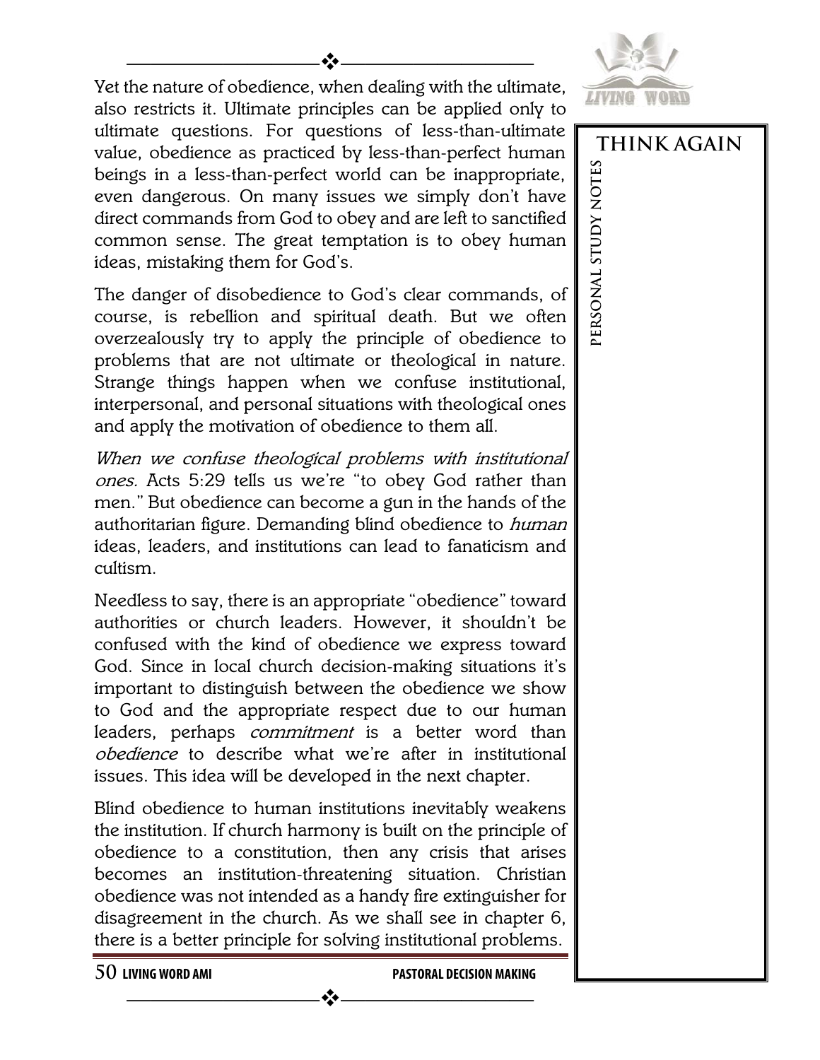Yet the nature of obedience, when dealing with the ultimate, also restricts it. Ultimate principles can be applied only to ultimate questions. For questions of less-than-ultimate value, obedience as practiced by less-than-perfect human beings in a less-than-perfect world can be inappropriate, even dangerous. On many issues we simply don't have direct commands from God to obey and are left to sanctified common sense. The great temptation is to obey human ideas, mistaking them for God's.

The danger of disobedience to God's clear commands, of course, is rebellion and spiritual death. But we often overzealously try to apply the principle of obedience to problems that are not ultimate or theological in nature. Strange things happen when we confuse institutional, interpersonal, and personal situations with theological ones and apply the motivation of obedience to them all.

*When we confuse theological problems with institutional ones.* Acts 5:29 tells us we're "to obey God rather than men." But obedience can become a gun in the hands of the authoritarian figure. Demanding blind obedience to *human* ideas, leaders, and institutions can lead to fanaticism and cultism.

Needless to say, there is an appropriate "obedience" toward authorities or church leaders. However, it shouldn't be confused with the kind of obedience we express toward God. Since in local church decision-making situations it's important to distinguish between the obedience we show to God and the appropriate respect due to our human leaders, perhaps *commitment* is a better word than *obedience* to describe what we're after in institutional issues. This idea will be developed in the next chapter.

Blind obedience to human institutions inevitably weakens the institution. If church harmony is built on the principle of obedience to a constitution, then any crisis that arises becomes an institution-threatening situation. Christian obedience was not intended as a handy fire extinguisher for disagreement in the church. As we shall see in chapter 6, there is a better principle for solving institutional problems.

**THINK AGAIN**

**PERSONAL STUDY NOTES**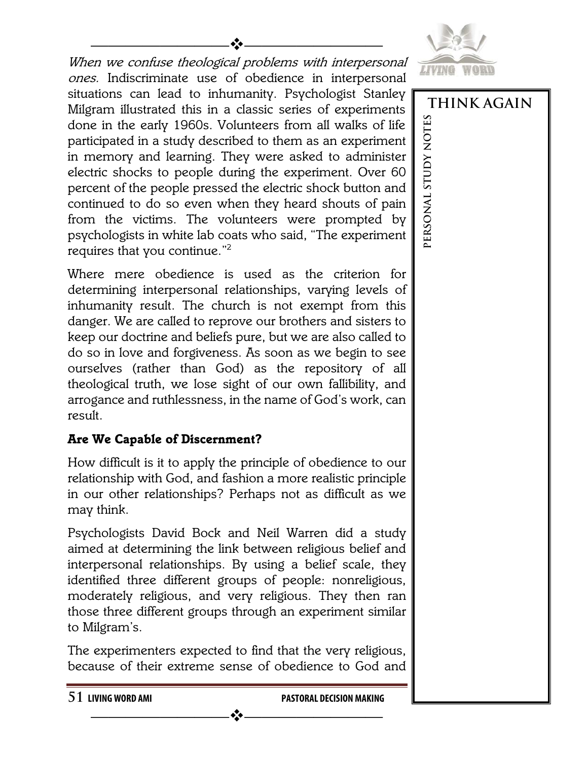*When we confuse theological problems with interpersonal ones.* Indiscriminate use of obedience in interpersonal situations can lead to inhumanity. Psychologist Stanley Milgram illustrated this in a classic series of experiments done in the early 1960s. Volunteers from all walks of life participated in a study described to them as an experiment in memory and learning. They were asked to administer electric shocks to people during the experiment. Over 60 percent of the people pressed the electric shock button and continued to do so even when they heard shouts of pain from the victims. The volunteers were prompted by psychologists in white lab coats who said, "The experiment requires that you continue."[2]

Where mere obedience is used as the criterion for determining interpersonal relationships, varying levels of inhumanity result. The church is not exempt from this danger. We are called to reprove our brothers and sisters to keep our doctrine and beliefs pure, but we are also called to do so in love and forgiveness. As soon as we begin to see ourselves (rather than God) as the repository of all theological truth, we lose sight of our own fallibility, and arrogance and ruthlessness, in the name of God's work, can result.

### Are We Capable of Discernment?

How difficult is it to apply the principle of obedience to our relationship with God, and fashion a more realistic principle in our other relationships? Perhaps not as difficult as we may think.

Psychologists David Bock and Neil Warren did a study aimed at determining the link between religious belief and interpersonal relationships. By using a belief scale, they identified three different groups of people: nonreligious, moderately religious, and very religious. They then ran those three different groups through an experiment similar to Milgram's.

The experimenters expected to find that the very religious, because of their extreme sense of obedience to God and

**THINK AGAIN**

**PERSONAL STUDY NOTES**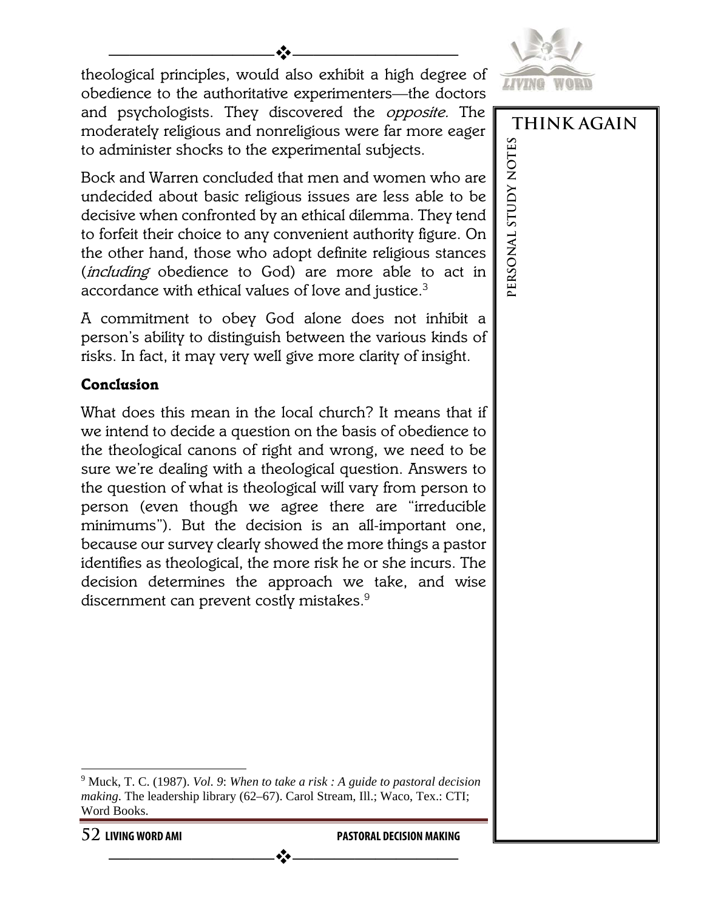theological principles, would also exhibit a high degree of obedience to the authoritative experimenters—the doctors and psychologists. They discovered the *opposite.* The moderately religious and nonreligious were far more eager to administer shocks to the experimental subjects.

Bock and Warren concluded that men and women who are undecided about basic religious issues are less able to be decisive when confronted by an ethical dilemma. They tend to forfeit their choice to any convenient authority figure. On the other hand, those who adopt definite religious stances (*including* obedience to God) are more able to act in accordance with ethical values of love and justice.[3]

A commitment to obey God alone does not inhibit a person's ability to distinguish between the various kinds of risks. In fact, it may very well give more clarity of insight.

### Conclusion

What does this mean in the local church? It means that if we intend to decide a question on the basis of obedience to the theological canons of right and wrong, we need to be sure we're dealing with a theological question. Answers to the question of what is theological will vary from person to person (even though we agree there are "irreducible minimums"). But the decision is an all-important one, because our survey clearly showed the more things a pastor identifies as theological, the more risk he or she incurs. The decision determines the approach we take, and wise discernment can prevent costly mistakes.[9]

THINK AGAIN

PERSONAL STUDY NOTES

---

[9] Muck, T. C. (1987). *Vol. 9*: *When to take a risk : A guide to pastoral decision making*. The leadership library (62–67). Carol Stream, Ill.; Waco, Tex.: CTI; Word Books.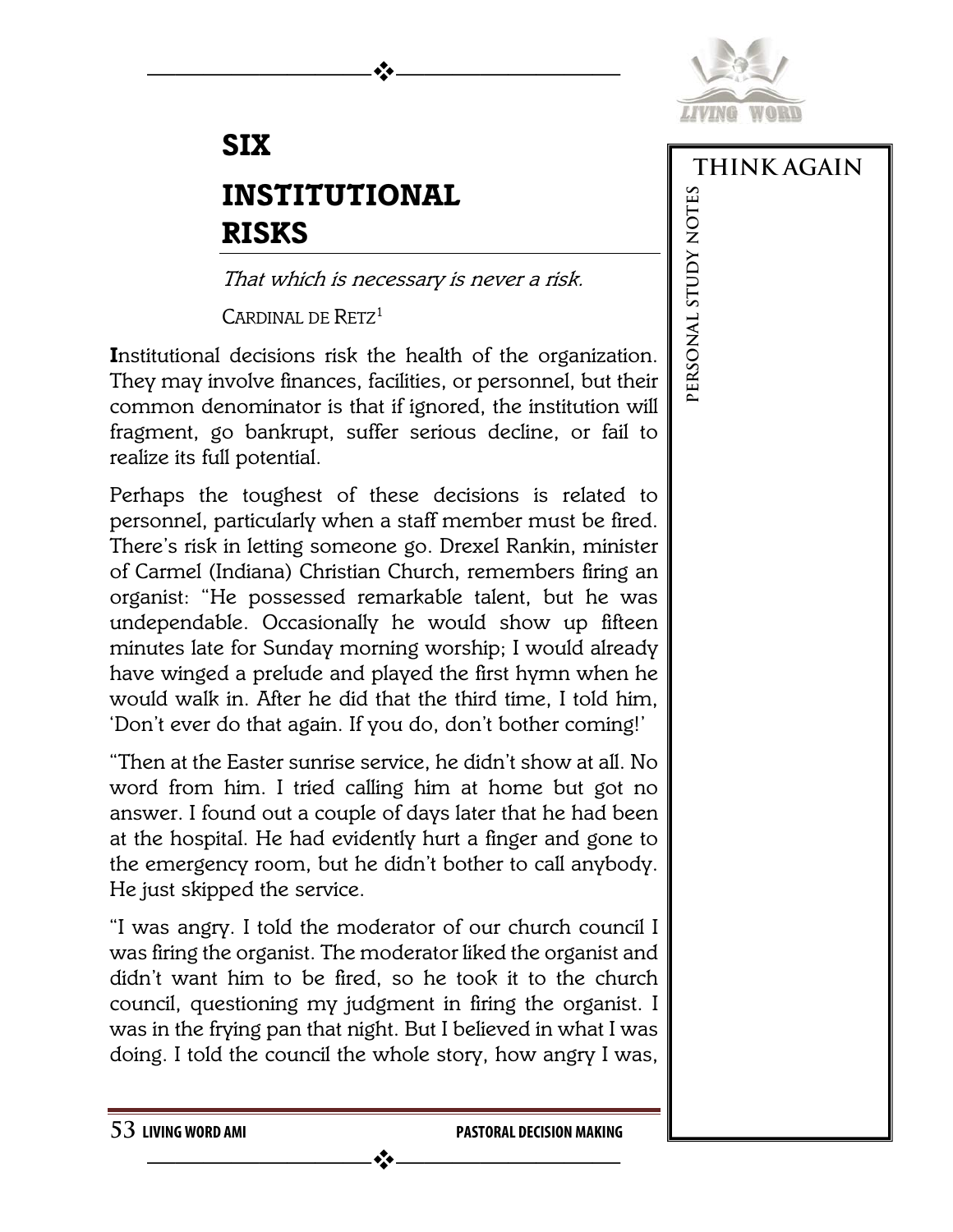# SIX

# INSTITUTIONAL RISKS

*That which is necessary is never a risk.*

CARDINAL DE RETZ[1]

**I**nstitutional decisions risk the health of the organization. They may involve finances, facilities, or personnel, but their common denominator is that if ignored, the institution will fragment, go bankrupt, suffer serious decline, or fail to realize its full potential.

Perhaps the toughest of these decisions is related to personnel, particularly when a staff member must be fired. There's risk in letting someone go. Drexel Rankin, minister of Carmel (Indiana) Christian Church, remembers firing an organist: "He possessed remarkable talent, but he was undependable. Occasionally he would show up fifteen minutes late for Sunday morning worship; I would already have winged a prelude and played the first hymn when he would walk in. After he did that the third time, I told him, 'Don't ever do that again. If you do, don't bother coming!'

"Then at the Easter sunrise service, he didn't show at all. No word from him. I tried calling him at home but got no answer. I found out a couple of days later that he had been at the hospital. He had evidently hurt a finger and gone to the emergency room, but he didn't bother to call anybody. He just skipped the service.

"I was angry. I told the moderator of our church council I was firing the organist. The moderator liked the organist and didn't want him to be fired, so he took it to the church council, questioning my judgment in firing the organist. I was in the frying pan that night. But I believed in what I was doing. I told the council the whole story, how angry I was,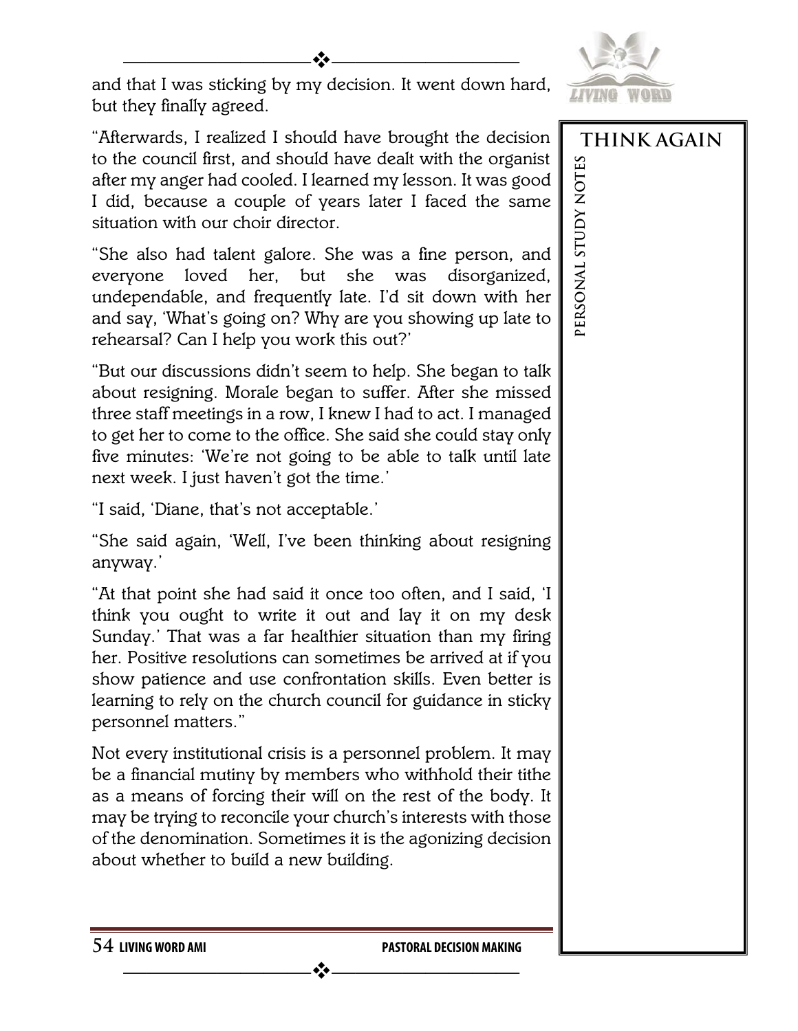and that I was sticking by my decision. It went down hard, but they finally agreed.

"Afterwards, I realized I should have brought the decision to the council first, and should have dealt with the organist after my anger had cooled. I learned my lesson. It was good I did, because a couple of years later I faced the same situation with our choir director.

"She also had talent galore. She was a fine person, and everyone loved her, but she was disorganized, undependable, and frequently late. I'd sit down with her and say, 'What's going on? Why are you showing up late to rehearsal? Can I help you work this out?'

"But our discussions didn't seem to help. She began to talk about resigning. Morale began to suffer. After she missed three staff meetings in a row, I knew I had to act. I managed to get her to come to the office. She said she could stay only five minutes: 'We're not going to be able to talk until late next week. I just haven't got the time.'

"I said, 'Diane, that's not acceptable.'

"She said again, 'Well, I've been thinking about resigning anyway.'

"At that point she had said it once too often, and I said, 'I think you ought to write it out and lay it on my desk Sunday.' That was a far healthier situation than my firing her. Positive resolutions can sometimes be arrived at if you show patience and use confrontation skills. Even better is learning to rely on the church council for guidance in sticky personnel matters."

Not every institutional crisis is a personnel problem. It may be a financial mutiny by members who withhold their tithe as a means of forcing their will on the rest of the body. It may be trying to reconcile your church's interests with those of the denomination. Sometimes it is the agonizing decision about whether to build a new building.

**THINK AGAIN**

**PERSONAL STUDY NOTES**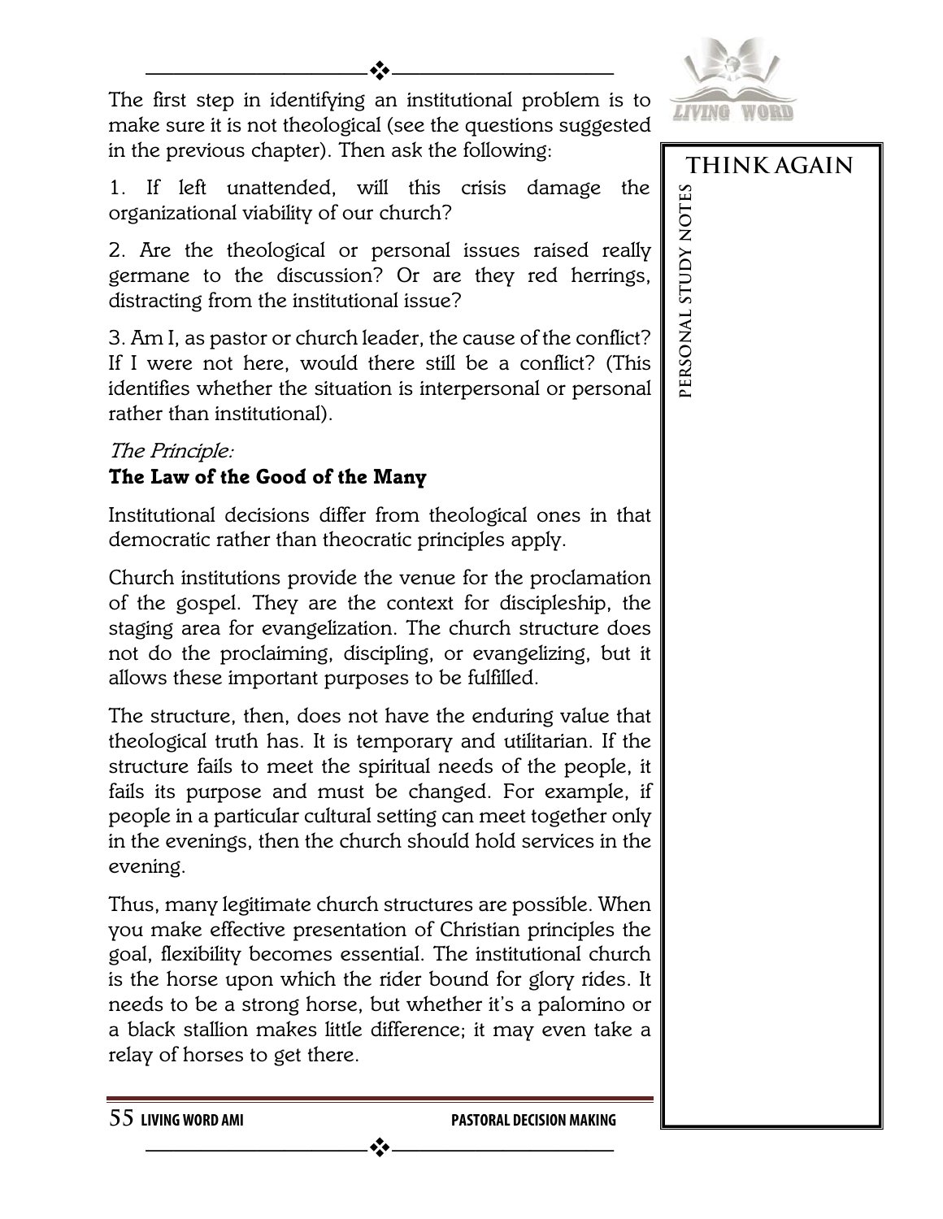The first step in identifying an institutional problem is to make sure it is not theological (see the questions suggested in the previous chapter). Then ask the following:

1. If left unattended, will this crisis damage the organizational viability of our church?

2. Are the theological or personal issues raised really germane to the discussion? Or are they red herrings, distracting from the institutional issue?

3. Am I, as pastor or church leader, the cause of the conflict? If I were not here, would there still be a conflict? (This identifies whether the situation is interpersonal or personal rather than institutional).

*The Principle:*
**The Law of the Good of the Many**

Institutional decisions differ from theological ones in that democratic rather than theocratic principles apply.

Church institutions provide the venue for the proclamation of the gospel. They are the context for discipleship, the staging area for evangelization. The church structure does not do the proclaiming, discipling, or evangelizing, but it allows these important purposes to be fulfilled.

The structure, then, does not have the enduring value that theological truth has. It is temporary and utilitarian. If the structure fails to meet the spiritual needs of the people, it fails its purpose and must be changed. For example, if people in a particular cultural setting can meet together only in the evenings, then the church should hold services in the evening.

Thus, many legitimate church structures are possible. When you make effective presentation of Christian principles the goal, flexibility becomes essential. The institutional church is the horse upon which the rider bound for glory rides. It needs to be a strong horse, but whether it's a palomino or a black stallion makes little difference; it may even take a relay of horses to get there.

THINK AGAIN

PERSONAL STUDY NOTES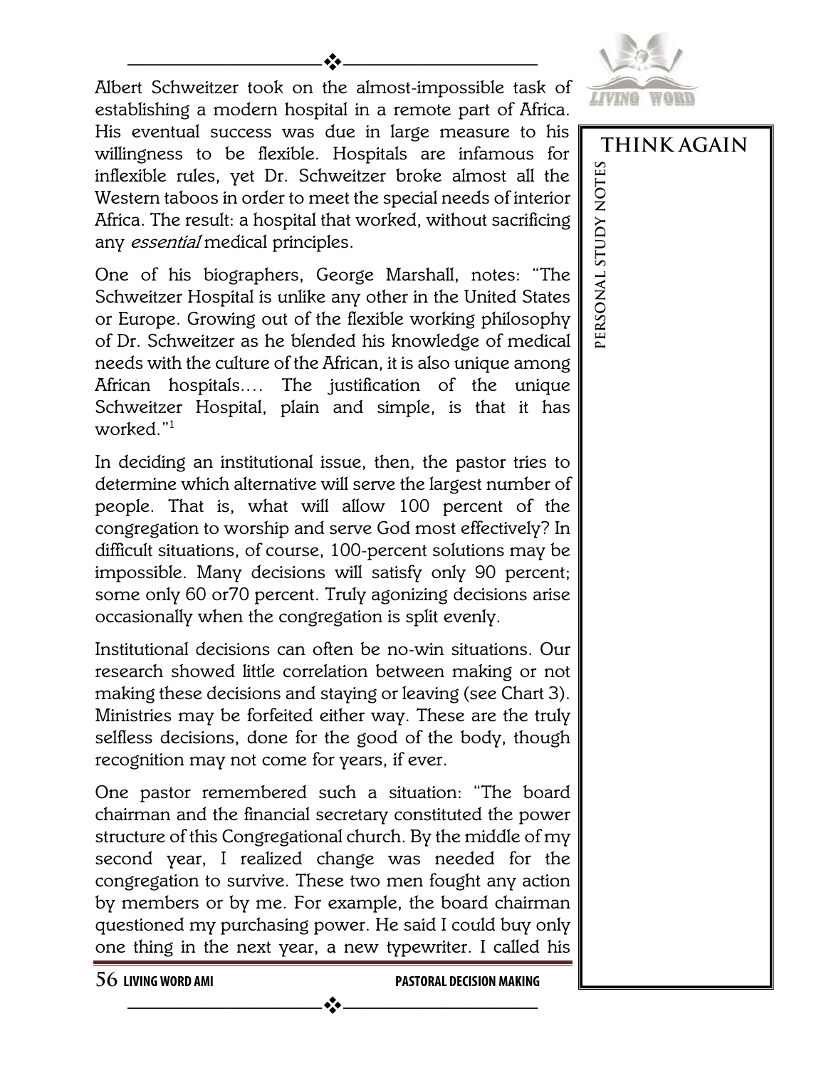Albert Schweitzer took on the almost-impossible task of establishing a modern hospital in a remote part of Africa. His eventual success was due in large measure to his willingness to be flexible. Hospitals are infamous for inflexible rules, yet Dr. Schweitzer broke almost all the Western taboos in order to meet the special needs of interior Africa. The result: a hospital that worked, without sacrificing any *essential* medical principles.

One of his biographers, George Marshall, notes: "The Schweitzer Hospital is unlike any other in the United States or Europe. Growing out of the flexible working philosophy of Dr. Schweitzer as he blended his knowledge of medical needs with the culture of the African, it is also unique among African hospitals.... The justification of the unique Schweitzer Hospital, plain and simple, is that it has worked."[1]

In deciding an institutional issue, then, the pastor tries to determine which alternative will serve the largest number of people. That is, what will allow 100 percent of the congregation to worship and serve God most effectively? In difficult situations, of course, 100-percent solutions may be impossible. Many decisions will satisfy only 90 percent; some only 60 or70 percent. Truly agonizing decisions arise occasionally when the congregation is split evenly.

Institutional decisions can often be no-win situations. Our research showed little correlation between making or not making these decisions and staying or leaving (see Chart 3). Ministries may be forfeited either way. These are the truly selfless decisions, done for the good of the body, though recognition may not come for years, if ever.

One pastor remembered such a situation: "The board chairman and the financial secretary constituted the power structure of this Congregational church. By the middle of my second year, I realized change was needed for the congregation to survive. These two men fought any action by members or by me. For example, the board chairman questioned my purchasing power. He said I could buy only one thing in the next year, a new typewriter. I called his

**THINK AGAIN**

**PERSONAL STUDY NOTES**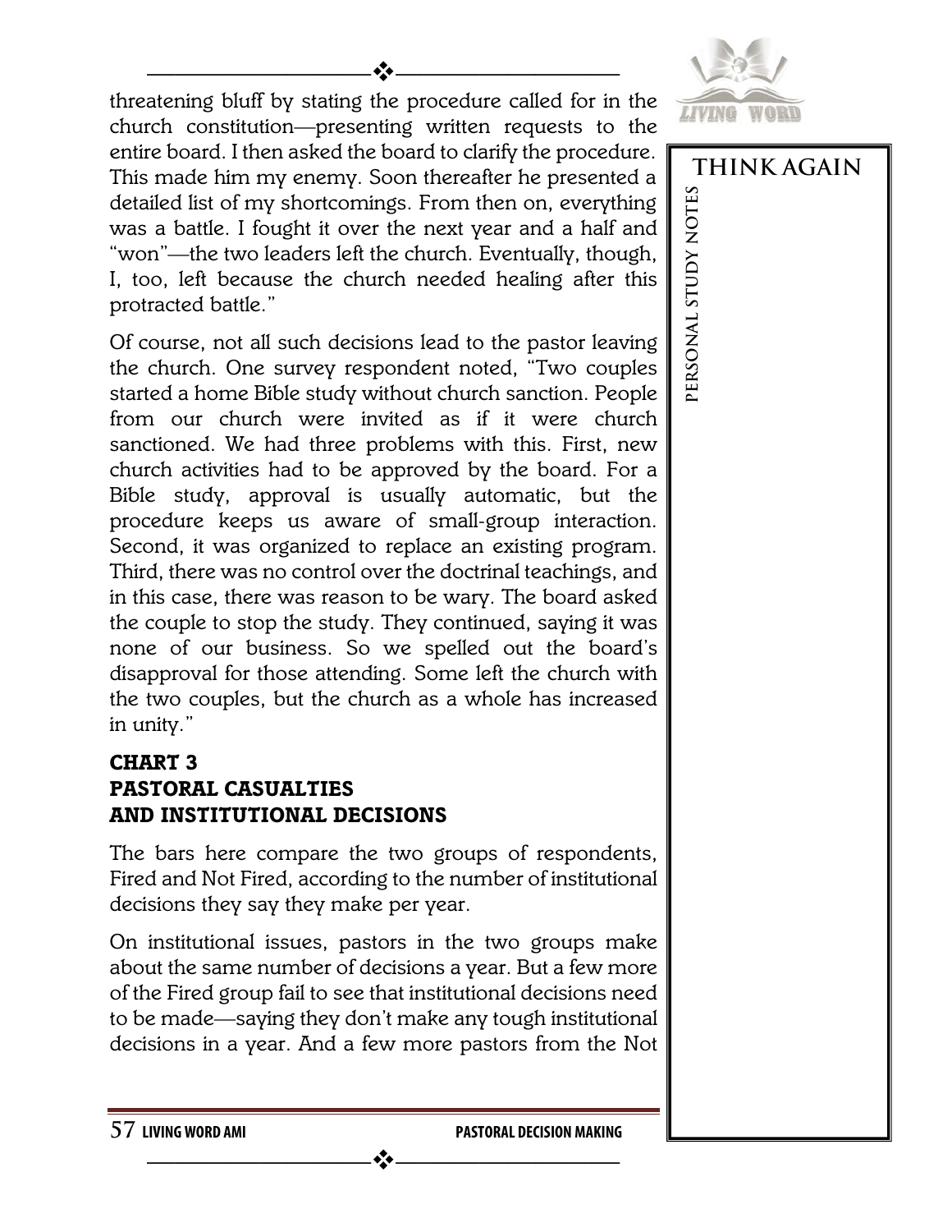threatening bluff by stating the procedure called for in the church constitution—presenting written requests to the entire board. I then asked the board to clarify the procedure. This made him my enemy. Soon thereafter he presented a detailed list of my shortcomings. From then on, everything was a battle. I fought it over the next year and a half and "won"—the two leaders left the church. Eventually, though, I, too, left because the church needed healing after this protracted battle."

Of course, not all such decisions lead to the pastor leaving the church. One survey respondent noted, "Two couples started a home Bible study without church sanction. People from our church were invited as if it were church sanctioned. We had three problems with this. First, new church activities had to be approved by the board. For a Bible study, approval is usually automatic, but the procedure keeps us aware of small-group interaction. Second, it was organized to replace an existing program. Third, there was no control over the doctrinal teachings, and in this case, there was reason to be wary. The board asked the couple to stop the study. They continued, saying it was none of our business. So we spelled out the board's disapproval for those attending. Some left the church with the two couples, but the church as a whole has increased in unity."

### CHART 3
### PASTORAL CASUALTIES AND INSTITUTIONAL DECISIONS

The bars here compare the two groups of respondents, Fired and Not Fired, according to the number of institutional decisions they say they make per year.

On institutional issues, pastors in the two groups make about the same number of decisions a year. But a few more of the Fired group fail to see that institutional decisions need to be made—saying they don't make any tough institutional decisions in a year. And a few more pastors from the Not

THINK AGAIN

PERSONAL STUDY NOTES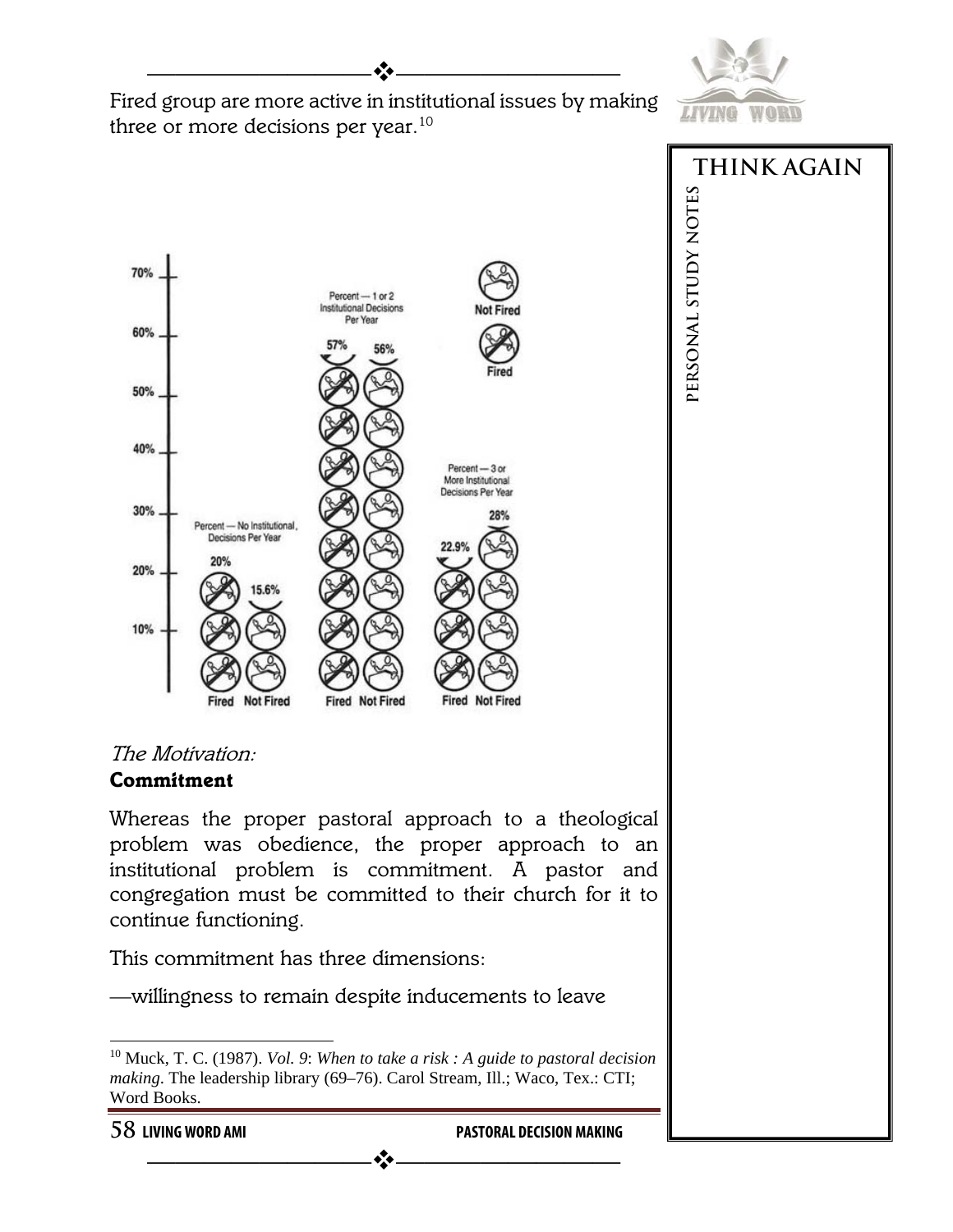Fired group are more active in institutional issues by making three or more decisions per year.[10]

| | Fired | Not Fired |
|---|---|---|
| Percent — No Institutional Decisions Per Year | 20% | 15.6% |
| Percent — 1 or 2 Institutional Decisions Per Year | 57% | 56% |
| Percent — 3 or More Institutional Decisions Per Year | 22.9% | 28% |

*The Motivation:*

**Commitment**

Whereas the proper pastoral approach to a theological problem was obedience, the proper approach to an institutional problem is commitment. A pastor and congregation must be committed to their church for it to continue functioning.

This commitment has three dimensions:

—willingness to remain despite inducements to leave

THINK AGAIN

PERSONAL STUDY NOTES

[10] Muck, T. C. (1987). *Vol. 9*: *When to take a risk : A guide to pastoral decision making*. The leadership library (69–76). Carol Stream, Ill.; Waco, Tex.: CTI; Word Books.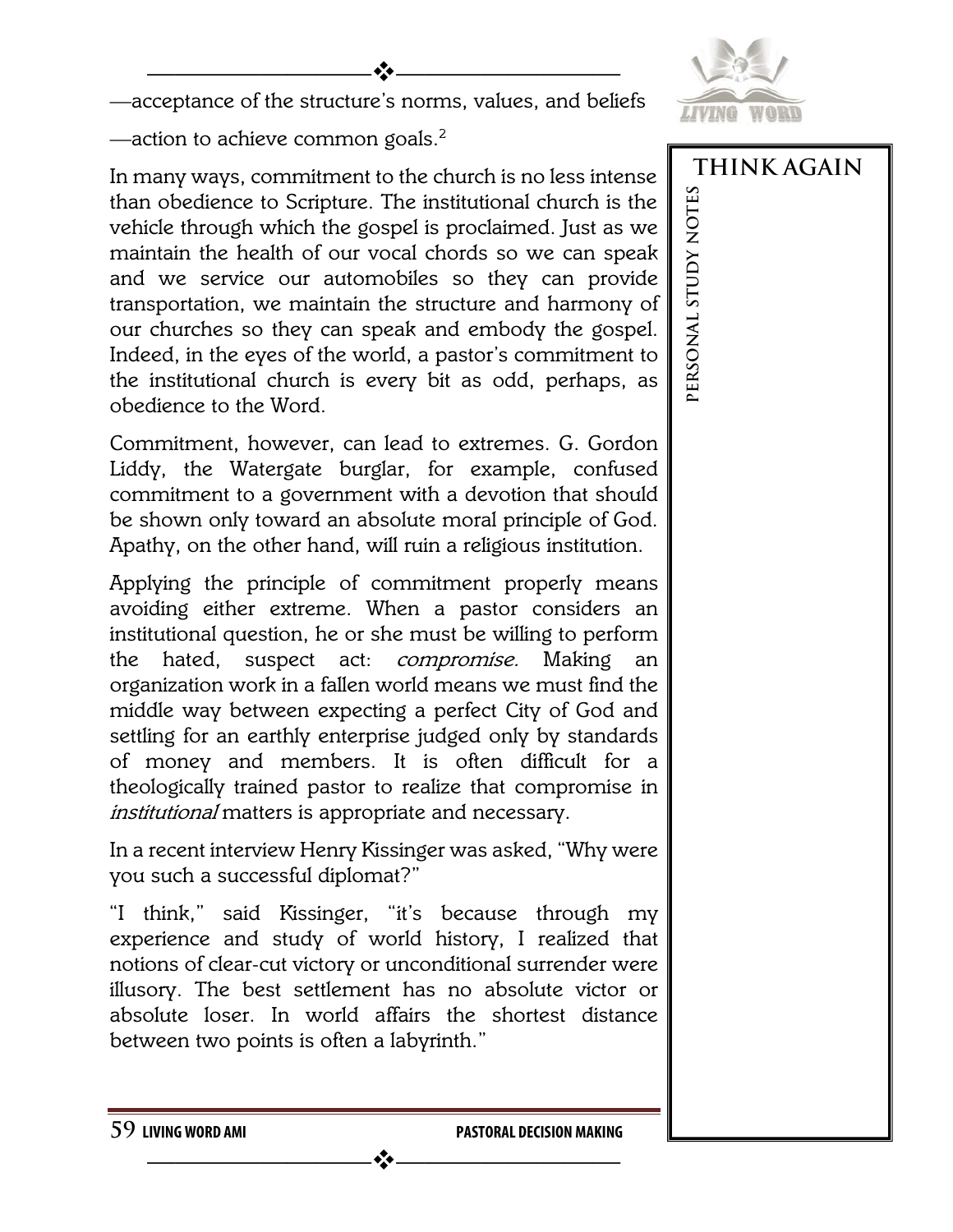—acceptance of the structure's norms, values, and beliefs

—action to achieve common goals.[2]

In many ways, commitment to the church is no less intense than obedience to Scripture. The institutional church is the vehicle through which the gospel is proclaimed. Just as we maintain the health of our vocal chords so we can speak and we service our automobiles so they can provide transportation, we maintain the structure and harmony of our churches so they can speak and embody the gospel. Indeed, in the eyes of the world, a pastor's commitment to the institutional church is every bit as odd, perhaps, as obedience to the Word.

Commitment, however, can lead to extremes. G. Gordon Liddy, the Watergate burglar, for example, confused commitment to a government with a devotion that should be shown only toward an absolute moral principle of God. Apathy, on the other hand, will ruin a religious institution.

Applying the principle of commitment properly means avoiding either extreme. When a pastor considers an institutional question, he or she must be willing to perform the hated, suspect act: *compromise*. Making an organization work in a fallen world means we must find the middle way between expecting a perfect City of God and settling for an earthly enterprise judged only by standards of money and members. It is often difficult for a theologically trained pastor to realize that compromise in *institutional* matters is appropriate and necessary.

In a recent interview Henry Kissinger was asked, "Why were you such a successful diplomat?"

"I think," said Kissinger, "it's because through my experience and study of world history, I realized that notions of clear-cut victory or unconditional surrender were illusory. The best settlement has no absolute victor or absolute loser. In world affairs the shortest distance between two points is often a labyrinth."

**THINK AGAIN**

**PERSONAL STUDY NOTES**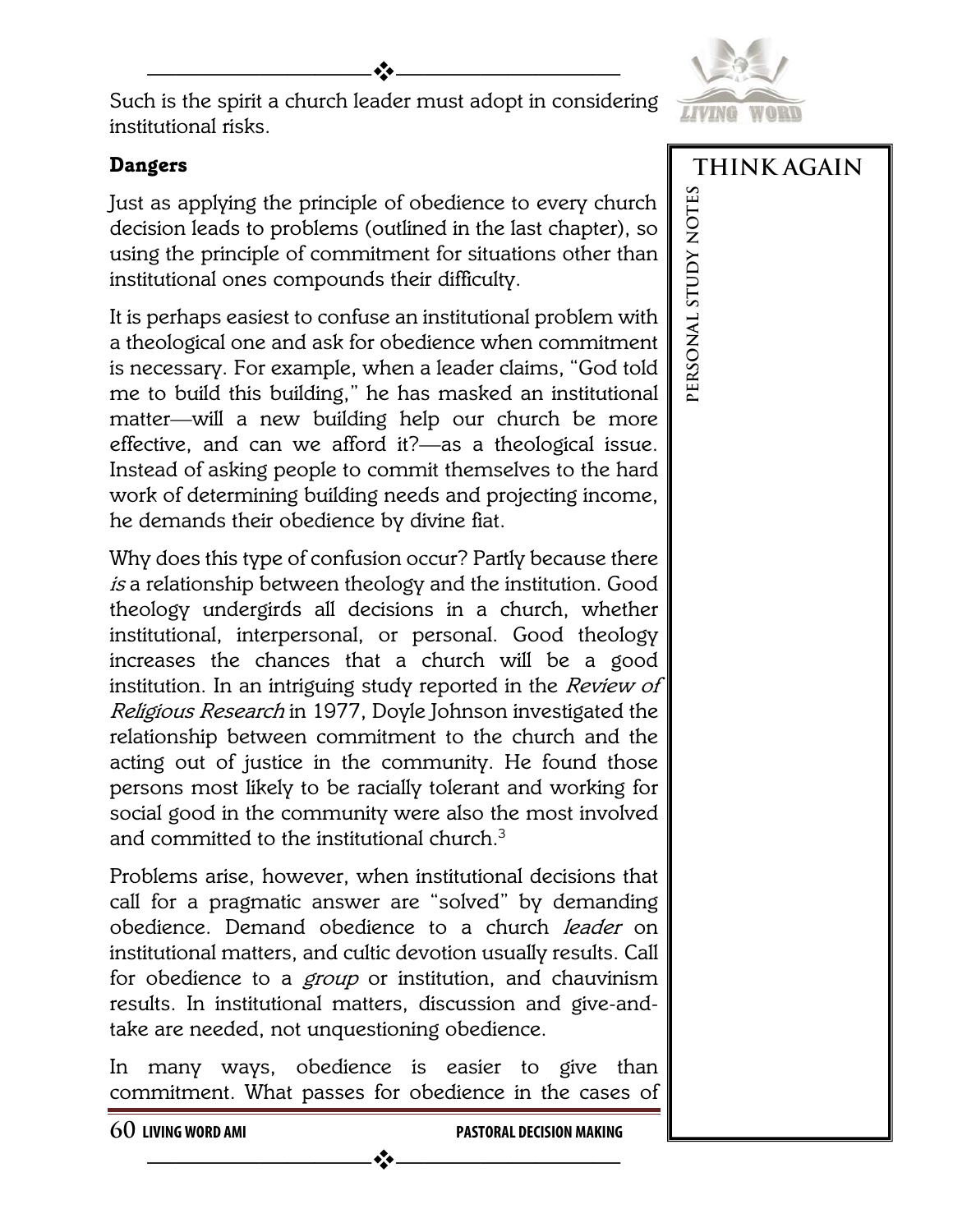Such is the spirit a church leader must adopt in considering institutional risks.

**THINK AGAIN**

**PERSONAL STUDY NOTES**

### Dangers

Just as applying the principle of obedience to every church decision leads to problems (outlined in the last chapter), so using the principle of commitment for situations other than institutional ones compounds their difficulty.

It is perhaps easiest to confuse an institutional problem with a theological one and ask for obedience when commitment is necessary. For example, when a leader claims, "God told me to build this building," he has masked an institutional matter—will a new building help our church be more effective, and can we afford it?—as a theological issue. Instead of asking people to commit themselves to the hard work of determining building needs and projecting income, he demands their obedience by divine fiat.

Why does this type of confusion occur? Partly because there *is* a relationship between theology and the institution. Good theology undergirds all decisions in a church, whether institutional, interpersonal, or personal. Good theology increases the chances that a church will be a good institution. In an intriguing study reported in the *Review of Religious Research* in 1977, Doyle Johnson investigated the relationship between commitment to the church and the acting out of justice in the community. He found those persons most likely to be racially tolerant and working for social good in the community were also the most involved and committed to the institutional church.[3]

Problems arise, however, when institutional decisions that call for a pragmatic answer are "solved" by demanding obedience. Demand obedience to a church *leader* on institutional matters, and cultic devotion usually results. Call for obedience to a *group* or institution, and chauvinism results. In institutional matters, discussion and give-and-take are needed, not unquestioning obedience.

In many ways, obedience is easier to give than commitment. What passes for obedience in the cases of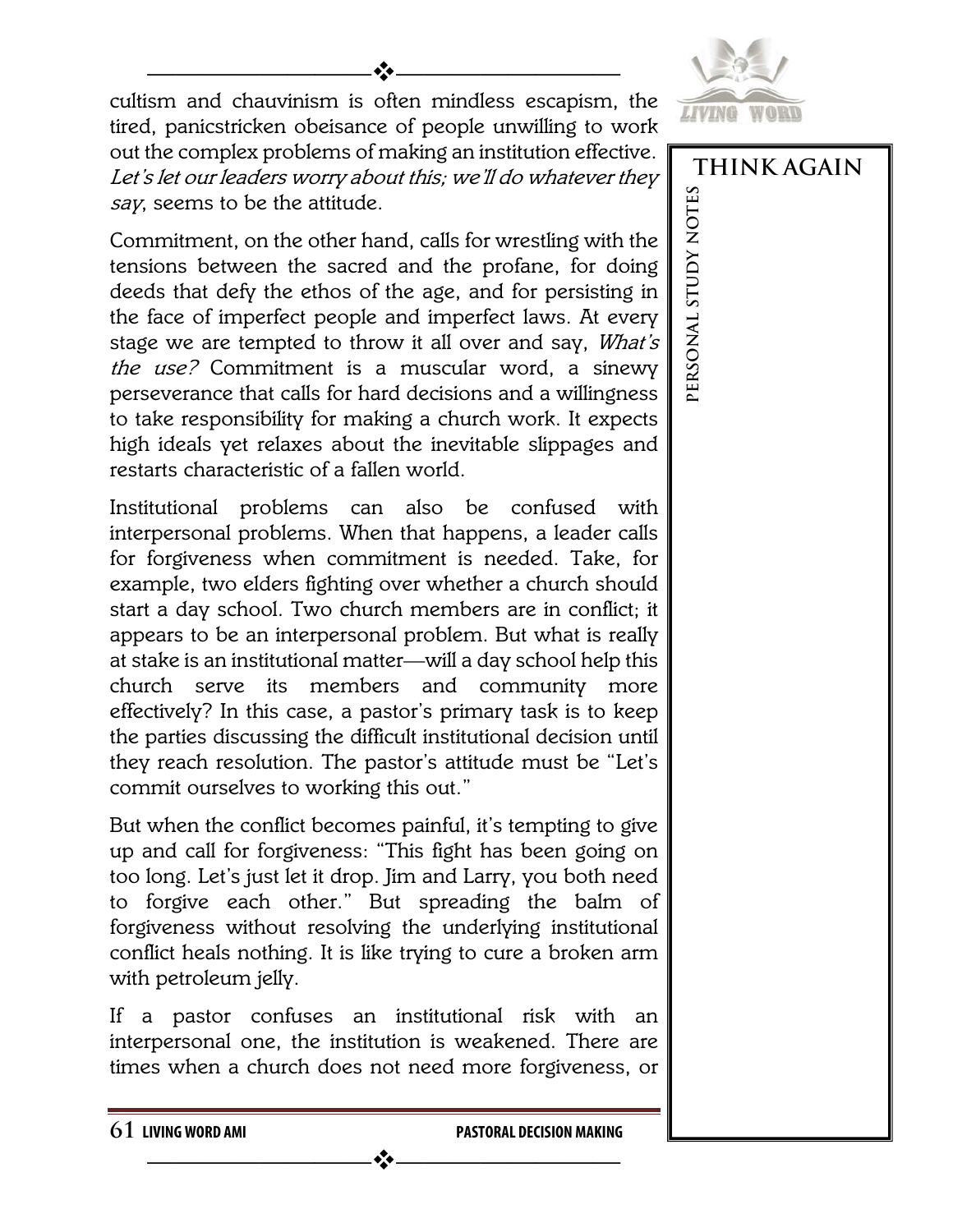cultism and chauvinism is often mindless escapism, the tired, panicstricken obeisance of people unwilling to work out the complex problems of making an institution effective. *Let's let our leaders worry about this; we'll do whatever they say*, seems to be the attitude.

Commitment, on the other hand, calls for wrestling with the tensions between the sacred and the profane, for doing deeds that defy the ethos of the age, and for persisting in the face of imperfect people and imperfect laws. At every stage we are tempted to throw it all over and say, *What's the use?* Commitment is a muscular word, a sinewy perseverance that calls for hard decisions and a willingness to take responsibility for making a church work. It expects high ideals yet relaxes about the inevitable slippages and restarts characteristic of a fallen world.

Institutional problems can also be confused with interpersonal problems. When that happens, a leader calls for forgiveness when commitment is needed. Take, for example, two elders fighting over whether a church should start a day school. Two church members are in conflict; it appears to be an interpersonal problem. But what is really at stake is an institutional matter—will a day school help this church serve its members and community more effectively? In this case, a pastor's primary task is to keep the parties discussing the difficult institutional decision until they reach resolution. The pastor's attitude must be "Let's commit ourselves to working this out."

But when the conflict becomes painful, it's tempting to give up and call for forgiveness: "This fight has been going on too long. Let's just let it drop. Jim and Larry, you both need to forgive each other." But spreading the balm of forgiveness without resolving the underlying institutional conflict heals nothing. It is like trying to cure a broken arm with petroleum jelly.

If a pastor confuses an institutional risk with an interpersonal one, the institution is weakened. There are times when a church does not need more forgiveness, or

**THINK AGAIN**

**PERSONAL STUDY NOTES**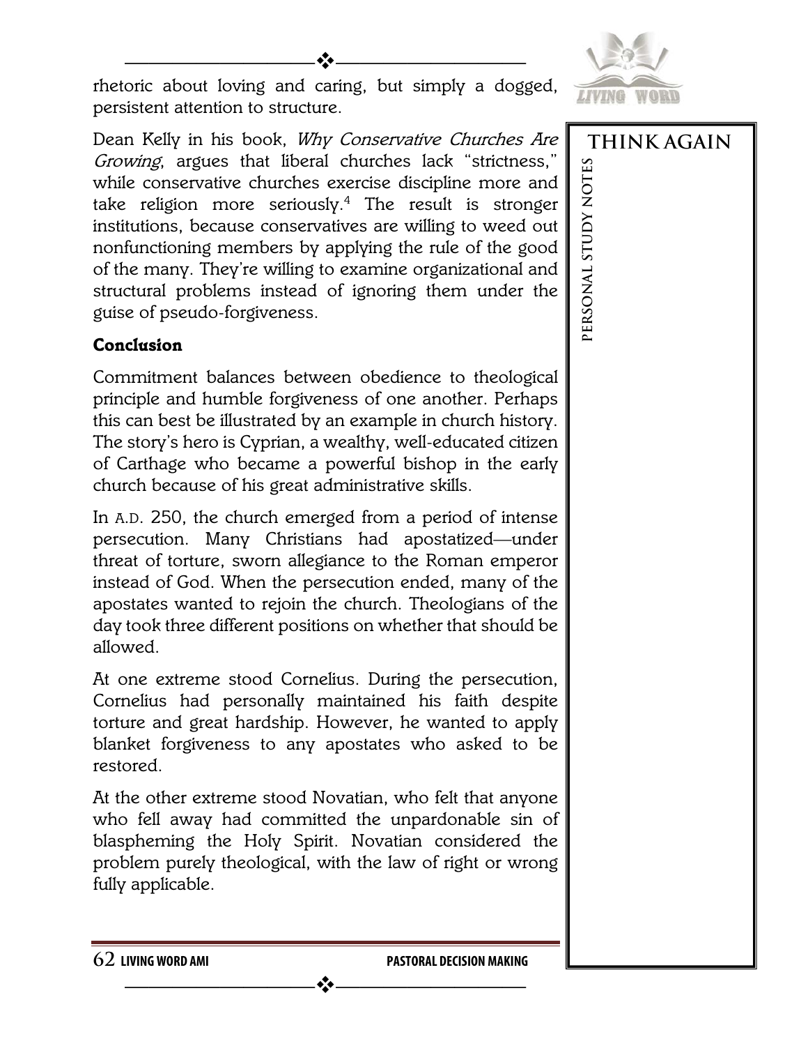rhetoric about loving and caring, but simply a dogged, persistent attention to structure.

Dean Kelly in his book, *Why Conservative Churches Are Growing*, argues that liberal churches lack "strictness," while conservative churches exercise discipline more and take religion more seriously.[4] The result is stronger institutions, because conservatives are willing to weed out nonfunctioning members by applying the rule of the good of the many. They're willing to examine organizational and structural problems instead of ignoring them under the guise of pseudo-forgiveness.

**Conclusion**

Commitment balances between obedience to theological principle and humble forgiveness of one another. Perhaps this can best be illustrated by an example in church history. The story's hero is Cyprian, a wealthy, well-educated citizen of Carthage who became a powerful bishop in the early church because of his great administrative skills.

In A.D. 250, the church emerged from a period of intense persecution. Many Christians had apostatized—under threat of torture, sworn allegiance to the Roman emperor instead of God. When the persecution ended, many of the apostates wanted to rejoin the church. Theologians of the day took three different positions on whether that should be allowed.

At one extreme stood Cornelius. During the persecution, Cornelius had personally maintained his faith despite torture and great hardship. However, he wanted to apply blanket forgiveness to any apostates who asked to be restored.

At the other extreme stood Novatian, who felt that anyone who fell away had committed the unpardonable sin of blaspheming the Holy Spirit. Novatian considered the problem purely theological, with the law of right or wrong fully applicable.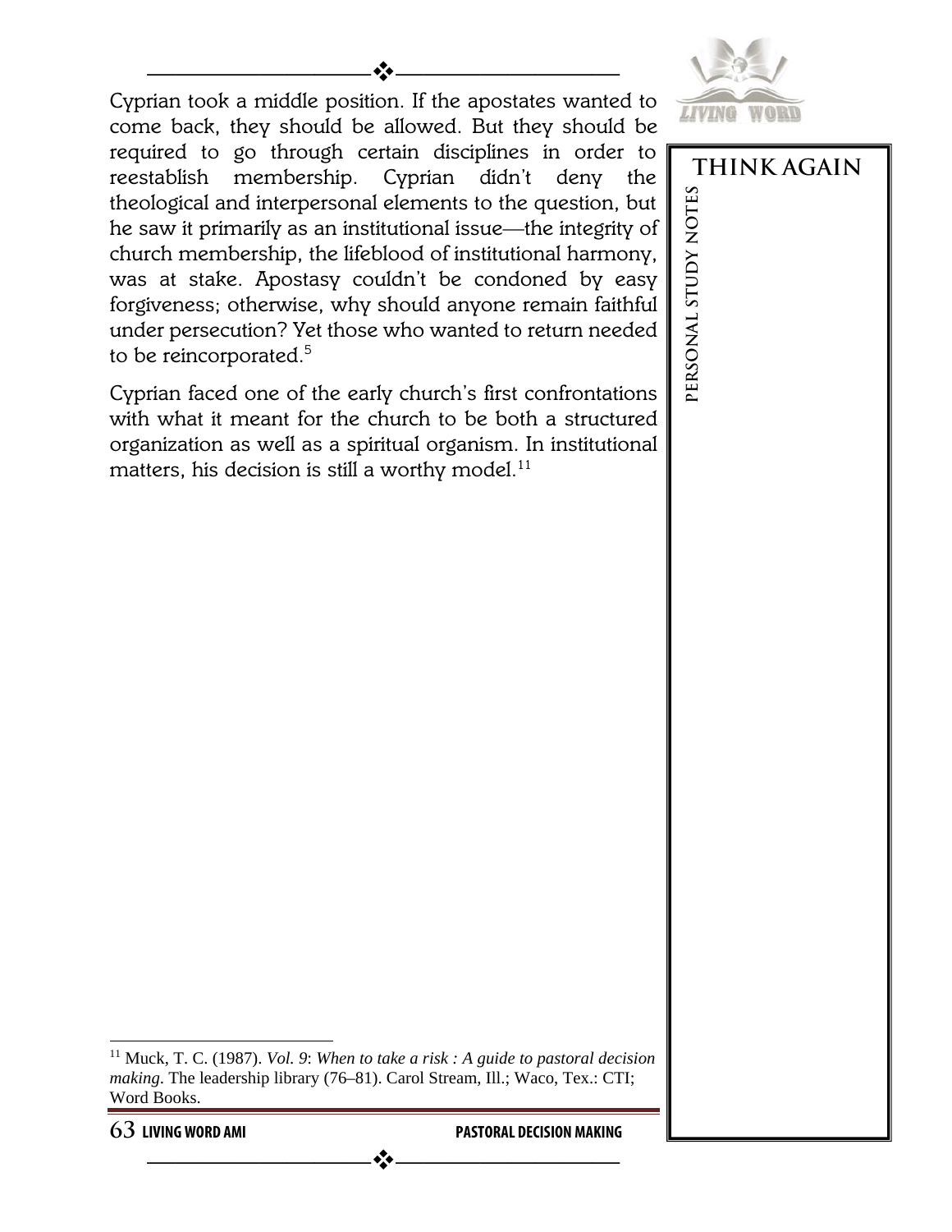Cyprian took a middle position. If the apostates wanted to come back, they should be allowed. But they should be required to go through certain disciplines in order to reestablish membership. Cyprian didn't deny the theological and interpersonal elements to the question, but he saw it primarily as an institutional issue—the integrity of church membership, the lifeblood of institutional harmony, was at stake. Apostasy couldn't be condoned by easy forgiveness; otherwise, why should anyone remain faithful under persecution? Yet those who wanted to return needed to be reincorporated.[5]

Cyprian faced one of the early church's first confrontations with what it meant for the church to be both a structured organization as well as a spiritual organism. In institutional matters, his decision is still a worthy model.[11]

**THINK AGAIN**

**PERSONAL STUDY NOTES**

---

[11] Muck, T. C. (1987). *Vol. 9*: *When to take a risk : A guide to pastoral decision making*. The leadership library (76–81). Carol Stream, Ill.; Waco, Tex.: CTI; Word Books.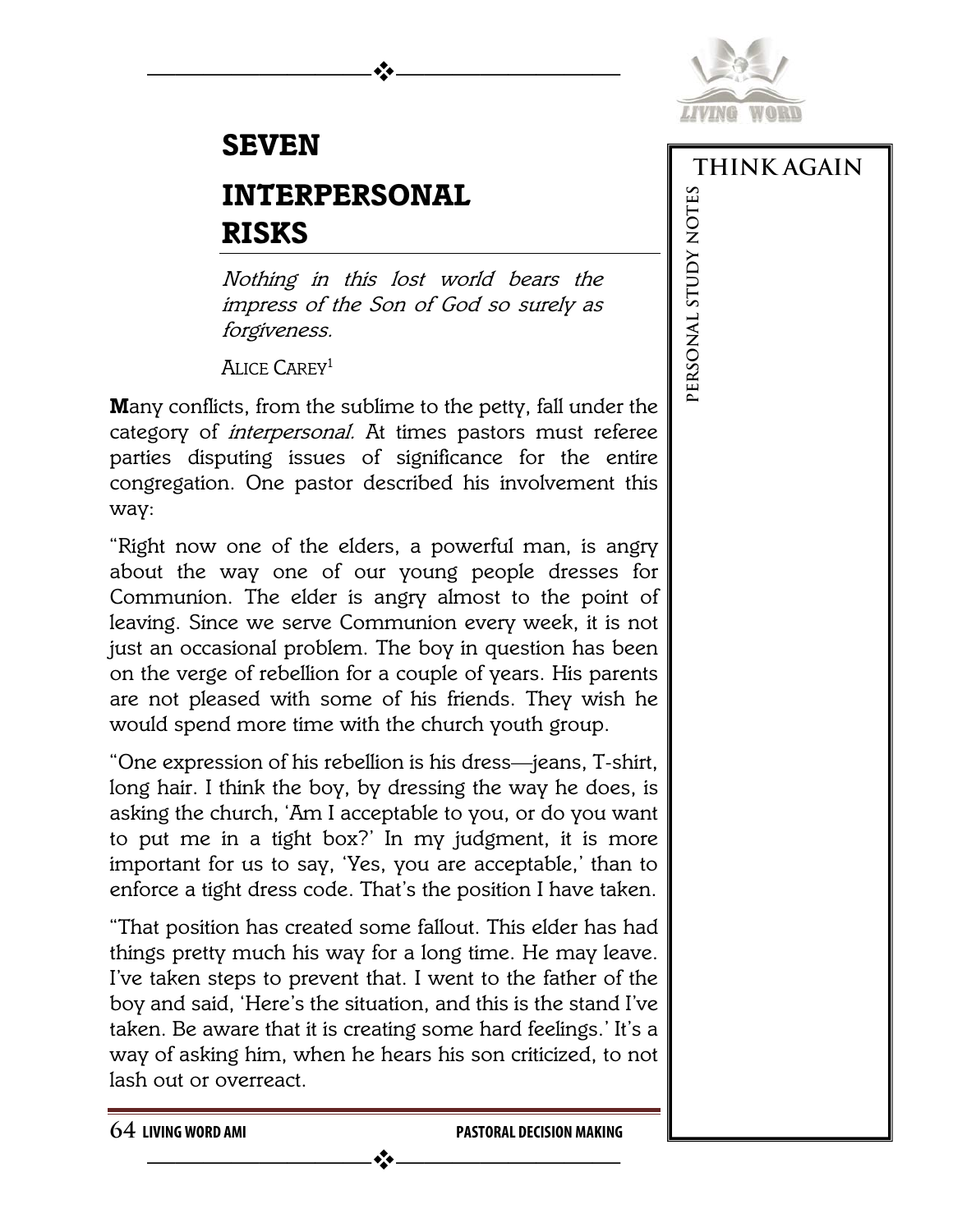# SEVEN

# INTERPERSONAL RISKS

*Nothing in this lost world bears the impress of the Son of God so surely as forgiveness.*

ALICE CAREY[1]

**M**any conflicts, from the sublime to the petty, fall under the category of *interpersonal.* At times pastors must referee parties disputing issues of significance for the entire congregation. One pastor described his involvement this way:

"Right now one of the elders, a powerful man, is angry about the way one of our young people dresses for Communion. The elder is angry almost to the point of leaving. Since we serve Communion every week, it is not just an occasional problem. The boy in question has been on the verge of rebellion for a couple of years. His parents are not pleased with some of his friends. They wish he would spend more time with the church youth group.

"One expression of his rebellion is his dress—jeans, T-shirt, long hair. I think the boy, by dressing the way he does, is asking the church, 'Am I acceptable to you, or do you want to put me in a tight box?' In my judgment, it is more important for us to say, 'Yes, you are acceptable,' than to enforce a tight dress code. That's the position I have taken.

"That position has created some fallout. This elder has had things pretty much his way for a long time. He may leave. I've taken steps to prevent that. I went to the father of the boy and said, 'Here's the situation, and this is the stand I've taken. Be aware that it is creating some hard feelings.' It's a way of asking him, when he hears his son criticized, to not lash out or overreact.

THINK AGAIN

PERSONAL STUDY NOTES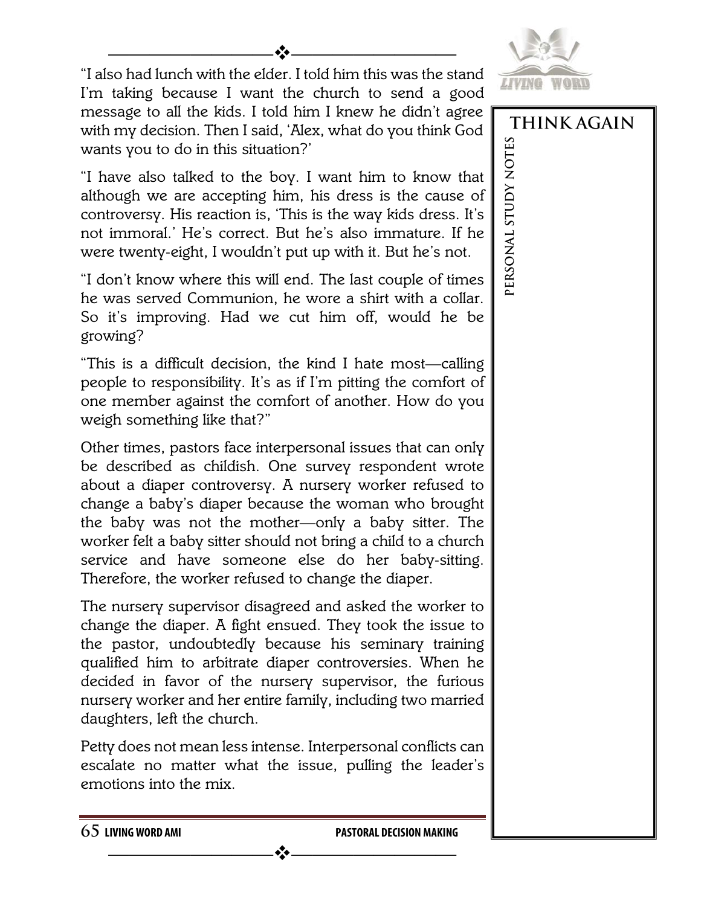"I also had lunch with the elder. I told him this was the stand I'm taking because I want the church to send a good message to all the kids. I told him I knew he didn't agree with my decision. Then I said, 'Alex, what do you think God wants you to do in this situation?'

"I have also talked to the boy. I want him to know that although we are accepting him, his dress is the cause of controversy. His reaction is, 'This is the way kids dress. It's not immoral.' He's correct. But he's also immature. If he were twenty-eight, I wouldn't put up with it. But he's not.

"I don't know where this will end. The last couple of times he was served Communion, he wore a shirt with a collar. So it's improving. Had we cut him off, would he be growing?

"This is a difficult decision, the kind I hate most—calling people to responsibility. It's as if I'm pitting the comfort of one member against the comfort of another. How do you weigh something like that?"

Other times, pastors face interpersonal issues that can only be described as childish. One survey respondent wrote about a diaper controversy. A nursery worker refused to change a baby's diaper because the woman who brought the baby was not the mother—only a baby sitter. The worker felt a baby sitter should not bring a child to a church service and have someone else do her baby-sitting. Therefore, the worker refused to change the diaper.

The nursery supervisor disagreed and asked the worker to change the diaper. A fight ensued. They took the issue to the pastor, undoubtedly because his seminary training qualified him to arbitrate diaper controversies. When he decided in favor of the nursery supervisor, the furious nursery worker and her entire family, including two married daughters, left the church.

Petty does not mean less intense. Interpersonal conflicts can escalate no matter what the issue, pulling the leader's emotions into the mix.

**THINK AGAIN**

**PERSONAL STUDY NOTES**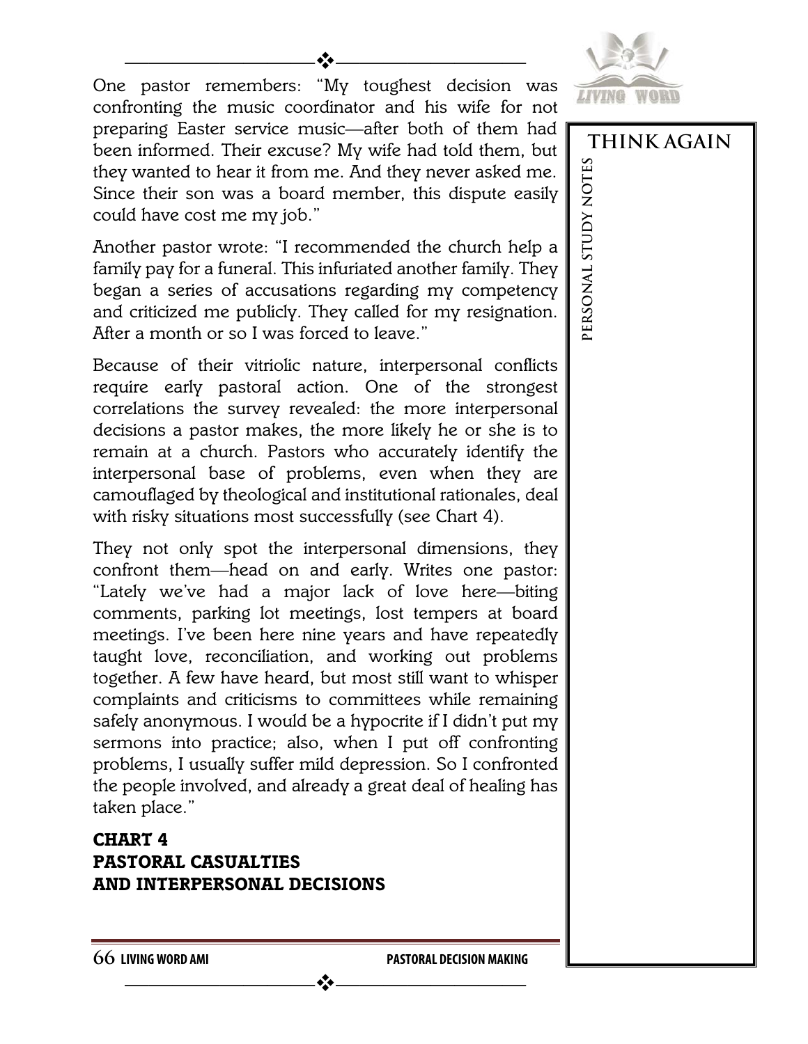One pastor remembers: "My toughest decision was confronting the music coordinator and his wife for not preparing Easter service music—after both of them had been informed. Their excuse? My wife had told them, but they wanted to hear it from me. And they never asked me. Since their son was a board member, this dispute easily could have cost me my job."

Another pastor wrote: "I recommended the church help a family pay for a funeral. This infuriated another family. They began a series of accusations regarding my competency and criticized me publicly. They called for my resignation. After a month or so I was forced to leave."

Because of their vitriolic nature, interpersonal conflicts require early pastoral action. One of the strongest correlations the survey revealed: the more interpersonal decisions a pastor makes, the more likely he or she is to remain at a church. Pastors who accurately identify the interpersonal base of problems, even when they are camouflaged by theological and institutional rationales, deal with risky situations most successfully (see Chart 4).

They not only spot the interpersonal dimensions, they confront them—head on and early. Writes one pastor: "Lately we've had a major lack of love here—biting comments, parking lot meetings, lost tempers at board meetings. I've been here nine years and have repeatedly taught love, reconciliation, and working out problems together. A few have heard, but most still want to whisper complaints and criticisms to committees while remaining safely anonymous. I would be a hypocrite if I didn't put my sermons into practice; also, when I put off confronting problems, I usually suffer mild depression. So I confronted the people involved, and already a great deal of healing has taken place."

**CHART 4**
**PASTORAL CASUALTIES**
**AND INTERPERSONAL DECISIONS**

**THINK AGAIN**

**PERSONAL STUDY NOTES**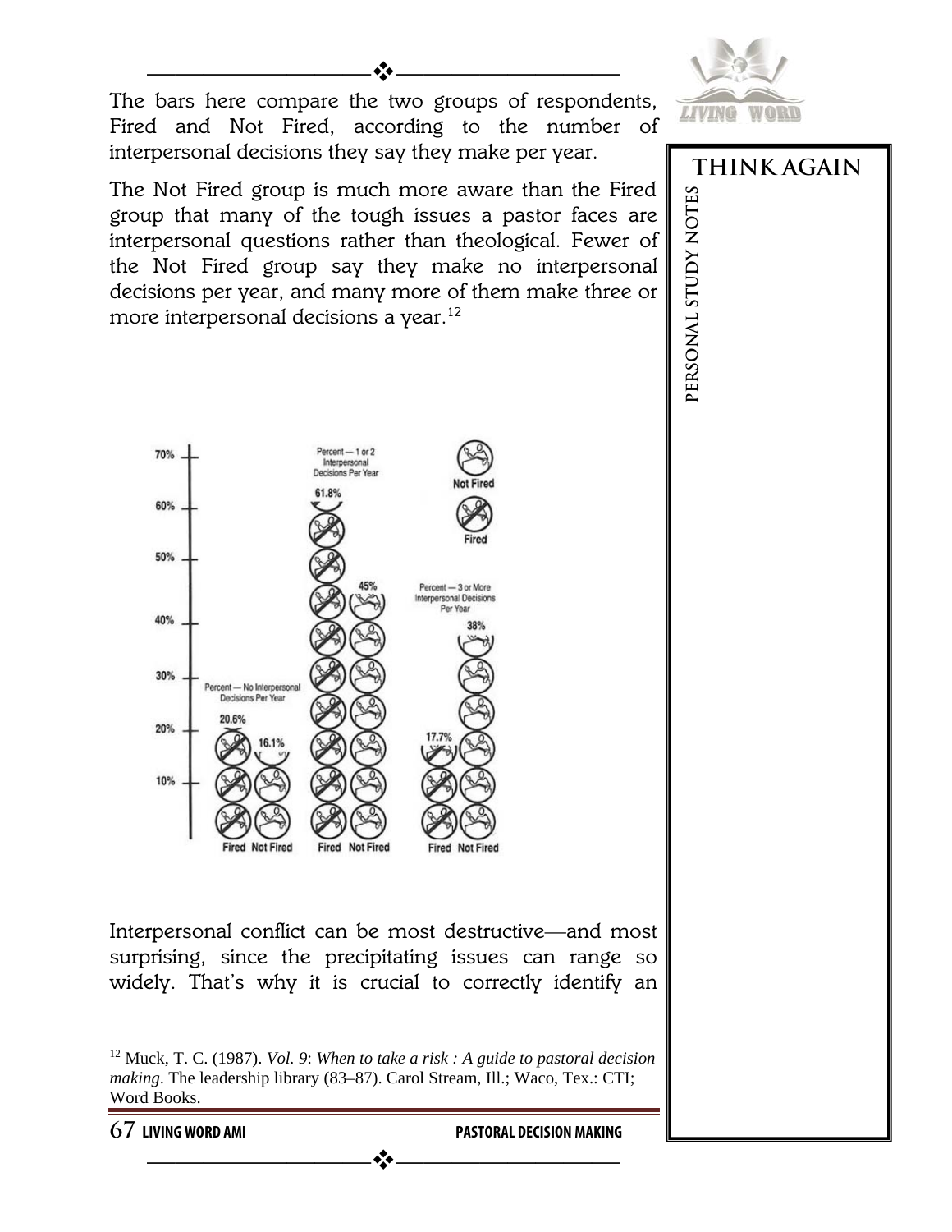The bars here compare the two groups of respondents, Fired and Not Fired, according to the number of interpersonal decisions they say they make per year.

The Not Fired group is much more aware than the Fired group that many of the tough issues a pastor faces are interpersonal questions rather than theological. Fewer of the Not Fired group say they make no interpersonal decisions per year, and many more of them make three or more interpersonal decisions a year.[12]

| | Fired | Not Fired |
|---|---|---|
| Percent — No Interpersonal Decisions Per Year | 20.6% | 16.1% |
| Percent — 1 or 2 Interpersonal Decisions Per Year | 61.8% | 45% |
| Percent — 3 or More Interpersonal Decisions Per Year | 17.7% | 38% |

Interpersonal conflict can be most destructive—and most surprising, since the precipitating issues can range so widely. That's why it is crucial to correctly identify an

---

[12] Muck, T. C. (1987). *Vol. 9*: *When to take a risk : A guide to pastoral decision making*. The leadership library (83–87). Carol Stream, Ill.; Waco, Tex.: CTI; Word Books.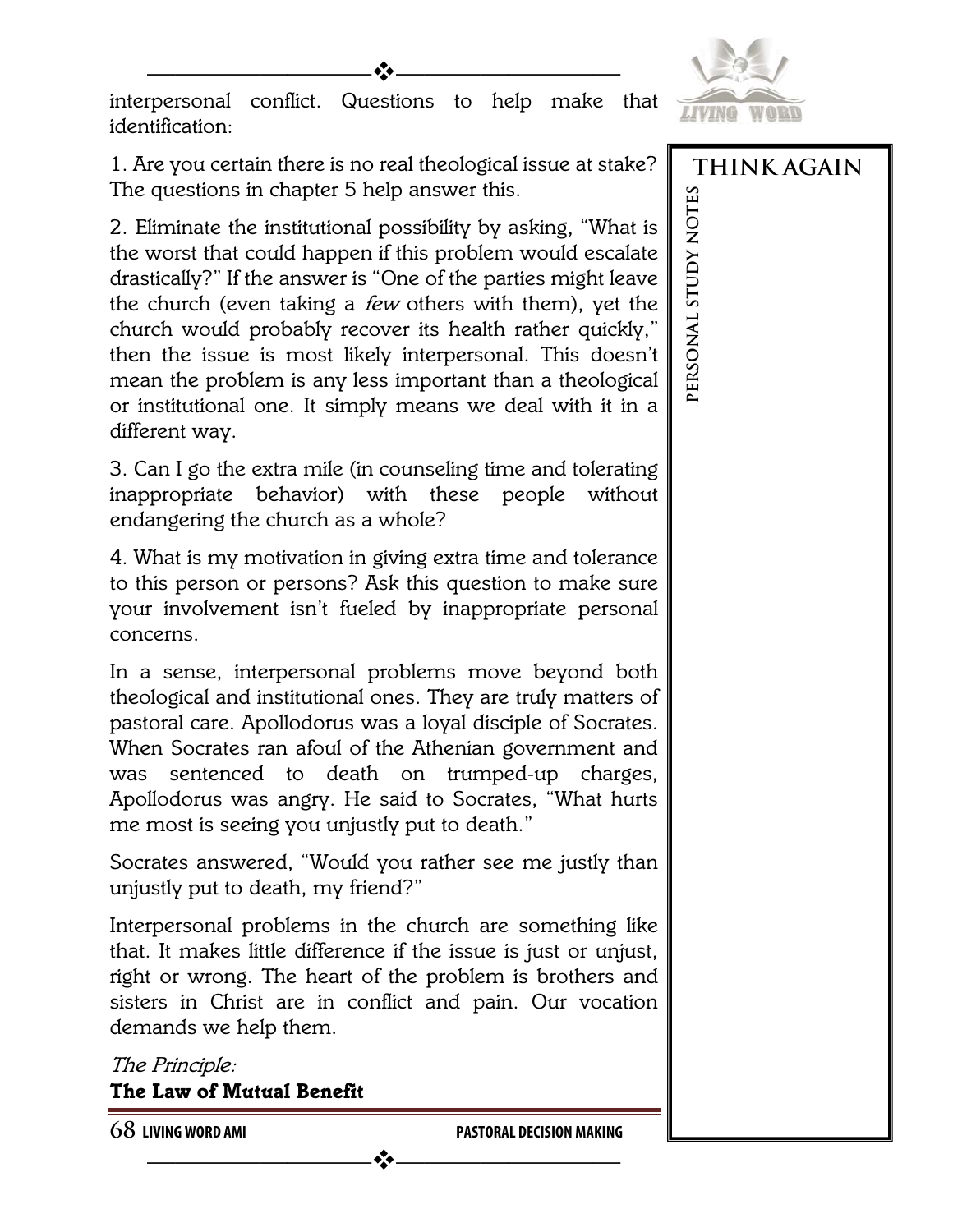interpersonal conflict. Questions to help make that identification:

1. Are you certain there is no real theological issue at stake? The questions in chapter 5 help answer this.

2. Eliminate the institutional possibility by asking, "What is the worst that could happen if this problem would escalate drastically?" If the answer is "One of the parties might leave the church (even taking a *few* others with them), yet the church would probably recover its health rather quickly," then the issue is most likely interpersonal. This doesn't mean the problem is any less important than a theological or institutional one. It simply means we deal with it in a different way.

3. Can I go the extra mile (in counseling time and tolerating inappropriate behavior) with these people without endangering the church as a whole?

4. What is my motivation in giving extra time and tolerance to this person or persons? Ask this question to make sure your involvement isn't fueled by inappropriate personal concerns.

In a sense, interpersonal problems move beyond both theological and institutional ones. They are truly matters of pastoral care. Apollodorus was a loyal disciple of Socrates. When Socrates ran afoul of the Athenian government and was sentenced to death on trumped-up charges, Apollodorus was angry. He said to Socrates, "What hurts me most is seeing you unjustly put to death."

Socrates answered, "Would you rather see me justly than unjustly put to death, my friend?"

Interpersonal problems in the church are something like that. It makes little difference if the issue is just or unjust, right or wrong. The heart of the problem is brothers and sisters in Christ are in conflict and pain. Our vocation demands we help them.

*The Principle:*

**The Law of Mutual Benefit**

**THINK AGAIN**

**PERSONAL STUDY NOTES**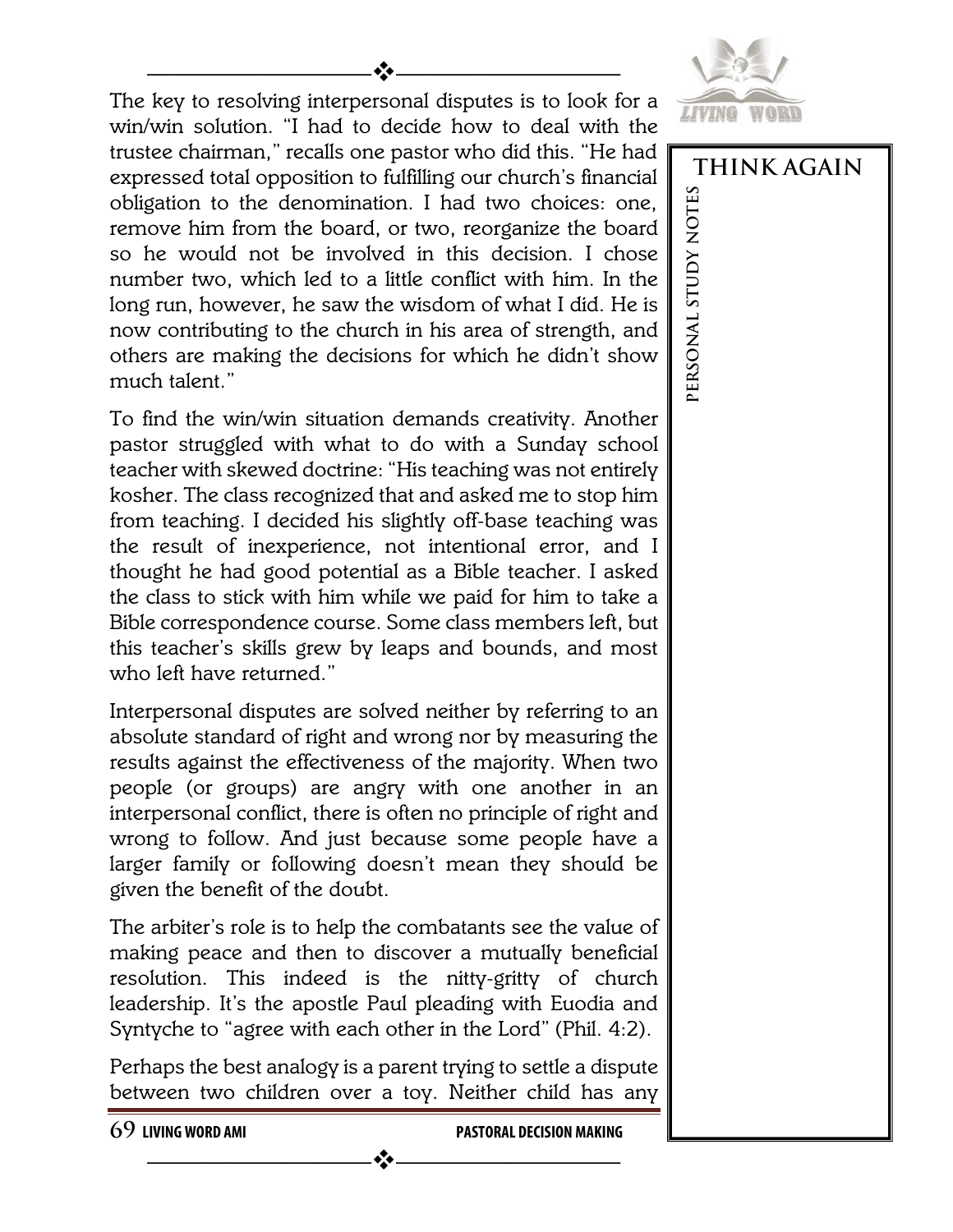The key to resolving interpersonal disputes is to look for a win/win solution. "I had to decide how to deal with the trustee chairman," recalls one pastor who did this. "He had expressed total opposition to fulfilling our church's financial obligation to the denomination. I had two choices: one, remove him from the board, or two, reorganize the board so he would not be involved in this decision. I chose number two, which led to a little conflict with him. In the long run, however, he saw the wisdom of what I did. He is now contributing to the church in his area of strength, and others are making the decisions for which he didn't show much talent."

To find the win/win situation demands creativity. Another pastor struggled with what to do with a Sunday school teacher with skewed doctrine: "His teaching was not entirely kosher. The class recognized that and asked me to stop him from teaching. I decided his slightly off-base teaching was the result of inexperience, not intentional error, and I thought he had good potential as a Bible teacher. I asked the class to stick with him while we paid for him to take a Bible correspondence course. Some class members left, but this teacher's skills grew by leaps and bounds, and most who left have returned."

Interpersonal disputes are solved neither by referring to an absolute standard of right and wrong nor by measuring the results against the effectiveness of the majority. When two people (or groups) are angry with one another in an interpersonal conflict, there is often no principle of right and wrong to follow. And just because some people have a larger family or following doesn't mean they should be given the benefit of the doubt.

The arbiter's role is to help the combatants see the value of making peace and then to discover a mutually beneficial resolution. This indeed is the nitty-gritty of church leadership. It's the apostle Paul pleading with Euodia and Syntyche to "agree with each other in the Lord" (Phil. 4:2).

Perhaps the best analogy is a parent trying to settle a dispute between two children over a toy. Neither child has any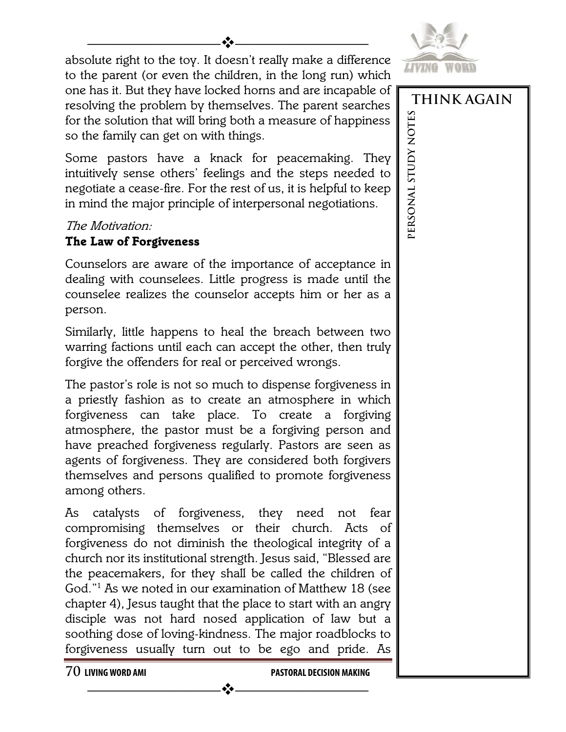absolute right to the toy. It doesn't really make a difference to the parent (or even the children, in the long run) which one has it. But they have locked horns and are incapable of resolving the problem by themselves. The parent searches for the solution that will bring both a measure of happiness so the family can get on with things.

Some pastors have a knack for peacemaking. They intuitively sense others' feelings and the steps needed to negotiate a cease-fire. For the rest of us, it is helpful to keep in mind the major principle of interpersonal negotiations.

*The Motivation:*
**The Law of Forgiveness**

Counselors are aware of the importance of acceptance in dealing with counselees. Little progress is made until the counselee realizes the counselor accepts him or her as a person.

Similarly, little happens to heal the breach between two warring factions until each can accept the other, then truly forgive the offenders for real or perceived wrongs.

The pastor's role is not so much to dispense forgiveness in a priestly fashion as to create an atmosphere in which forgiveness can take place. To create a forgiving atmosphere, the pastor must be a forgiving person and have preached forgiveness regularly. Pastors are seen as agents of forgiveness. They are considered both forgivers themselves and persons qualified to promote forgiveness among others.

As catalysts of forgiveness, they need not fear compromising themselves or their church. Acts of forgiveness do not diminish the theological integrity of a church nor its institutional strength. Jesus said, "Blessed are the peacemakers, for they shall be called the children of God."[1] As we noted in our examination of Matthew 18 (see chapter 4), Jesus taught that the place to start with an angry disciple was not hard nosed application of law but a soothing dose of loving-kindness. The major roadblocks to forgiveness usually turn out to be ego and pride. As

**THINK AGAIN**

**PERSONAL STUDY NOTES**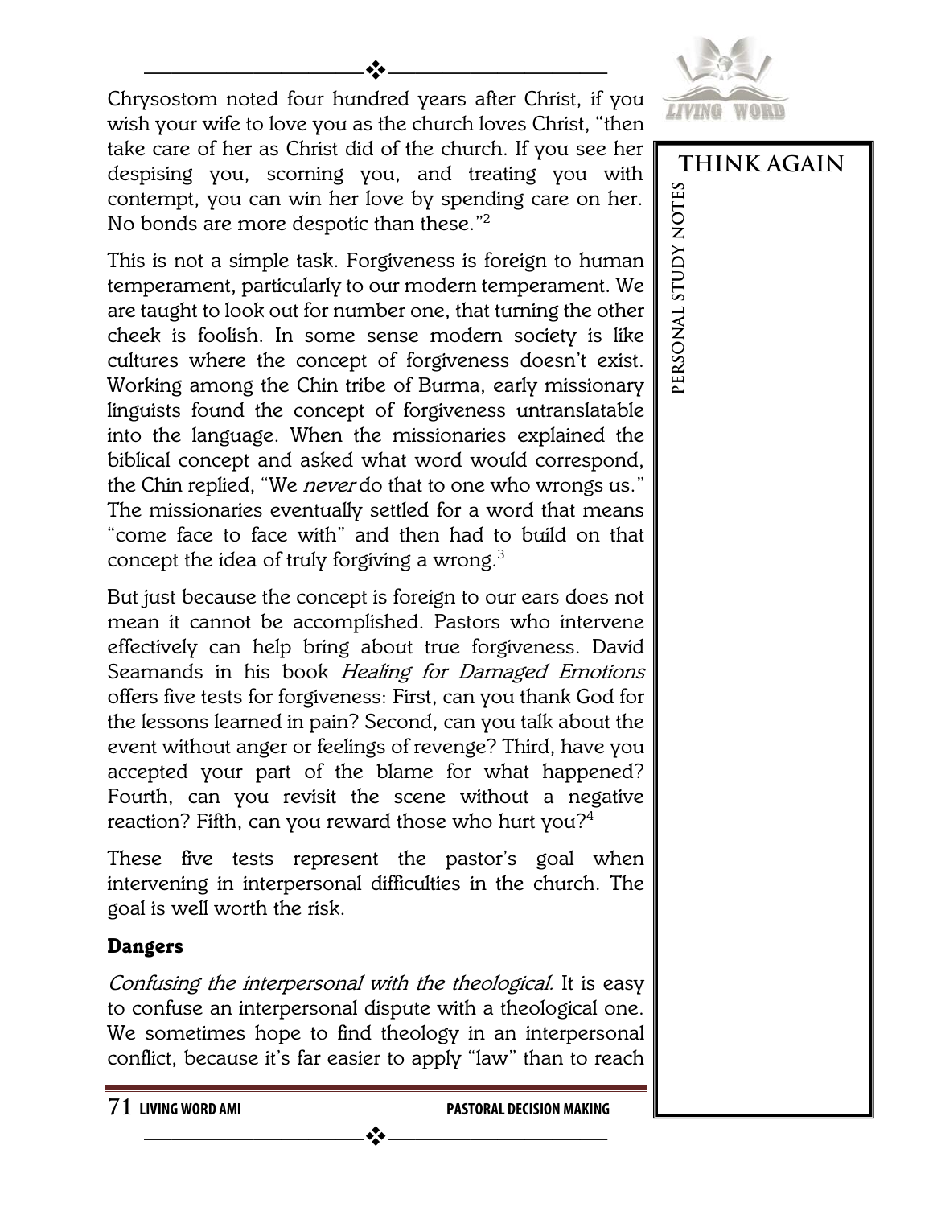Chrysostom noted four hundred years after Christ, if you wish your wife to love you as the church loves Christ, "then take care of her as Christ did of the church. If you see her despising you, scorning you, and treating you with contempt, you can win her love by spending care on her. No bonds are more despotic than these."[2]

This is not a simple task. Forgiveness is foreign to human temperament, particularly to our modern temperament. We are taught to look out for number one, that turning the other cheek is foolish. In some sense modern society is like cultures where the concept of forgiveness doesn't exist. Working among the Chin tribe of Burma, early missionary linguists found the concept of forgiveness untranslatable into the language. When the missionaries explained the biblical concept and asked what word would correspond, the Chin replied, "We *never* do that to one who wrongs us." The missionaries eventually settled for a word that means "come face to face with" and then had to build on that concept the idea of truly forgiving a wrong.[3]

But just because the concept is foreign to our ears does not mean it cannot be accomplished. Pastors who intervene effectively can help bring about true forgiveness. David Seamands in his book *Healing for Damaged Emotions* offers five tests for forgiveness: First, can you thank God for the lessons learned in pain? Second, can you talk about the event without anger or feelings of revenge? Third, have you accepted your part of the blame for what happened? Fourth, can you revisit the scene without a negative reaction? Fifth, can you reward those who hurt you?[4]

These five tests represent the pastor's goal when intervening in interpersonal difficulties in the church. The goal is well worth the risk.

### Dangers

*Confusing the interpersonal with the theological.* It is easy to confuse an interpersonal dispute with a theological one. We sometimes hope to find theology in an interpersonal conflict, because it's far easier to apply "law" than to reach

THINK AGAIN

PERSONAL STUDY NOTES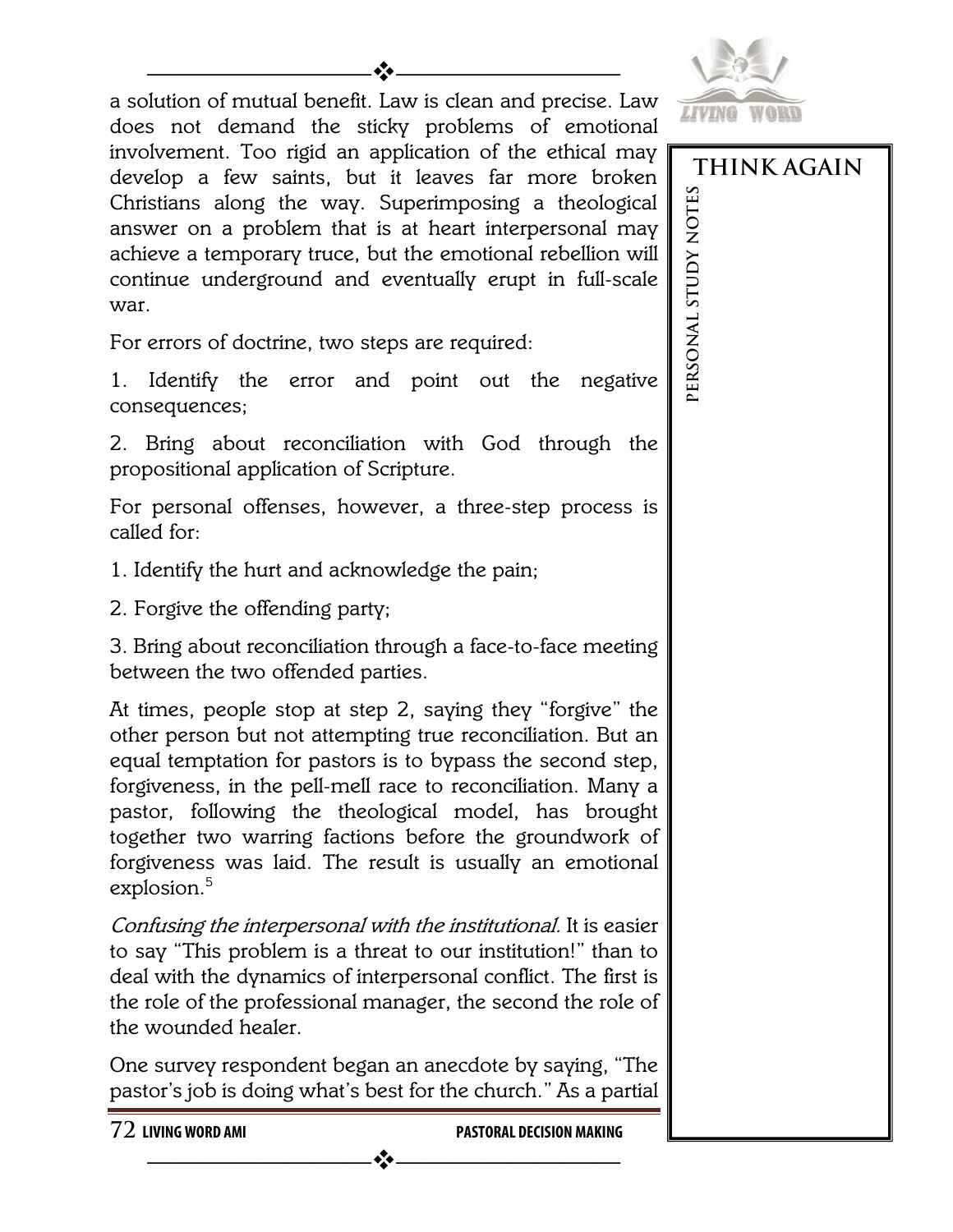a solution of mutual benefit. Law is clean and precise. Law does not demand the sticky problems of emotional involvement. Too rigid an application of the ethical may develop a few saints, but it leaves far more broken Christians along the way. Superimposing a theological answer on a problem that is at heart interpersonal may achieve a temporary truce, but the emotional rebellion will continue underground and eventually erupt in full-scale war.

For errors of doctrine, two steps are required:

1. Identify the error and point out the negative consequences;

2. Bring about reconciliation with God through the propositional application of Scripture.

For personal offenses, however, a three-step process is called for:

1. Identify the hurt and acknowledge the pain;

2. Forgive the offending party;

3. Bring about reconciliation through a face-to-face meeting between the two offended parties.

At times, people stop at step 2, saying they "forgive" the other person but not attempting true reconciliation. But an equal temptation for pastors is to bypass the second step, forgiveness, in the pell-mell race to reconciliation. Many a pastor, following the theological model, has brought together two warring factions before the groundwork of forgiveness was laid. The result is usually an emotional explosion.[5]

*Confusing the interpersonal with the institutional.* It is easier to say "This problem is a threat to our institution!" than to deal with the dynamics of interpersonal conflict. The first is the role of the professional manager, the second the role of the wounded healer.

One survey respondent began an anecdote by saying, "The pastor's job is doing what's best for the church." As a partial

**THINK AGAIN**

**PERSONAL STUDY NOTES**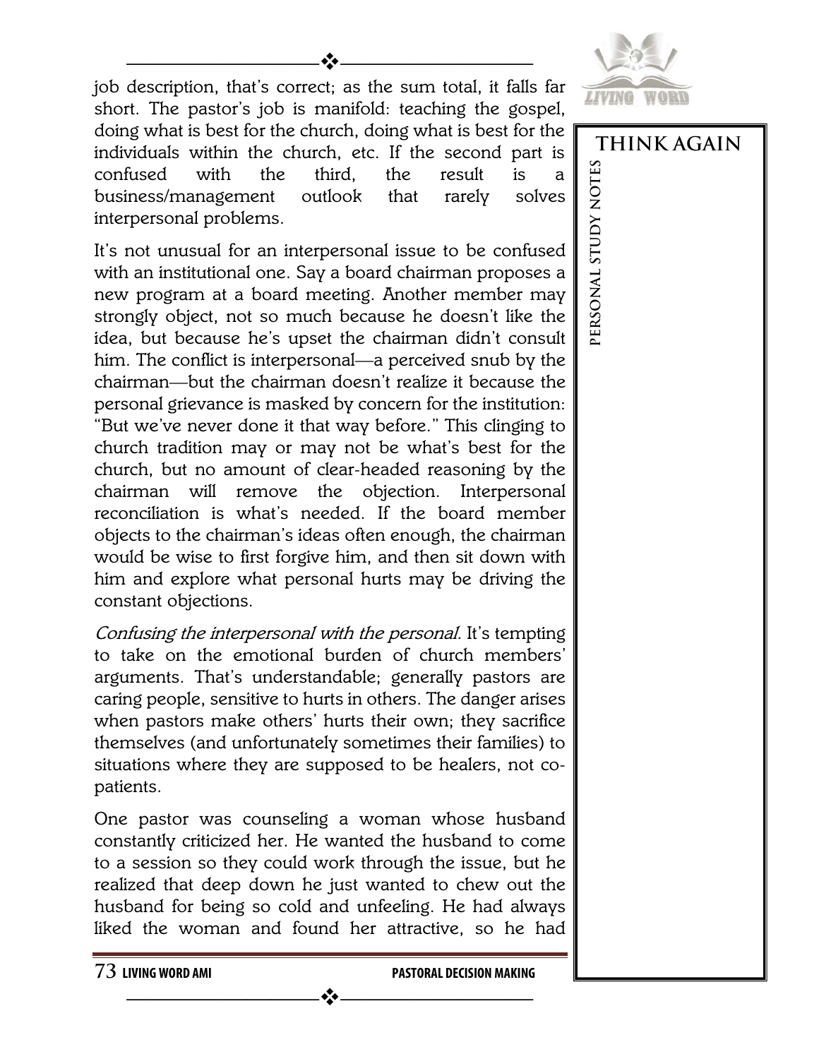job description, that's correct; as the sum total, it falls far short. The pastor's job is manifold: teaching the gospel, doing what is best for the church, doing what is best for the individuals within the church, etc. If the second part is confused with the third, the result is a business/management outlook that rarely solves interpersonal problems.

It's not unusual for an interpersonal issue to be confused with an institutional one. Say a board chairman proposes a new program at a board meeting. Another member may strongly object, not so much because he doesn't like the idea, but because he's upset the chairman didn't consult him. The conflict is interpersonal—a perceived snub by the chairman—but the chairman doesn't realize it because the personal grievance is masked by concern for the institution: "But we've never done it that way before." This clinging to church tradition may or may not be what's best for the church, but no amount of clear-headed reasoning by the chairman will remove the objection. Interpersonal reconciliation is what's needed. If the board member objects to the chairman's ideas often enough, the chairman would be wise to first forgive him, and then sit down with him and explore what personal hurts may be driving the constant objections.

*Confusing the interpersonal with the personal.* It's tempting to take on the emotional burden of church members' arguments. That's understandable; generally pastors are caring people, sensitive to hurts in others. The danger arises when pastors make others' hurts their own; they sacrifice themselves (and unfortunately sometimes their families) to situations where they are supposed to be healers, not co-patients.

One pastor was counseling a woman whose husband constantly criticized her. He wanted the husband to come to a session so they could work through the issue, but he realized that deep down he just wanted to chew out the husband for being so cold and unfeeling. He had always liked the woman and found her attractive, so he had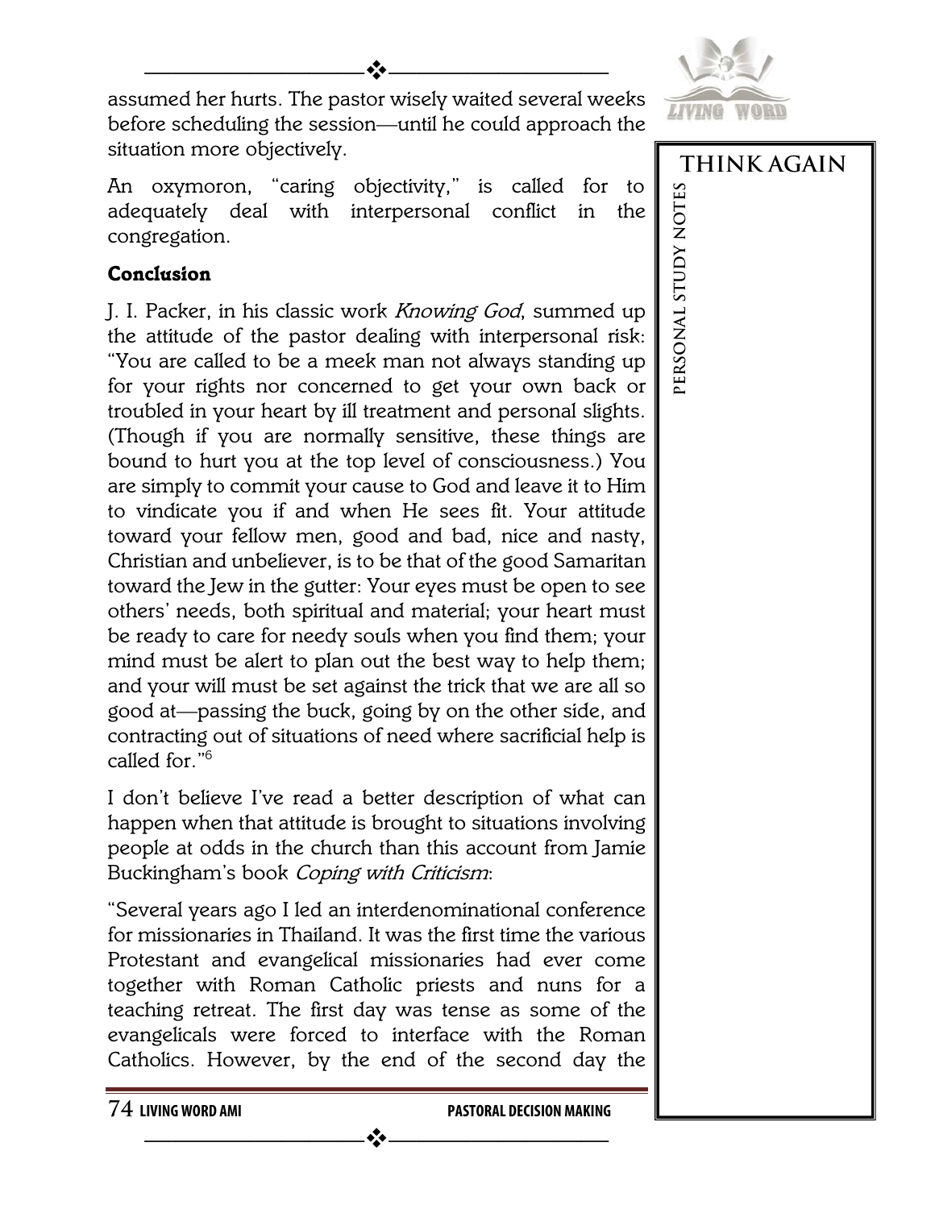assumed her hurts. The pastor wisely waited several weeks before scheduling the session—until he could approach the situation more objectively.

An oxymoron, "caring objectivity," is called for to adequately deal with interpersonal conflict in the congregation.

### Conclusion

J. I. Packer, in his classic work *Knowing God*, summed up the attitude of the pastor dealing with interpersonal risk: "You are called to be a meek man not always standing up for your rights nor concerned to get your own back or troubled in your heart by ill treatment and personal slights. (Though if you are normally sensitive, these things are bound to hurt you at the top level of consciousness.) You are simply to commit your cause to God and leave it to Him to vindicate you if and when He sees fit. Your attitude toward your fellow men, good and bad, nice and nasty, Christian and unbeliever, is to be that of the good Samaritan toward the Jew in the gutter: Your eyes must be open to see others' needs, both spiritual and material; your heart must be ready to care for needy souls when you find them; your mind must be alert to plan out the best way to help them; and your will must be set against the trick that we are all so good at—passing the buck, going by on the other side, and contracting out of situations of need where sacrificial help is called for."[6]

I don't believe I've read a better description of what can happen when that attitude is brought to situations involving people at odds in the church than this account from Jamie Buckingham's book *Coping with Criticism*:

"Several years ago I led an interdenominational conference for missionaries in Thailand. It was the first time the various Protestant and evangelical missionaries had ever come together with Roman Catholic priests and nuns for a teaching retreat. The first day was tense as some of the evangelicals were forced to interface with the Roman Catholics. However, by the end of the second day the

THINK AGAIN

PERSONAL STUDY NOTES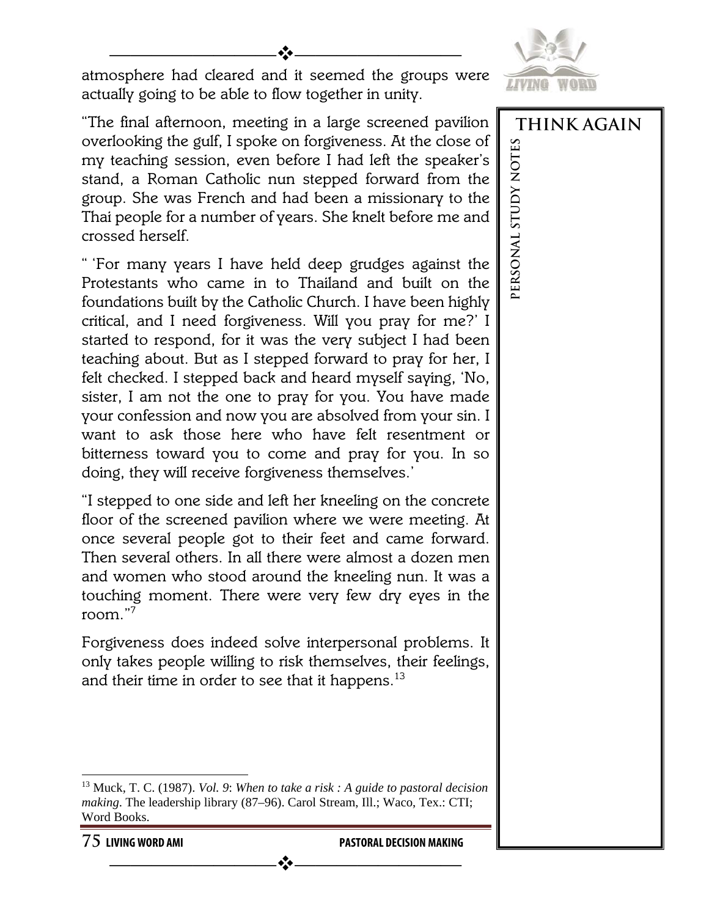atmosphere had cleared and it seemed the groups were actually going to be able to flow together in unity.

"The final afternoon, meeting in a large screened pavilion overlooking the gulf, I spoke on forgiveness. At the close of my teaching session, even before I had left the speaker's stand, a Roman Catholic nun stepped forward from the group. She was French and had been a missionary to the Thai people for a number of years. She knelt before me and crossed herself.

" 'For many years I have held deep grudges against the Protestants who came in to Thailand and built on the foundations built by the Catholic Church. I have been highly critical, and I need forgiveness. Will you pray for me?' I started to respond, for it was the very subject I had been teaching about. But as I stepped forward to pray for her, I felt checked. I stepped back and heard myself saying, 'No, sister, I am not the one to pray for you. You have made your confession and now you are absolved from your sin. I want to ask those here who have felt resentment or bitterness toward you to come and pray for you. In so doing, they will receive forgiveness themselves.'

"I stepped to one side and left her kneeling on the concrete floor of the screened pavilion where we were meeting. At once several people got to their feet and came forward. Then several others. In all there were almost a dozen men and women who stood around the kneeling nun. It was a touching moment. There were very few dry eyes in the room."[7]

Forgiveness does indeed solve interpersonal problems. It only takes people willing to risk themselves, their feelings, and their time in order to see that it happens.[13]

---

[13] Muck, T. C. (1987). *Vol. 9*: *When to take a risk : A guide to pastoral decision making*. The leadership library (87–96). Carol Stream, Ill.; Waco, Tex.: CTI; Word Books.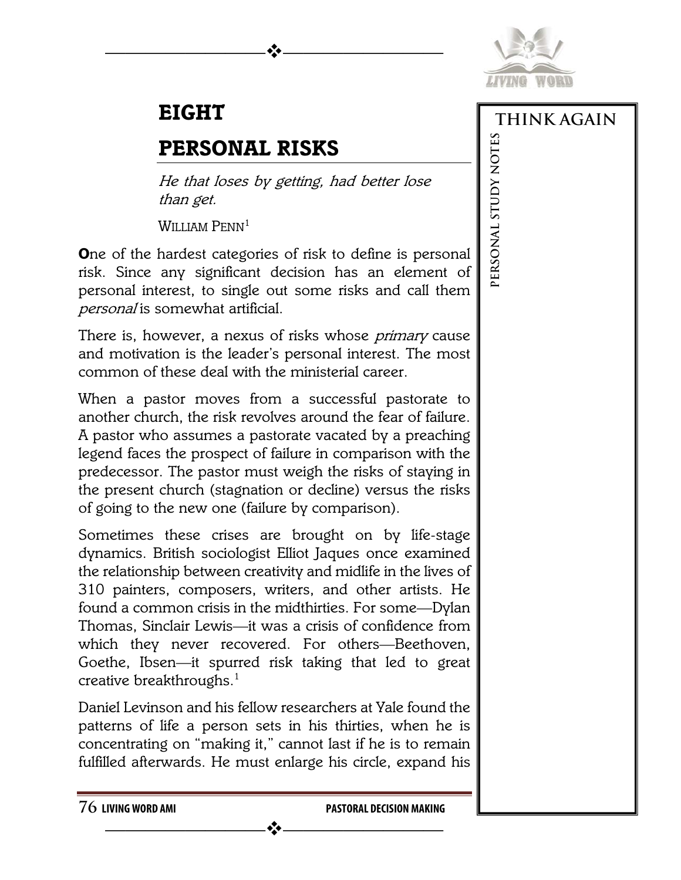# EIGHT

# PERSONAL RISKS

*He that loses by getting, had better lose than get.*

William Penn[1]

**O**ne of the hardest categories of risk to define is personal risk. Since any significant decision has an element of personal interest, to single out some risks and call them *personal* is somewhat artificial.

There is, however, a nexus of risks whose *primary* cause and motivation is the leader's personal interest. The most common of these deal with the ministerial career.

When a pastor moves from a successful pastorate to another church, the risk revolves around the fear of failure. A pastor who assumes a pastorate vacated by a preaching legend faces the prospect of failure in comparison with the predecessor. The pastor must weigh the risks of staying in the present church (stagnation or decline) versus the risks of going to the new one (failure by comparison).

Sometimes these crises are brought on by life-stage dynamics. British sociologist Elliot Jaques once examined the relationship between creativity and midlife in the lives of 310 painters, composers, writers, and other artists. He found a common crisis in the midthirties. For some—Dylan Thomas, Sinclair Lewis—it was a crisis of confidence from which they never recovered. For others—Beethoven, Goethe, Ibsen—it spurred risk taking that led to great creative breakthroughs.[1]

Daniel Levinson and his fellow researchers at Yale found the patterns of life a person sets in his thirties, when he is concentrating on "making it," cannot last if he is to remain fulfilled afterwards. He must enlarge his circle, expand his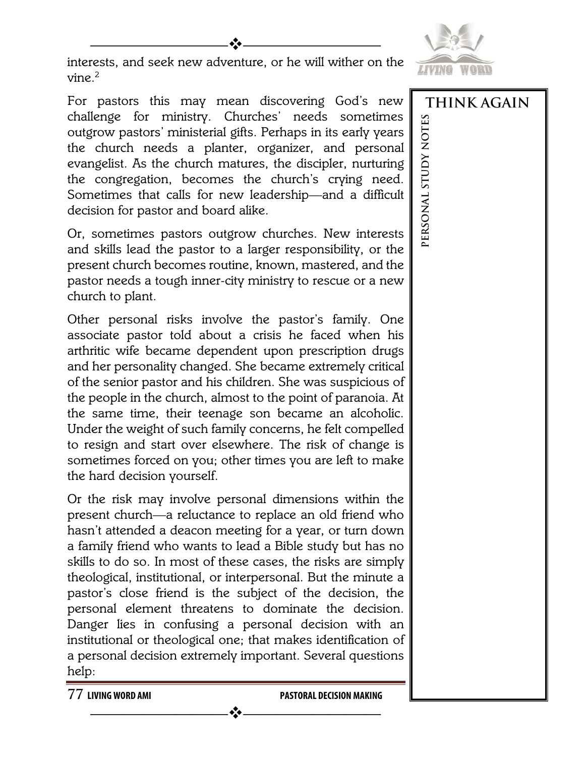interests, and seek new adventure, or he will wither on the vine.[2]

For pastors this may mean discovering God's new challenge for ministry. Churches' needs sometimes outgrow pastors' ministerial gifts. Perhaps in its early years the church needs a planter, organizer, and personal evangelist. As the church matures, the discipler, nurturing the congregation, becomes the church's crying need. Sometimes that calls for new leadership—and a difficult decision for pastor and board alike.

Or, sometimes pastors outgrow churches. New interests and skills lead the pastor to a larger responsibility, or the present church becomes routine, known, mastered, and the pastor needs a tough inner-city ministry to rescue or a new church to plant.

Other personal risks involve the pastor's family. One associate pastor told about a crisis he faced when his arthritic wife became dependent upon prescription drugs and her personality changed. She became extremely critical of the senior pastor and his children. She was suspicious of the people in the church, almost to the point of paranoia. At the same time, their teenage son became an alcoholic. Under the weight of such family concerns, he felt compelled to resign and start over elsewhere. The risk of change is sometimes forced on you; other times you are left to make the hard decision yourself.

Or the risk may involve personal dimensions within the present church—a reluctance to replace an old friend who hasn't attended a deacon meeting for a year, or turn down a family friend who wants to lead a Bible study but has no skills to do so. In most of these cases, the risks are simply theological, institutional, or interpersonal. But the minute a pastor's close friend is the subject of the decision, the personal element threatens to dominate the decision. Danger lies in confusing a personal decision with an institutional or theological one; that makes identification of a personal decision extremely important. Several questions help: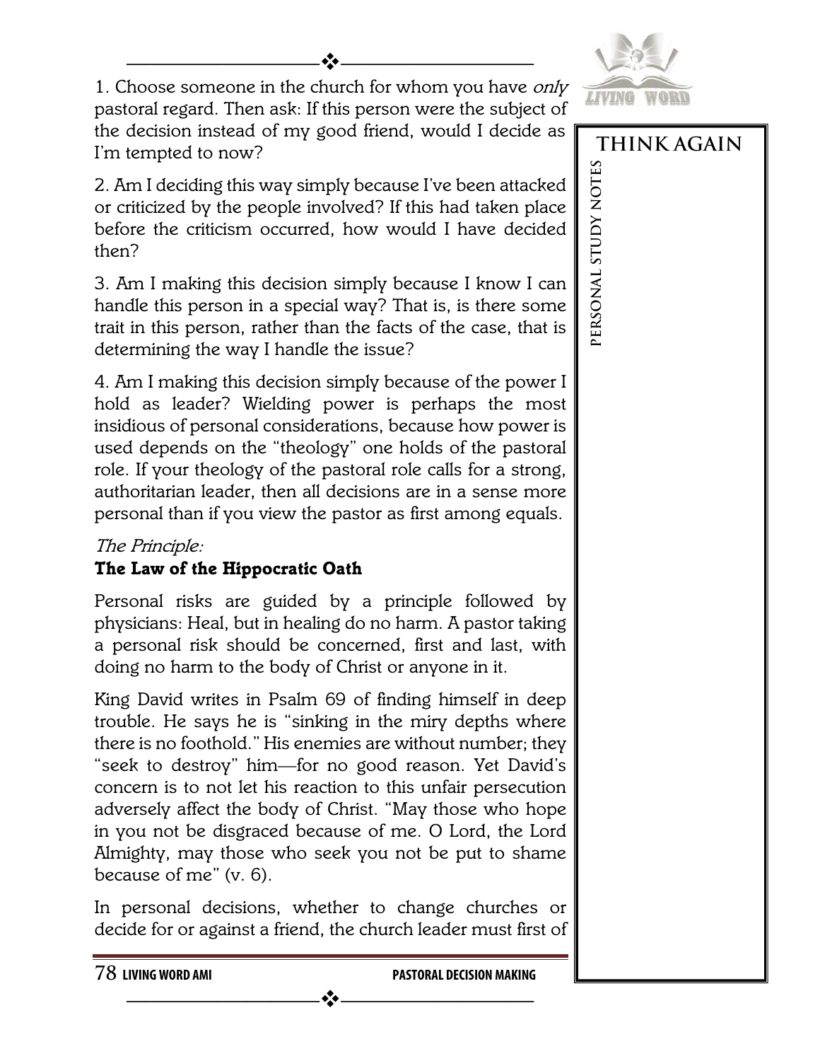1. Choose someone in the church for whom you have *only* pastoral regard. Then ask: If this person were the subject of the decision instead of my good friend, would I decide as I'm tempted to now?

2. Am I deciding this way simply because I've been attacked or criticized by the people involved? If this had taken place before the criticism occurred, how would I have decided then?

3. Am I making this decision simply because I know I can handle this person in a special way? That is, is there some trait in this person, rather than the facts of the case, that is determining the way I handle the issue?

4. Am I making this decision simply because of the power I hold as leader? Wielding power is perhaps the most insidious of personal considerations, because how power is used depends on the "theology" one holds of the pastoral role. If your theology of the pastoral role calls for a strong, authoritarian leader, then all decisions are in a sense more personal than if you view the pastor as first among equals.

*The Principle:*

**The Law of the Hippocratic Oath**

Personal risks are guided by a principle followed by physicians: Heal, but in healing do no harm. A pastor taking a personal risk should be concerned, first and last, with doing no harm to the body of Christ or anyone in it.

King David writes in Psalm 69 of finding himself in deep trouble. He says he is "sinking in the miry depths where there is no foothold." His enemies are without number; they "seek to destroy" him—for no good reason. Yet David's concern is to not let his reaction to this unfair persecution adversely affect the body of Christ. "May those who hope in you not be disgraced because of me. O Lord, the Lord Almighty, may those who seek you not be put to shame because of me" (v. 6).

In personal decisions, whether to change churches or decide for or against a friend, the church leader must first of

**THINK AGAIN**

PERSONAL STUDY NOTES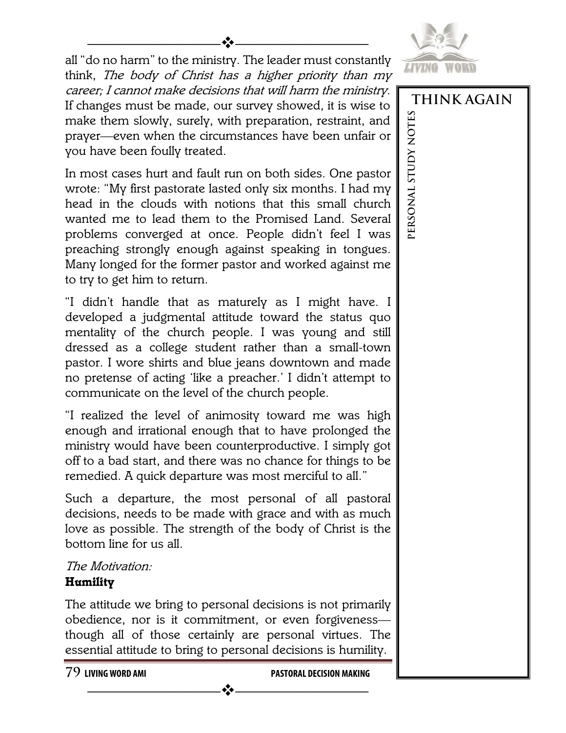all "do no harm" to the ministry. The leader must constantly think, *The body of Christ has a higher priority than my career; I cannot make decisions that will harm the ministry.* If changes must be made, our survey showed, it is wise to make them slowly, surely, with preparation, restraint, and prayer—even when the circumstances have been unfair or you have been foully treated.

In most cases hurt and fault run on both sides. One pastor wrote: "My first pastorate lasted only six months. I had my head in the clouds with notions that this small church wanted me to lead them to the Promised Land. Several problems converged at once. People didn't feel I was preaching strongly enough against speaking in tongues. Many longed for the former pastor and worked against me to try to get him to return.

"I didn't handle that as maturely as I might have. I developed a judgmental attitude toward the status quo mentality of the church people. I was young and still dressed as a college student rather than a small-town pastor. I wore shirts and blue jeans downtown and made no pretense of acting 'like a preacher.' I didn't attempt to communicate on the level of the church people.

"I realized the level of animosity toward me was high enough and irrational enough that to have prolonged the ministry would have been counterproductive. I simply got off to a bad start, and there was no chance for things to be remedied. A quick departure was most merciful to all."

Such a departure, the most personal of all pastoral decisions, needs to be made with grace and with as much love as possible. The strength of the body of Christ is the bottom line for us all.

*The Motivation:*
**Humility**

The attitude we bring to personal decisions is not primarily obedience, nor is it commitment, or even forgiveness—though all of those certainly are personal virtues. The essential attitude to bring to personal decisions is humility.

**THINK AGAIN**

PERSONAL STUDY NOTES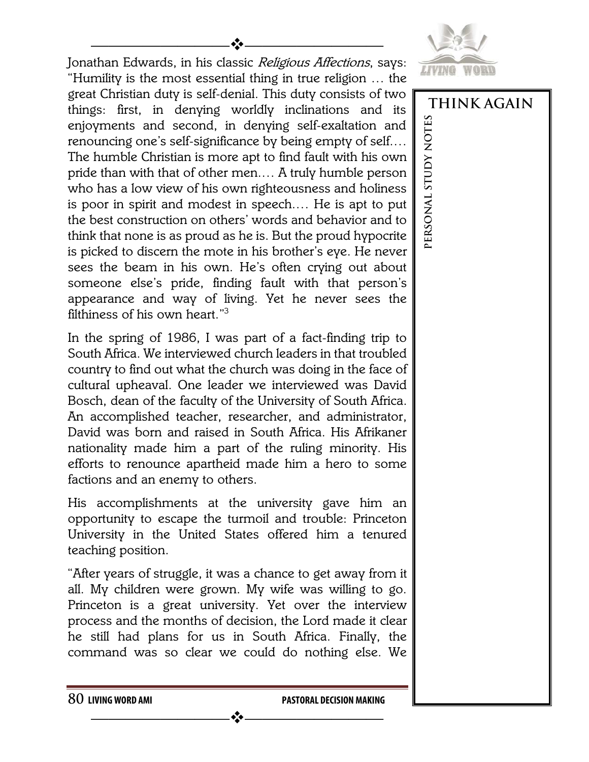Jonathan Edwards, in his classic *Religious Affections*, says: "Humility is the most essential thing in true religion … the great Christian duty is self-denial. This duty consists of two things: first, in denying worldly inclinations and its enjoyments and second, in denying self-exaltation and renouncing one's self-significance by being empty of self.… The humble Christian is more apt to find fault with his own pride than with that of other men.… A truly humble person who has a low view of his own righteousness and holiness is poor in spirit and modest in speech.… He is apt to put the best construction on others' words and behavior and to think that none is as proud as he is. But the proud hypocrite is picked to discern the mote in his brother's eye. He never sees the beam in his own. He's often crying out about someone else's pride, finding fault with that person's appearance and way of living. Yet he never sees the filthiness of his own heart."[3]

In the spring of 1986, I was part of a fact-finding trip to South Africa. We interviewed church leaders in that troubled country to find out what the church was doing in the face of cultural upheaval. One leader we interviewed was David Bosch, dean of the faculty of the University of South Africa. An accomplished teacher, researcher, and administrator, David was born and raised in South Africa. His Afrikaner nationality made him a part of the ruling minority. His efforts to renounce apartheid made him a hero to some factions and an enemy to others.

His accomplishments at the university gave him an opportunity to escape the turmoil and trouble: Princeton University in the United States offered him a tenured teaching position.

"After years of struggle, it was a chance to get away from it all. My children were grown. My wife was willing to go. Princeton is a great university. Yet over the interview process and the months of decision, the Lord made it clear he still had plans for us in South Africa. Finally, the command was so clear we could do nothing else. We

**THINK AGAIN**

PERSONAL STUDY NOTES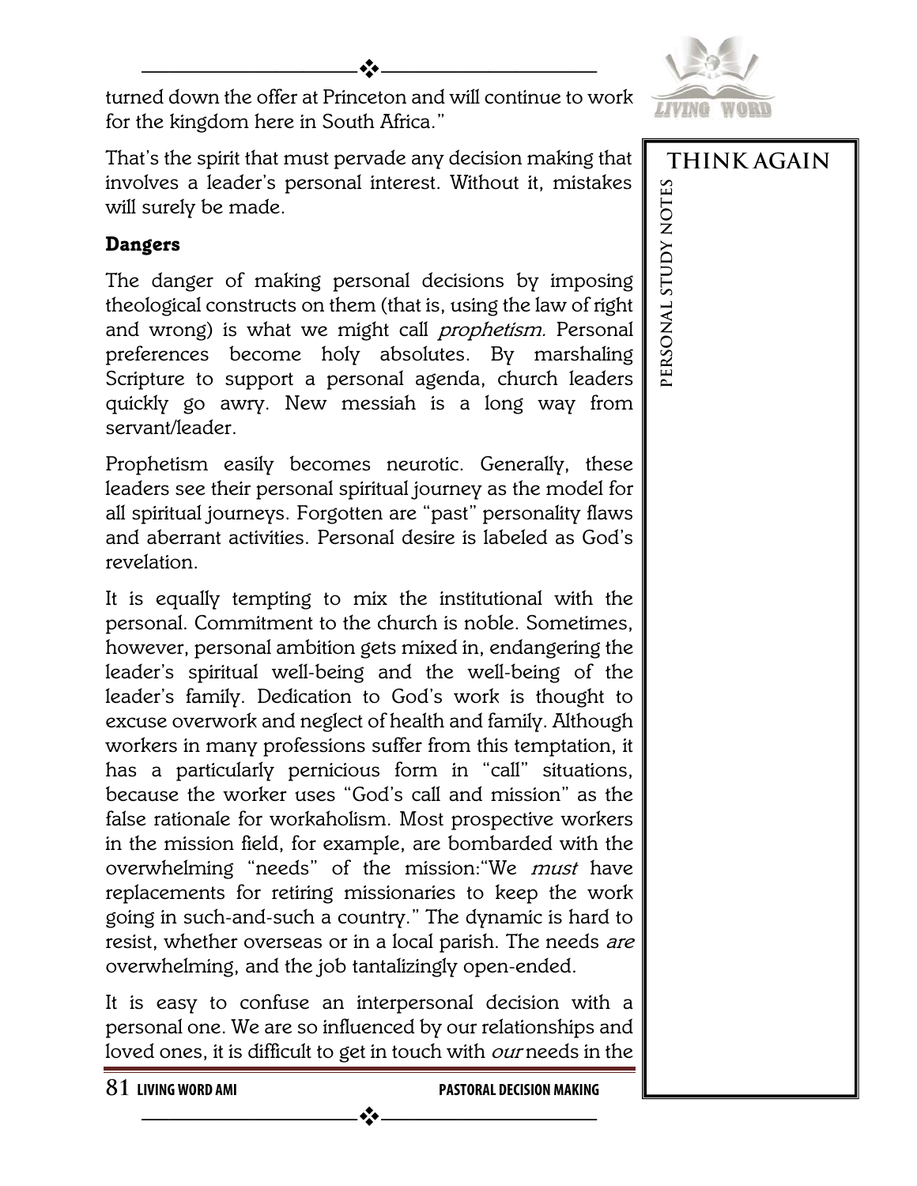turned down the offer at Princeton and will continue to work for the kingdom here in South Africa."

That's the spirit that must pervade any decision making that involves a leader's personal interest. Without it, mistakes will surely be made.

**Dangers**

The danger of making personal decisions by imposing theological constructs on them (that is, using the law of right and wrong) is what we might call *prophetism.* Personal preferences become holy absolutes. By marshaling Scripture to support a personal agenda, church leaders quickly go awry. New messiah is a long way from servant/leader.

Prophetism easily becomes neurotic. Generally, these leaders see their personal spiritual journey as the model for all spiritual journeys. Forgotten are "past" personality flaws and aberrant activities. Personal desire is labeled as God's revelation.

It is equally tempting to mix the institutional with the personal. Commitment to the church is noble. Sometimes, however, personal ambition gets mixed in, endangering the leader's spiritual well-being and the well-being of the leader's family. Dedication to God's work is thought to excuse overwork and neglect of health and family. Although workers in many professions suffer from this temptation, it has a particularly pernicious form in "call" situations, because the worker uses "God's call and mission" as the false rationale for workaholism. Most prospective workers in the mission field, for example, are bombarded with the overwhelming "needs" of the mission:"We *must* have replacements for retiring missionaries to keep the work going in such-and-such a country." The dynamic is hard to resist, whether overseas or in a local parish. The needs *are* overwhelming, and the job tantalizingly open-ended.

It is easy to confuse an interpersonal decision with a personal one. We are so influenced by our relationships and loved ones, it is difficult to get in touch with *our* needs in the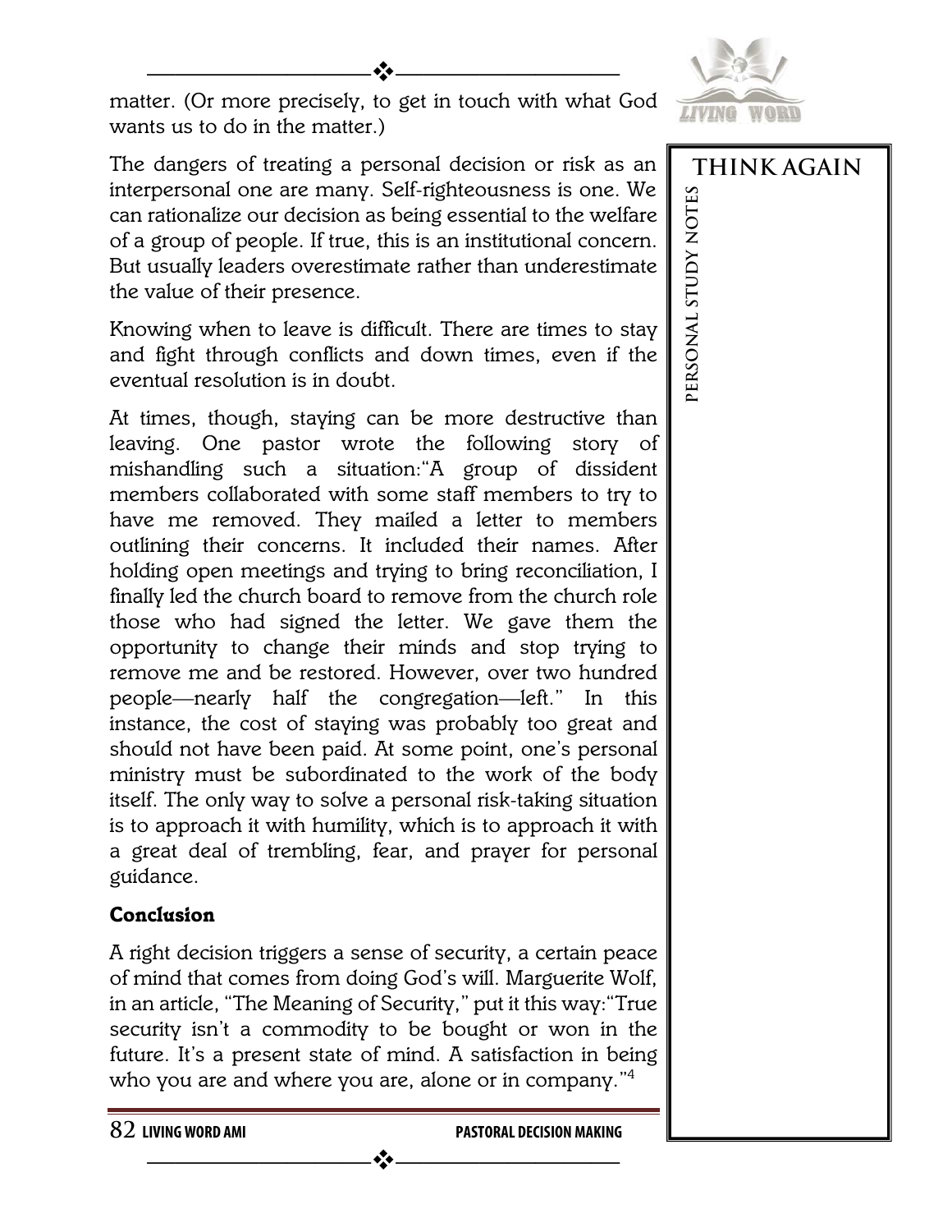matter. (Or more precisely, to get in touch with what God wants us to do in the matter.)

The dangers of treating a personal decision or risk as an interpersonal one are many. Self-righteousness is one. We can rationalize our decision as being essential to the welfare of a group of people. If true, this is an institutional concern. But usually leaders overestimate rather than underestimate the value of their presence.

Knowing when to leave is difficult. There are times to stay and fight through conflicts and down times, even if the eventual resolution is in doubt.

At times, though, staying can be more destructive than leaving. One pastor wrote the following story of mishandling such a situation:"A group of dissident members collaborated with some staff members to try to have me removed. They mailed a letter to members outlining their concerns. It included their names. After holding open meetings and trying to bring reconciliation, I finally led the church board to remove from the church role those who had signed the letter. We gave them the opportunity to change their minds and stop trying to remove me and be restored. However, over two hundred people—nearly half the congregation—left." In this instance, the cost of staying was probably too great and should not have been paid. At some point, one's personal ministry must be subordinated to the work of the body itself. The only way to solve a personal risk-taking situation is to approach it with humility, which is to approach it with a great deal of trembling, fear, and prayer for personal guidance.

## Conclusion

A right decision triggers a sense of security, a certain peace of mind that comes from doing God's will. Marguerite Wolf, in an article, "The Meaning of Security," put it this way:"True security isn't a commodity to be bought or won in the future. It's a present state of mind. A satisfaction in being who you are and where you are, alone or in company."[4]

THINK AGAIN

PERSONAL STUDY NOTES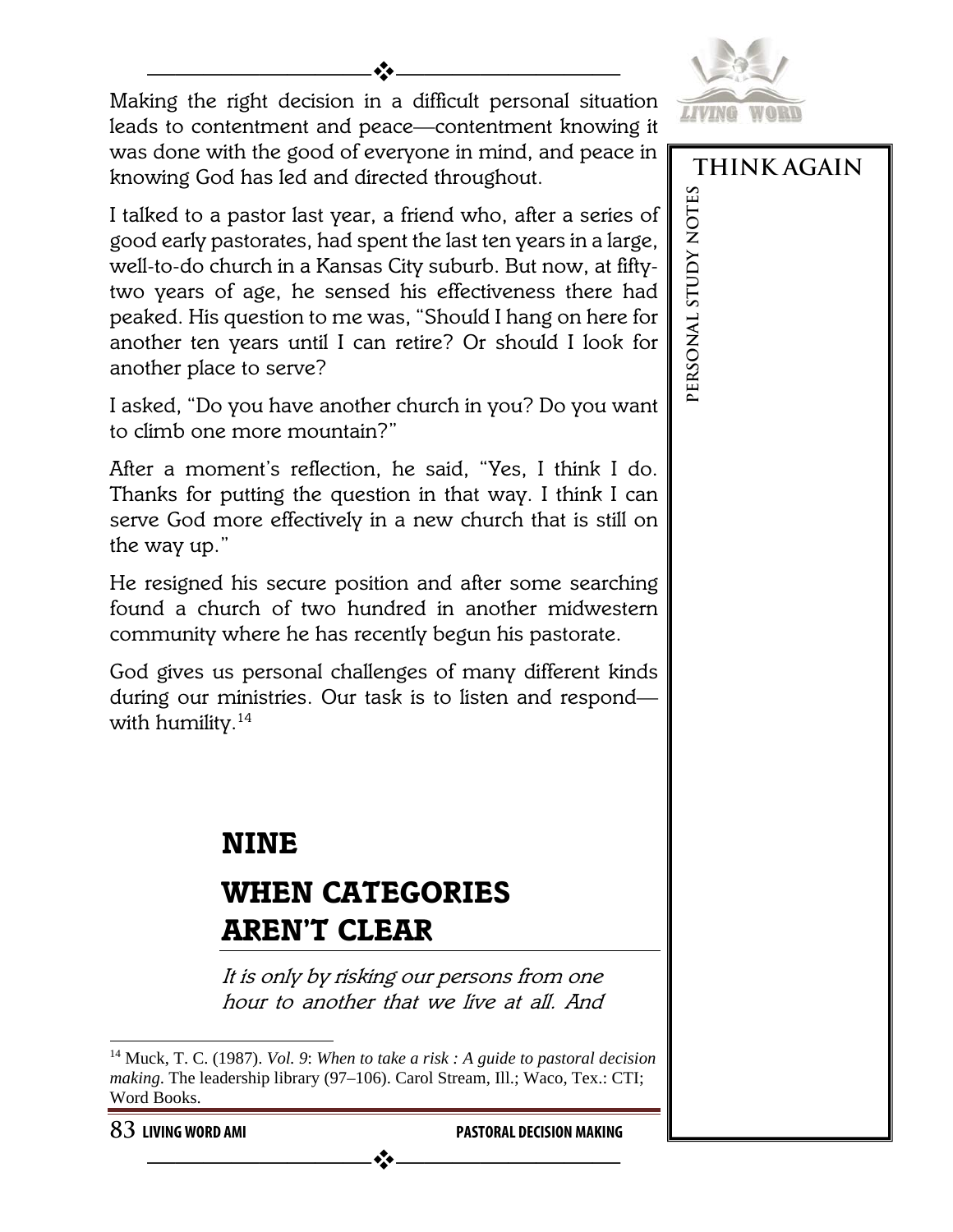Making the right decision in a difficult personal situation leads to contentment and peace—contentment knowing it was done with the good of everyone in mind, and peace in knowing God has led and directed throughout.

I talked to a pastor last year, a friend who, after a series of good early pastorates, had spent the last ten years in a large, well-to-do church in a Kansas City suburb. But now, at fifty-two years of age, he sensed his effectiveness there had peaked. His question to me was, "Should I hang on here for another ten years until I can retire? Or should I look for another place to serve?

I asked, "Do you have another church in you? Do you want to climb one more mountain?"

After a moment's reflection, he said, "Yes, I think I do. Thanks for putting the question in that way. I think I can serve God more effectively in a new church that is still on the way up."

He resigned his secure position and after some searching found a church of two hundred in another midwestern community where he has recently begun his pastorate.

God gives us personal challenges of many different kinds during our ministries. Our task is to listen and respond—with humility.[14]

## NINE

## WHEN CATEGORIES AREN'T CLEAR

*It is only by risking our persons from one hour to another that we live at all. And*

[14] Muck, T. C. (1987). *Vol. 9: When to take a risk : A guide to pastoral decision making*. The leadership library (97–106). Carol Stream, Ill.; Waco, Tex.: CTI; Word Books.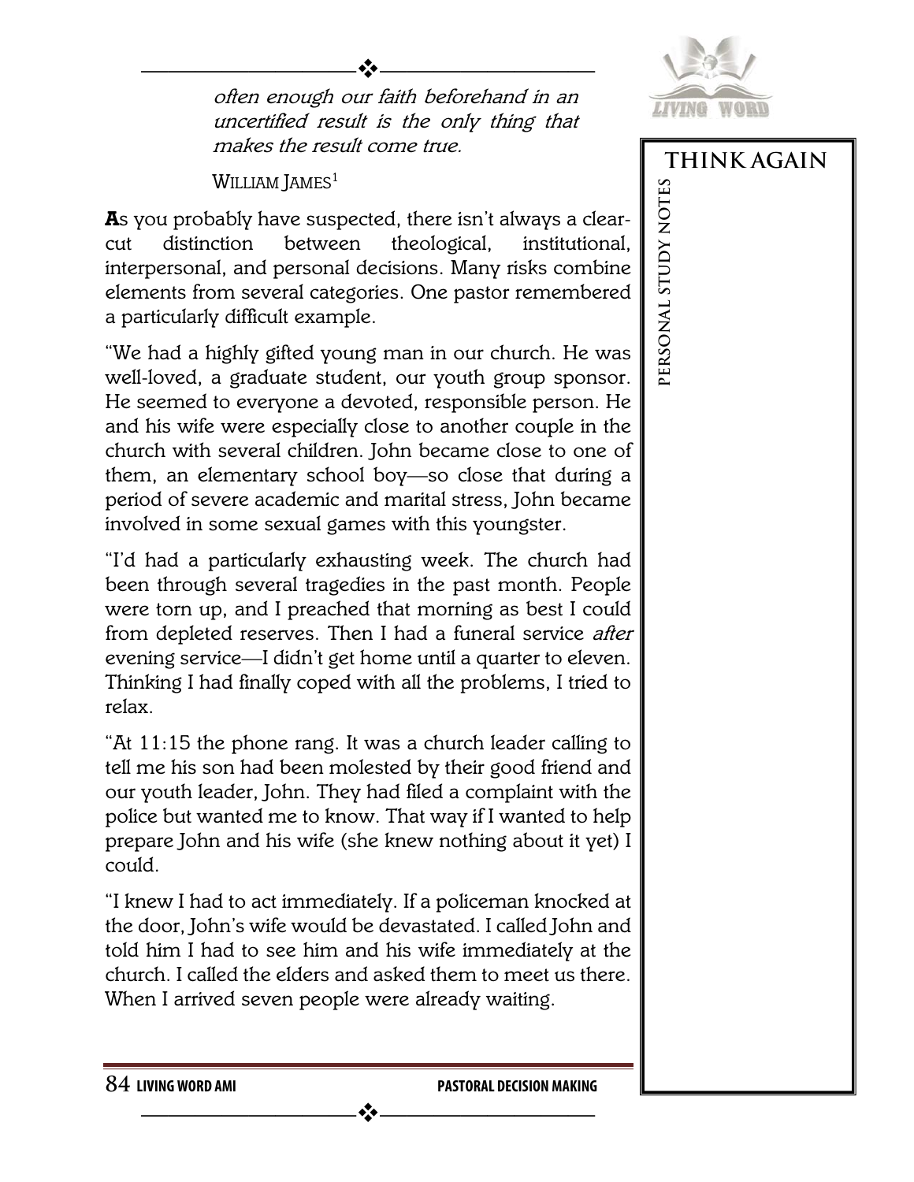*often enough our faith beforehand in an uncertified result is the only thing that makes the result come true.*

WILLIAM JAMES[1]

**A**s you probably have suspected, there isn't always a clear-cut distinction between theological, institutional, interpersonal, and personal decisions. Many risks combine elements from several categories. One pastor remembered a particularly difficult example.

"We had a highly gifted young man in our church. He was well-loved, a graduate student, our youth group sponsor. He seemed to everyone a devoted, responsible person. He and his wife were especially close to another couple in the church with several children. John became close to one of them, an elementary school boy—so close that during a period of severe academic and marital stress, John became involved in some sexual games with this youngster.

"I'd had a particularly exhausting week. The church had been through several tragedies in the past month. People were torn up, and I preached that morning as best I could from depleted reserves. Then I had a funeral service *after* evening service—I didn't get home until a quarter to eleven. Thinking I had finally coped with all the problems, I tried to relax.

"At 11:15 the phone rang. It was a church leader calling to tell me his son had been molested by their good friend and our youth leader, John. They had filed a complaint with the police but wanted me to know. That way if I wanted to help prepare John and his wife (she knew nothing about it yet) I could.

"I knew I had to act immediately. If a policeman knocked at the door, John's wife would be devastated. I called John and told him I had to see him and his wife immediately at the church. I called the elders and asked them to meet us there. When I arrived seven people were already waiting.

**THINK AGAIN**

PERSONAL STUDY NOTES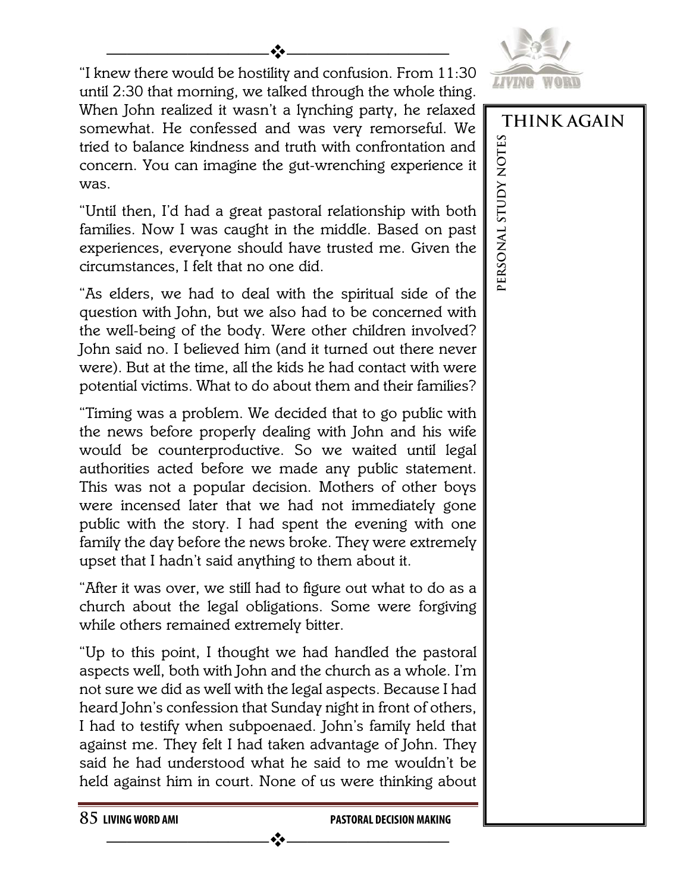"I knew there would be hostility and confusion. From 11:30 until 2:30 that morning, we talked through the whole thing. When John realized it wasn't a lynching party, he relaxed somewhat. He confessed and was very remorseful. We tried to balance kindness and truth with confrontation and concern. You can imagine the gut-wrenching experience it was.

"Until then, I'd had a great pastoral relationship with both families. Now I was caught in the middle. Based on past experiences, everyone should have trusted me. Given the circumstances, I felt that no one did.

"As elders, we had to deal with the spiritual side of the question with John, but we also had to be concerned with the well-being of the body. Were other children involved? John said no. I believed him (and it turned out there never were). But at the time, all the kids he had contact with were potential victims. What to do about them and their families?

"Timing was a problem. We decided that to go public with the news before properly dealing with John and his wife would be counterproductive. So we waited until legal authorities acted before we made any public statement. This was not a popular decision. Mothers of other boys were incensed later that we had not immediately gone public with the story. I had spent the evening with one family the day before the news broke. They were extremely upset that I hadn't said anything to them about it.

"After it was over, we still had to figure out what to do as a church about the legal obligations. Some were forgiving while others remained extremely bitter.

"Up to this point, I thought we had handled the pastoral aspects well, both with John and the church as a whole. I'm not sure we did as well with the legal aspects. Because I had heard John's confession that Sunday night in front of others, I had to testify when subpoenaed. John's family held that against me. They felt I had taken advantage of John. They said he had understood what he said to me wouldn't be held against him in court. None of us were thinking about

**THINK AGAIN**

**PERSONAL STUDY NOTES**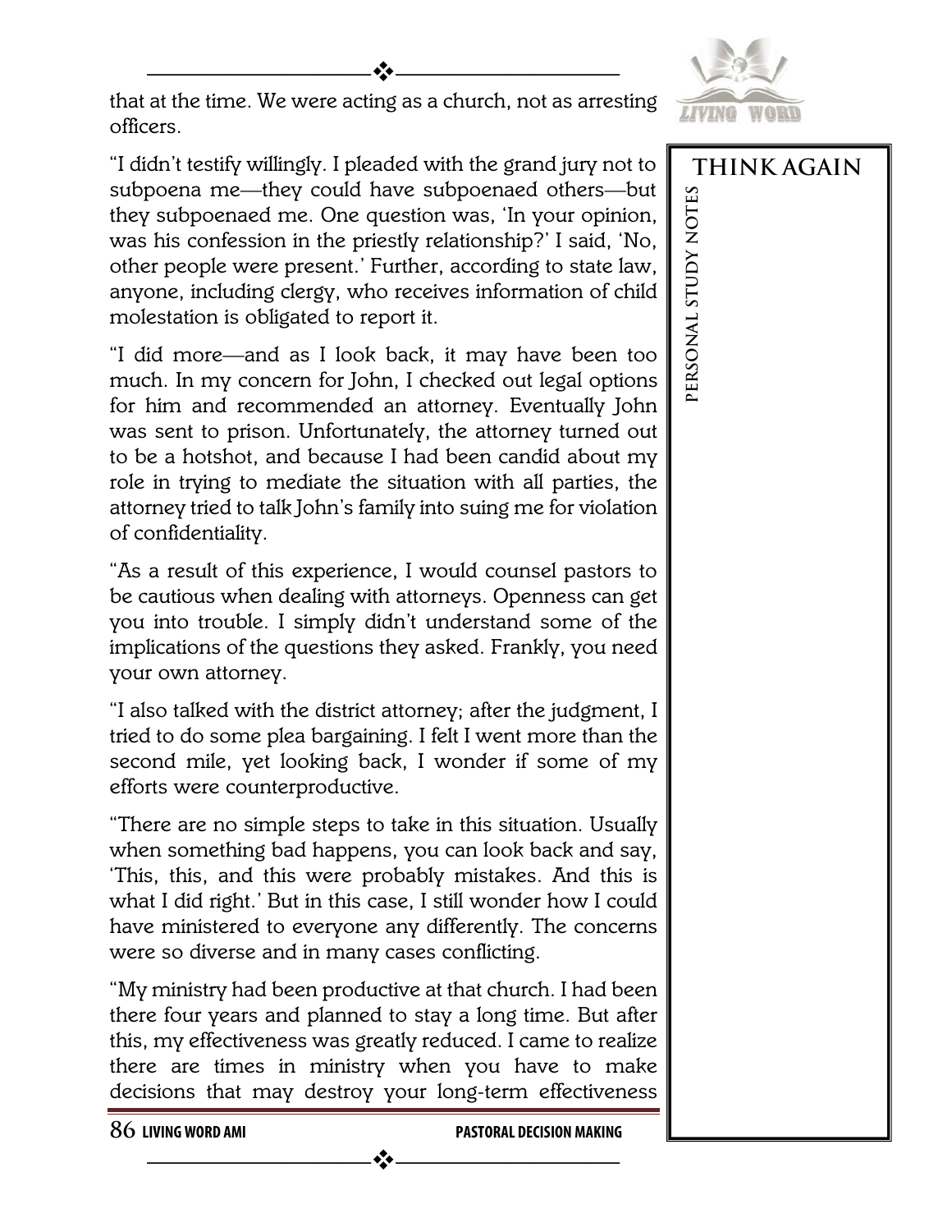that at the time. We were acting as a church, not as arresting officers.

"I didn't testify willingly. I pleaded with the grand jury not to subpoena me—they could have subpoenaed others—but they subpoenaed me. One question was, 'In your opinion, was his confession in the priestly relationship?' I said, 'No, other people were present.' Further, according to state law, anyone, including clergy, who receives information of child molestation is obligated to report it.

"I did more—and as I look back, it may have been too much. In my concern for John, I checked out legal options for him and recommended an attorney. Eventually John was sent to prison. Unfortunately, the attorney turned out to be a hotshot, and because I had been candid about my role in trying to mediate the situation with all parties, the attorney tried to talk John's family into suing me for violation of confidentiality.

"As a result of this experience, I would counsel pastors to be cautious when dealing with attorneys. Openness can get you into trouble. I simply didn't understand some of the implications of the questions they asked. Frankly, you need your own attorney.

"I also talked with the district attorney; after the judgment, I tried to do some plea bargaining. I felt I went more than the second mile, yet looking back, I wonder if some of my efforts were counterproductive.

"There are no simple steps to take in this situation. Usually when something bad happens, you can look back and say, 'This, this, and this were probably mistakes. And this is what I did right.' But in this case, I still wonder how I could have ministered to everyone any differently. The concerns were so diverse and in many cases conflicting.

"My ministry had been productive at that church. I had been there four years and planned to stay a long time. But after this, my effectiveness was greatly reduced. I came to realize there are times in ministry when you have to make decisions that may destroy your long-term effectiveness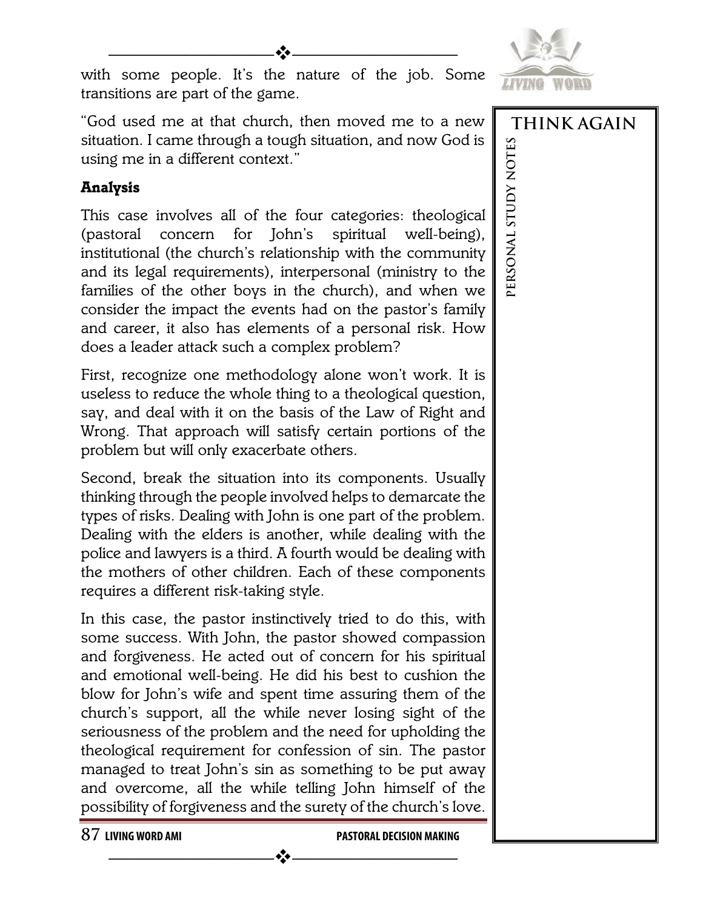with some people. It's the nature of the job. Some transitions are part of the game.

"God used me at that church, then moved me to a new situation. I came through a tough situation, and now God is using me in a different context."

**Analysis**

This case involves all of the four categories: theological (pastoral concern for John's spiritual well-being), institutional (the church's relationship with the community and its legal requirements), interpersonal (ministry to the families of the other boys in the church), and when we consider the impact the events had on the pastor's family and career, it also has elements of a personal risk. How does a leader attack such a complex problem?

First, recognize one methodology alone won't work. It is useless to reduce the whole thing to a theological question, say, and deal with it on the basis of the Law of Right and Wrong. That approach will satisfy certain portions of the problem but will only exacerbate others.

Second, break the situation into its components. Usually thinking through the people involved helps to demarcate the types of risks. Dealing with John is one part of the problem. Dealing with the elders is another, while dealing with the police and lawyers is a third. A fourth would be dealing with the mothers of other children. Each of these components requires a different risk-taking style.

In this case, the pastor instinctively tried to do this, with some success. With John, the pastor showed compassion and forgiveness. He acted out of concern for his spiritual and emotional well-being. He did his best to cushion the blow for John's wife and spent time assuring them of the church's support, all the while never losing sight of the seriousness of the problem and the need for upholding the theological requirement for confession of sin. The pastor managed to treat John's sin as something to be put away and overcome, all the while telling John himself of the possibility of forgiveness and the surety of the church's love.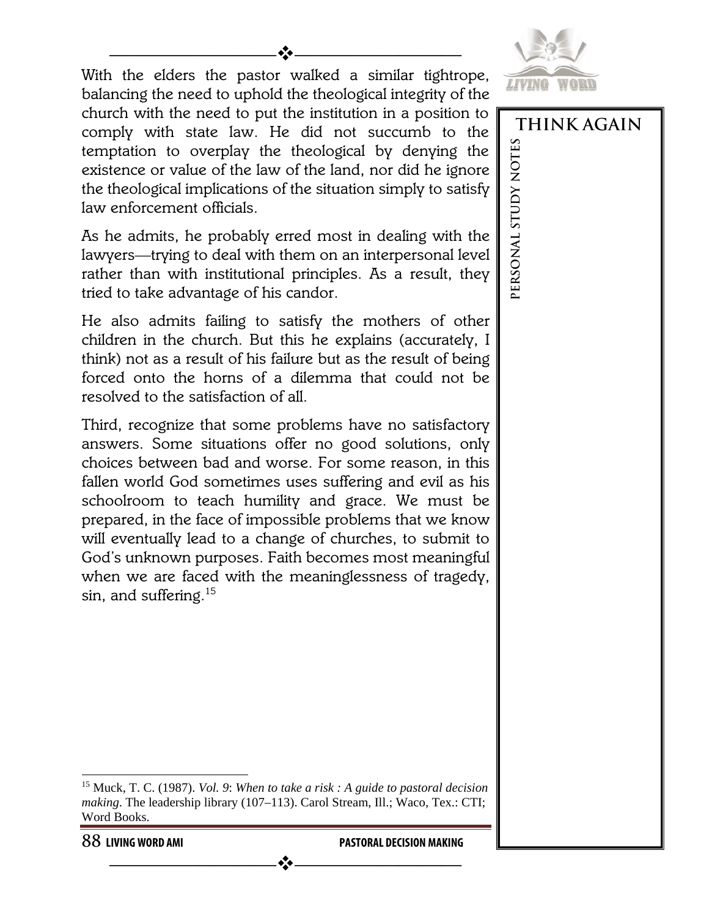With the elders the pastor walked a similar tightrope, balancing the need to uphold the theological integrity of the church with the need to put the institution in a position to comply with state law. He did not succumb to the temptation to overplay the theological by denying the existence or value of the law of the land, nor did he ignore the theological implications of the situation simply to satisfy law enforcement officials.

As he admits, he probably erred most in dealing with the lawyers—trying to deal with them on an interpersonal level rather than with institutional principles. As a result, they tried to take advantage of his candor.

He also admits failing to satisfy the mothers of other children in the church. But this he explains (accurately, I think) not as a result of his failure but as the result of being forced onto the horns of a dilemma that could not be resolved to the satisfaction of all.

Third, recognize that some problems have no satisfactory answers. Some situations offer no good solutions, only choices between bad and worse. For some reason, in this fallen world God sometimes uses suffering and evil as his schoolroom to teach humility and grace. We must be prepared, in the face of impossible problems that we know will eventually lead to a change of churches, to submit to God's unknown purposes. Faith becomes most meaningful when we are faced with the meaninglessness of tragedy, sin, and suffering.[15]

THINK AGAIN

PERSONAL STUDY NOTES

---

[15] Muck, T. C. (1987). *Vol. 9*: *When to take a risk : A guide to pastoral decision making*. The leadership library (107–113). Carol Stream, Ill.; Waco, Tex.: CTI; Word Books.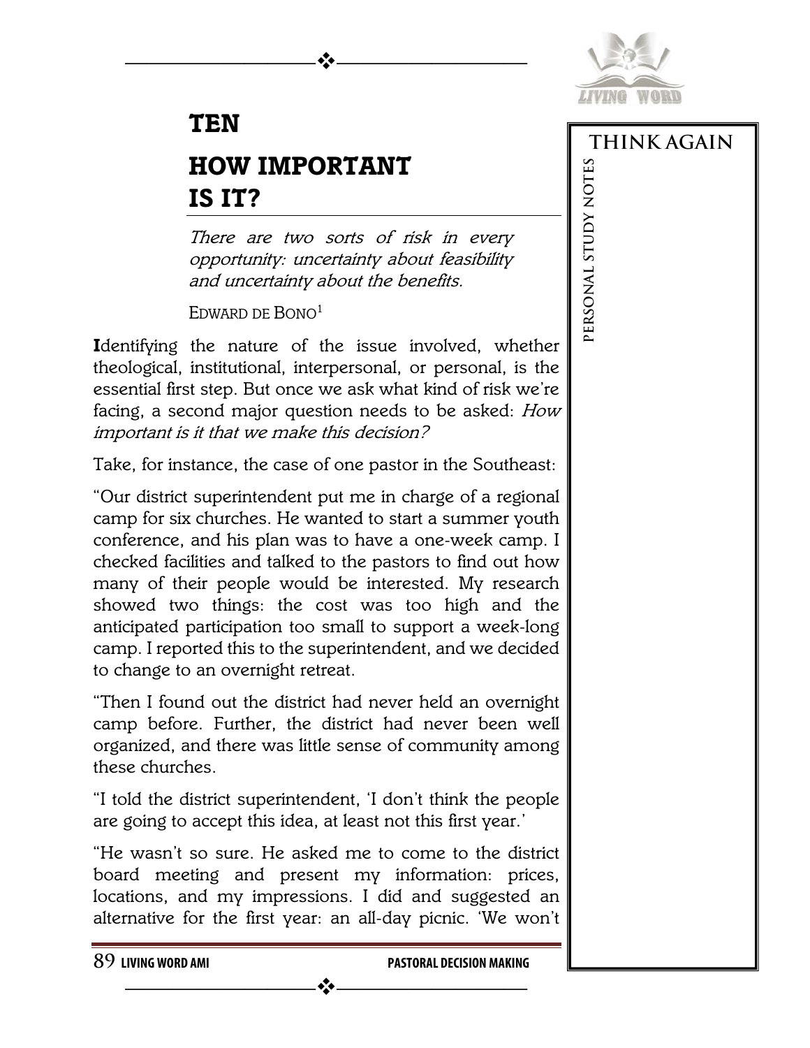# TEN

# HOW IMPORTANT IS IT?

*There are two sorts of risk in every opportunity: uncertainty about feasibility and uncertainty about the benefits.*

EDWARD DE BONO[1]

**I**dentifying the nature of the issue involved, whether theological, institutional, interpersonal, or personal, is the essential first step. But once we ask what kind of risk we're facing, a second major question needs to be asked: *How important is it that we make this decision?*

Take, for instance, the case of one pastor in the Southeast:

"Our district superintendent put me in charge of a regional camp for six churches. He wanted to start a summer youth conference, and his plan was to have a one-week camp. I checked facilities and talked to the pastors to find out how many of their people would be interested. My research showed two things: the cost was too high and the anticipated participation too small to support a week-long camp. I reported this to the superintendent, and we decided to change to an overnight retreat.

"Then I found out the district had never held an overnight camp before. Further, the district had never been well organized, and there was little sense of community among these churches.

"I told the district superintendent, 'I don't think the people are going to accept this idea, at least not this first year.'

"He wasn't so sure. He asked me to come to the district board meeting and present my information: prices, locations, and my impressions. I did and suggested an alternative for the first year: an all-day picnic. 'We won't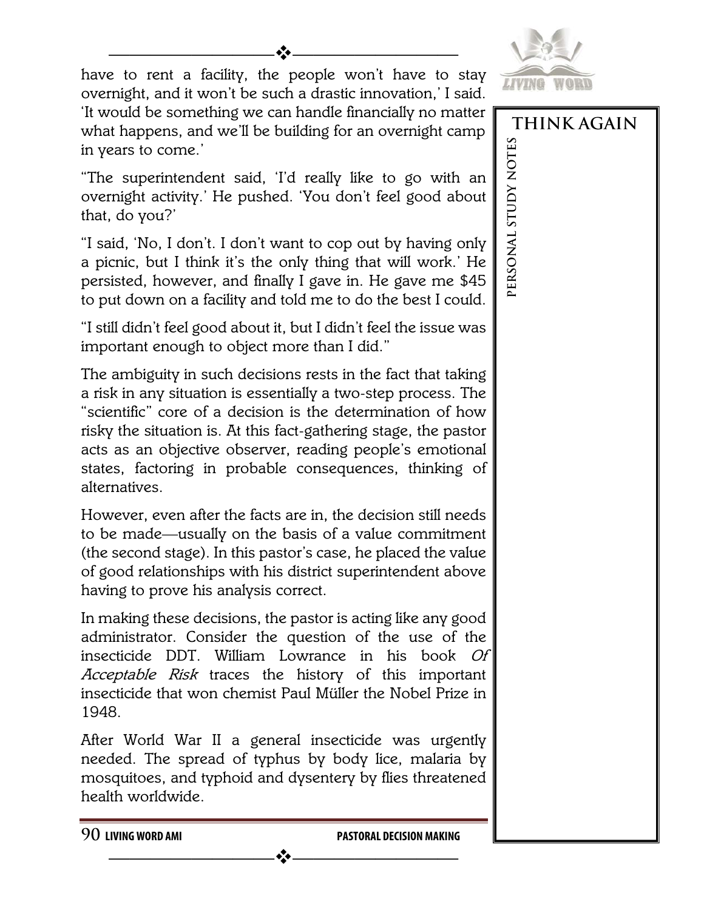have to rent a facility, the people won't have to stay overnight, and it won't be such a drastic innovation,' I said. 'It would be something we can handle financially no matter what happens, and we'll be building for an overnight camp in years to come.'

"The superintendent said, 'I'd really like to go with an overnight activity.' He pushed. 'You don't feel good about that, do you?'

"I said, 'No, I don't. I don't want to cop out by having only a picnic, but I think it's the only thing that will work.' He persisted, however, and finally I gave in. He gave me $45 to put down on a facility and told me to do the best I could.

"I still didn't feel good about it, but I didn't feel the issue was important enough to object more than I did."

The ambiguity in such decisions rests in the fact that taking a risk in any situation is essentially a two-step process. The "scientific" core of a decision is the determination of how risky the situation is. At this fact-gathering stage, the pastor acts as an objective observer, reading people's emotional states, factoring in probable consequences, thinking of alternatives.

However, even after the facts are in, the decision still needs to be made—usually on the basis of a value commitment (the second stage). In this pastor's case, he placed the value of good relationships with his district superintendent above having to prove his analysis correct.

In making these decisions, the pastor is acting like any good administrator. Consider the question of the use of the insecticide DDT. William Lowrance in his book *Of Acceptable Risk* traces the history of this important insecticide that won chemist Paul Müller the Nobel Prize in 1948.

After World War II a general insecticide was urgently needed. The spread of typhus by body lice, malaria by mosquitoes, and typhoid and dysentery by flies threatened health worldwide.

**THINK AGAIN**

**PERSONAL STUDY NOTES**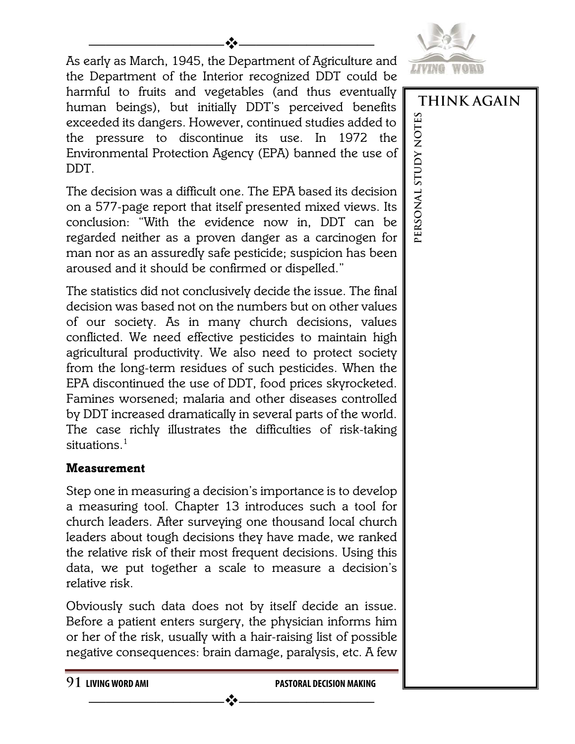As early as March, 1945, the Department of Agriculture and the Department of the Interior recognized DDT could be harmful to fruits and vegetables (and thus eventually human beings), but initially DDT's perceived benefits exceeded its dangers. However, continued studies added to the pressure to discontinue its use. In 1972 the Environmental Protection Agency (EPA) banned the use of DDT.

The decision was a difficult one. The EPA based its decision on a 577-page report that itself presented mixed views. Its conclusion: "With the evidence now in, DDT can be regarded neither as a proven danger as a carcinogen for man nor as an assuredly safe pesticide; suspicion has been aroused and it should be confirmed or dispelled."

The statistics did not conclusively decide the issue. The final decision was based not on the numbers but on other values of our society. As in many church decisions, values conflicted. We need effective pesticides to maintain high agricultural productivity. We also need to protect society from the long-term residues of such pesticides. When the EPA discontinued the use of DDT, food prices skyrocketed. Famines worsened; malaria and other diseases controlled by DDT increased dramatically in several parts of the world. The case richly illustrates the difficulties of risk-taking situations.[1]

### Measurement

Step one in measuring a decision's importance is to develop a measuring tool. Chapter 13 introduces such a tool for church leaders. After surveying one thousand local church leaders about tough decisions they have made, we ranked the relative risk of their most frequent decisions. Using this data, we put together a scale to measure a decision's relative risk.

Obviously such data does not by itself decide an issue. Before a patient enters surgery, the physician informs him or her of the risk, usually with a hair-raising list of possible negative consequences: brain damage, paralysis, etc. A few

THINK AGAIN

PERSONAL STUDY NOTES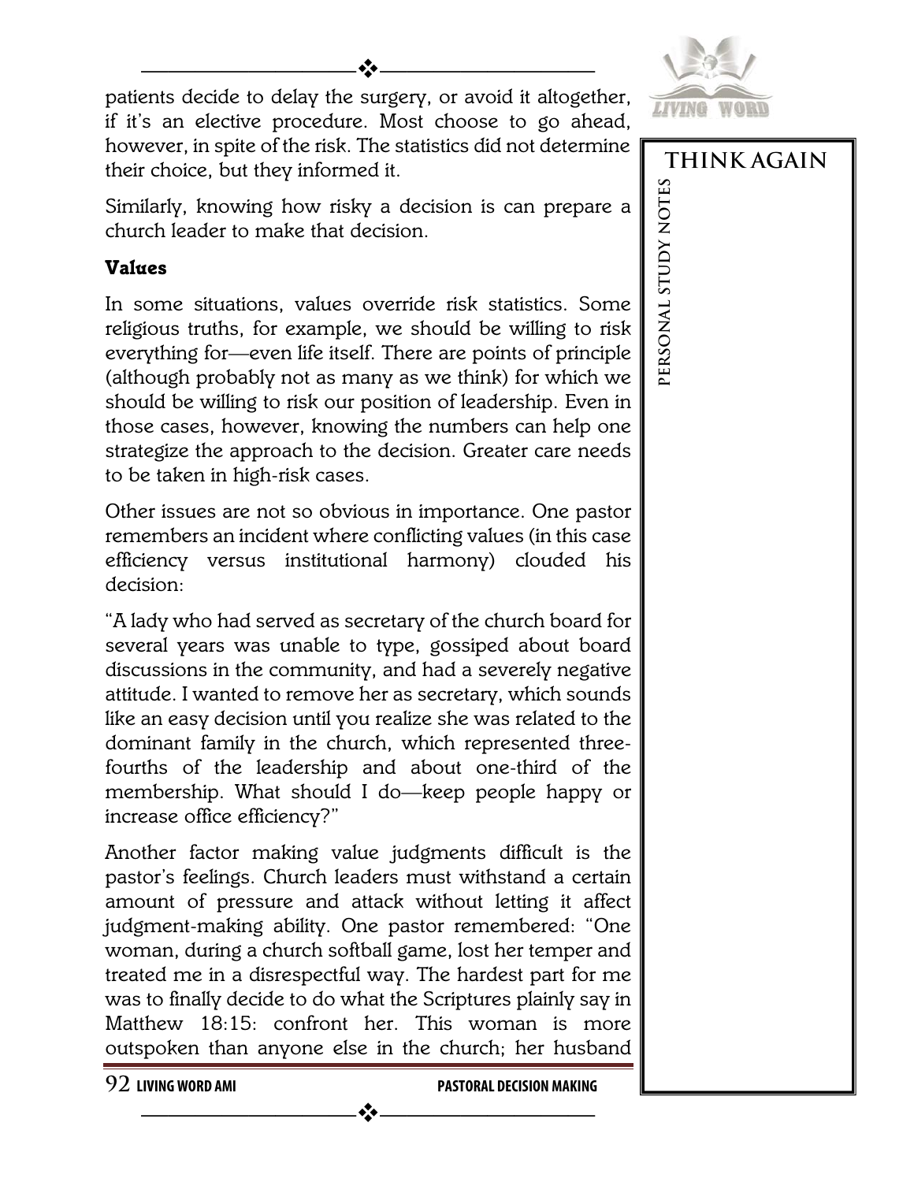patients decide to delay the surgery, or avoid it altogether, if it's an elective procedure. Most choose to go ahead, however, in spite of the risk. The statistics did not determine their choice, but they informed it.

Similarly, knowing how risky a decision is can prepare a church leader to make that decision.

### Values

In some situations, values override risk statistics. Some religious truths, for example, we should be willing to risk everything for—even life itself. There are points of principle (although probably not as many as we think) for which we should be willing to risk our position of leadership. Even in those cases, however, knowing the numbers can help one strategize the approach to the decision. Greater care needs to be taken in high-risk cases.

Other issues are not so obvious in importance. One pastor remembers an incident where conflicting values (in this case efficiency versus institutional harmony) clouded his decision:

"A lady who had served as secretary of the church board for several years was unable to type, gossiped about board discussions in the community, and had a severely negative attitude. I wanted to remove her as secretary, which sounds like an easy decision until you realize she was related to the dominant family in the church, which represented three-fourths of the leadership and about one-third of the membership. What should I do—keep people happy or increase office efficiency?"

Another factor making value judgments difficult is the pastor's feelings. Church leaders must withstand a certain amount of pressure and attack without letting it affect judgment-making ability. One pastor remembered: "One woman, during a church softball game, lost her temper and treated me in a disrespectful way. The hardest part for me was to finally decide to do what the Scriptures plainly say in Matthew 18:15: confront her. This woman is more outspoken than anyone else in the church; her husband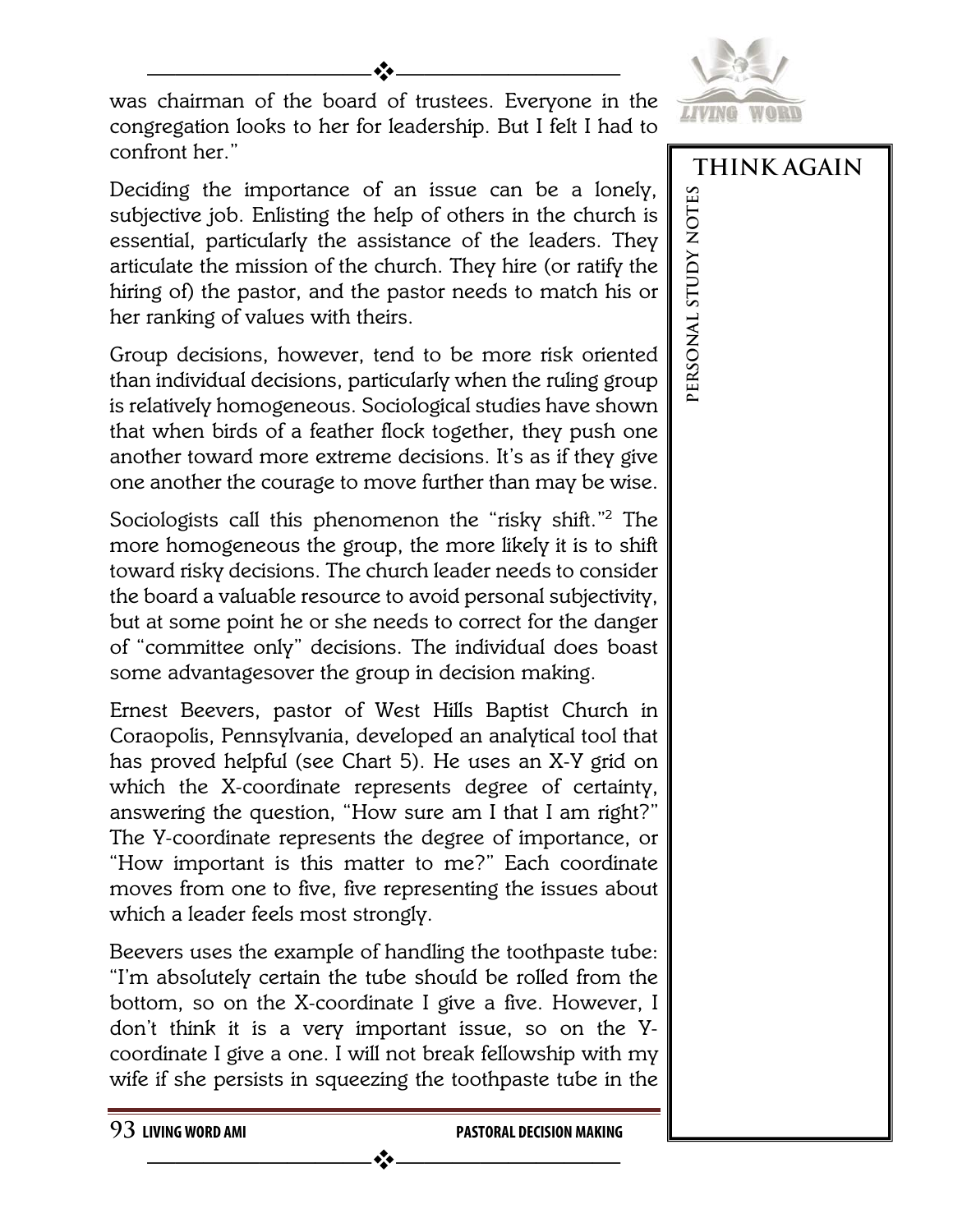was chairman of the board of trustees. Everyone in the congregation looks to her for leadership. But I felt I had to confront her."

Deciding the importance of an issue can be a lonely, subjective job. Enlisting the help of others in the church is essential, particularly the assistance of the leaders. They articulate the mission of the church. They hire (or ratify the hiring of) the pastor, and the pastor needs to match his or her ranking of values with theirs.

Group decisions, however, tend to be more risk oriented than individual decisions, particularly when the ruling group is relatively homogeneous. Sociological studies have shown that when birds of a feather flock together, they push one another toward more extreme decisions. It's as if they give one another the courage to move further than may be wise.

Sociologists call this phenomenon the "risky shift."[2] The more homogeneous the group, the more likely it is to shift toward risky decisions. The church leader needs to consider the board a valuable resource to avoid personal subjectivity, but at some point he or she needs to correct for the danger of "committee only" decisions. The individual does boast some advantagesover the group in decision making.

Ernest Beevers, pastor of West Hills Baptist Church in Coraopolis, Pennsylvania, developed an analytical tool that has proved helpful (see Chart 5). He uses an X-Y grid on which the X-coordinate represents degree of certainty, answering the question, "How sure am I that I am right?" The Y-coordinate represents the degree of importance, or "How important is this matter to me?" Each coordinate moves from one to five, five representing the issues about which a leader feels most strongly.

Beevers uses the example of handling the toothpaste tube: "I'm absolutely certain the tube should be rolled from the bottom, so on the X-coordinate I give a five. However, I don't think it is a very important issue, so on the Y-coordinate I give a one. I will not break fellowship with my wife if she persists in squeezing the toothpaste tube in the

**THINK AGAIN**

PERSONAL STUDY NOTES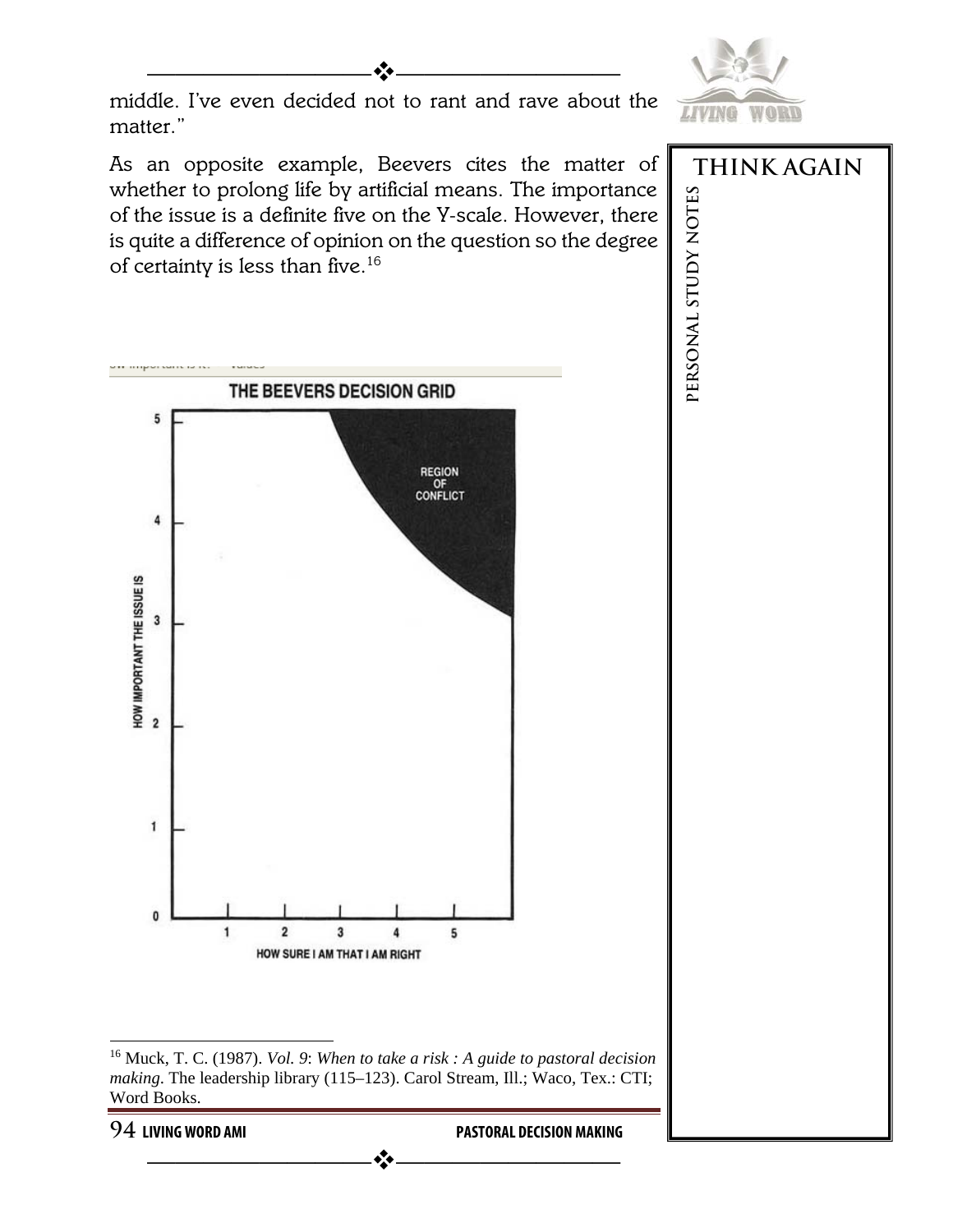middle. I've even decided not to rant and rave about the matter."

As an opposite example, Beevers cites the matter of whether to prolong life by artificial means. The importance of the issue is a definite five on the Y-scale. However, there is quite a difference of opinion on the question so the degree of certainty is less than five.[16]

THE BEEVERS DECISION GRID

REGION OF CONFLICT

HOW IMPORTANT THE ISSUE IS

HOW SURE I AM THAT I AM RIGHT

THINK AGAIN

PERSONAL STUDY NOTES

[16] Muck, T. C. (1987). *Vol. 9*: *When to take a risk : A guide to pastoral decision making*. The leadership library (115–123). Carol Stream, Ill.; Waco, Tex.: CTI; Word Books.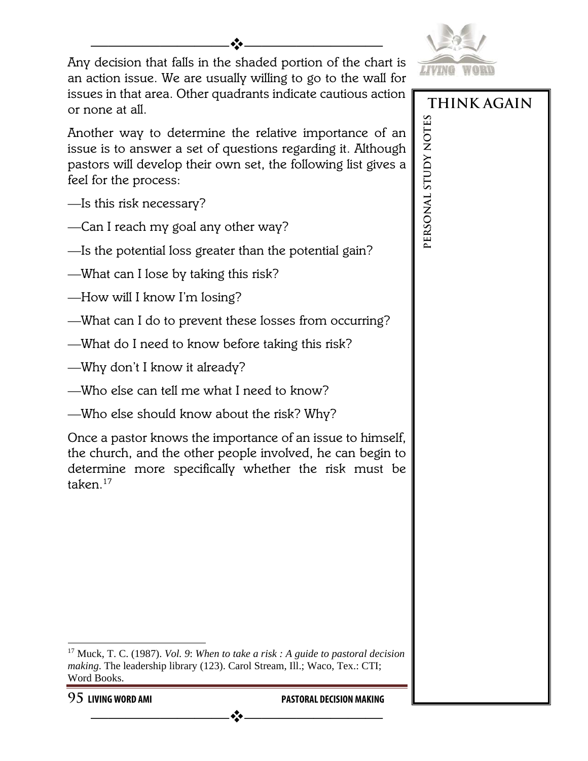Any decision that falls in the shaded portion of the chart is an action issue. We are usually willing to go to the wall for issues in that area. Other quadrants indicate cautious action or none at all.

Another way to determine the relative importance of an issue is to answer a set of questions regarding it. Although pastors will develop their own set, the following list gives a feel for the process:

—Is this risk necessary?

—Can I reach my goal any other way?

—Is the potential loss greater than the potential gain?

—What can I lose by taking this risk?

—How will I know I'm losing?

—What can I do to prevent these losses from occurring?

—What do I need to know before taking this risk?

—Why don't I know it already?

—Who else can tell me what I need to know?

—Who else should know about the risk? Why?

Once a pastor knows the importance of an issue to himself, the church, and the other people involved, he can begin to determine more specifically whether the risk must be taken.[17]

**THINK AGAIN**

**PERSONAL STUDY NOTES**

---

[17] Muck, T. C. (1987). *Vol. 9*: *When to take a risk : A guide to pastoral decision making*. The leadership library (123). Carol Stream, Ill.; Waco, Tex.: CTI; Word Books.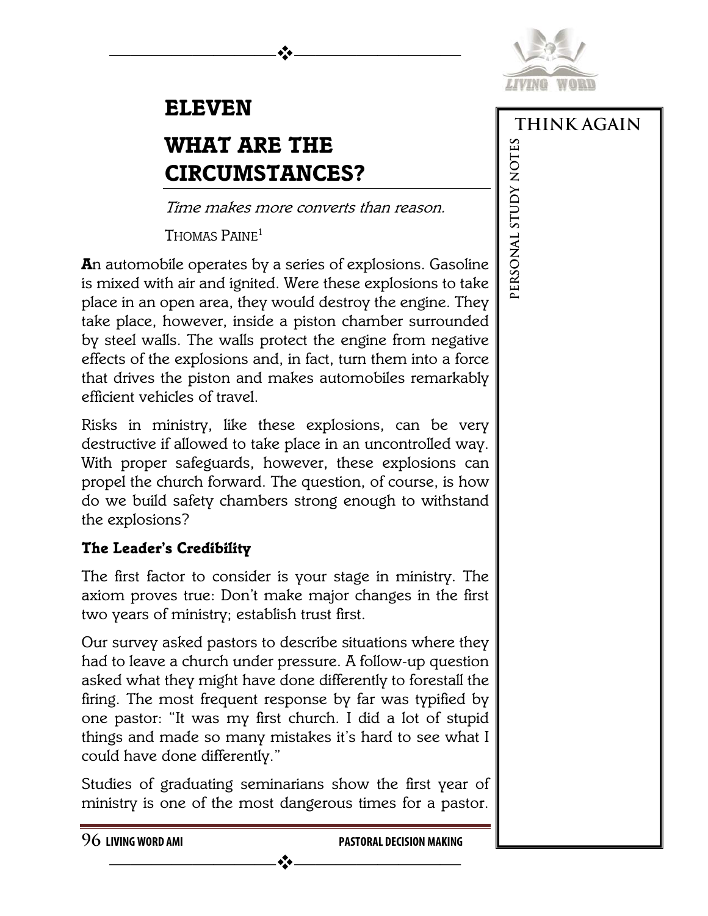# ELEVEN

# WHAT ARE THE CIRCUMSTANCES?

*Time makes more converts than reason.*

THOMAS PAINE[1]

**A**n automobile operates by a series of explosions. Gasoline is mixed with air and ignited. Were these explosions to take place in an open area, they would destroy the engine. They take place, however, inside a piston chamber surrounded by steel walls. The walls protect the engine from negative effects of the explosions and, in fact, turn them into a force that drives the piston and makes automobiles remarkably efficient vehicles of travel.

Risks in ministry, like these explosions, can be very destructive if allowed to take place in an uncontrolled way. With proper safeguards, however, these explosions can propel the church forward. The question, of course, is how do we build safety chambers strong enough to withstand the explosions?

### The Leader's Credibility

The first factor to consider is your stage in ministry. The axiom proves true: Don't make major changes in the first two years of ministry; establish trust first.

Our survey asked pastors to describe situations where they had to leave a church under pressure. A follow-up question asked what they might have done differently to forestall the firing. The most frequent response by far was typified by one pastor: "It was my first church. I did a lot of stupid things and made so many mistakes it's hard to see what I could have done differently."

Studies of graduating seminarians show the first year of ministry is one of the most dangerous times for a pastor.

THINK AGAIN

PERSONAL STUDY NOTES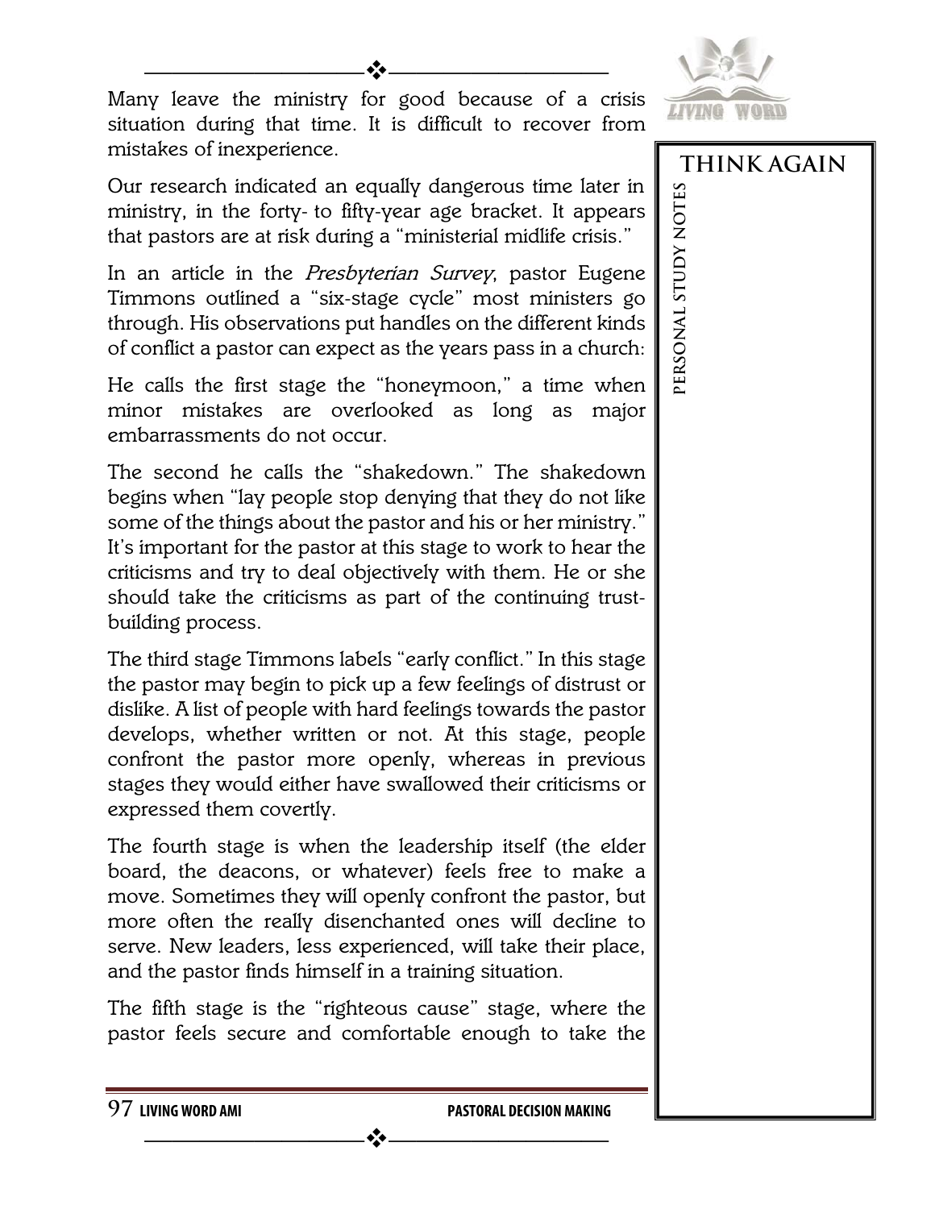Many leave the ministry for good because of a crisis situation during that time. It is difficult to recover from mistakes of inexperience.

Our research indicated an equally dangerous time later in ministry, in the forty- to fifty-year age bracket. It appears that pastors are at risk during a "ministerial midlife crisis."

In an article in the *Presbyterian Survey*, pastor Eugene Timmons outlined a "six-stage cycle" most ministers go through. His observations put handles on the different kinds of conflict a pastor can expect as the years pass in a church:

He calls the first stage the "honeymoon," a time when minor mistakes are overlooked as long as major embarrassments do not occur.

The second he calls the "shakedown." The shakedown begins when "lay people stop denying that they do not like some of the things about the pastor and his or her ministry." It's important for the pastor at this stage to work to hear the criticisms and try to deal objectively with them. He or she should take the criticisms as part of the continuing trust-building process.

The third stage Timmons labels "early conflict." In this stage the pastor may begin to pick up a few feelings of distrust or dislike. A list of people with hard feelings towards the pastor develops, whether written or not. At this stage, people confront the pastor more openly, whereas in previous stages they would either have swallowed their criticisms or expressed them covertly.

The fourth stage is when the leadership itself (the elder board, the deacons, or whatever) feels free to make a move. Sometimes they will openly confront the pastor, but more often the really disenchanted ones will decline to serve. New leaders, less experienced, will take their place, and the pastor finds himself in a training situation.

The fifth stage is the "righteous cause" stage, where the pastor feels secure and comfortable enough to take the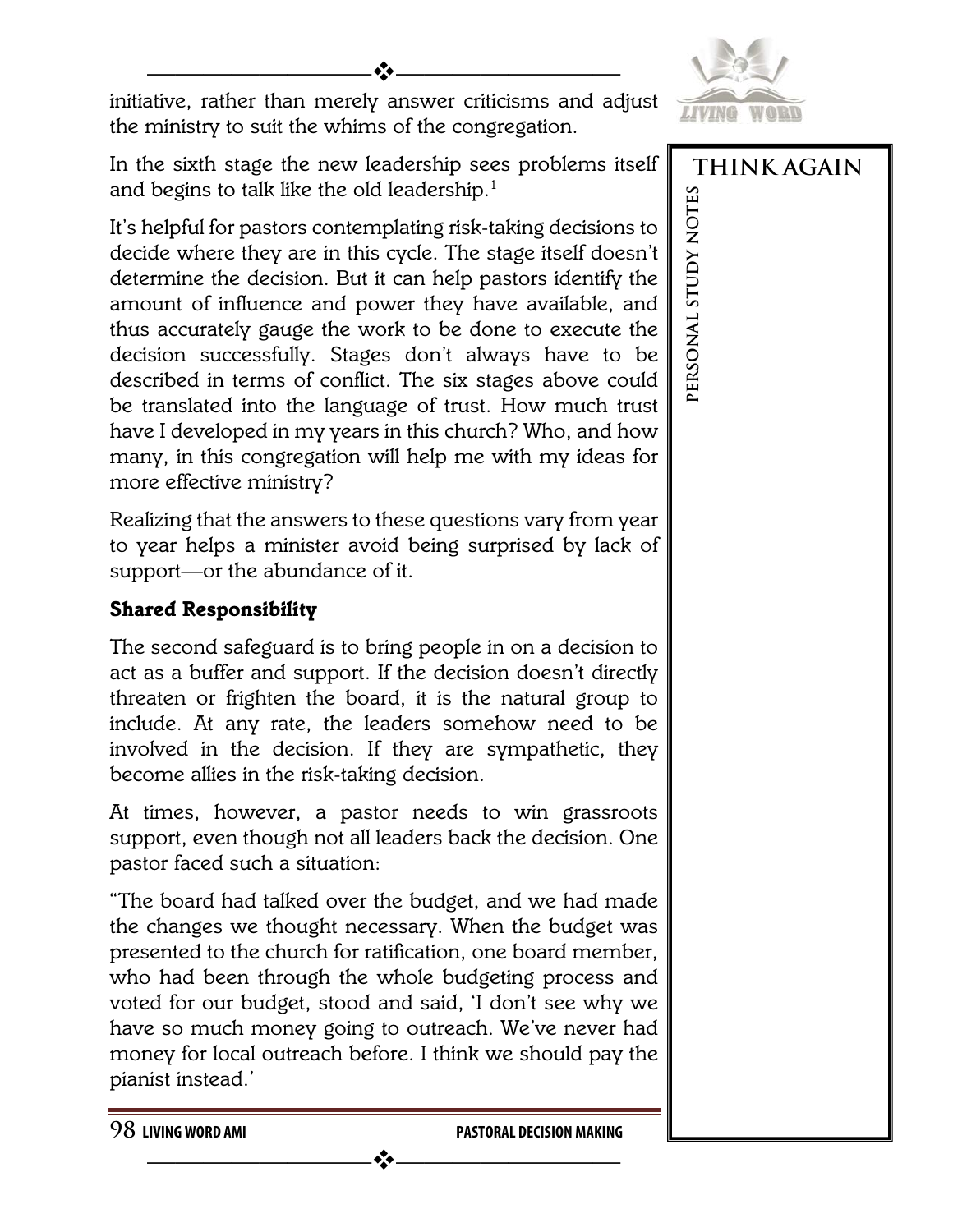initiative, rather than merely answer criticisms and adjust the ministry to suit the whims of the congregation.

In the sixth stage the new leadership sees problems itself and begins to talk like the old leadership.[1]

It's helpful for pastors contemplating risk-taking decisions to decide where they are in this cycle. The stage itself doesn't determine the decision. But it can help pastors identify the amount of influence and power they have available, and thus accurately gauge the work to be done to execute the decision successfully. Stages don't always have to be described in terms of conflict. The six stages above could be translated into the language of trust. How much trust have I developed in my years in this church? Who, and how many, in this congregation will help me with my ideas for more effective ministry?

Realizing that the answers to these questions vary from year to year helps a minister avoid being surprised by lack of support—or the abundance of it.

### Shared Responsibility

The second safeguard is to bring people in on a decision to act as a buffer and support. If the decision doesn't directly threaten or frighten the board, it is the natural group to include. At any rate, the leaders somehow need to be involved in the decision. If they are sympathetic, they become allies in the risk-taking decision.

At times, however, a pastor needs to win grassroots support, even though not all leaders back the decision. One pastor faced such a situation:

"The board had talked over the budget, and we had made the changes we thought necessary. When the budget was presented to the church for ratification, one board member, who had been through the whole budgeting process and voted for our budget, stood and said, 'I don't see why we have so much money going to outreach. We've never had money for local outreach before. I think we should pay the pianist instead.'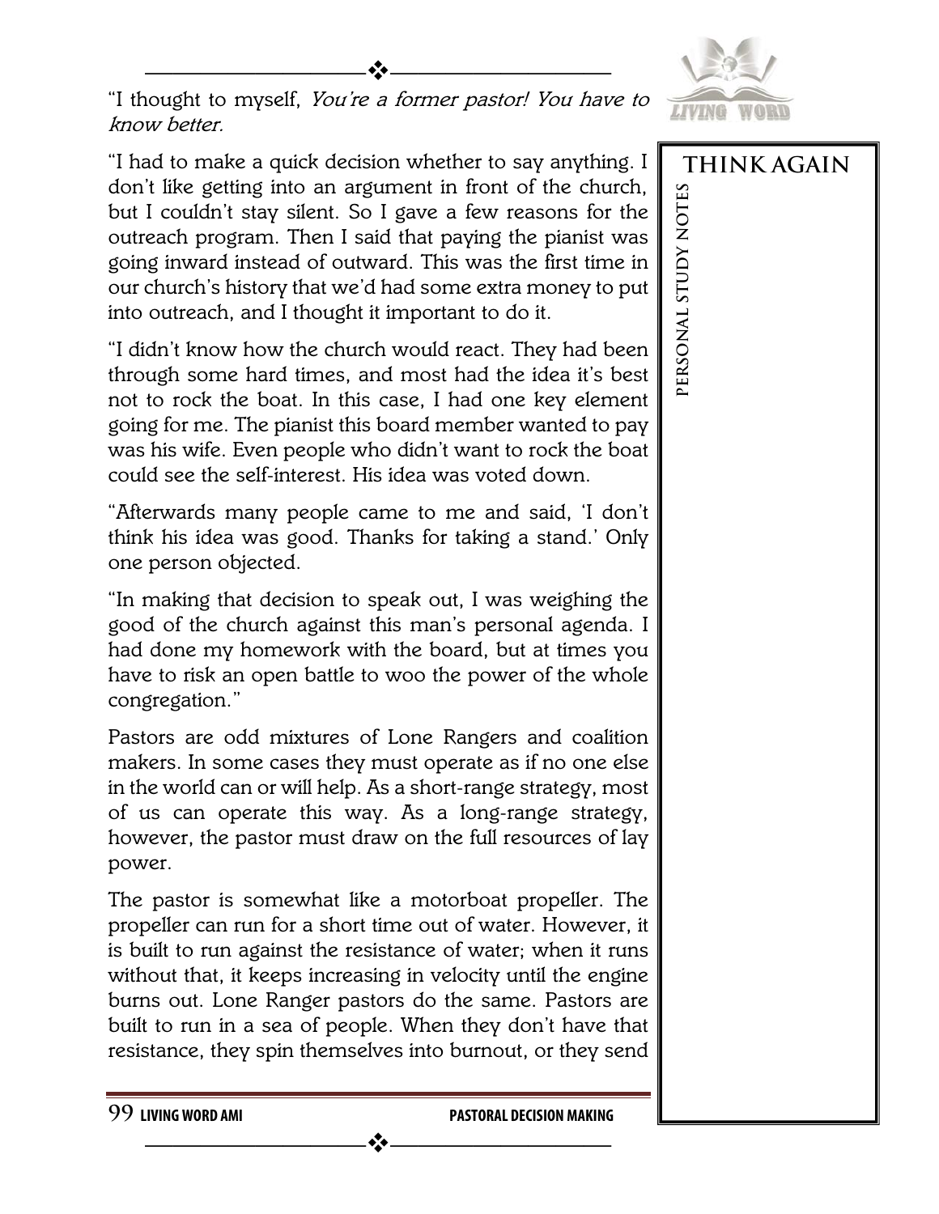"I thought to myself, *You're a former pastor! You have to know better.*

"I had to make a quick decision whether to say anything. I don't like getting into an argument in front of the church, but I couldn't stay silent. So I gave a few reasons for the outreach program. Then I said that paying the pianist was going inward instead of outward. This was the first time in our church's history that we'd had some extra money to put into outreach, and I thought it important to do it.

"I didn't know how the church would react. They had been through some hard times, and most had the idea it's best not to rock the boat. In this case, I had one key element going for me. The pianist this board member wanted to pay was his wife. Even people who didn't want to rock the boat could see the self-interest. His idea was voted down.

"Afterwards many people came to me and said, 'I don't think his idea was good. Thanks for taking a stand.' Only one person objected.

"In making that decision to speak out, I was weighing the good of the church against this man's personal agenda. I had done my homework with the board, but at times you have to risk an open battle to woo the power of the whole congregation."

Pastors are odd mixtures of Lone Rangers and coalition makers. In some cases they must operate as if no one else in the world can or will help. As a short-range strategy, most of us can operate this way. As a long-range strategy, however, the pastor must draw on the full resources of lay power.

The pastor is somewhat like a motorboat propeller. The propeller can run for a short time out of water. However, it is built to run against the resistance of water; when it runs without that, it keeps increasing in velocity until the engine burns out. Lone Ranger pastors do the same. Pastors are built to run in a sea of people. When they don't have that resistance, they spin themselves into burnout, or they send

**THINK AGAIN**

**PERSONAL STUDY NOTES**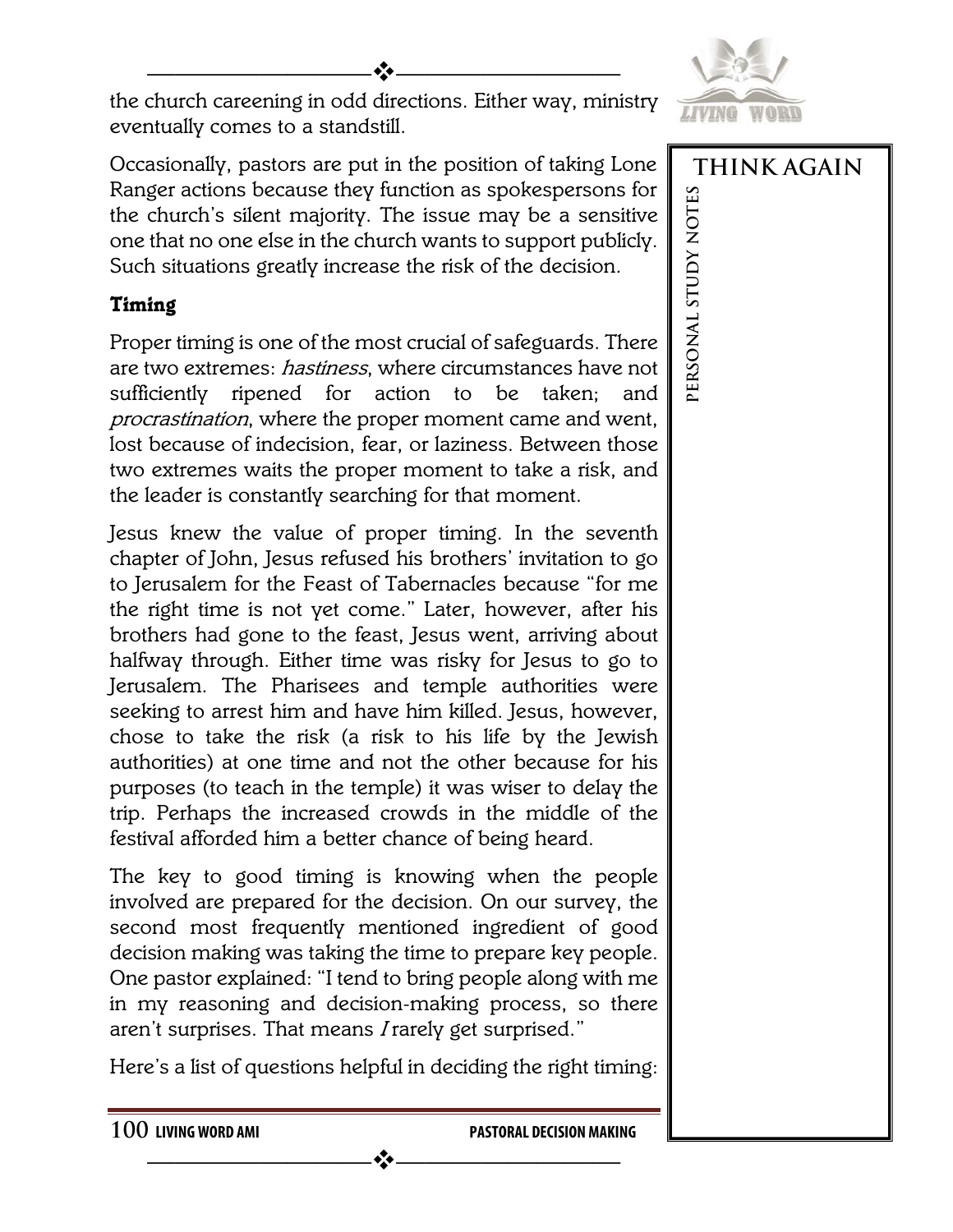the church careening in odd directions. Either way, ministry eventually comes to a standstill.

Occasionally, pastors are put in the position of taking Lone Ranger actions because they function as spokespersons for the church's silent majority. The issue may be a sensitive one that no one else in the church wants to support publicly. Such situations greatly increase the risk of the decision.

### Timing

Proper timing is one of the most crucial of safeguards. There are two extremes: *hastiness*, where circumstances have not sufficiently ripened for action to be taken; and *procrastination*, where the proper moment came and went, lost because of indecision, fear, or laziness. Between those two extremes waits the proper moment to take a risk, and the leader is constantly searching for that moment.

Jesus knew the value of proper timing. In the seventh chapter of John, Jesus refused his brothers' invitation to go to Jerusalem for the Feast of Tabernacles because "for me the right time is not yet come." Later, however, after his brothers had gone to the feast, Jesus went, arriving about halfway through. Either time was risky for Jesus to go to Jerusalem. The Pharisees and temple authorities were seeking to arrest him and have him killed. Jesus, however, chose to take the risk (a risk to his life by the Jewish authorities) at one time and not the other because for his purposes (to teach in the temple) it was wiser to delay the trip. Perhaps the increased crowds in the middle of the festival afforded him a better chance of being heard.

The key to good timing is knowing when the people involved are prepared for the decision. On our survey, the second most frequently mentioned ingredient of good decision making was taking the time to prepare key people. One pastor explained: "I tend to bring people along with me in my reasoning and decision-making process, so there aren't surprises. That means *I* rarely get surprised."

Here's a list of questions helpful in deciding the right timing:

THINK AGAIN

PERSONAL STUDY NOTES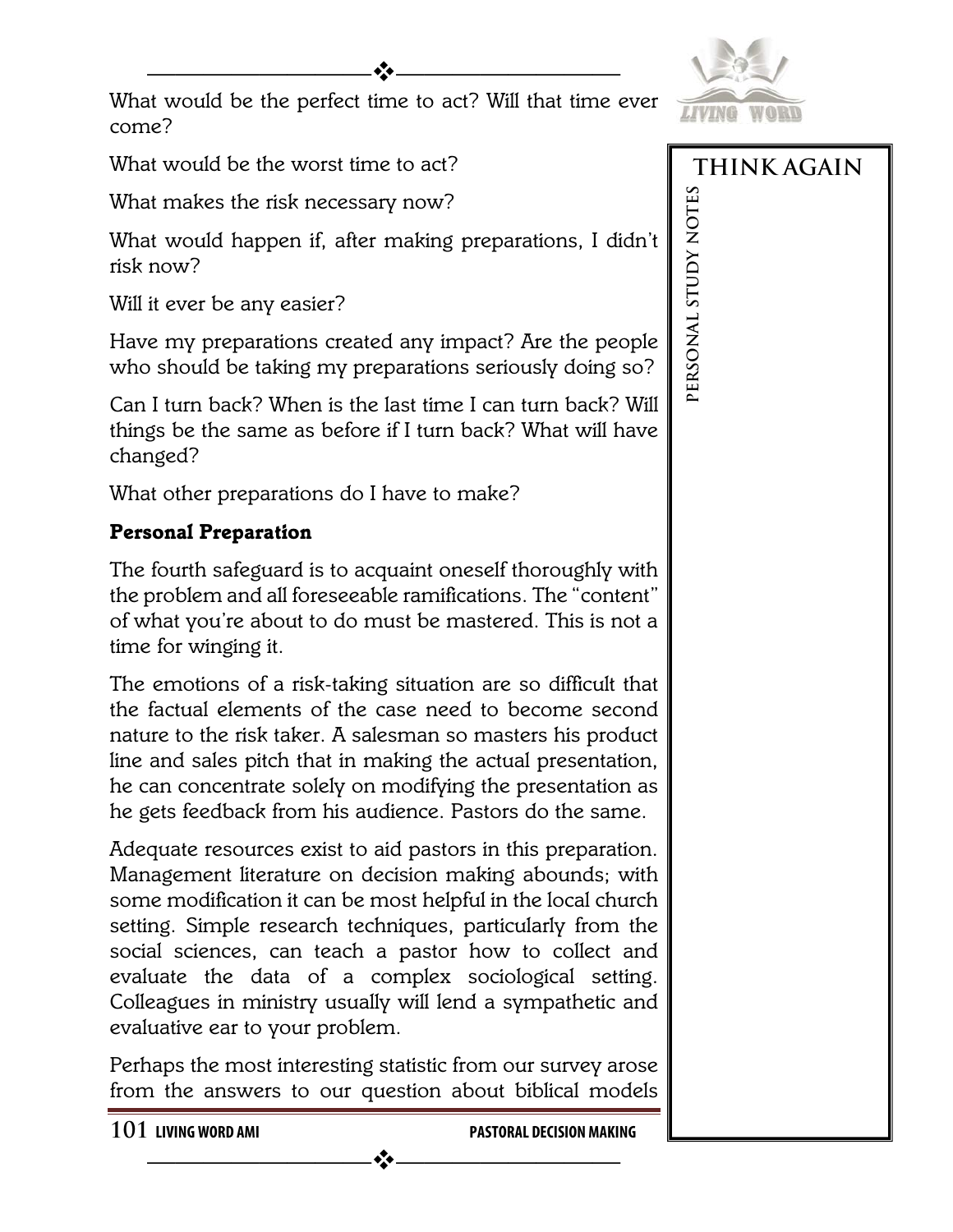What would be the perfect time to act? Will that time ever come?

What would be the worst time to act?

What makes the risk necessary now?

What would happen if, after making preparations, I didn't risk now?

Will it ever be any easier?

Have my preparations created any impact? Are the people who should be taking my preparations seriously doing so?

Can I turn back? When is the last time I can turn back? Will things be the same as before if I turn back? What will have changed?

What other preparations do I have to make?

**Personal Preparation**

The fourth safeguard is to acquaint oneself thoroughly with the problem and all foreseeable ramifications. The "content" of what you're about to do must be mastered. This is not a time for winging it.

The emotions of a risk-taking situation are so difficult that the factual elements of the case need to become second nature to the risk taker. A salesman so masters his product line and sales pitch that in making the actual presentation, he can concentrate solely on modifying the presentation as he gets feedback from his audience. Pastors do the same.

Adequate resources exist to aid pastors in this preparation. Management literature on decision making abounds; with some modification it can be most helpful in the local church setting. Simple research techniques, particularly from the social sciences, can teach a pastor how to collect and evaluate the data of a complex sociological setting. Colleagues in ministry usually will lend a sympathetic and evaluative ear to your problem.

Perhaps the most interesting statistic from our survey arose from the answers to our question about biblical models

THINK AGAIN

PERSONAL STUDY NOTES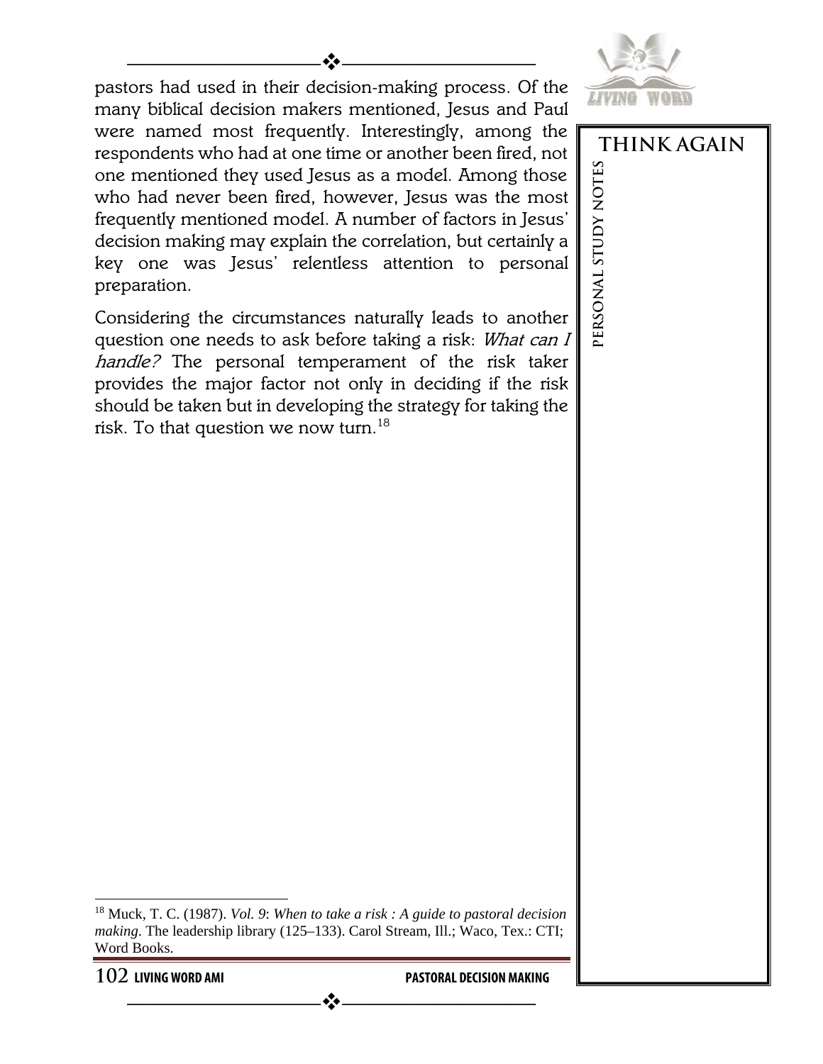pastors had used in their decision-making process. Of the many biblical decision makers mentioned, Jesus and Paul were named most frequently. Interestingly, among the respondents who had at one time or another been fired, not one mentioned they used Jesus as a model. Among those who had never been fired, however, Jesus was the most frequently mentioned model. A number of factors in Jesus' decision making may explain the correlation, but certainly a key one was Jesus' relentless attention to personal preparation.

Considering the circumstances naturally leads to another question one needs to ask before taking a risk: *What can I handle?* The personal temperament of the risk taker provides the major factor not only in deciding if the risk should be taken but in developing the strategy for taking the risk. To that question we now turn.[18]

THINK AGAIN

PERSONAL STUDY NOTES

---

[18] Muck, T. C. (1987). *Vol. 9*: *When to take a risk : A guide to pastoral decision making*. The leadership library (125–133). Carol Stream, Ill.; Waco, Tex.: CTI; Word Books.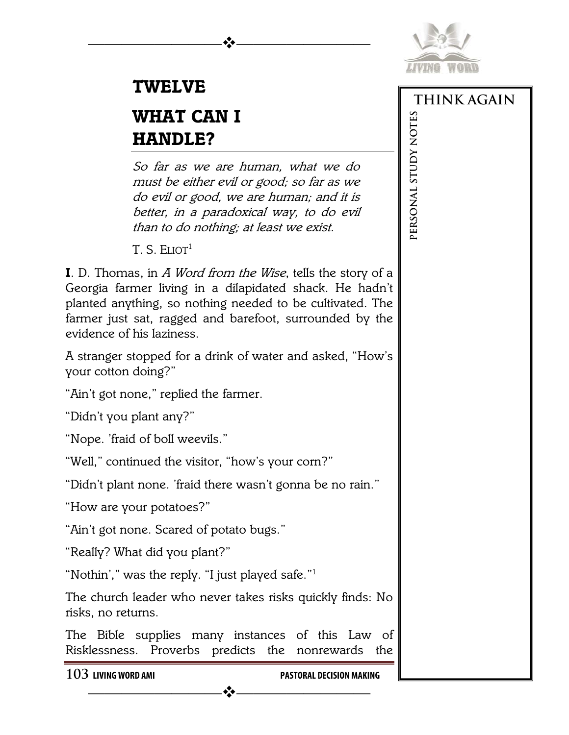# TWELVE

# WHAT CAN I HANDLE?

*So far as we are human, what we do must be either evil or good; so far as we do evil or good, we are human; and it is better, in a paradoxical way, to do evil than to do nothing; at least we exist.*

T. S. ELIOT[1]

**I**. D. Thomas, in *A Word from the Wise*, tells the story of a Georgia farmer living in a dilapidated shack. He hadn't planted anything, so nothing needed to be cultivated. The farmer just sat, ragged and barefoot, surrounded by the evidence of his laziness.

A stranger stopped for a drink of water and asked, "How's your cotton doing?"

"Ain't got none," replied the farmer.

"Didn't you plant any?"

"Nope. 'fraid of boll weevils."

"Well," continued the visitor, "how's your corn?"

"Didn't plant none. 'fraid there wasn't gonna be no rain."

"How are your potatoes?"

"Ain't got none. Scared of potato bugs."

"Really? What did you plant?"

"Nothin'," was the reply. "I just played safe."[1]

The church leader who never takes risks quickly finds: No risks, no returns.

The Bible supplies many instances of this Law of Risklessness. Proverbs predicts the nonrewards the

THINK AGAIN

PERSONAL STUDY NOTES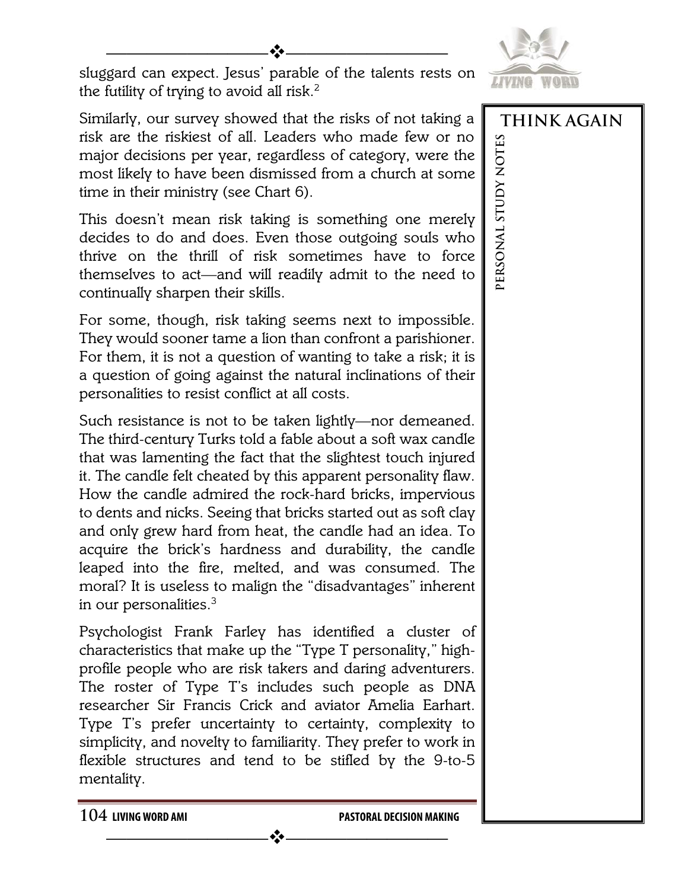sluggard can expect. Jesus' parable of the talents rests on the futility of trying to avoid all risk.[2]

Similarly, our survey showed that the risks of not taking a risk are the riskiest of all. Leaders who made few or no major decisions per year, regardless of category, were the most likely to have been dismissed from a church at some time in their ministry (see Chart 6).

This doesn't mean risk taking is something one merely decides to do and does. Even those outgoing souls who thrive on the thrill of risk sometimes have to force themselves to act—and will readily admit to the need to continually sharpen their skills.

For some, though, risk taking seems next to impossible. They would sooner tame a lion than confront a parishioner. For them, it is not a question of wanting to take a risk; it is a question of going against the natural inclinations of their personalities to resist conflict at all costs.

Such resistance is not to be taken lightly—nor demeaned. The third-century Turks told a fable about a soft wax candle that was lamenting the fact that the slightest touch injured it. The candle felt cheated by this apparent personality flaw. How the candle admired the rock-hard bricks, impervious to dents and nicks. Seeing that bricks started out as soft clay and only grew hard from heat, the candle had an idea. To acquire the brick's hardness and durability, the candle leaped into the fire, melted, and was consumed. The moral? It is useless to malign the "disadvantages" inherent in our personalities.[3]

Psychologist Frank Farley has identified a cluster of characteristics that make up the "Type T personality," high-profile people who are risk takers and daring adventurers. The roster of Type T's includes such people as DNA researcher Sir Francis Crick and aviator Amelia Earhart. Type T's prefer uncertainty to certainty, complexity to simplicity, and novelty to familiarity. They prefer to work in flexible structures and tend to be stifled by the 9-to-5 mentality.

**THINK AGAIN**

**PERSONAL STUDY NOTES**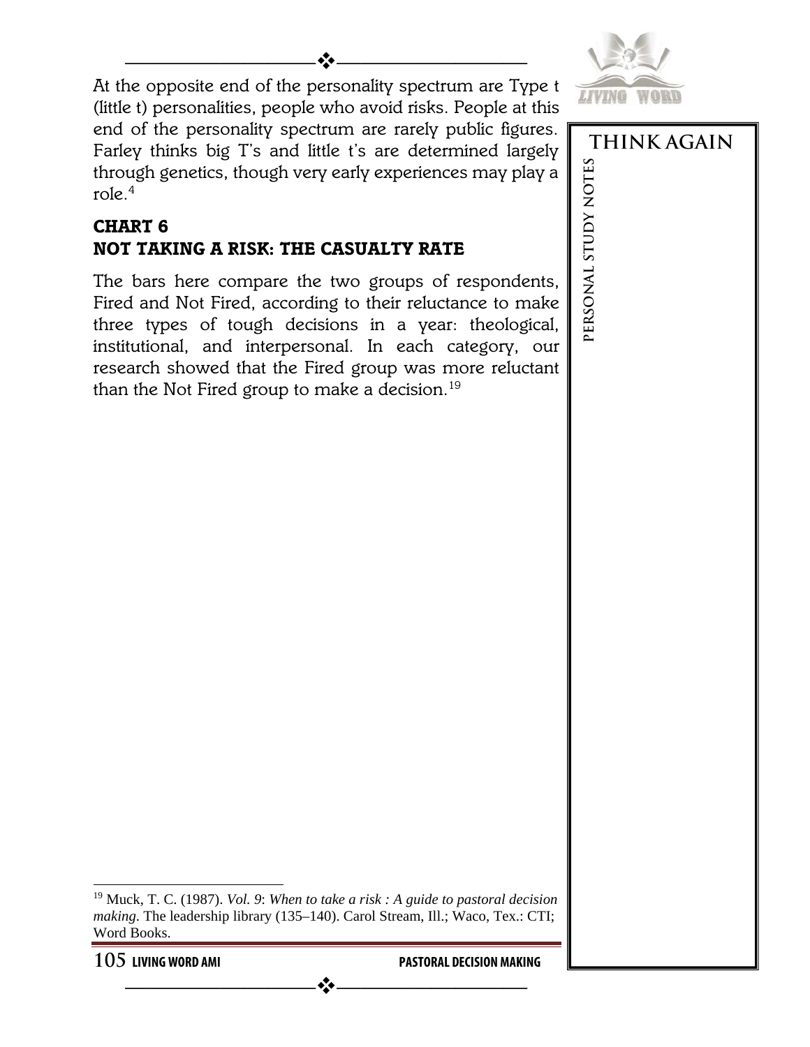At the opposite end of the personality spectrum are Type t (little t) personalities, people who avoid risks. People at this end of the personality spectrum are rarely public figures. Farley thinks big T's and little t's are determined largely through genetics, though very early experiences may play a role.[4]

## CHART 6
## NOT TAKING A RISK: THE CASUALTY RATE

The bars here compare the two groups of respondents, Fired and Not Fired, according to their reluctance to make three types of tough decisions in a year: theological, institutional, and interpersonal. In each category, our research showed that the Fired group was more reluctant than the Not Fired group to make a decision.[19]

[19] Muck, T. C. (1987). *Vol. 9*: *When to take a risk : A guide to pastoral decision making*. The leadership library (135–140). Carol Stream, Ill.; Waco, Tex.: CTI; Word Books.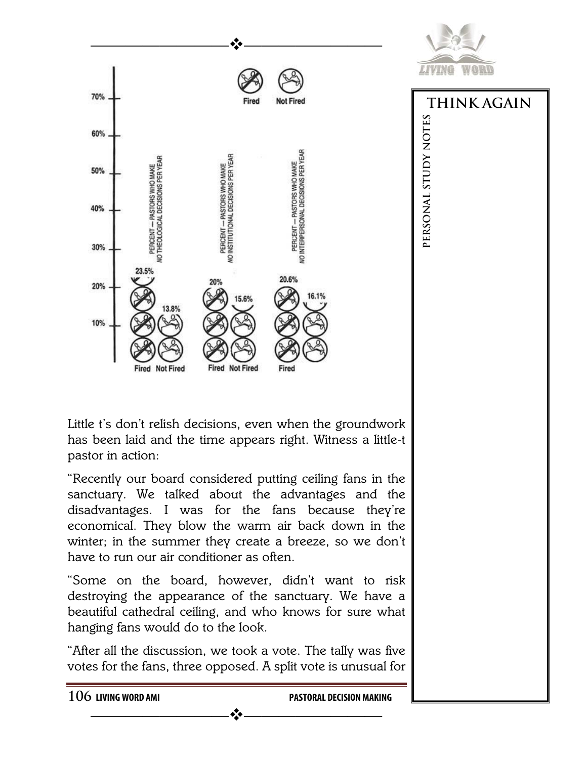| | Fired | Not Fired |
| --- | --- | --- |
| PERCENT — PASTORS WHO MAKE *NO THEOLOGICAL DECISIONS PER YEAR* | 23.5% | 13.8% |
| PERCENT — PASTORS WHO MAKE *NO INSTITUTIONAL DECISIONS PER YEAR* | 20% | 15.6% |
| PERCENT — PASTORS WHO MAKE *NO INTERPERSONAL DECISIONS PER YEAR* | 20.6% | 16.1% |

Little t's don't relish decisions, even when the groundwork has been laid and the time appears right. Witness a little-t pastor in action:

"Recently our board considered putting ceiling fans in the sanctuary. We talked about the advantages and the disadvantages. I was for the fans because they're economical. They blow the warm air back down in the winter; in the summer they create a breeze, so we don't have to run our air conditioner as often.

"Some on the board, however, didn't want to risk destroying the appearance of the sanctuary. We have a beautiful cathedral ceiling, and who knows for sure what hanging fans would do to the look.

"After all the discussion, we took a vote. The tally was five votes for the fans, three opposed. A split vote is unusual for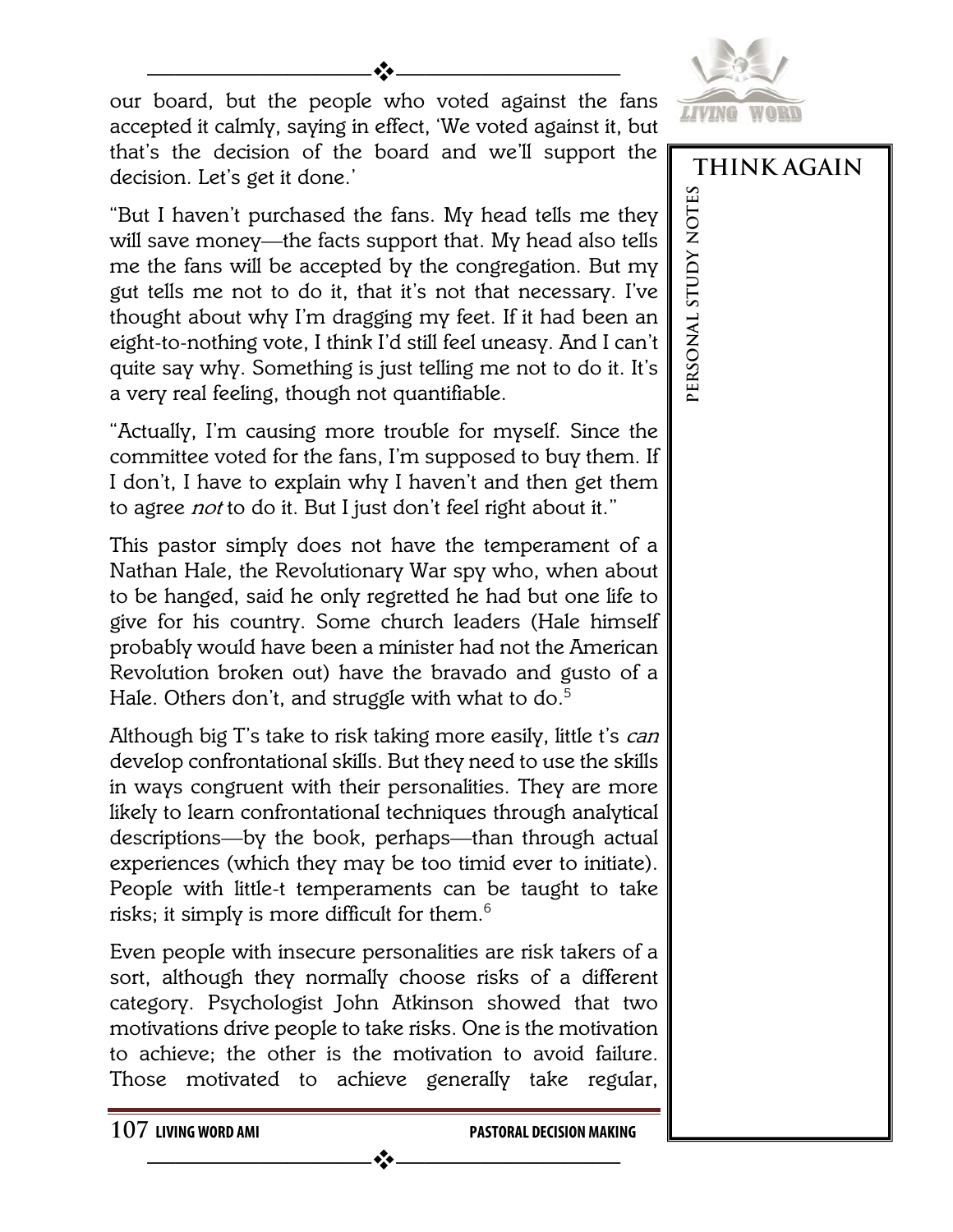our board, but the people who voted against the fans accepted it calmly, saying in effect, 'We voted against it, but that's the decision of the board and we'll support the decision. Let's get it done.'

"But I haven't purchased the fans. My head tells me they will save money—the facts support that. My head also tells me the fans will be accepted by the congregation. But my gut tells me not to do it, that it's not that necessary. I've thought about why I'm dragging my feet. If it had been an eight-to-nothing vote, I think I'd still feel uneasy. And I can't quite say why. Something is just telling me not to do it. It's a very real feeling, though not quantifiable.

"Actually, I'm causing more trouble for myself. Since the committee voted for the fans, I'm supposed to buy them. If I don't, I have to explain why I haven't and then get them to agree *not* to do it. But I just don't feel right about it."

This pastor simply does not have the temperament of a Nathan Hale, the Revolutionary War spy who, when about to be hanged, said he only regretted he had but one life to give for his country. Some church leaders (Hale himself probably would have been a minister had not the American Revolution broken out) have the bravado and gusto of a Hale. Others don't, and struggle with what to do.[5]

Although big T's take to risk taking more easily, little t's *can* develop confrontational skills. But they need to use the skills in ways congruent with their personalities. They are more likely to learn confrontational techniques through analytical descriptions—by the book, perhaps—than through actual experiences (which they may be too timid ever to initiate). People with little-t temperaments can be taught to take risks; it simply is more difficult for them.[6]

Even people with insecure personalities are risk takers of a sort, although they normally choose risks of a different category. Psychologist John Atkinson showed that two motivations drive people to take risks. One is the motivation to achieve; the other is the motivation to avoid failure. Those motivated to achieve generally take regular,

**THINK AGAIN**

PERSONAL STUDY NOTES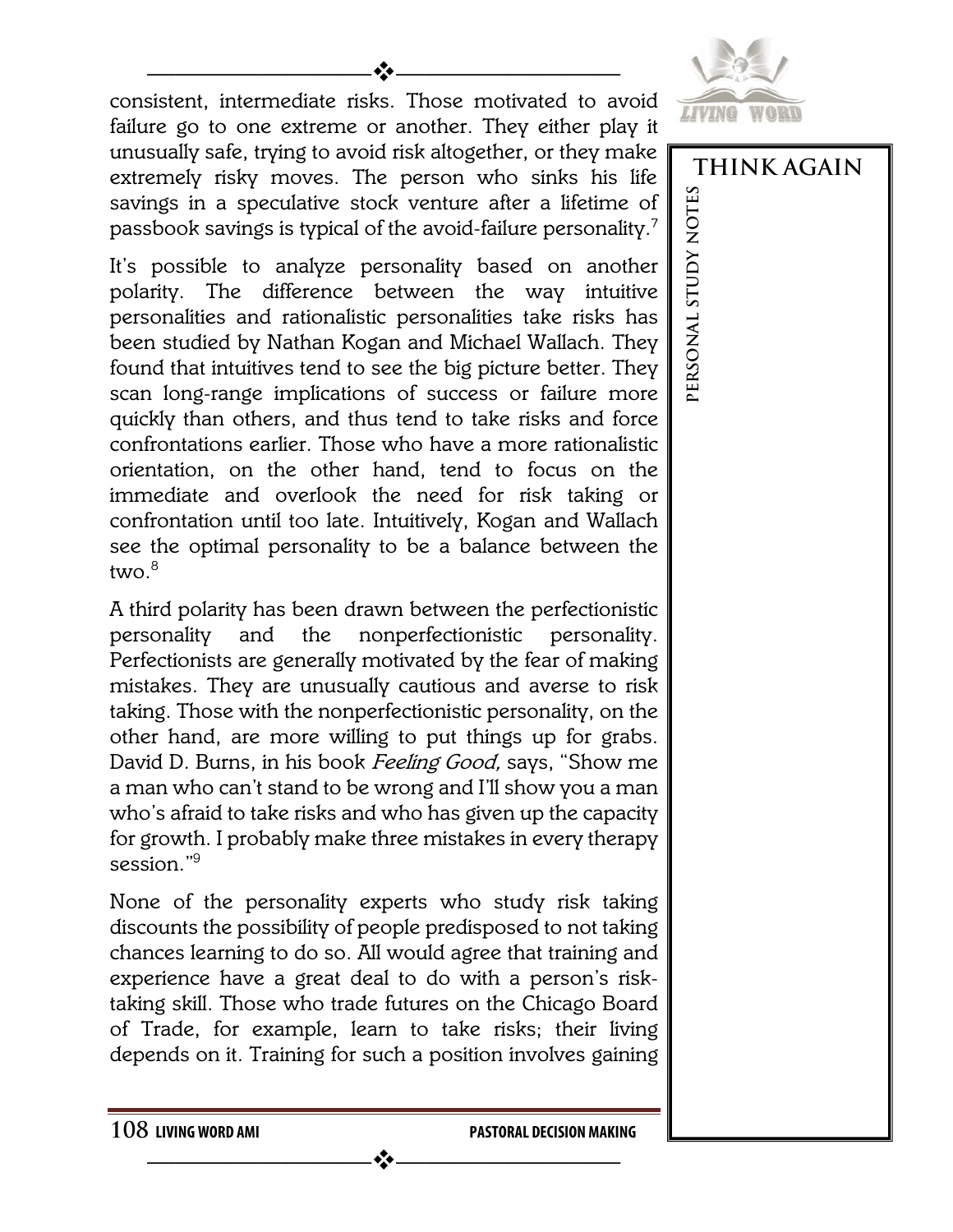consistent, intermediate risks. Those motivated to avoid failure go to one extreme or another. They either play it unusually safe, trying to avoid risk altogether, or they make extremely risky moves. The person who sinks his life savings in a speculative stock venture after a lifetime of passbook savings is typical of the avoid-failure personality.[7]

It's possible to analyze personality based on another polarity. The difference between the way intuitive personalities and rationalistic personalities take risks has been studied by Nathan Kogan and Michael Wallach. They found that intuitives tend to see the big picture better. They scan long-range implications of success or failure more quickly than others, and thus tend to take risks and force confrontations earlier. Those who have a more rationalistic orientation, on the other hand, tend to focus on the immediate and overlook the need for risk taking or confrontation until too late. Intuitively, Kogan and Wallach see the optimal personality to be a balance between the two.[8]

A third polarity has been drawn between the perfectionistic personality and the nonperfectionistic personality. Perfectionists are generally motivated by the fear of making mistakes. They are unusually cautious and averse to risk taking. Those with the nonperfectionistic personality, on the other hand, are more willing to put things up for grabs. David D. Burns, in his book *Feeling Good,* says, "Show me a man who can't stand to be wrong and I'll show you a man who's afraid to take risks and who has given up the capacity for growth. I probably make three mistakes in every therapy session."[9]

None of the personality experts who study risk taking discounts the possibility of people predisposed to not taking chances learning to do so. All would agree that training and experience have a great deal to do with a person's risk-taking skill. Those who trade futures on the Chicago Board of Trade, for example, learn to take risks; their living depends on it. Training for such a position involves gaining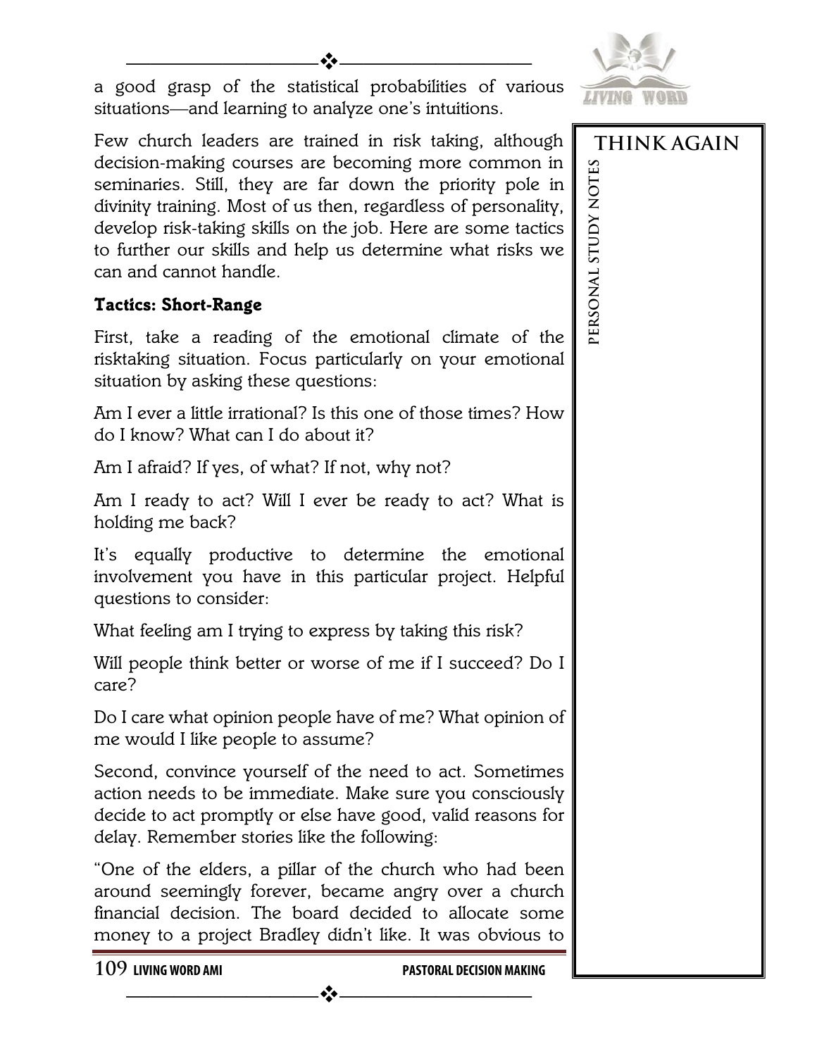a good grasp of the statistical probabilities of various situations—and learning to analyze one's intuitions.

Few church leaders are trained in risk taking, although decision-making courses are becoming more common in seminaries. Still, they are far down the priority pole in divinity training. Most of us then, regardless of personality, develop risk-taking skills on the job. Here are some tactics to further our skills and help us determine what risks we can and cannot handle.

**Tactics: Short-Range**

First, take a reading of the emotional climate of the risktaking situation. Focus particularly on your emotional situation by asking these questions:

Am I ever a little irrational? Is this one of those times? How do I know? What can I do about it?

Am I afraid? If yes, of what? If not, why not?

Am I ready to act? Will I ever be ready to act? What is holding me back?

It's equally productive to determine the emotional involvement you have in this particular project. Helpful questions to consider:

What feeling am I trying to express by taking this risk?

Will people think better or worse of me if I succeed? Do I care?

Do I care what opinion people have of me? What opinion of me would I like people to assume?

Second, convince yourself of the need to act. Sometimes action needs to be immediate. Make sure you consciously decide to act promptly or else have good, valid reasons for delay. Remember stories like the following:

"One of the elders, a pillar of the church who had been around seemingly forever, became angry over a church financial decision. The board decided to allocate some money to a project Bradley didn't like. It was obvious to

THINK AGAIN

PERSONAL STUDY NOTES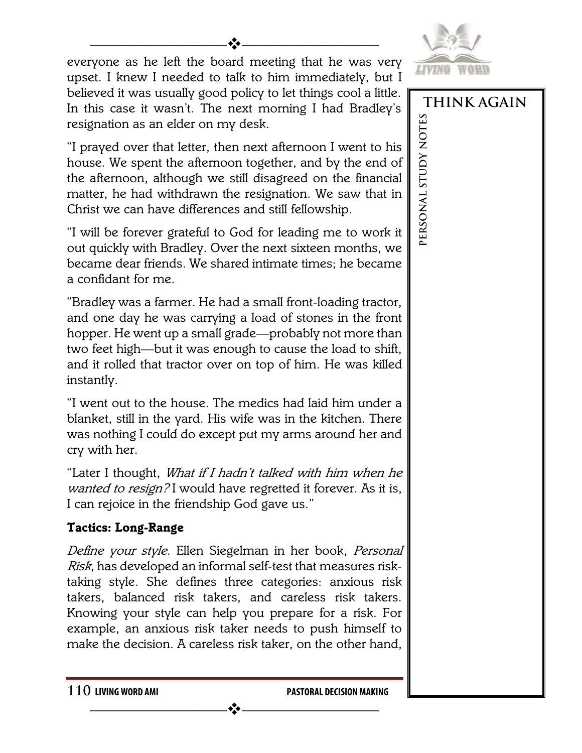everyone as he left the board meeting that he was very upset. I knew I needed to talk to him immediately, but I believed it was usually good policy to let things cool a little. In this case it wasn't. The next morning I had Bradley's resignation as an elder on my desk.

"I prayed over that letter, then next afternoon I went to his house. We spent the afternoon together, and by the end of the afternoon, although we still disagreed on the financial matter, he had withdrawn the resignation. We saw that in Christ we can have differences and still fellowship.

"I will be forever grateful to God for leading me to work it out quickly with Bradley. Over the next sixteen months, we became dear friends. We shared intimate times; he became a confidant for me.

"Bradley was a farmer. He had a small front-loading tractor, and one day he was carrying a load of stones in the front hopper. He went up a small grade—probably not more than two feet high—but it was enough to cause the load to shift, and it rolled that tractor over on top of him. He was killed instantly.

"I went out to the house. The medics had laid him under a blanket, still in the yard. His wife was in the kitchen. There was nothing I could do except put my arms around her and cry with her.

"Later I thought, *What if I hadn't talked with him when he wanted to resign?* I would have regretted it forever. As it is, I can rejoice in the friendship God gave us."

### Tactics: Long-Range

*Define your style.* Ellen Siegelman in her book, *Personal Risk*, has developed an informal self-test that measures risk-taking style. She defines three categories: anxious risk takers, balanced risk takers, and careless risk takers. Knowing your style can help you prepare for a risk. For example, an anxious risk taker needs to push himself to make the decision. A careless risk taker, on the other hand,

THINK AGAIN

PERSONAL STUDY NOTES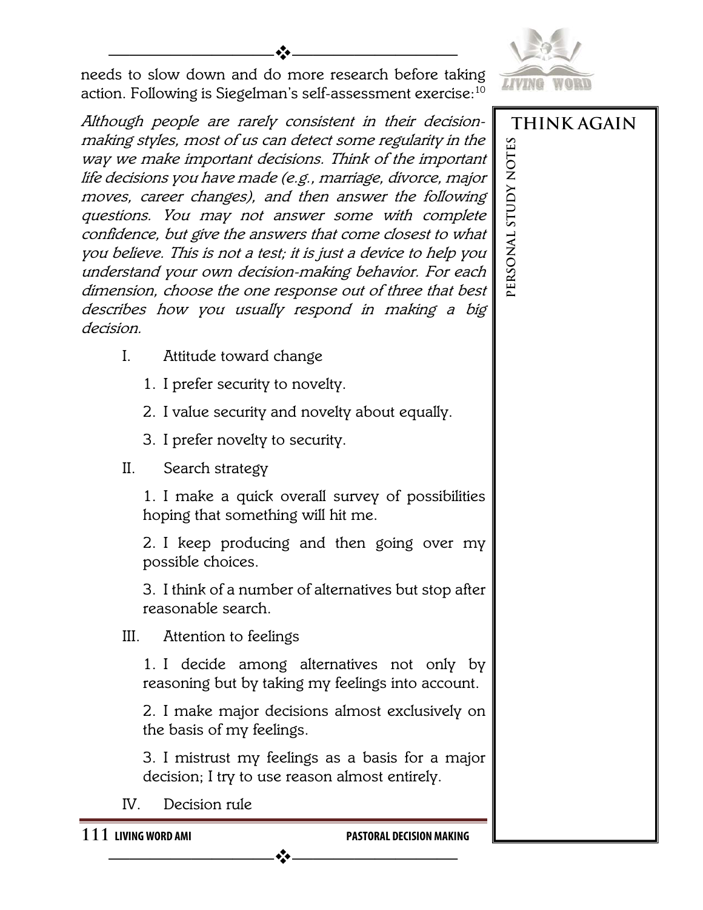needs to slow down and do more research before taking action. Following is Siegelman's self-assessment exercise:[10]

*Although people are rarely consistent in their decision-making styles, most of us can detect some regularity in the way we make important decisions. Think of the important life decisions you have made (e.g., marriage, divorce, major moves, career changes), and then answer the following questions. You may not answer some with complete confidence, but give the answers that come closest to what you believe. This is not a test; it is just a device to help you understand your own decision-making behavior. For each dimension, choose the one response out of three that best describes how you usually respond in making a big decision.*

I. Attitude toward change

1. I prefer security to novelty.
2. I value security and novelty about equally.
3. I prefer novelty to security.

II. Search strategy

1. I make a quick overall survey of possibilities hoping that something will hit me.
2. I keep producing and then going over my possible choices.
3. I think of a number of alternatives but stop after reasonable search.

III. Attention to feelings

1. I decide among alternatives not only by reasoning but by taking my feelings into account.
2. I make major decisions almost exclusively on the basis of my feelings.
3. I mistrust my feelings as a basis for a major decision; I try to use reason almost entirely.

IV. Decision rule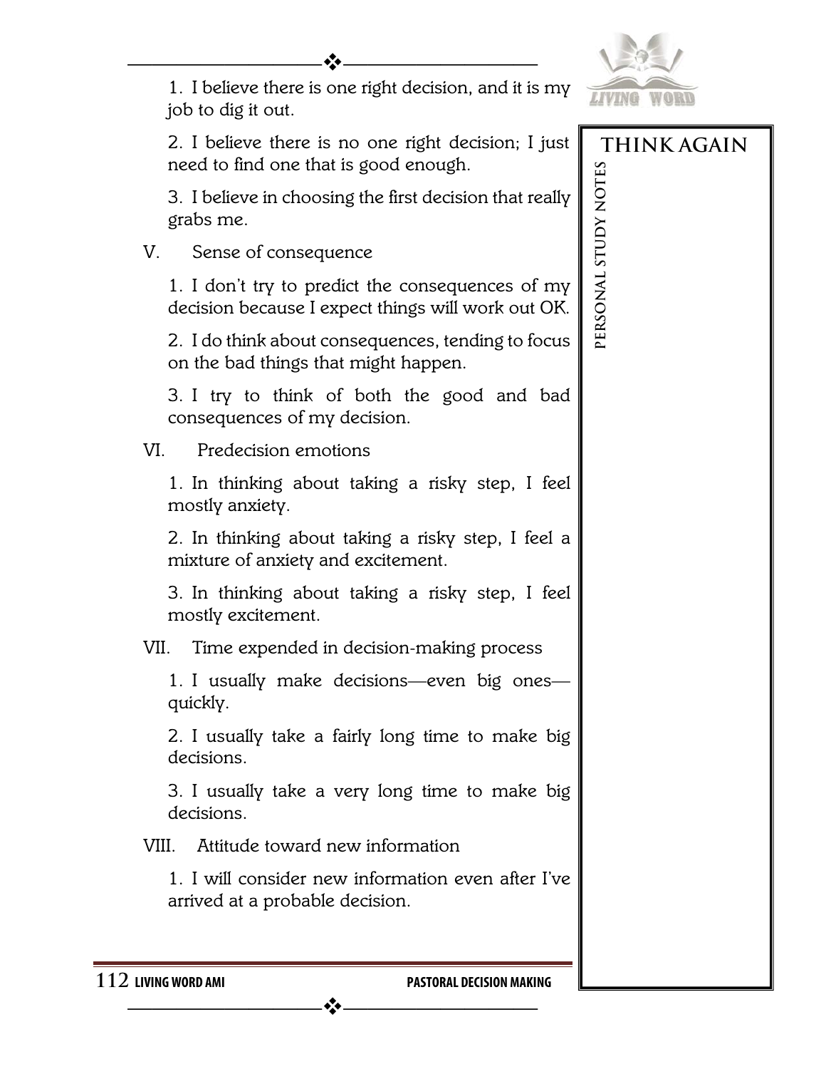1. I believe there is one right decision, and it is my job to dig it out.

2. I believe there is no one right decision; I just need to find one that is good enough.

3. I believe in choosing the first decision that really grabs me.

V. Sense of consequence

1. I don't try to predict the consequences of my decision because I expect things will work out OK.

2. I do think about consequences, tending to focus on the bad things that might happen.

3. I try to think of both the good and bad consequences of my decision.

VI. Predecision emotions

1. In thinking about taking a risky step, I feel mostly anxiety.

2. In thinking about taking a risky step, I feel a mixture of anxiety and excitement.

3. In thinking about taking a risky step, I feel mostly excitement.

VII. Time expended in decision-making process

1. I usually make decisions—even big ones—quickly.

2. I usually take a fairly long time to make big decisions.

3. I usually take a very long time to make big decisions.

VIII. Attitude toward new information

1. I will consider new information even after I've arrived at a probable decision.

**THINK AGAIN**

**PERSONAL STUDY NOTES**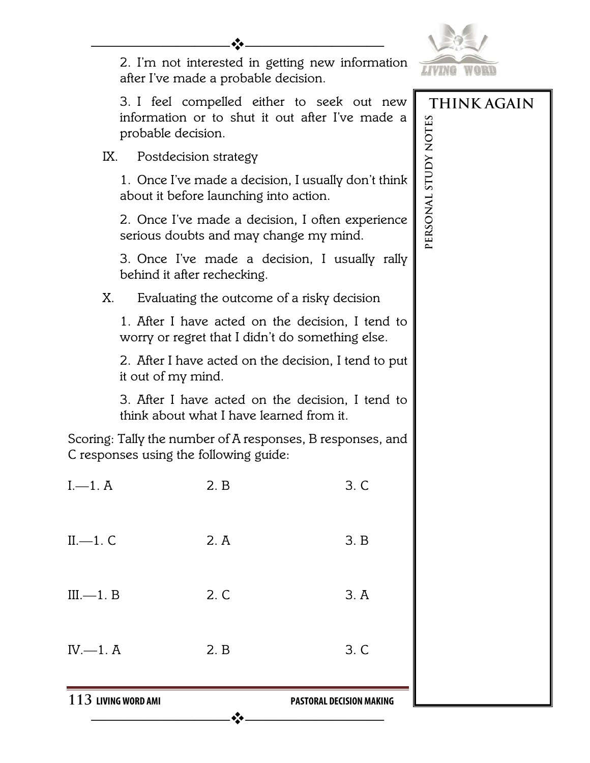2. I'm not interested in getting new information after I've made a probable decision.

3. I feel compelled either to seek out new information or to shut it out after I've made a probable decision.

IX. Postdecision strategy

1. Once I've made a decision, I usually don't think about it before launching into action.

2. Once I've made a decision, I often experience serious doubts and may change my mind.

3. Once I've made a decision, I usually rally behind it after rechecking.

X. Evaluating the outcome of a risky decision

1. After I have acted on the decision, I tend to worry or regret that I didn't do something else.

2. After I have acted on the decision, I tend to put it out of my mind.

3. After I have acted on the decision, I tend to think about what I have learned from it.

Scoring: Tally the number of A responses, B responses, and C responses using the following guide:

| | | |
|---|---|---|
| I.—1. A | 2. B | 3. C |
| II.—1. C | 2. A | 3. B |
| III.—1. B | 2. C | 3. A |
| IV.—1. A | 2. B | 3. C |

**THINK AGAIN**

PERSONAL STUDY NOTES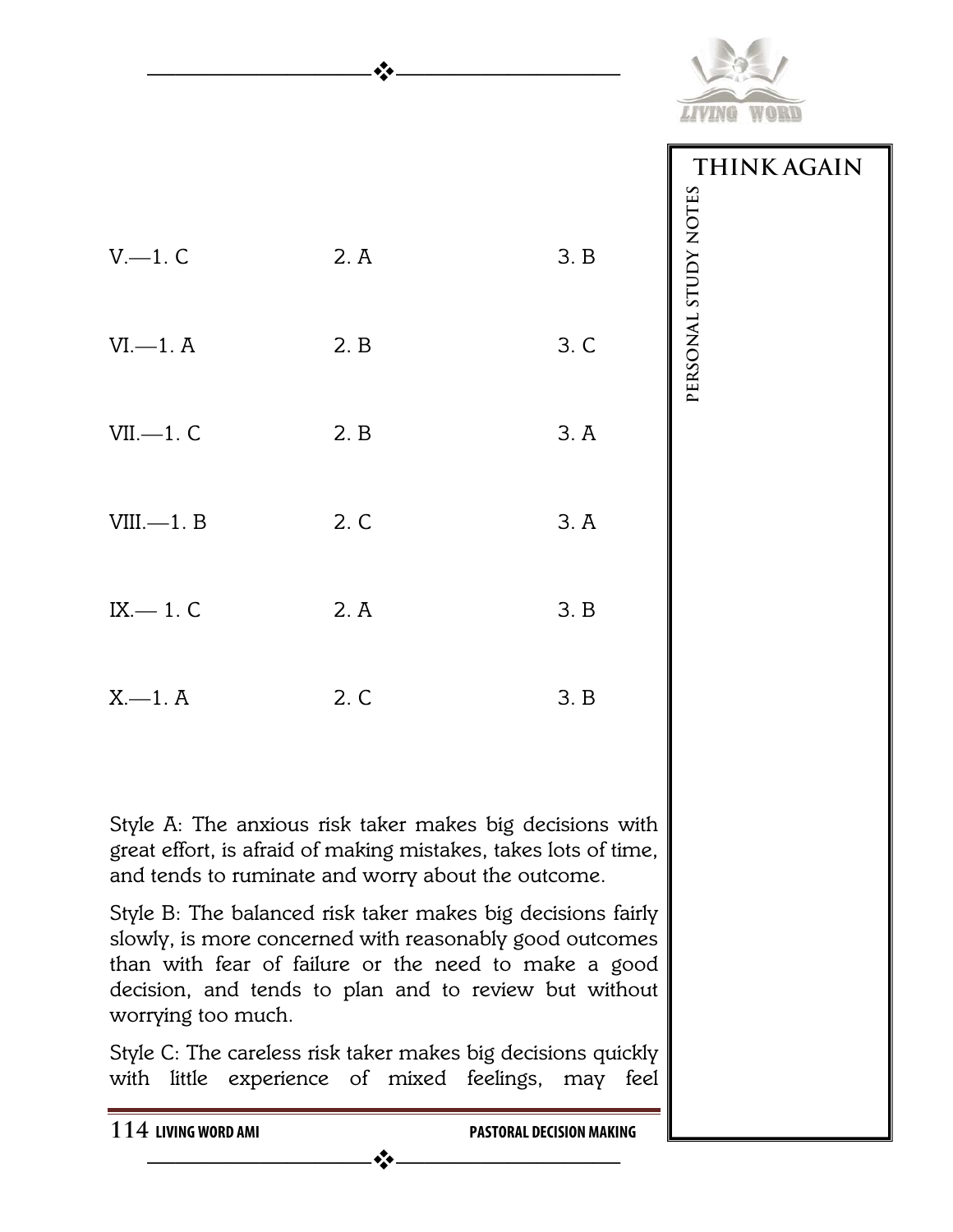V.—1. C 2. A 3. B

VI.—1. A 2. B 3. C

VII.—1. C 2. B 3. A

VIII.—1. B 2. C 3. A

IX.— 1. C 2. A 3. B

X.—1. A 2. C 3. B

Style A: The anxious risk taker makes big decisions with great effort, is afraid of making mistakes, takes lots of time, and tends to ruminate and worry about the outcome.

Style B: The balanced risk taker makes big decisions fairly slowly, is more concerned with reasonably good outcomes than with fear of failure or the need to make a good decision, and tends to plan and to review but without worrying too much.

Style C: The careless risk taker makes big decisions quickly with little experience of mixed feelings, may feel

**THINK AGAIN**

PERSONAL STUDY NOTES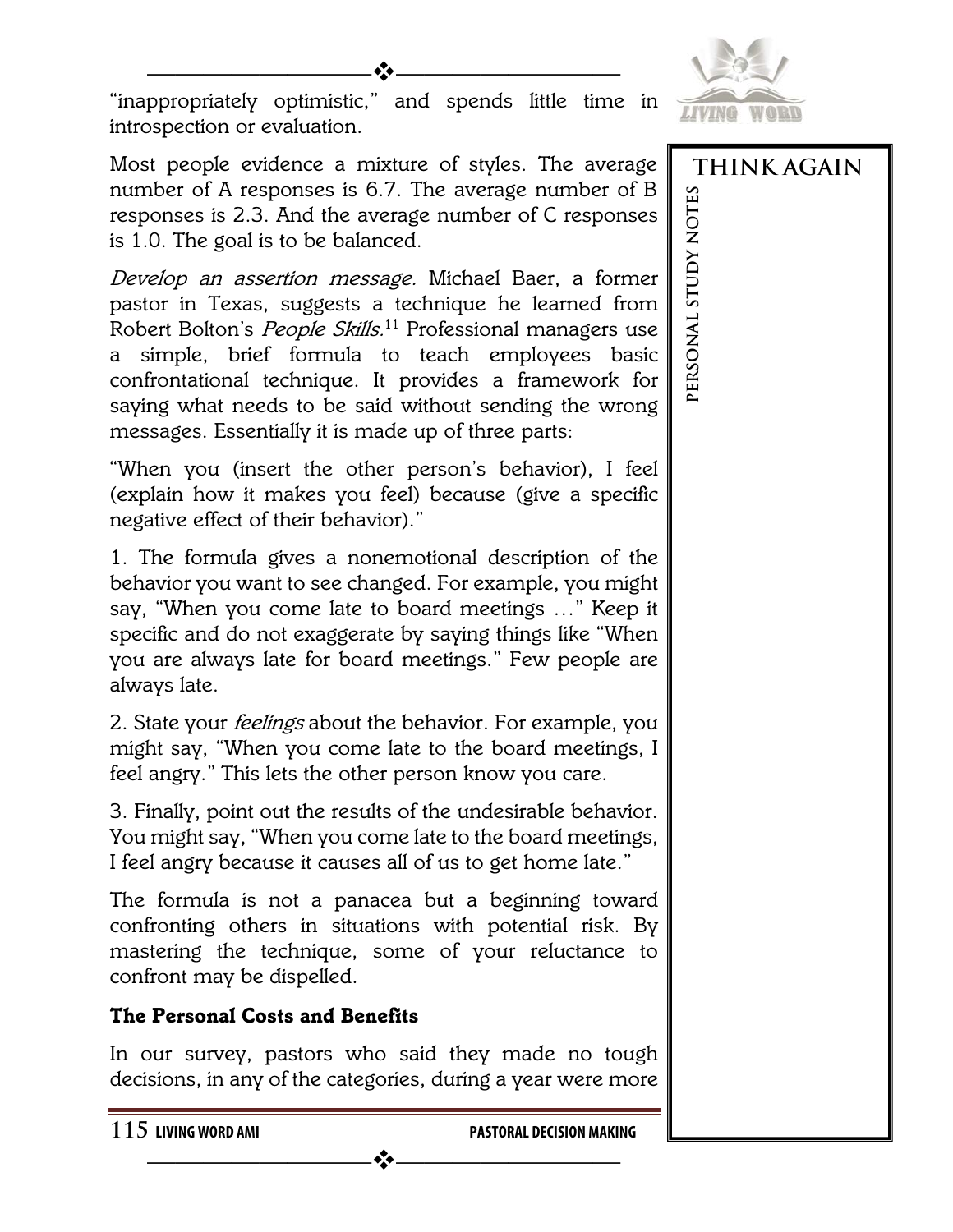"inappropriately optimistic," and spends little time in introspection or evaluation.

Most people evidence a mixture of styles. The average number of A responses is 6.7. The average number of B responses is 2.3. And the average number of C responses is 1.0. The goal is to be balanced.

*Develop an assertion message.* Michael Baer, a former pastor in Texas, suggests a technique he learned from Robert Bolton's *People Skills.*[11] Professional managers use a simple, brief formula to teach employees basic confrontational technique. It provides a framework for saying what needs to be said without sending the wrong messages. Essentially it is made up of three parts:

"When you (insert the other person's behavior), I feel (explain how it makes you feel) because (give a specific negative effect of their behavior)."

1. The formula gives a nonemotional description of the behavior you want to see changed. For example, you might say, "When you come late to board meetings …" Keep it specific and do not exaggerate by saying things like "When you are always late for board meetings." Few people are always late.

2. State your *feelings* about the behavior. For example, you might say, "When you come late to the board meetings, I feel angry." This lets the other person know you care.

3. Finally, point out the results of the undesirable behavior. You might say, "When you come late to the board meetings, I feel angry because it causes all of us to get home late."

The formula is not a panacea but a beginning toward confronting others in situations with potential risk. By mastering the technique, some of your reluctance to confront may be dispelled.

### The Personal Costs and Benefits

In our survey, pastors who said they made no tough decisions, in any of the categories, during a year were more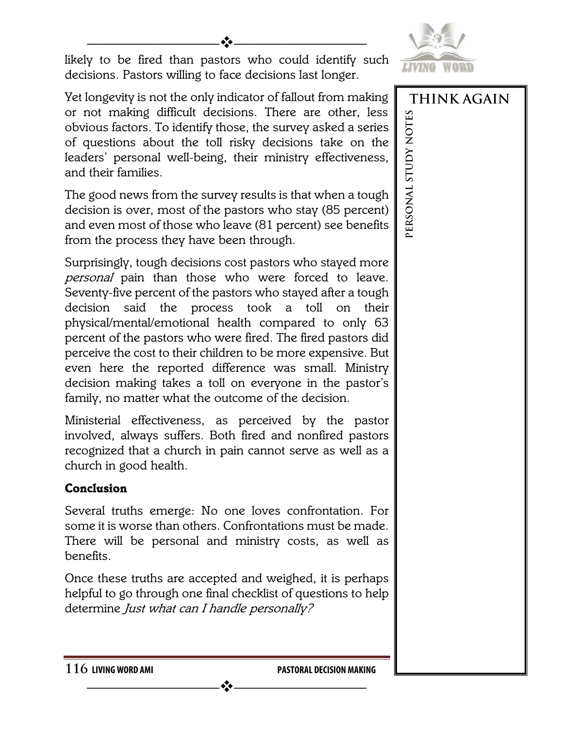likely to be fired than pastors who could identify such decisions. Pastors willing to face decisions last longer.

Yet longevity is not the only indicator of fallout from making or not making difficult decisions. There are other, less obvious factors. To identify those, the survey asked a series of questions about the toll risky decisions take on the leaders' personal well-being, their ministry effectiveness, and their families.

The good news from the survey results is that when a tough decision is over, most of the pastors who stay (85 percent) and even most of those who leave (81 percent) see benefits from the process they have been through.

Surprisingly, tough decisions cost pastors who stayed more *personal* pain than those who were forced to leave. Seventy-five percent of the pastors who stayed after a tough decision said the process took a toll on their physical/mental/emotional health compared to only 63 percent of the pastors who were fired. The fired pastors did perceive the cost to their children to be more expensive. But even here the reported difference was small. Ministry decision making takes a toll on everyone in the pastor's family, no matter what the outcome of the decision.

Ministerial effectiveness, as perceived by the pastor involved, always suffers. Both fired and nonfired pastors recognized that a church in pain cannot serve as well as a church in good health.

**Conclusion**

Several truths emerge: No one loves confrontation. For some it is worse than others. Confrontations must be made. There will be personal and ministry costs, as well as benefits.

Once these truths are accepted and weighed, it is perhaps helpful to go through one final checklist of questions to help determine *Just what can I handle personally?*

**THINK AGAIN**

PERSONAL STUDY NOTES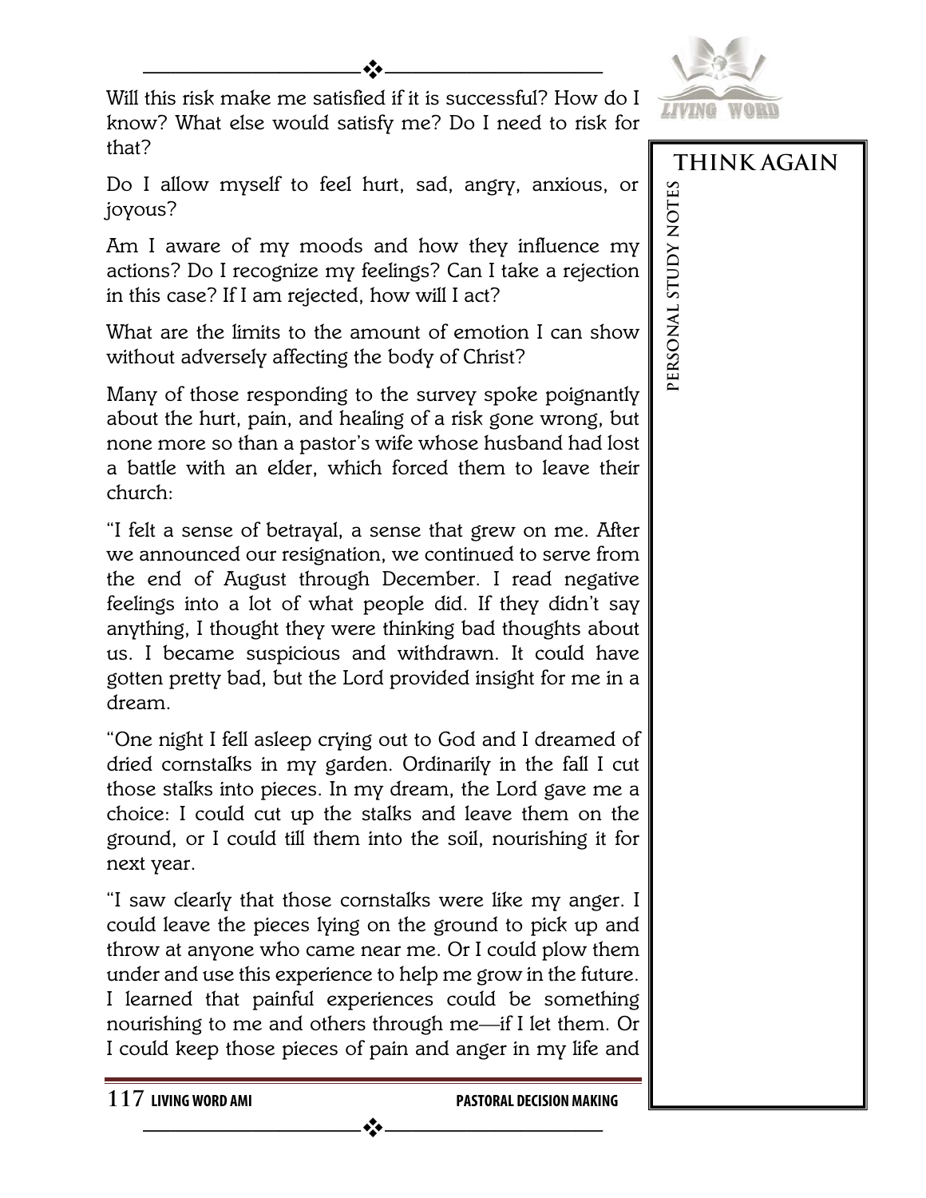Will this risk make me satisfied if it is successful? How do I know? What else would satisfy me? Do I need to risk for that?

Do I allow myself to feel hurt, sad, angry, anxious, or joyous?

Am I aware of my moods and how they influence my actions? Do I recognize my feelings? Can I take a rejection in this case? If I am rejected, how will I act?

What are the limits to the amount of emotion I can show without adversely affecting the body of Christ?

Many of those responding to the survey spoke poignantly about the hurt, pain, and healing of a risk gone wrong, but none more so than a pastor's wife whose husband had lost a battle with an elder, which forced them to leave their church:

"I felt a sense of betrayal, a sense that grew on me. After we announced our resignation, we continued to serve from the end of August through December. I read negative feelings into a lot of what people did. If they didn't say anything, I thought they were thinking bad thoughts about us. I became suspicious and withdrawn. It could have gotten pretty bad, but the Lord provided insight for me in a dream.

"One night I fell asleep crying out to God and I dreamed of dried cornstalks in my garden. Ordinarily in the fall I cut those stalks into pieces. In my dream, the Lord gave me a choice: I could cut up the stalks and leave them on the ground, or I could till them into the soil, nourishing it for next year.

"I saw clearly that those cornstalks were like my anger. I could leave the pieces lying on the ground to pick up and throw at anyone who came near me. Or I could plow them under and use this experience to help me grow in the future. I learned that painful experiences could be something nourishing to me and others through me—if I let them. Or I could keep those pieces of pain and anger in my life and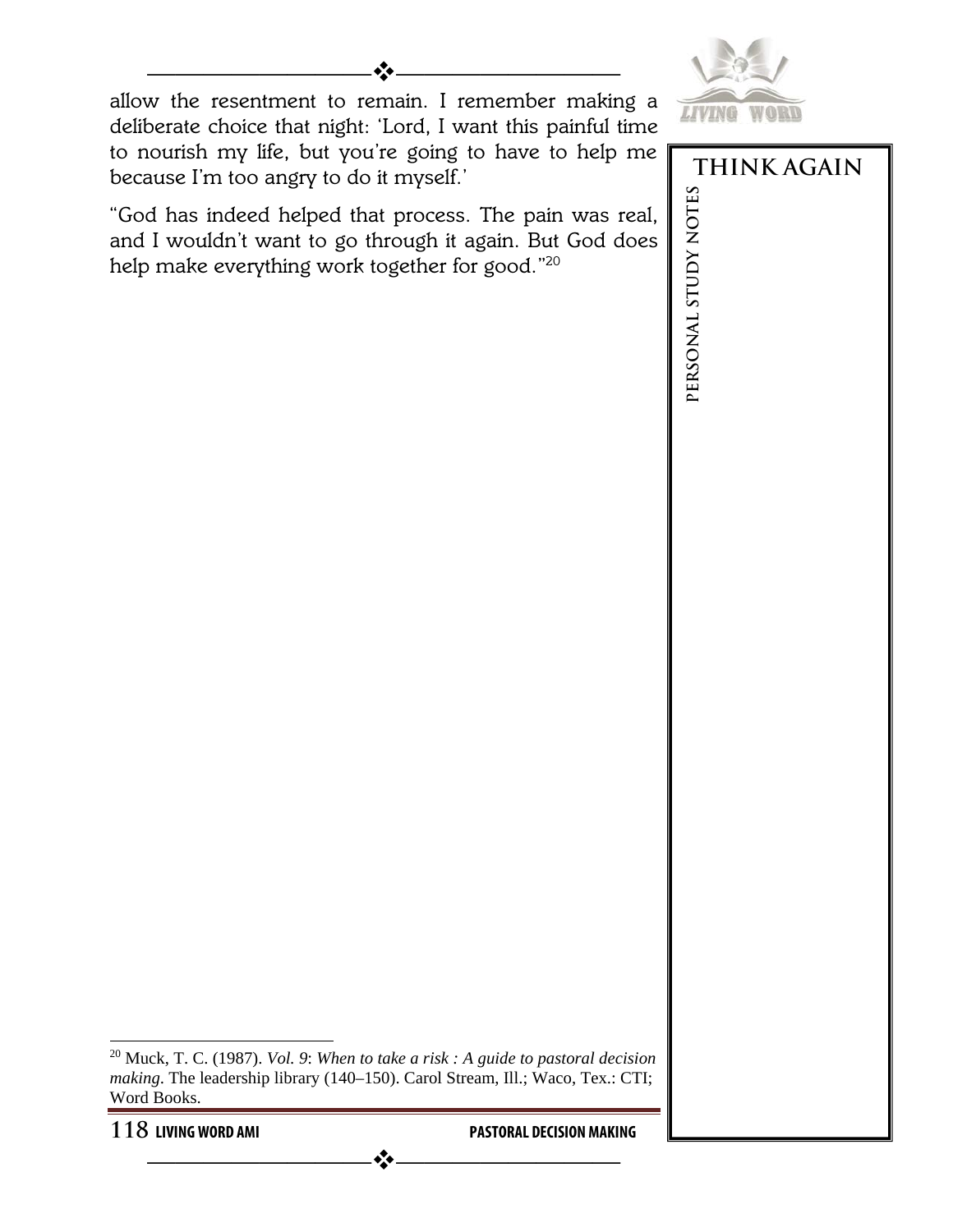allow the resentment to remain. I remember making a deliberate choice that night: 'Lord, I want this painful time to nourish my life, but you're going to have to help me because I'm too angry to do it myself.'

"God has indeed helped that process. The pain was real, and I wouldn't want to go through it again. But God does help make everything work together for good."[20]

**THINK AGAIN**

**PERSONAL STUDY NOTES**

---

[20] Muck, T. C. (1987). *Vol. 9*: *When to take a risk : A guide to pastoral decision making*. The leadership library (140–150). Carol Stream, Ill.; Waco, Tex.: CTI; Word Books.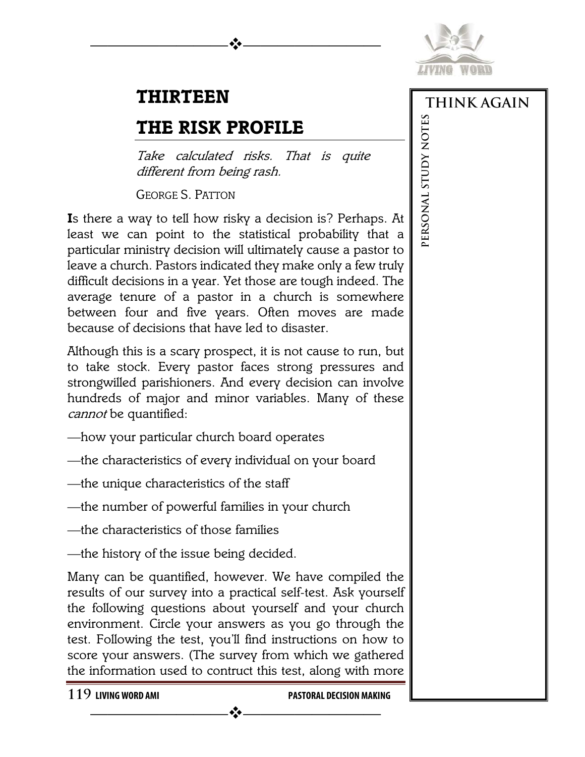# THIRTEEN

# THE RISK PROFILE

*Take calculated risks. That is quite different from being rash.*

GEORGE S. PATTON

**I**s there a way to tell how risky a decision is? Perhaps. At least we can point to the statistical probability that a particular ministry decision will ultimately cause a pastor to leave a church. Pastors indicated they make only a few truly difficult decisions in a year. Yet those are tough indeed. The average tenure of a pastor in a church is somewhere between four and five years. Often moves are made because of decisions that have led to disaster.

Although this is a scary prospect, it is not cause to run, but to take stock. Every pastor faces strong pressures and strongwilled parishioners. And every decision can involve hundreds of major and minor variables. Many of these *cannot* be quantified:

—how your particular church board operates

—the characteristics of every individual on your board

—the unique characteristics of the staff

—the number of powerful families in your church

—the characteristics of those families

—the history of the issue being decided.

Many can be quantified, however. We have compiled the results of our survey into a practical self-test. Ask yourself the following questions about yourself and your church environment. Circle your answers as you go through the test. Following the test, you'll find instructions on how to score your answers. (The survey from which we gathered the information used to contruct this test, along with more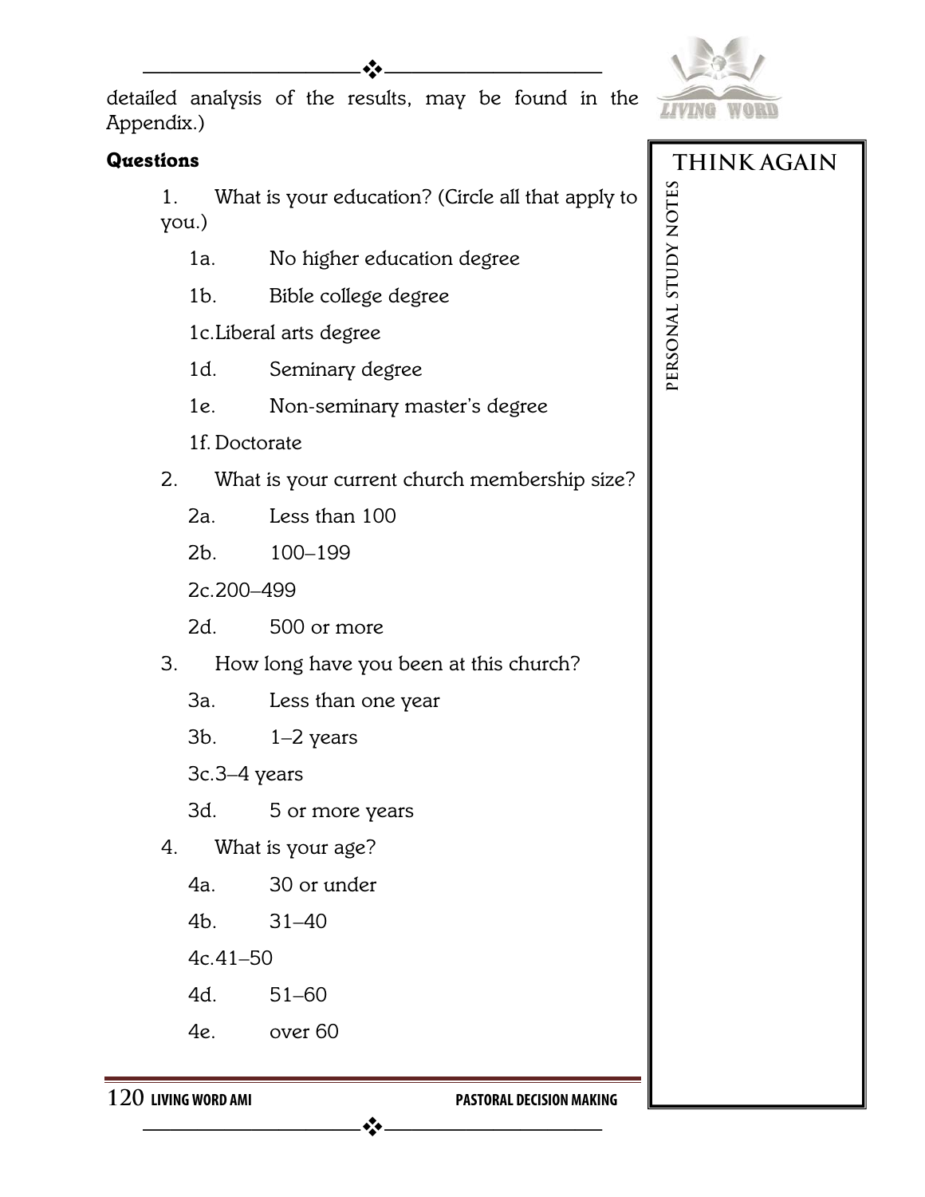detailed analysis of the results, may be found in the Appendix.)

**Questions**

1. What is your education? (Circle all that apply to you.)
   - 1a. No higher education degree
   - 1b. Bible college degree
   - 1c. Liberal arts degree
   - 1d. Seminary degree
   - 1e. Non-seminary master's degree
   - 1f. Doctorate
2. What is your current church membership size?
   - 2a. Less than 100
   - 2b. 100–199
   - 2c. 200–499
   - 2d. 500 or more
3. How long have you been at this church?
   - 3a. Less than one year
   - 3b. 1–2 years
   - 3c. 3–4 years
   - 3d. 5 or more years
4. What is your age?
   - 4a. 30 or under
   - 4b. 31–40
   - 4c. 41–50
   - 4d. 51–60
   - 4e. over 60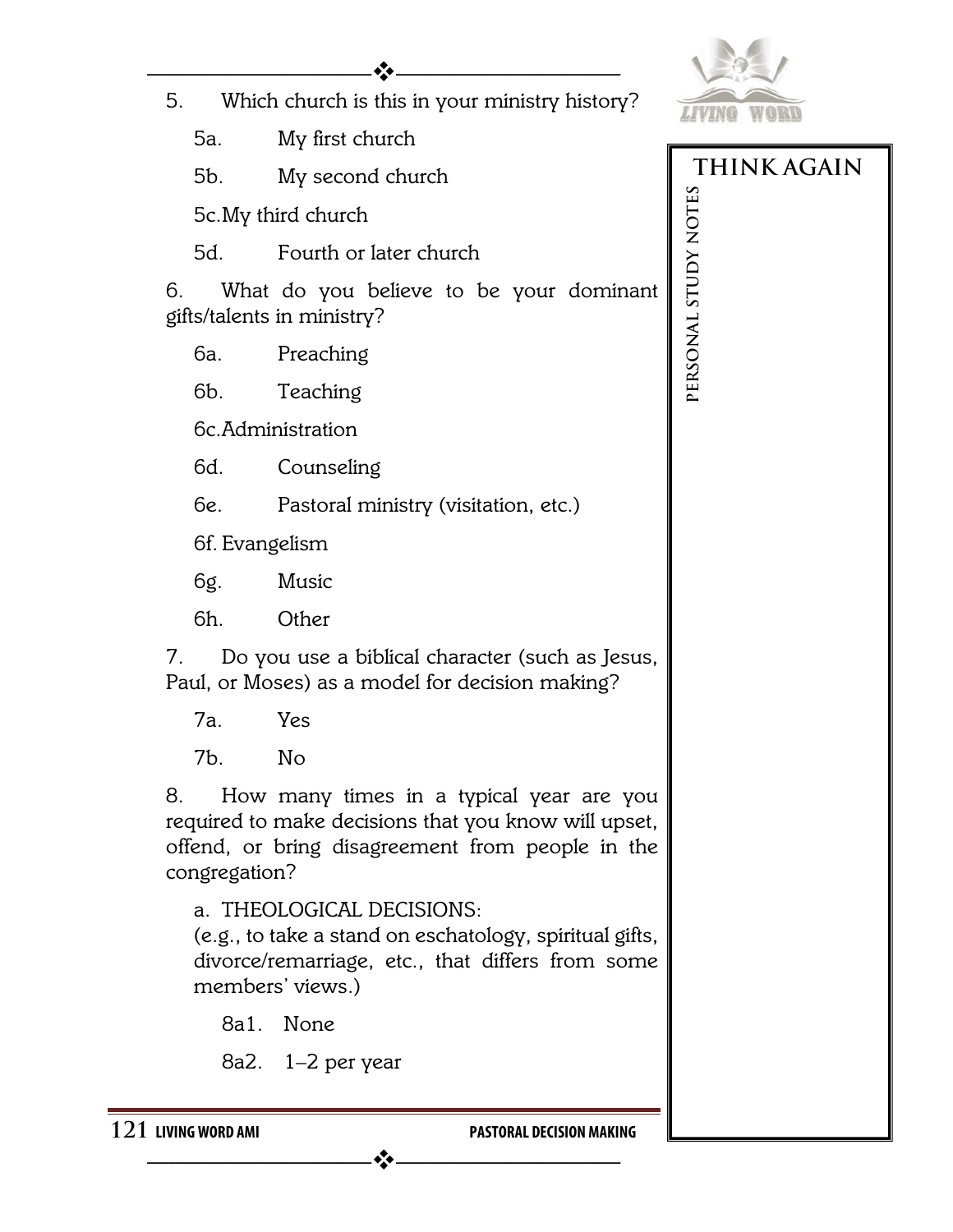5. Which church is this in your ministry history?

   5a. My first church

   5b. My second church

   5c. My third church

   5d. Fourth or later church

6. What do you believe to be your dominant gifts/talents in ministry?

   6a. Preaching

   6b. Teaching

   6c. Administration

   6d. Counseling

   6e. Pastoral ministry (visitation, etc.)

   6f. Evangelism

   6g. Music

   6h. Other

7. Do you use a biblical character (such as Jesus, Paul, or Moses) as a model for decision making?

   7a. Yes

   7b. No

8. How many times in a typical year are you required to make decisions that you know will upset, offend, or bring disagreement from people in the congregation?

   a. THEOLOGICAL DECISIONS:
   (e.g., to take a stand on eschatology, spiritual gifts, divorce/remarriage, etc., that differs from some members' views.)

      8a1. None

      8a2. 1–2 per year

**THINK AGAIN**

**PERSONAL STUDY NOTES**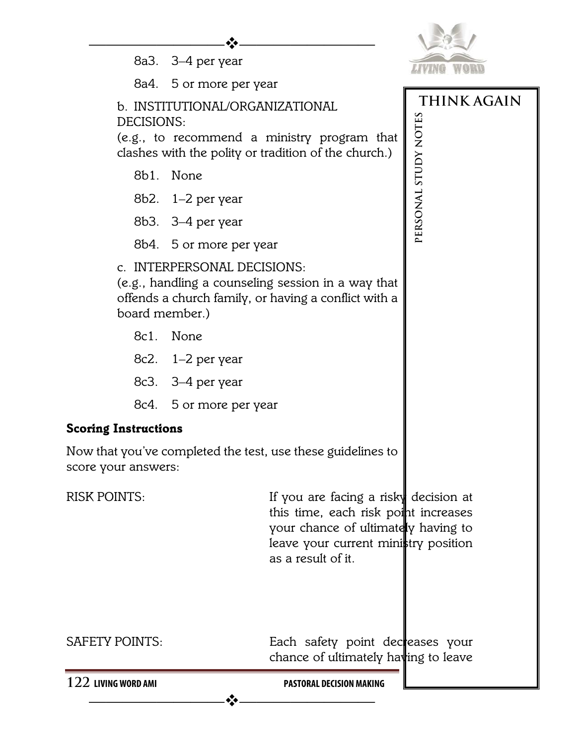8a3. 3–4 per year

8a4. 5 or more per year

b. INSTITUTIONAL/ORGANIZATIONAL DECISIONS:
(e.g., to recommend a ministry program that clashes with the polity or tradition of the church.)

8b1. None

8b2. 1–2 per year

8b3. 3–4 per year

8b4. 5 or more per year

c. INTERPERSONAL DECISIONS:
(e.g., handling a counseling session in a way that offends a church family, or having a conflict with a board member.)

8c1. None

8c2. 1–2 per year

8c3. 3–4 per year

8c4. 5 or more per year

**Scoring Instructions**

Now that you've completed the test, use these guidelines to score your answers:

RISK POINTS: If you are facing a risky decision at this time, each risk point increases your chance of ultimately having to leave your current ministry position as a result of it.

SAFETY POINTS: Each safety point decreases your chance of ultimately having to leave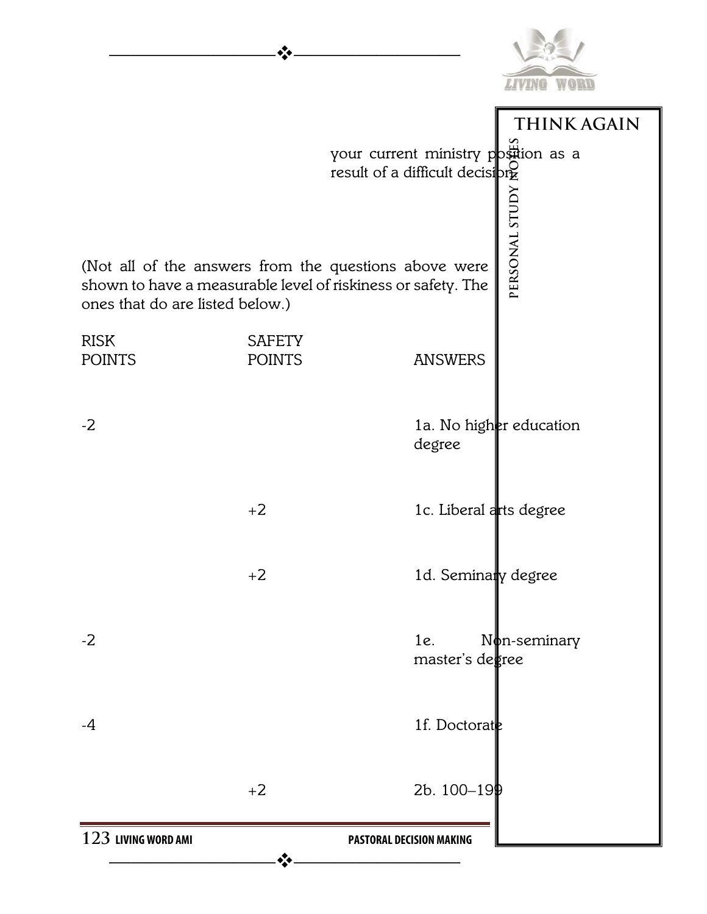your current ministry position as a result of a difficult decision?

(Not all of the answers from the questions above were shown to have a measurable level of riskiness or safety. The ones that do are listed below.)

| RISK POINTS | SAFETY POINTS | ANSWERS |
|---|---|---|
| -2 | | 1a. No higher education degree |
| | +2 | 1c. Liberal arts degree |
| | +2 | 1d. Seminary degree |
| -2 | | 1e. Non-seminary master's degree |
| -4 | | 1f. Doctorate |
| | +2 | 2b. 100–199 |

THINK AGAIN

PERSONAL STUDY NOTES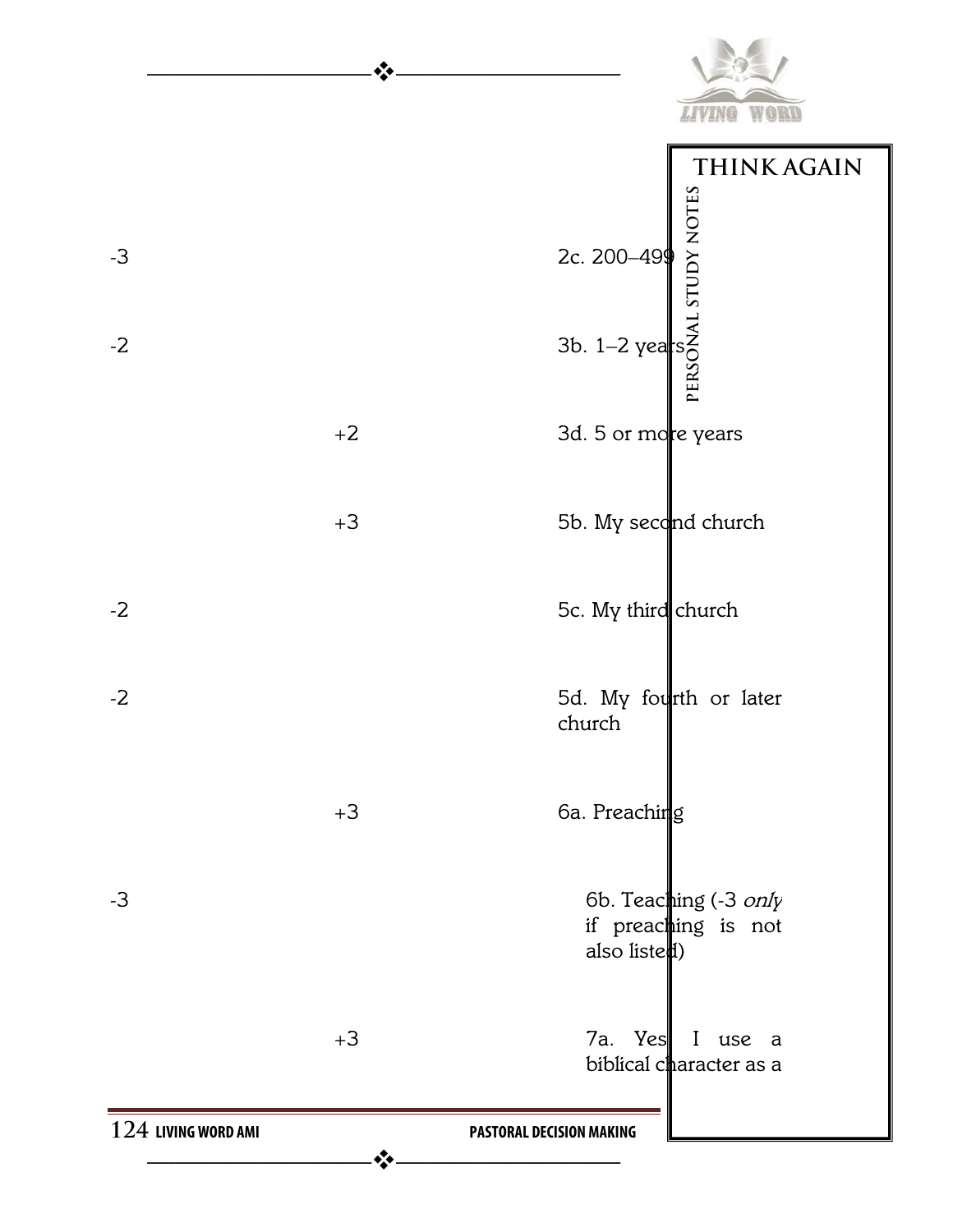**THINK AGAIN**

PERSONAL STUDY NOTES

| | | |
|---|---|---|
| -3 | | 2c. 200–499 |
| -2 | | 3b. 1–2 years |
| | +2 | 3d. 5 or more years |
| | +3 | 5b. My second church |
| -2 | | 5c. My third church |
| -2 | | 5d. My fourth or later church |
| | +3 | 6a. Preaching |
| -3 | | 6b. Teaching (-3 *only* if preaching is not also listed) |
| | +3 | 7a. Yes I use a biblical character as a |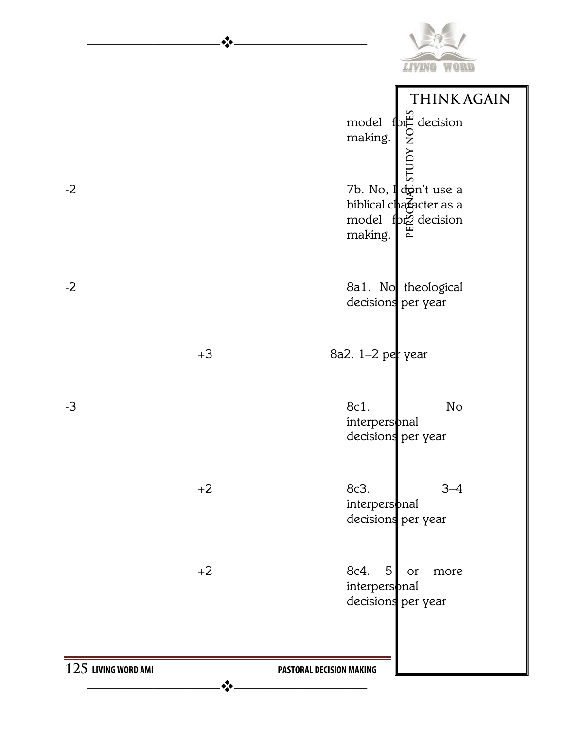| | | |
|---|---|---|
| | | model for decision making. |
| -2 | | 7b. No, I don't use a biblical character as a model for decision making. |
| -2 | | 8a1. No theological decisions per year |
| | +3 | 8a2. 1–2 per year |
| -3 | | 8c1. No interpersonal decisions per year |
| | +2 | 8c3. 3–4 interpersonal decisions per year |
| | +2 | 8c4. 5 or more interpersonal decisions per year |

**THINK AGAIN**

PERSONAL STUDY NOTES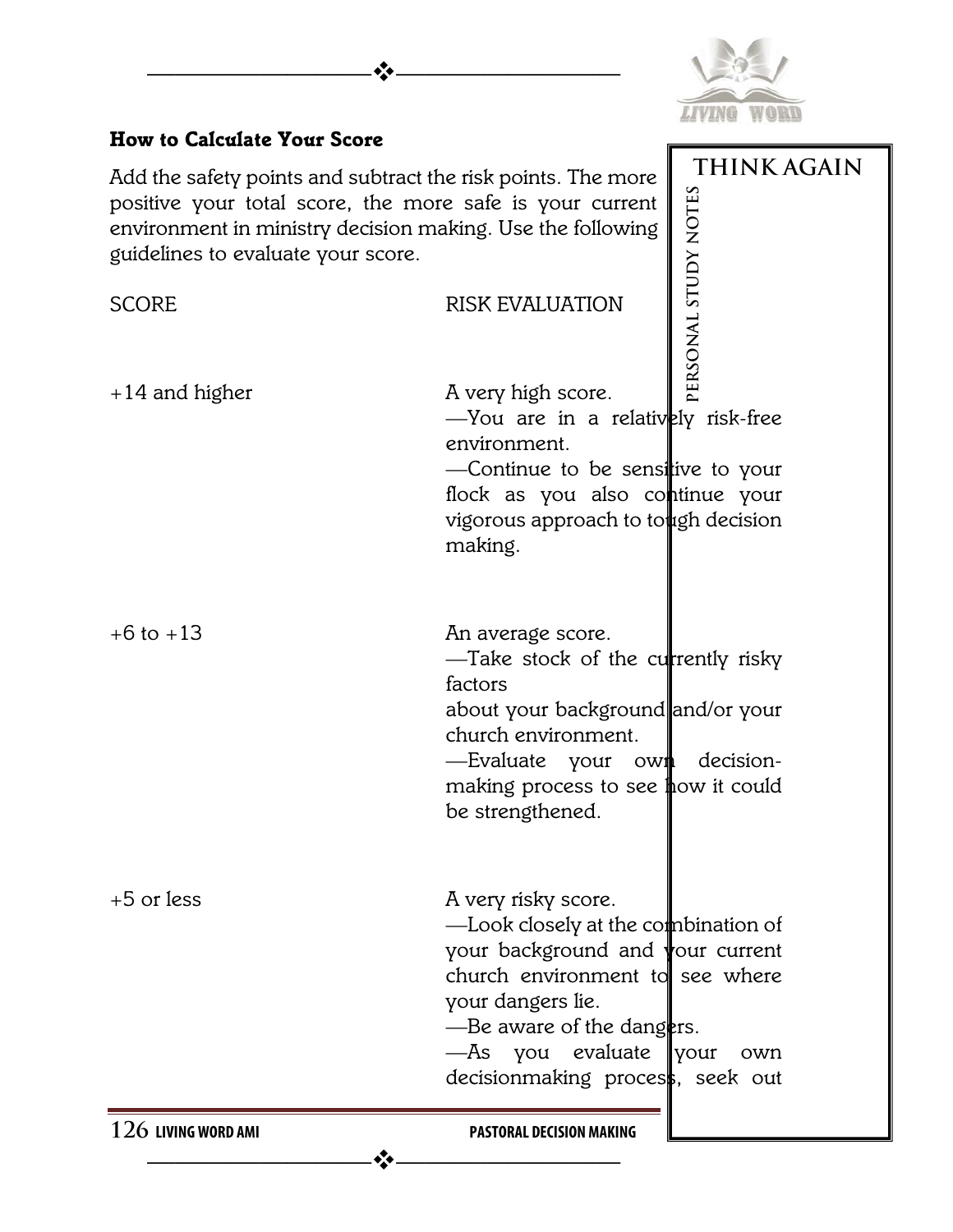### How to Calculate Your Score

Add the safety points and subtract the risk points. The more positive your total score, the more safe is your current environment in ministry decision making. Use the following guidelines to evaluate your score.

| SCORE | RISK EVALUATION |
|---|---|
| +14 and higher | A very high score.<br>—You are in a relatively risk-free environment.<br>—Continue to be sensitive to your flock as you also continue your vigorous approach to tough decision making. |
| +6 to +13 | An average score.<br>—Take stock of the currently risky factors about your background and/or your church environment.<br>—Evaluate your own decision-making process to see how it could be strengthened. |
| +5 or less | A very risky score.<br>—Look closely at the combination of your background and your current church environment to see where your dangers lie.<br>—Be aware of the dangers.<br>—As you evaluate your own decisionmaking process, seek out |

THINK AGAIN

PERSONAL STUDY NOTES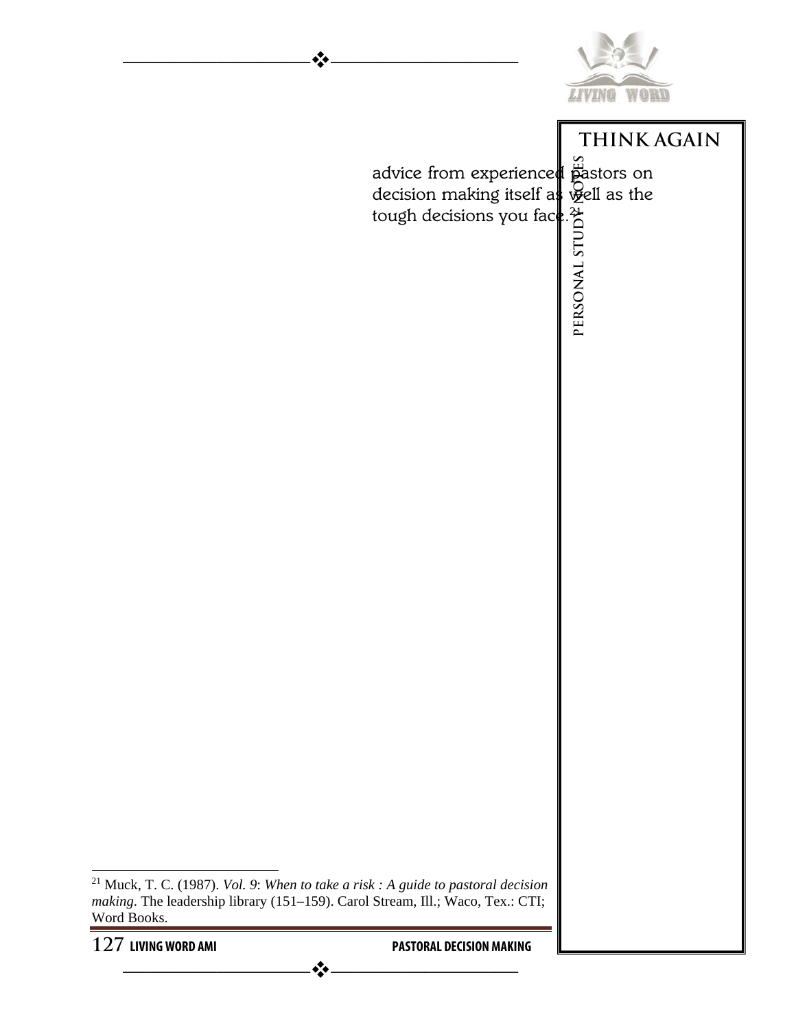advice from experienced pastors on decision making itself as well as the tough decisions you face.[21]

[21] Muck, T. C. (1987). *Vol. 9*: *When to take a risk : A guide to pastoral decision making*. The leadership library (151–159). Carol Stream, Ill.; Waco, Tex.: CTI; Word Books.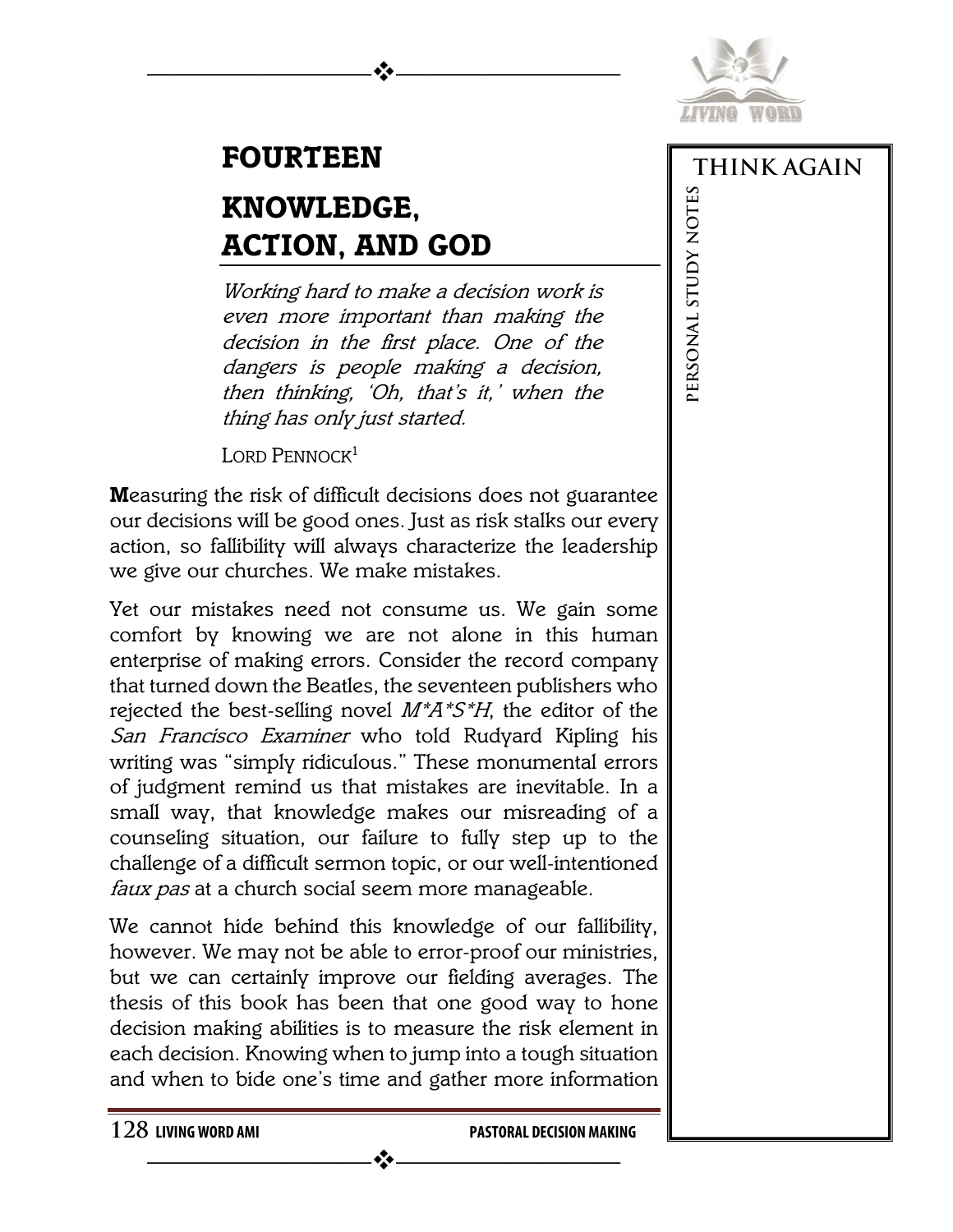# FOURTEEN

# KNOWLEDGE, ACTION, AND GOD

*Working hard to make a decision work is even more important than making the decision in the first place. One of the dangers is people making a decision, then thinking, 'Oh, that's it,' when the thing has only just started.*

LORD PENNOCK[1]

**M**easuring the risk of difficult decisions does not guarantee our decisions will be good ones. Just as risk stalks our every action, so fallibility will always characterize the leadership we give our churches. We make mistakes.

Yet our mistakes need not consume us. We gain some comfort by knowing we are not alone in this human enterprise of making errors. Consider the record company that turned down the Beatles, the seventeen publishers who rejected the best-selling novel *M*A*S*H*, the editor of the *San Francisco Examiner* who told Rudyard Kipling his writing was "simply ridiculous." These monumental errors of judgment remind us that mistakes are inevitable. In a small way, that knowledge makes our misreading of a counseling situation, our failure to fully step up to the challenge of a difficult sermon topic, or our well-intentioned *faux pas* at a church social seem more manageable.

We cannot hide behind this knowledge of our fallibility, however. We may not be able to error-proof our ministries, but we can certainly improve our fielding averages. The thesis of this book has been that one good way to hone decision making abilities is to measure the risk element in each decision. Knowing when to jump into a tough situation and when to bide one's time and gather more information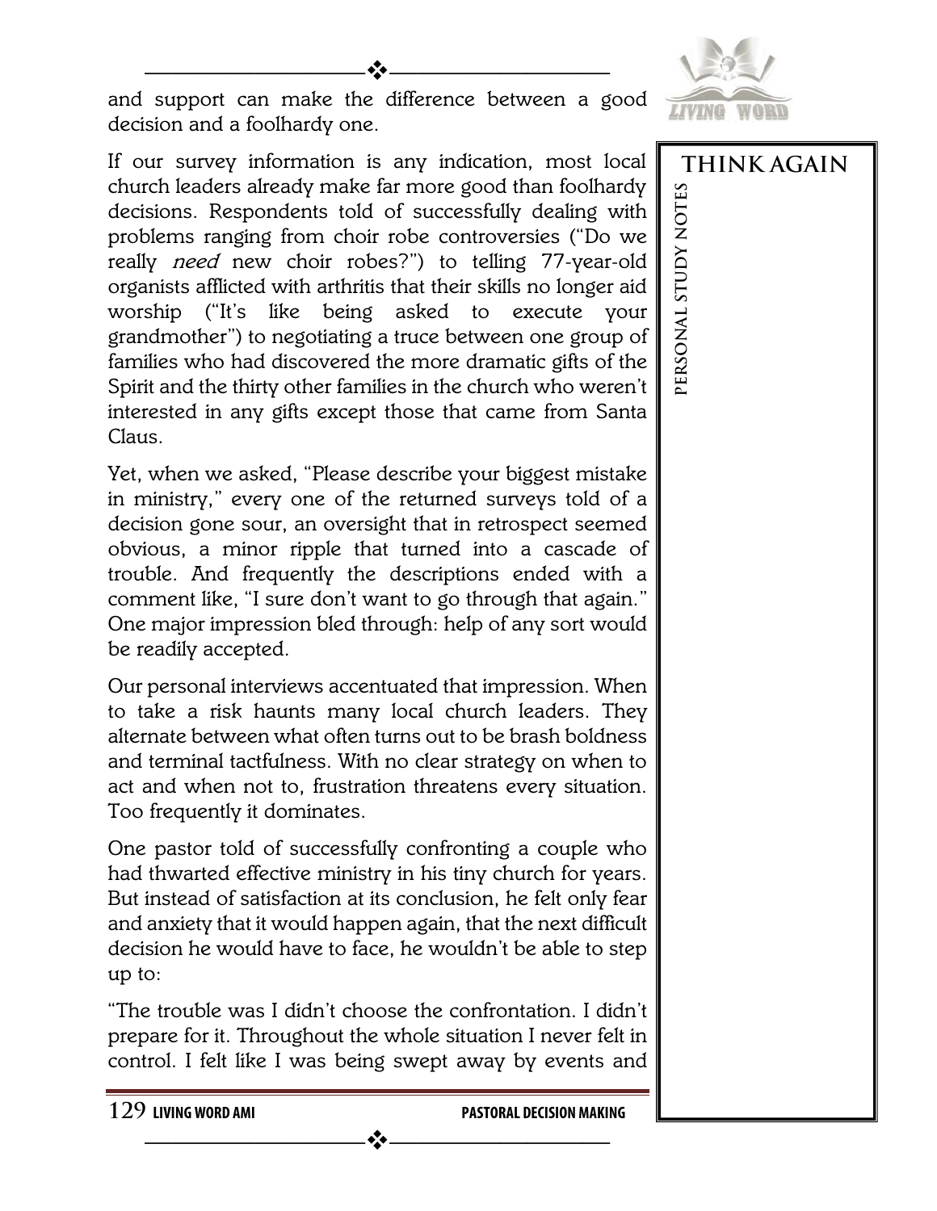and support can make the difference between a good decision and a foolhardy one.

If our survey information is any indication, most local church leaders already make far more good than foolhardy decisions. Respondents told of successfully dealing with problems ranging from choir robe controversies ("Do we really *need* new choir robes?") to telling 77-year-old organists afflicted with arthritis that their skills no longer aid worship ("It's like being asked to execute your grandmother") to negotiating a truce between one group of families who had discovered the more dramatic gifts of the Spirit and the thirty other families in the church who weren't interested in any gifts except those that came from Santa Claus.

Yet, when we asked, "Please describe your biggest mistake in ministry," every one of the returned surveys told of a decision gone sour, an oversight that in retrospect seemed obvious, a minor ripple that turned into a cascade of trouble. And frequently the descriptions ended with a comment like, "I sure don't want to go through that again." One major impression bled through: help of any sort would be readily accepted.

Our personal interviews accentuated that impression. When to take a risk haunts many local church leaders. They alternate between what often turns out to be brash boldness and terminal tactfulness. With no clear strategy on when to act and when not to, frustration threatens every situation. Too frequently it dominates.

One pastor told of successfully confronting a couple who had thwarted effective ministry in his tiny church for years. But instead of satisfaction at its conclusion, he felt only fear and anxiety that it would happen again, that the next difficult decision he would have to face, he wouldn't be able to step up to:

"The trouble was I didn't choose the confrontation. I didn't prepare for it. Throughout the whole situation I never felt in control. I felt like I was being swept away by events and

**THINK AGAIN**

PERSONAL STUDY NOTES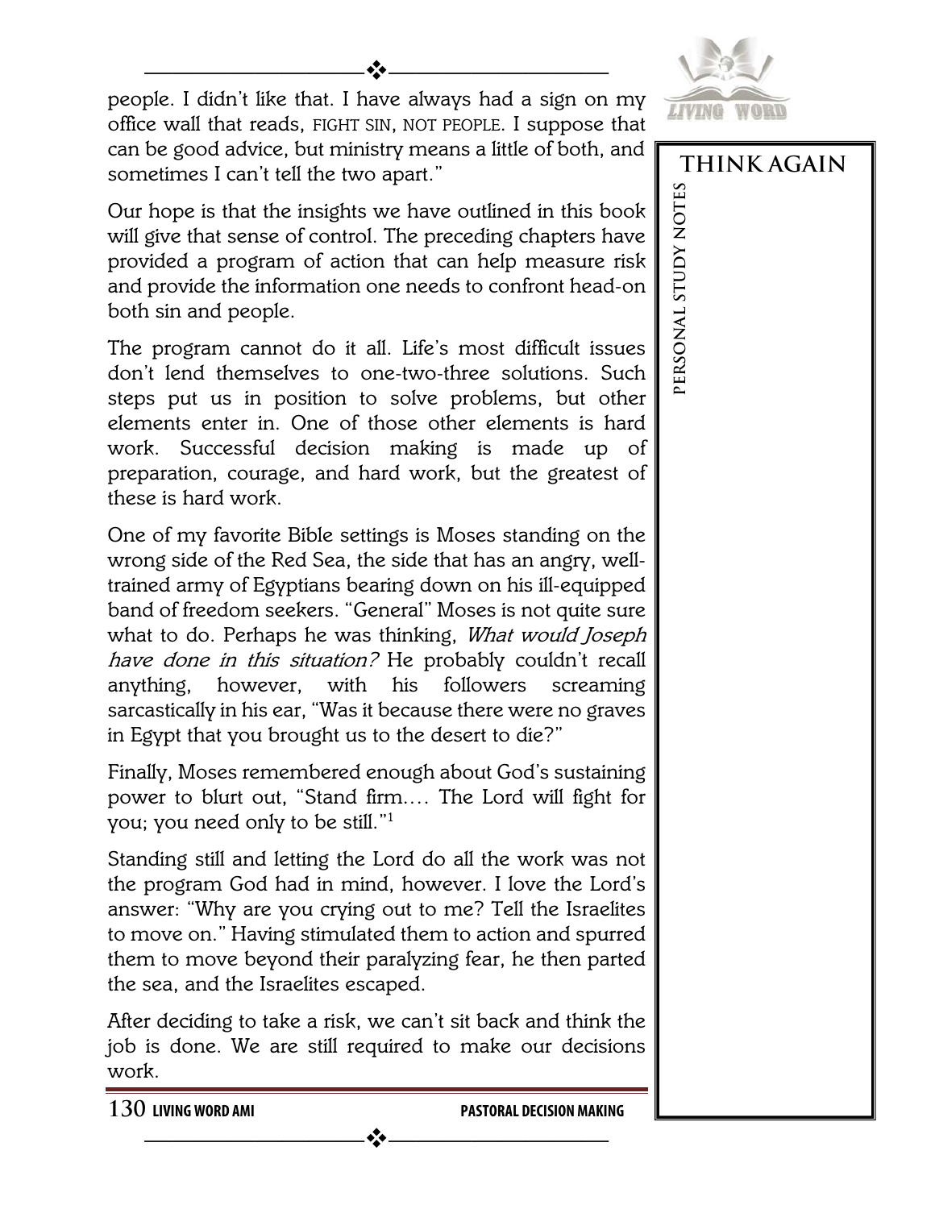people. I didn't like that. I have always had a sign on my office wall that reads, FIGHT SIN, NOT PEOPLE. I suppose that can be good advice, but ministry means a little of both, and sometimes I can't tell the two apart."

Our hope is that the insights we have outlined in this book will give that sense of control. The preceding chapters have provided a program of action that can help measure risk and provide the information one needs to confront head-on both sin and people.

The program cannot do it all. Life's most difficult issues don't lend themselves to one-two-three solutions. Such steps put us in position to solve problems, but other elements enter in. One of those other elements is hard work. Successful decision making is made up of preparation, courage, and hard work, but the greatest of these is hard work.

One of my favorite Bible settings is Moses standing on the wrong side of the Red Sea, the side that has an angry, well-trained army of Egyptians bearing down on his ill-equipped band of freedom seekers. "General" Moses is not quite sure what to do. Perhaps he was thinking, *What would Joseph have done in this situation?* He probably couldn't recall anything, however, with his followers screaming sarcastically in his ear, "Was it because there were no graves in Egypt that you brought us to the desert to die?"

Finally, Moses remembered enough about God's sustaining power to blurt out, "Stand firm.… The Lord will fight for you; you need only to be still."[1]

Standing still and letting the Lord do all the work was not the program God had in mind, however. I love the Lord's answer: "Why are you crying out to me? Tell the Israelites to move on." Having stimulated them to action and spurred them to move beyond their paralyzing fear, he then parted the sea, and the Israelites escaped.

After deciding to take a risk, we can't sit back and think the job is done. We are still required to make our decisions work.

**THINK AGAIN**

**PERSONAL STUDY NOTES**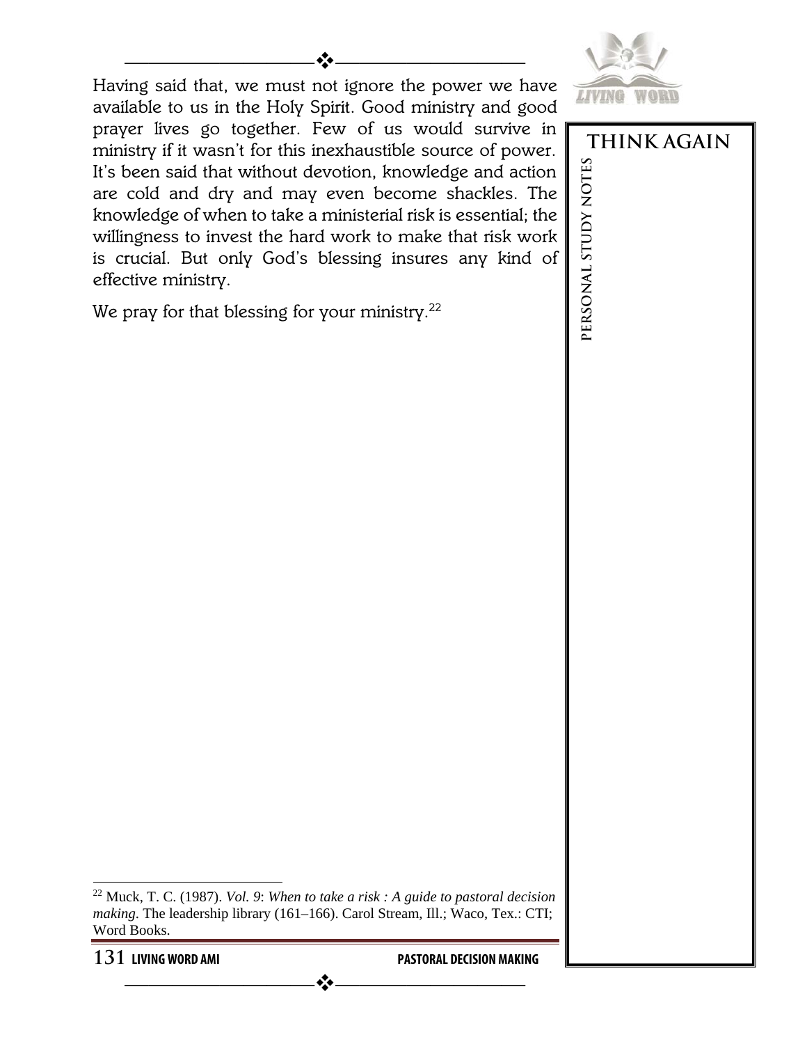Having said that, we must not ignore the power we have available to us in the Holy Spirit. Good ministry and good prayer lives go together. Few of us would survive in ministry if it wasn't for this inexhaustible source of power. It's been said that without devotion, knowledge and action are cold and dry and may even become shackles. The knowledge of when to take a ministerial risk is essential; the willingness to invest the hard work to make that risk work is crucial. But only God's blessing insures any kind of effective ministry.

We pray for that blessing for your ministry.[22]

---

[22] Muck, T. C. (1987). *Vol. 9*: *When to take a risk : A guide to pastoral decision making*. The leadership library (161–166). Carol Stream, Ill.; Waco, Tex.: CTI; Word Books.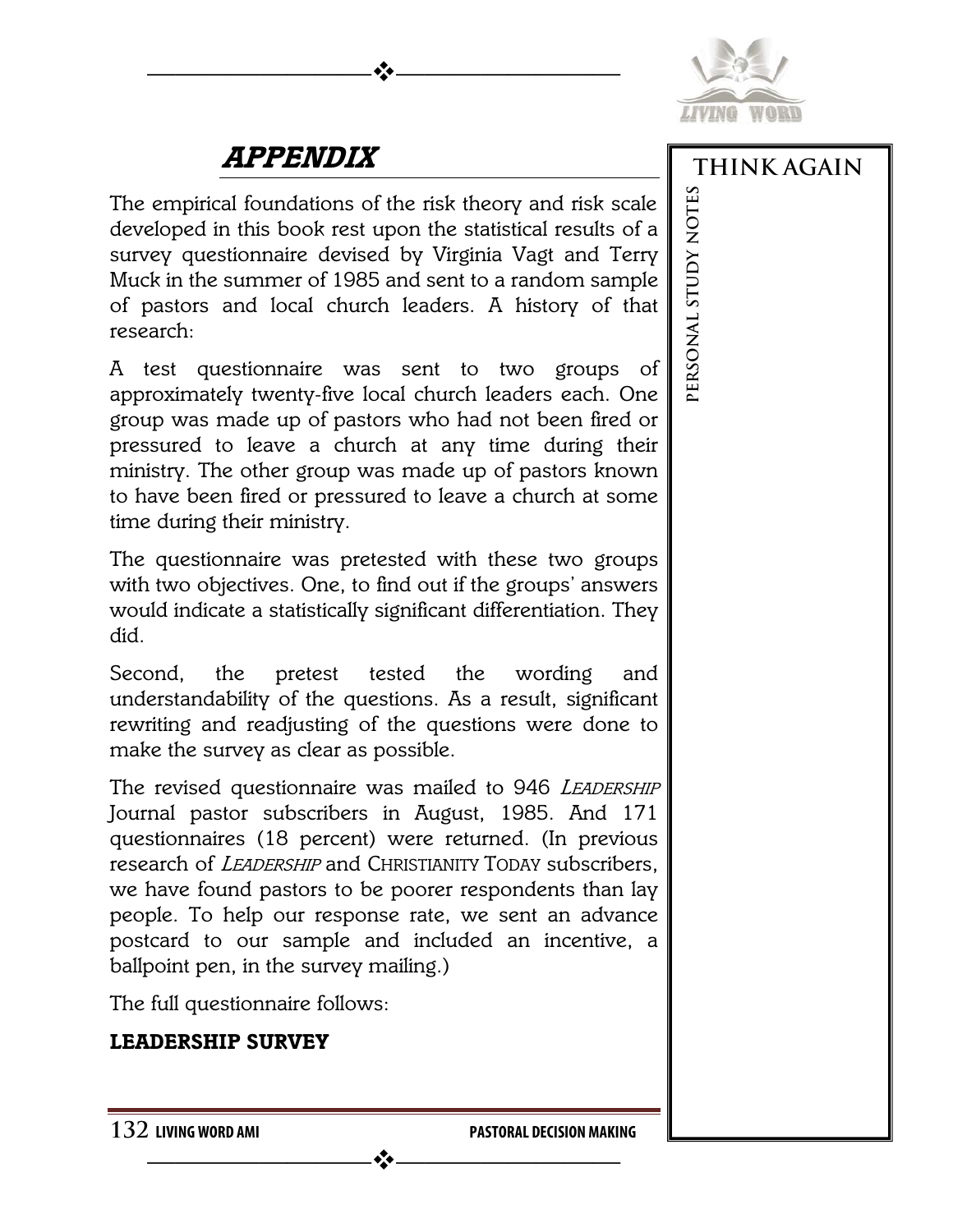# *APPENDIX*

The empirical foundations of the risk theory and risk scale developed in this book rest upon the statistical results of a survey questionnaire devised by Virginia Vagt and Terry Muck in the summer of 1985 and sent to a random sample of pastors and local church leaders. A history of that research:

A test questionnaire was sent to two groups of approximately twenty-five local church leaders each. One group was made up of pastors who had not been fired or pressured to leave a church at any time during their ministry. The other group was made up of pastors known to have been fired or pressured to leave a church at some time during their ministry.

The questionnaire was pretested with these two groups with two objectives. One, to find out if the groups' answers would indicate a statistically significant differentiation. They did.

Second, the pretest tested the wording and understandability of the questions. As a result, significant rewriting and readjusting of the questions were done to make the survey as clear as possible.

The revised questionnaire was mailed to 946 *LEADERSHIP* Journal pastor subscribers in August, 1985. And 171 questionnaires (18 percent) were returned. (In previous research of *LEADERSHIP* and CHRISTIANITY TODAY subscribers, we have found pastors to be poorer respondents than lay people. To help our response rate, we sent an advance postcard to our sample and included an incentive, a ballpoint pen, in the survey mailing.)

The full questionnaire follows:

**LEADERSHIP SURVEY**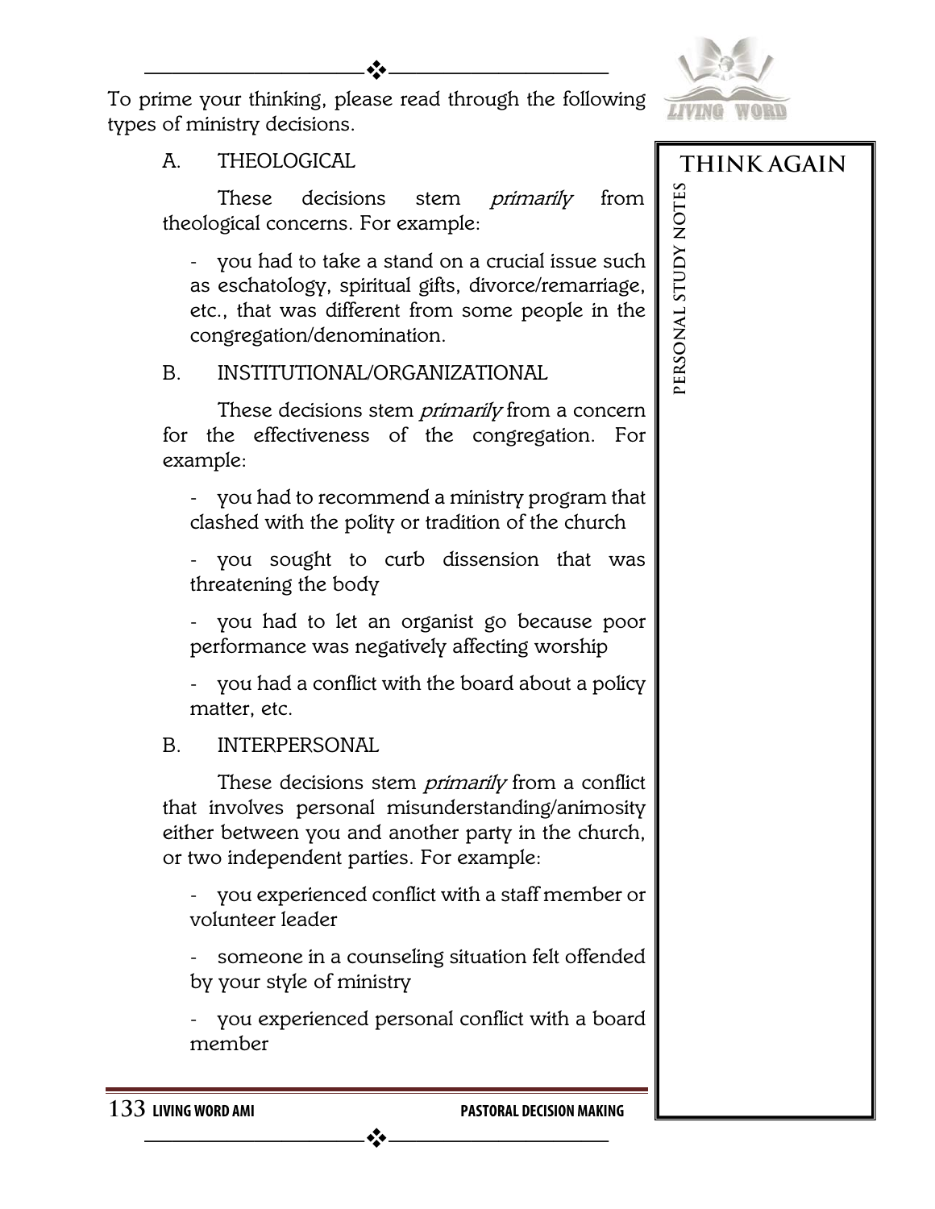To prime your thinking, please read through the following types of ministry decisions.

A. THEOLOGICAL

These decisions stem *primarily* from theological concerns. For example:

- you had to take a stand on a crucial issue such as eschatology, spiritual gifts, divorce/remarriage, etc., that was different from some people in the congregation/denomination.

B. INSTITUTIONAL/ORGANIZATIONAL

These decisions stem *primarily* from a concern for the effectiveness of the congregation. For example:

- you had to recommend a ministry program that clashed with the polity or tradition of the church
- you sought to curb dissension that was threatening the body
- you had to let an organist go because poor performance was negatively affecting worship
- you had a conflict with the board about a policy matter, etc.

B. INTERPERSONAL

These decisions stem *primarily* from a conflict that involves personal misunderstanding/animosity either between you and another party in the church, or two independent parties. For example:

- you experienced conflict with a staff member or volunteer leader
- someone in a counseling situation felt offended by your style of ministry
- you experienced personal conflict with a board member

**THINK AGAIN**

PERSONAL STUDY NOTES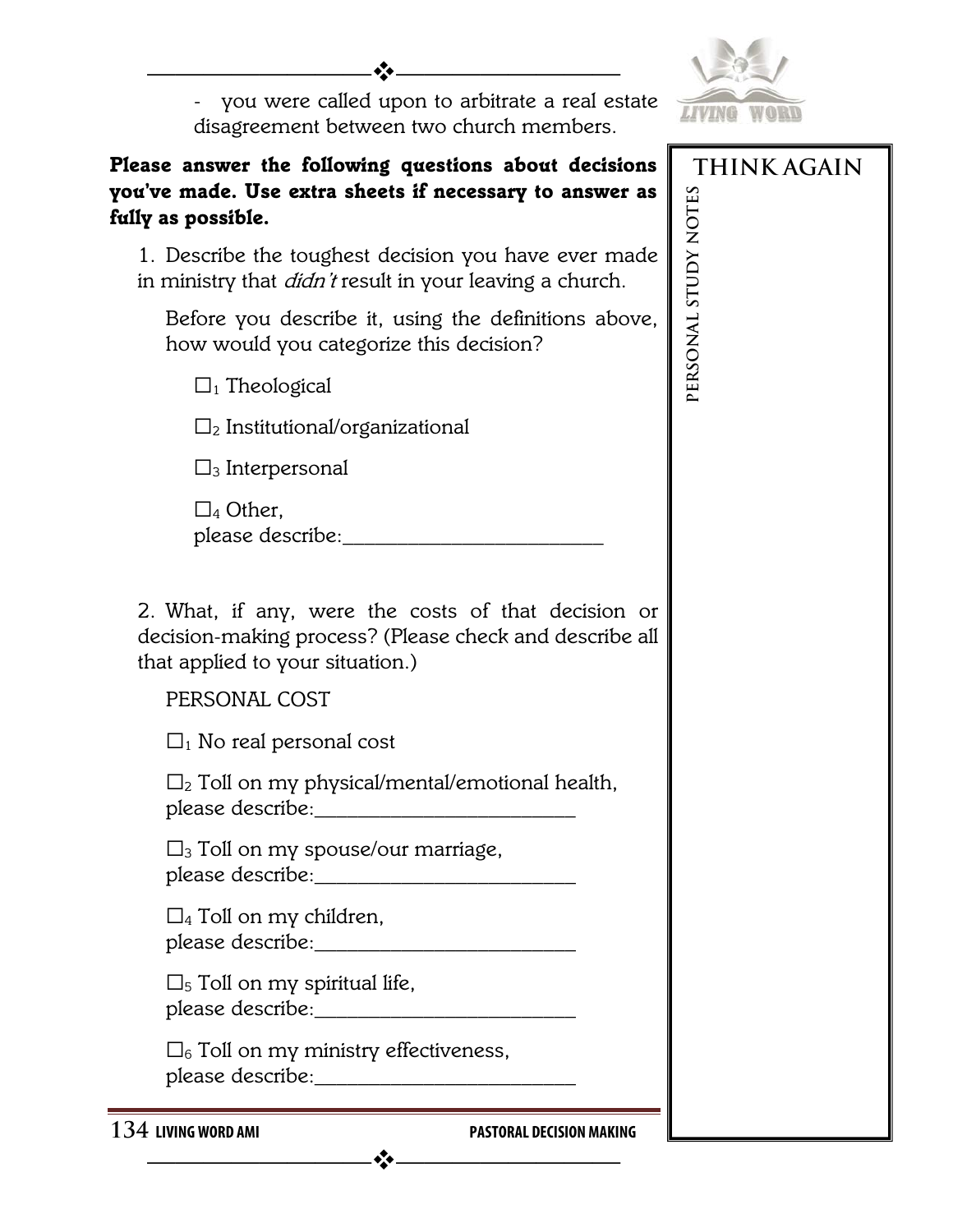- you were called upon to arbitrate a real estate disagreement between two church members.

**Please answer the following questions about decisions you've made. Use extra sheets if necessary to answer as fully as possible.**

1. Describe the toughest decision you have ever made in ministry that *didn't* result in your leaving a church.

   Before you describe it, using the definitions above, how would you categorize this decision?

   ☐1 Theological

   ☐2 Institutional/organizational

   ☐3 Interpersonal

   ☐4 Other, please describe:_________________________

2. What, if any, were the costs of that decision or decision-making process? (Please check and describe all that applied to your situation.)

   PERSONAL COST

   ☐1 No real personal cost

   ☐2 Toll on my physical/mental/emotional health, please describe:_________________________

   ☐3 Toll on my spouse/our marriage, please describe:_________________________

   ☐4 Toll on my children, please describe:_________________________

   ☐5 Toll on my spiritual life, please describe:_________________________

   ☐6 Toll on my ministry effectiveness, please describe:_________________________

**THINK AGAIN**

PERSONAL STUDY NOTES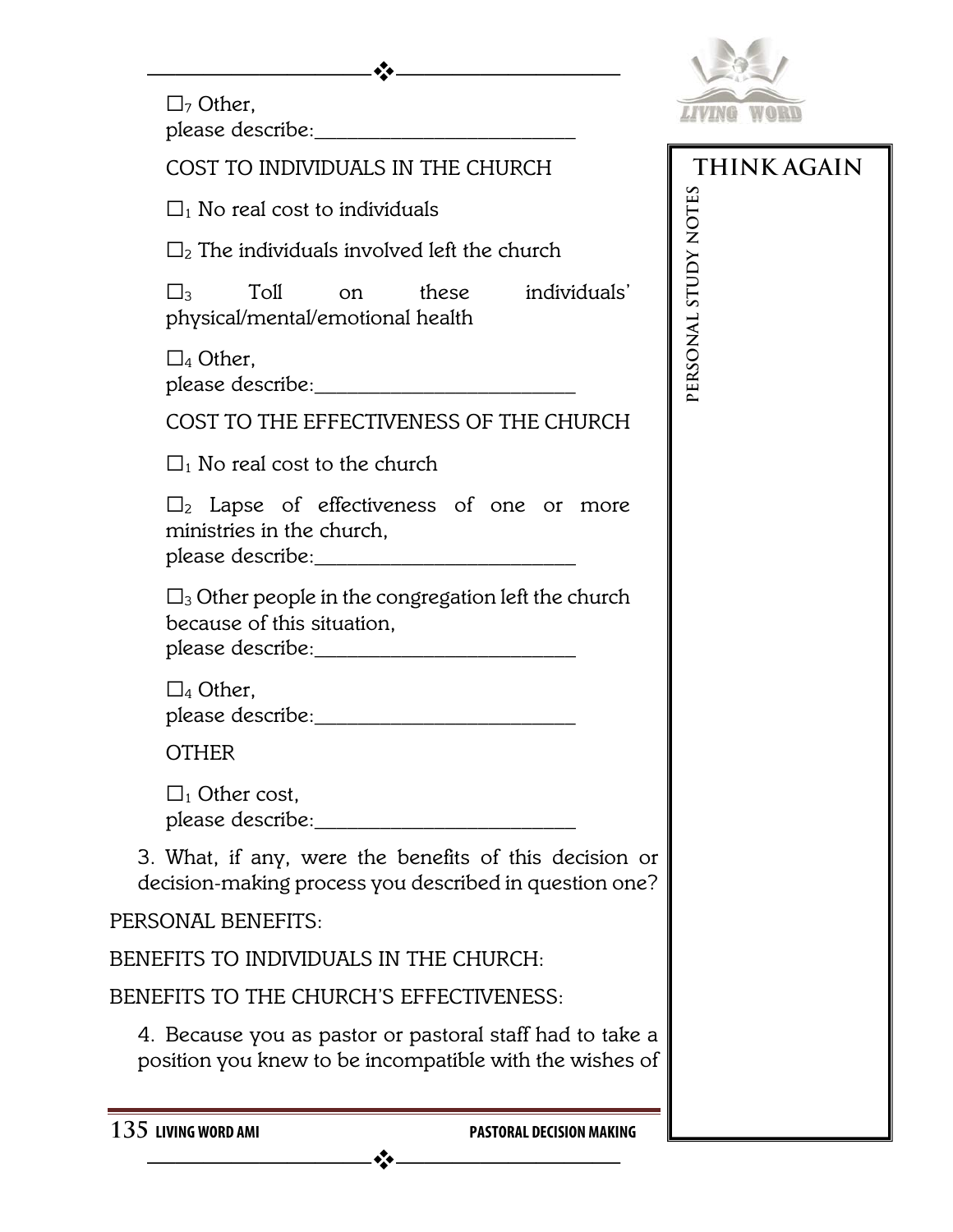☐[7] Other,
please describe:________________________

COST TO INDIVIDUALS IN THE CHURCH

☐[1] No real cost to individuals

☐[2] The individuals involved left the church

☐[3] Toll on these individuals' physical/mental/emotional health

☐[4] Other,
please describe:________________________

COST TO THE EFFECTIVENESS OF THE CHURCH

☐[1] No real cost to the church

☐[2] Lapse of effectiveness of one or more ministries in the church,
please describe:________________________

☐[3] Other people in the congregation left the church because of this situation,
please describe:________________________

☐[4] Other,
please describe:________________________

OTHER

☐[1] Other cost,
please describe:________________________

3. What, if any, were the benefits of this decision or decision-making process you described in question one?

PERSONAL BENEFITS:

BENEFITS TO INDIVIDUALS IN THE CHURCH:

BENEFITS TO THE CHURCH'S EFFECTIVENESS:

4. Because you as pastor or pastoral staff had to take a position you knew to be incompatible with the wishes of

THINK AGAIN

PERSONAL STUDY NOTES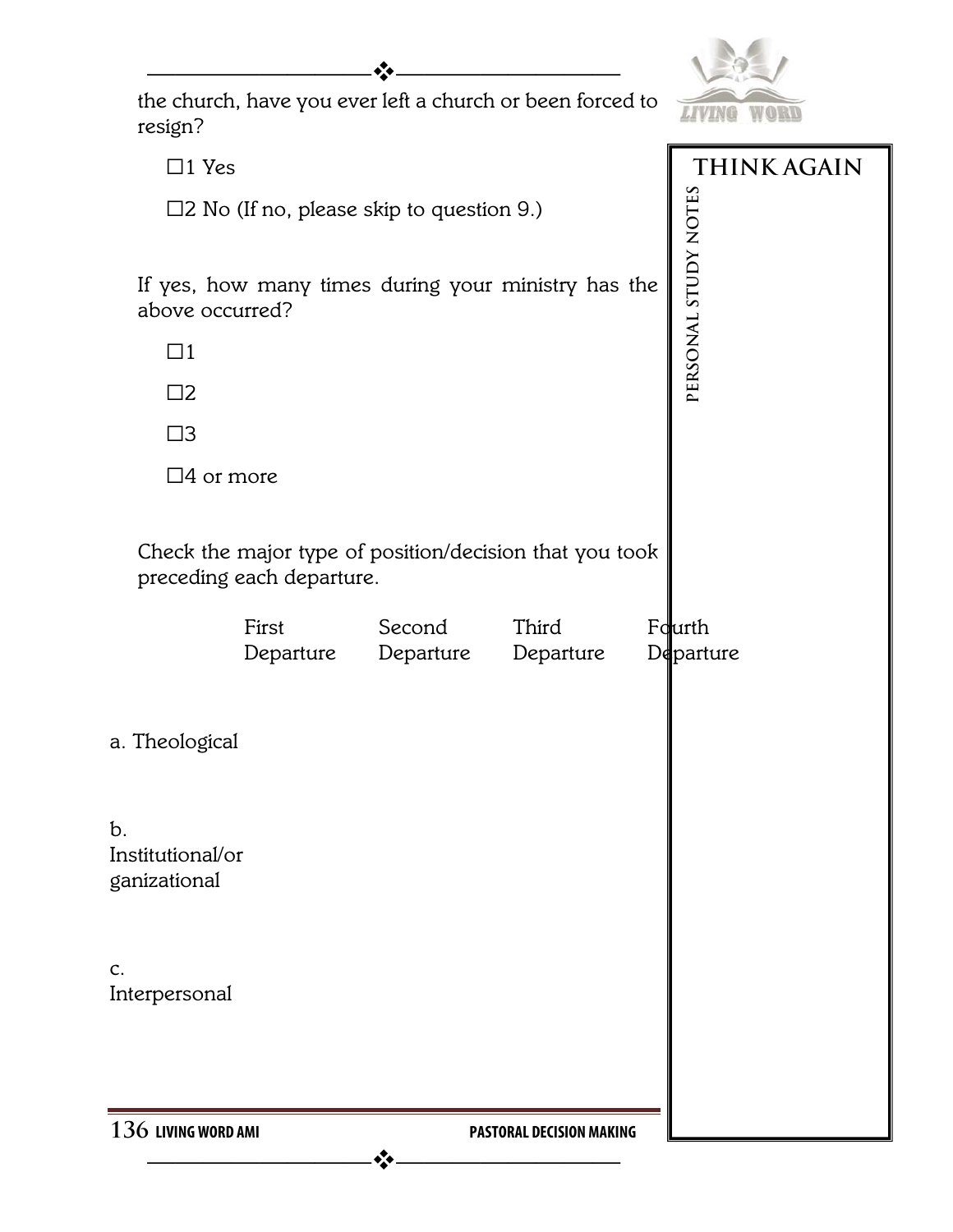the church, have you ever left a church or been forced to resign?

☐1 Yes

☐2 No (If no, please skip to question 9.)

If yes, how many times during your ministry has the above occurred?

☐1

☐2

☐3

☐4 or more

Check the major type of position/decision that you took preceding each departure.

| | First Departure | Second Departure | Third Departure | Fourth Departure |
|---|---|---|---|---|
| a. Theological | | | | |
| b. Institutional/organizational | | | | |
| c. Interpersonal | | | | |

**THINK AGAIN**

PERSONAL STUDY NOTES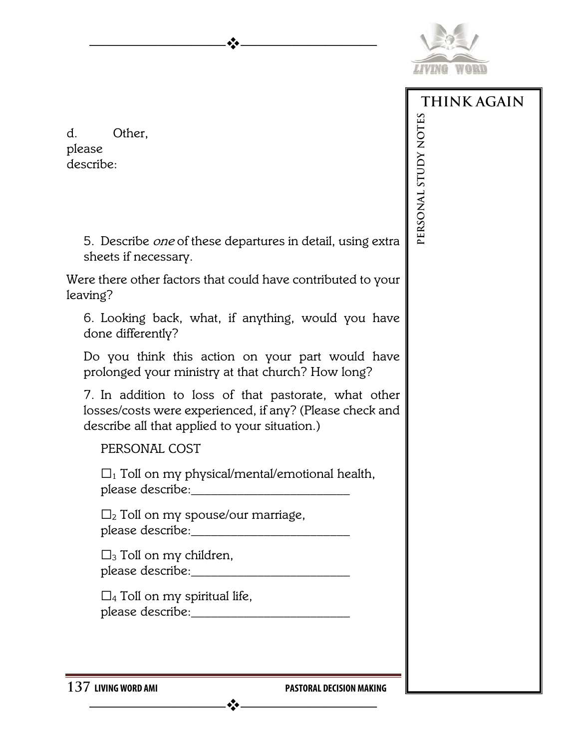d. Other, please describe:

5. Describe *one* of these departures in detail, using extra sheets if necessary.

Were there other factors that could have contributed to your leaving?

6. Looking back, what, if anything, would you have done differently?

Do you think this action on your part would have prolonged your ministry at that church? How long?

7. In addition to loss of that pastorate, what other losses/costs were experienced, if any? (Please check and describe all that applied to your situation.)

PERSONAL COST

☐1 Toll on my physical/mental/emotional health, please describe:_________________________

☐2 Toll on my spouse/our marriage, please describe:_________________________

☐3 Toll on my children, please describe:_________________________

☐4 Toll on my spiritual life, please describe:_________________________

THINK AGAIN

PERSONAL STUDY NOTES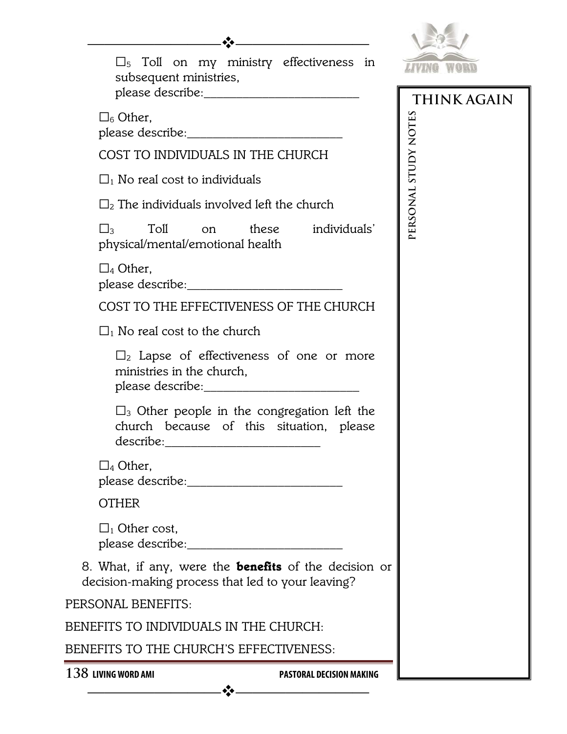☐$_5$ Toll on my ministry effectiveness in subsequent ministries, please describe:_________________________

☐$_6$ Other, please describe:_________________________

COST TO INDIVIDUALS IN THE CHURCH

☐$_1$ No real cost to individuals

☐$_2$ The individuals involved left the church

☐$_3$ Toll on these individuals' physical/mental/emotional health

☐$_4$ Other, please describe:_________________________

COST TO THE EFFECTIVENESS OF THE CHURCH

☐$_1$ No real cost to the church

☐$_2$ Lapse of effectiveness of one or more ministries in the church, please describe:_________________________

☐$_3$ Other people in the congregation left the church because of this situation, please describe:_________________________

☐$_4$ Other, please describe:_________________________

OTHER

☐$_1$ Other cost, please describe:_________________________

8. What, if any, were the **benefits** of the decision or decision-making process that led to your leaving?

PERSONAL BENEFITS:

BENEFITS TO INDIVIDUALS IN THE CHURCH:

BENEFITS TO THE CHURCH'S EFFECTIVENESS:

THINK AGAIN

PERSONAL STUDY NOTES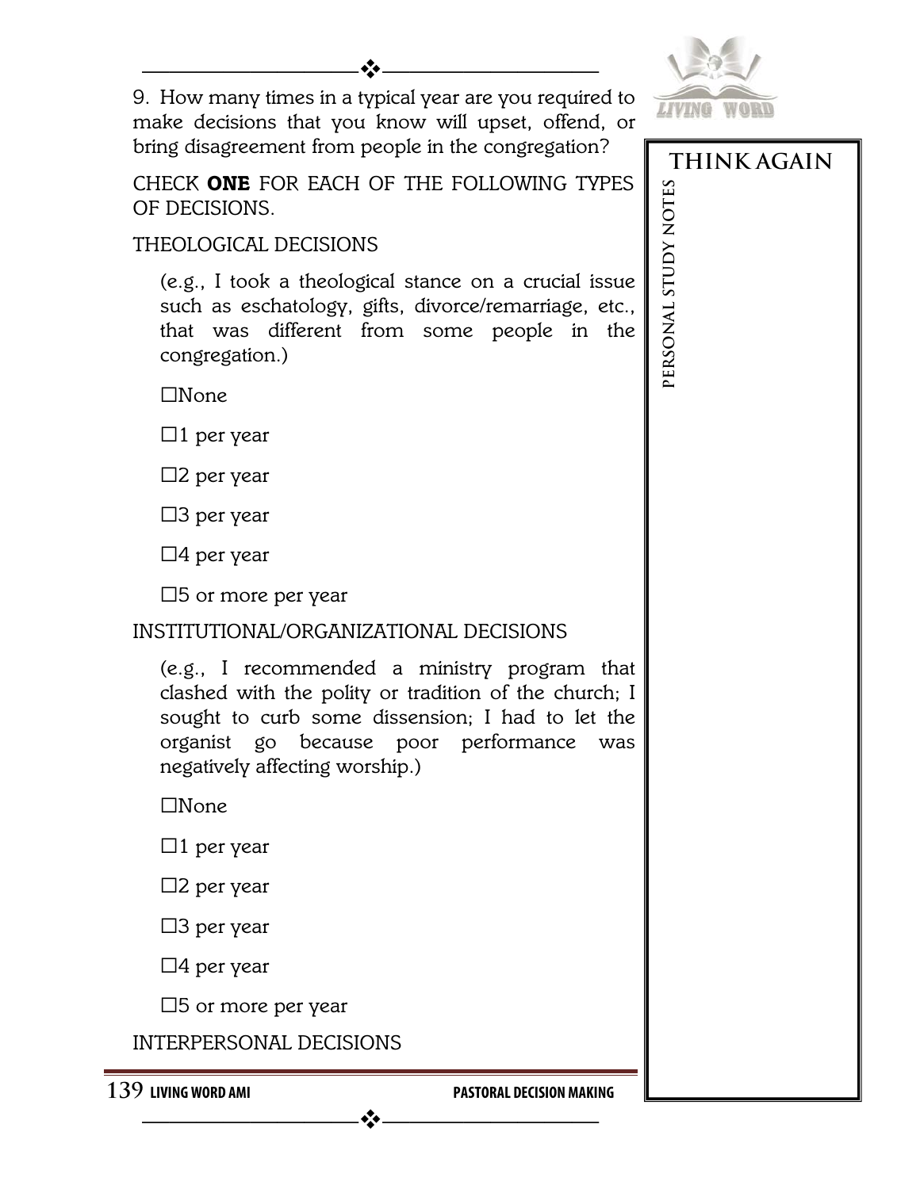9. How many times in a typical year are you required to make decisions that you know will upset, offend, or bring disagreement from people in the congregation?

CHECK **ONE** FOR EACH OF THE FOLLOWING TYPES OF DECISIONS.

THEOLOGICAL DECISIONS

(e.g., I took a theological stance on a crucial issue such as eschatology, gifts, divorce/remarriage, etc., that was different from some people in the congregation.)

☐None

☐1 per year

☐2 per year

☐3 per year

☐4 per year

☐5 or more per year

INSTITUTIONAL/ORGANIZATIONAL DECISIONS

(e.g., I recommended a ministry program that clashed with the polity or tradition of the church; I sought to curb some dissension; I had to let the organist go because poor performance was negatively affecting worship.)

☐None

☐1 per year

☐2 per year

☐3 per year

☐4 per year

☐5 or more per year

INTERPERSONAL DECISIONS

**THINK AGAIN**

PERSONAL STUDY NOTES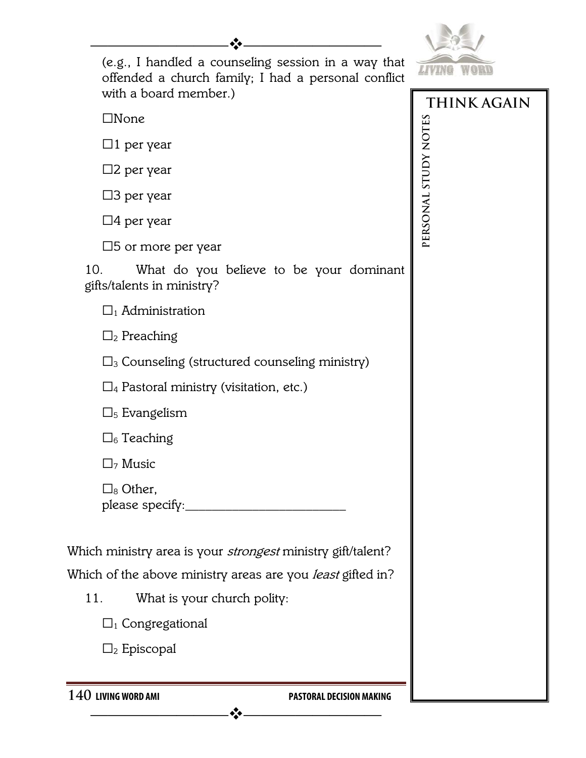(e.g., I handled a counseling session in a way that offended a church family; I had a personal conflict with a board member.)

☐None

☐1 per year

☐2 per year

☐3 per year

☐4 per year

☐5 or more per year

10. What do you believe to be your dominant gifts/talents in ministry?

☐1 Administration

☐2 Preaching

☐3 Counseling (structured counseling ministry)

☐4 Pastoral ministry (visitation, etc.)

☐5 Evangelism

☐6 Teaching

☐7 Music

☐8 Other, please specify:________________________

Which ministry area is your *strongest* ministry gift/talent?

Which of the above ministry areas are you *least* gifted in?

11. What is your church polity:

☐1 Congregational

☐2 Episcopal

**THINK AGAIN**

**PERSONAL STUDY NOTES**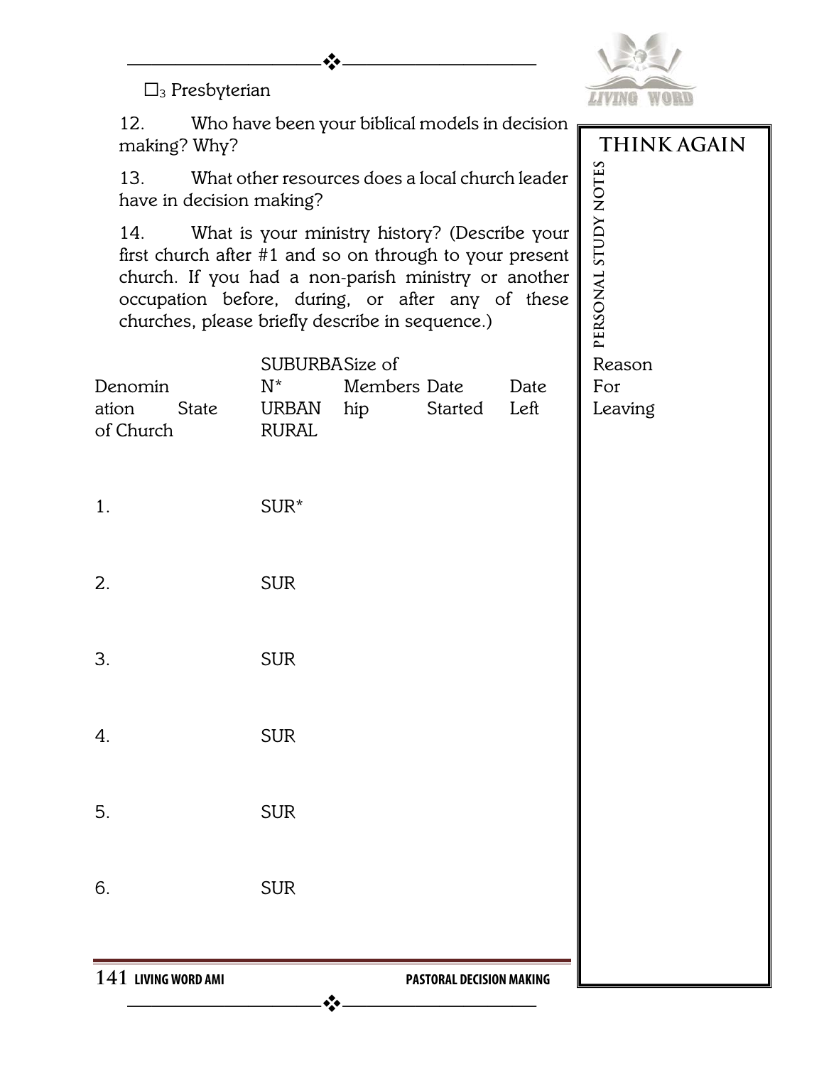☐3 Presbyterian

12. Who have been your biblical models in decision making? Why?

13. What other resources does a local church leader have in decision making?

14. What is your ministry history? (Describe your first church after #1 and so on through to your present church. If you had a non-parish ministry or another occupation before, during, or after any of these churches, please briefly describe in sequence.)

| Denomination of Church | State | SUBURBAN* URBAN RURAL | Size of Membership | Date Started | Date Left | Reason For Leaving |
|---|---|---|---|---|---|---|
| 1. | | SUR* | | | | |
| 2. | | SUR | | | | |
| 3. | | SUR | | | | |
| 4. | | SUR | | | | |
| 5. | | SUR | | | | |
| 6. | | SUR | | | | |

**THINK AGAIN**

PERSONAL STUDY NOTES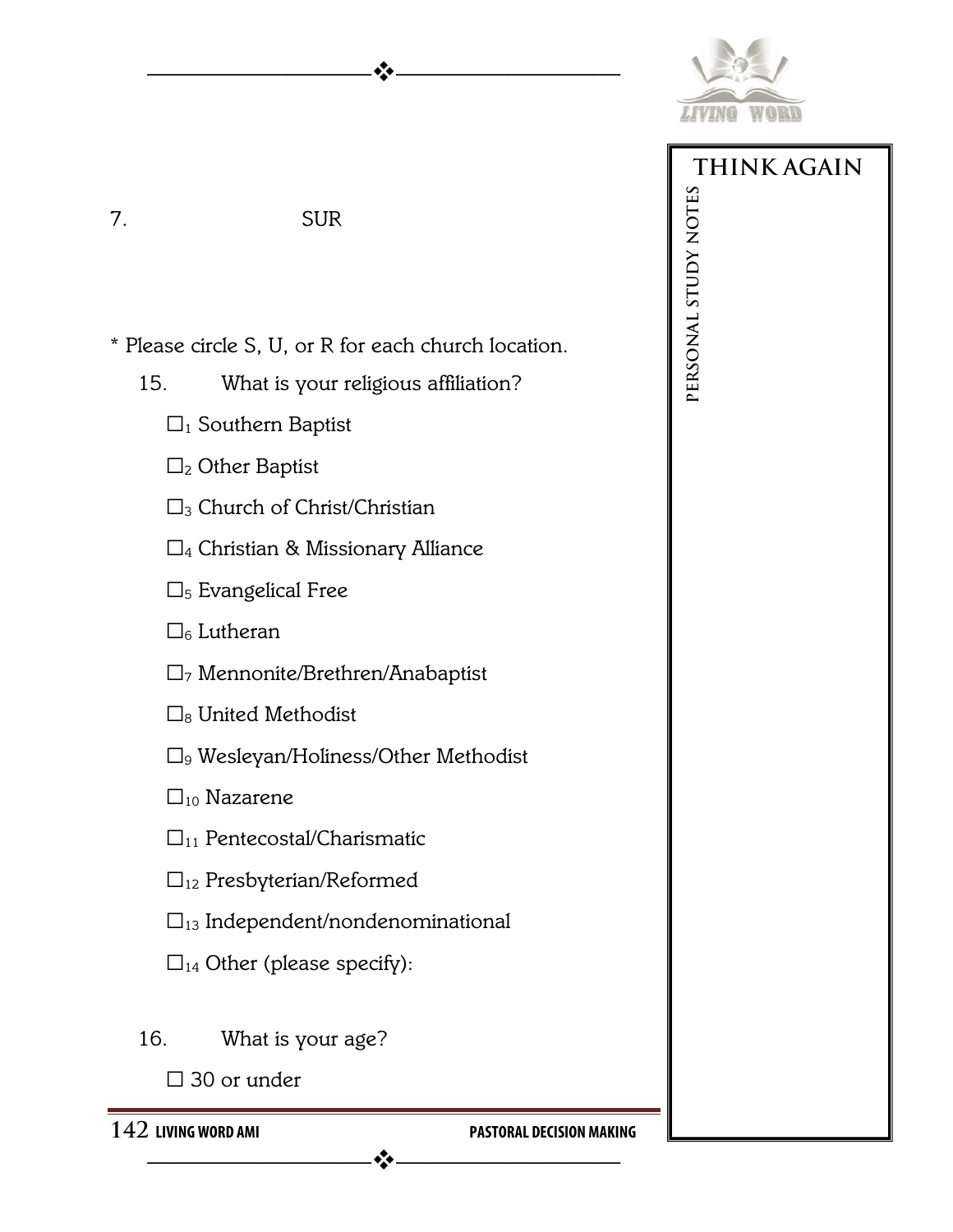7. SUR

* Please circle S, U, or R for each church location.

15. What is your religious affiliation?

☐1 Southern Baptist

☐2 Other Baptist

☐3 Church of Christ/Christian

☐4 Christian & Missionary Alliance

☐5 Evangelical Free

☐6 Lutheran

☐7 Mennonite/Brethren/Anabaptist

☐8 United Methodist

☐9 Wesleyan/Holiness/Other Methodist

☐10 Nazarene

☐11 Pentecostal/Charismatic

☐12 Presbyterian/Reformed

☐13 Independent/nondenominational

☐14 Other (please specify):

16. What is your age?

☐ 30 or under

THINK AGAIN

PERSONAL STUDY NOTES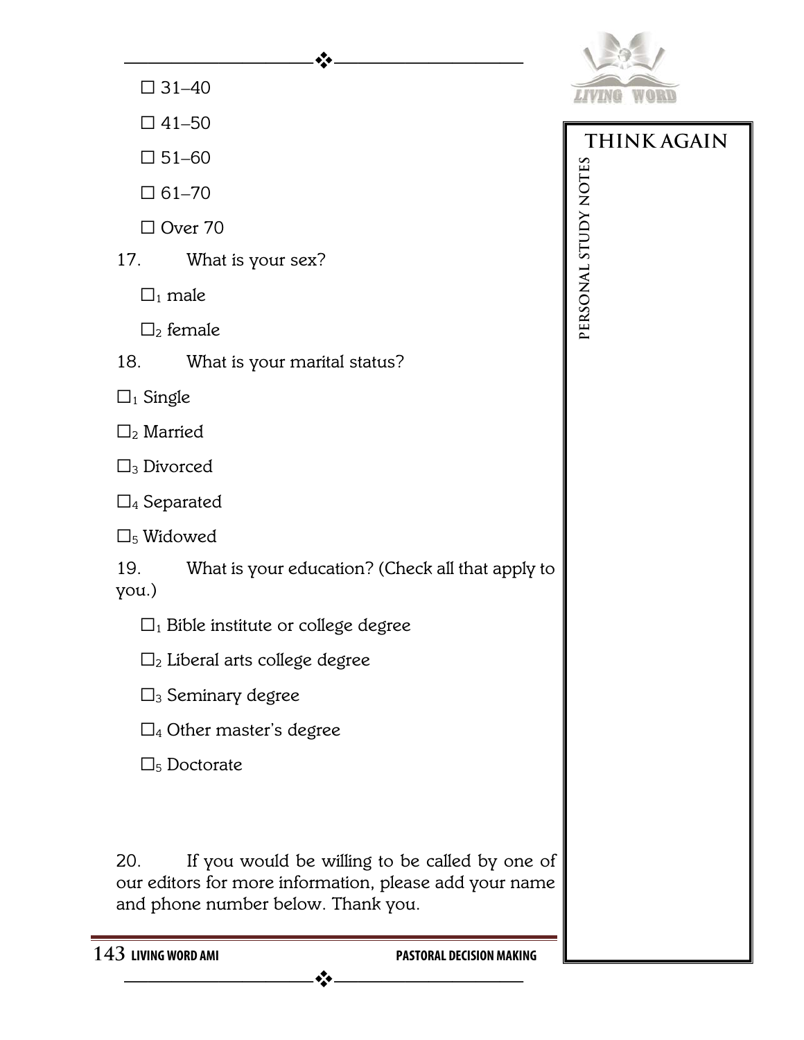☐ 31–40

☐ 41–50

☐ 51–60

☐ 61–70

☐ Over 70

17. What is your sex?

☐$_1$ male

☐$_2$ female

18. What is your marital status?

☐$_1$ Single

☐$_2$ Married

☐$_3$ Divorced

☐$_4$ Separated

☐$_5$ Widowed

19. What is your education? (Check all that apply to you.)

☐$_1$ Bible institute or college degree

☐$_2$ Liberal arts college degree

☐$_3$ Seminary degree

☐$_4$ Other master's degree

☐$_5$ Doctorate

20. If you would be willing to be called by one of our editors for more information, please add your name and phone number below. Thank you.

**THINK AGAIN**

**PERSONAL STUDY NOTES**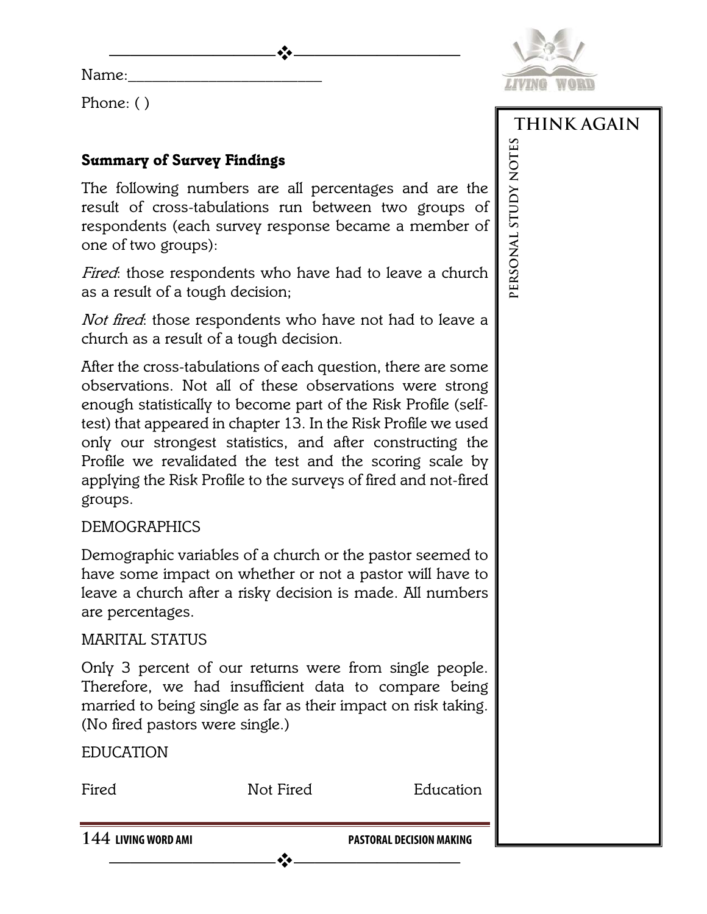Name:_______________________

Phone: ( )

### Summary of Survey Findings

The following numbers are all percentages and are the result of cross-tabulations run between two groups of respondents (each survey response became a member of one of two groups):

*Fired*: those respondents who have had to leave a church as a result of a tough decision;

*Not fired*: those respondents who have not had to leave a church as a result of a tough decision.

After the cross-tabulations of each question, there are some observations. Not all of these observations were strong enough statistically to become part of the Risk Profile (self-test) that appeared in chapter 13. In the Risk Profile we used only our strongest statistics, and after constructing the Profile we revalidated the test and the scoring scale by applying the Risk Profile to the surveys of fired and not-fired groups.

DEMOGRAPHICS

Demographic variables of a church or the pastor seemed to have some impact on whether or not a pastor will have to leave a church after a risky decision is made. All numbers are percentages.

MARITAL STATUS

Only 3 percent of our returns were from single people. Therefore, we had insufficient data to compare being married to being single as far as their impact on risk taking. (No fired pastors were single.)

EDUCATION

| Fired | Not Fired | Education |
|---|---|---|

THINK AGAIN

PERSONAL STUDY NOTES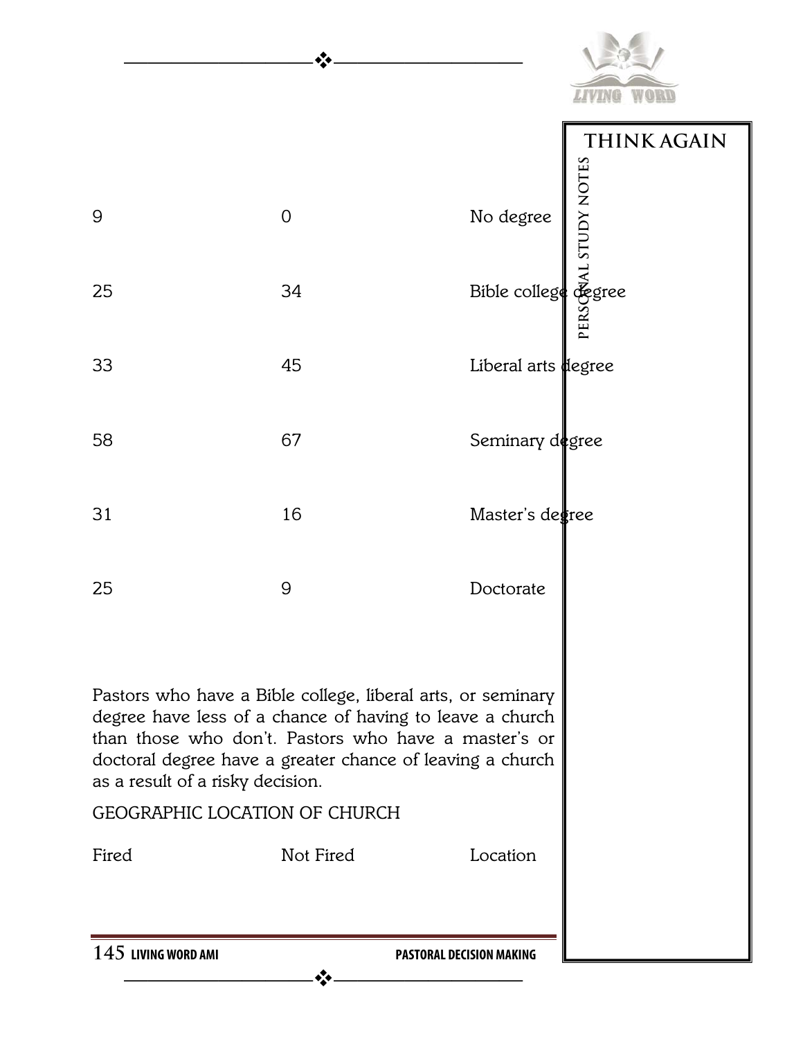| | | |
|---|---|---|
| 9 | 0 | No degree |
| 25 | 34 | Bible college degree |
| 33 | 45 | Liberal arts degree |
| 58 | 67 | Seminary degree |
| 31 | 16 | Master's degree |
| 25 | 9 | Doctorate |

Pastors who have a Bible college, liberal arts, or seminary degree have less of a chance of having to leave a church than those who don't. Pastors who have a master's or doctoral degree have a greater chance of leaving a church as a result of a risky decision.

GEOGRAPHIC LOCATION OF CHURCH

| Fired | Not Fired | Location |
|---|---|---|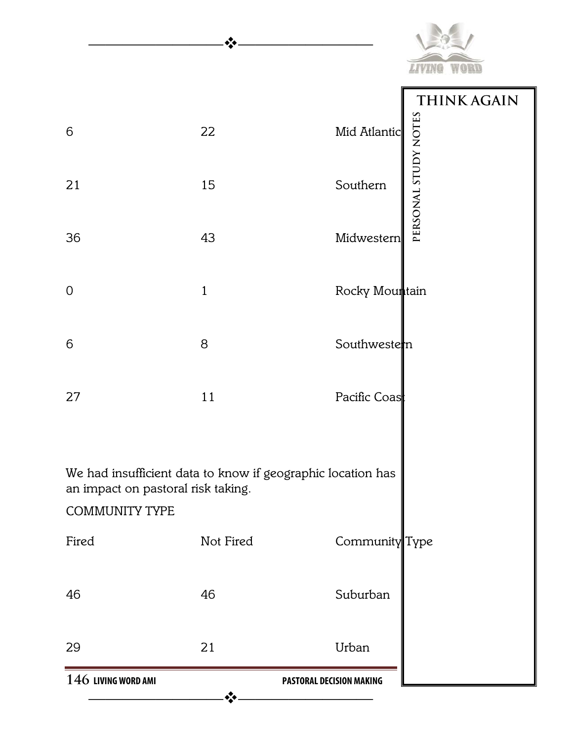| | | |
|---|---|---|
| 6 | 22 | Mid Atlantic |
| 21 | 15 | Southern |
| 36 | 43 | Midwestern |
| 0 | 1 | Rocky Mountain |
| 6 | 8 | Southwestern |
| 27 | 11 | Pacific Coast |

We had insufficient data to know if geographic location has an impact on pastoral risk taking.

COMMUNITY TYPE

| Fired | Not Fired | Community Type |
|---|---|---|
| 46 | 46 | Suburban |
| 29 | 21 | Urban |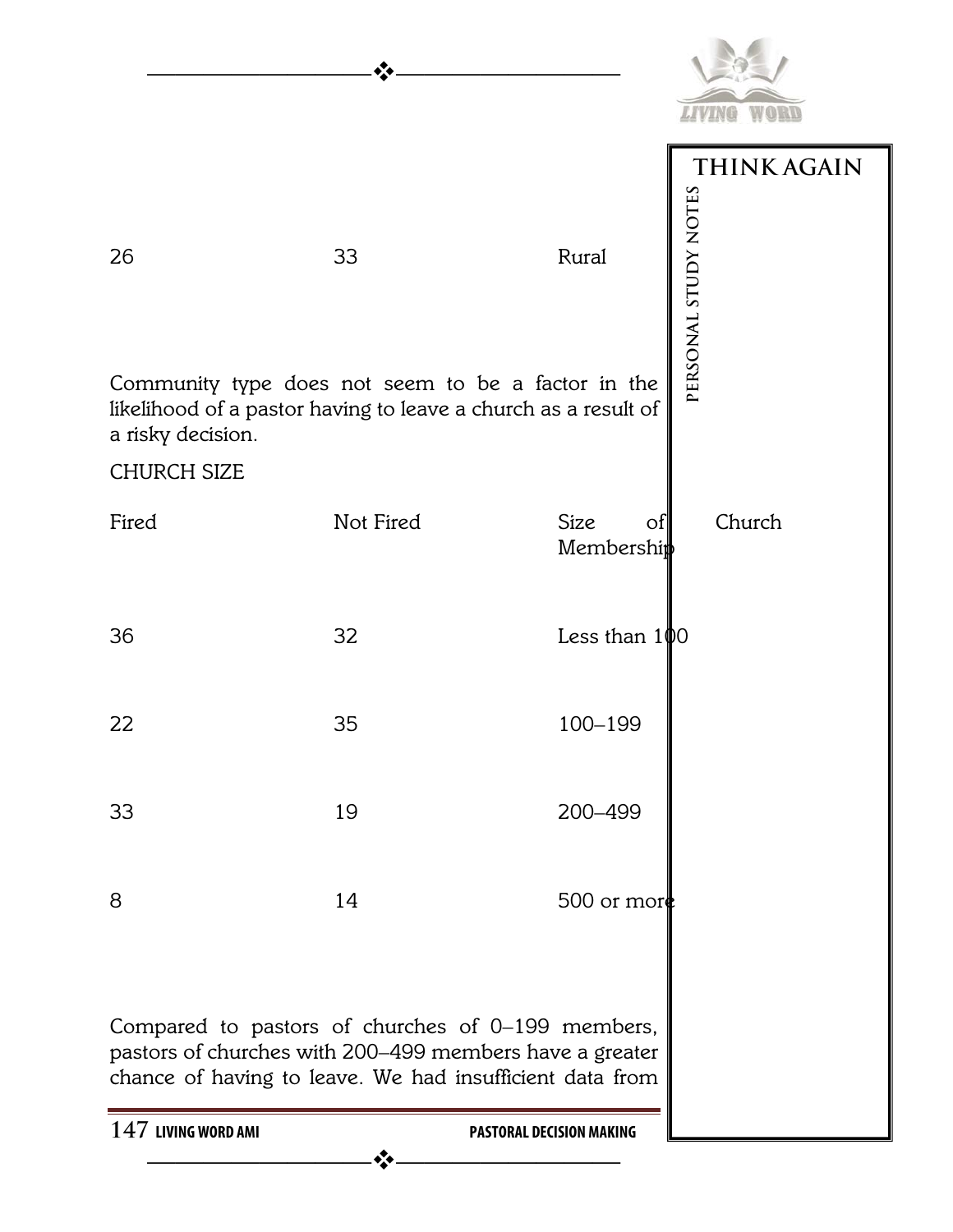| | | |
|---|---|---|
| 26 | 33 | Rural |

Community type does not seem to be a factor in the likelihood of a pastor having to leave a church as a result of a risky decision.

CHURCH SIZE

| Fired | Not Fired | Size of Church Membership |
|---|---|---|
| 36 | 32 | Less than 100 |
| 22 | 35 | 100–199 |
| 33 | 19 | 200–499 |
| 8 | 14 | 500 or more |

Compared to pastors of churches of 0–199 members, pastors of churches with 200–499 members have a greater chance of having to leave. We had insufficient data from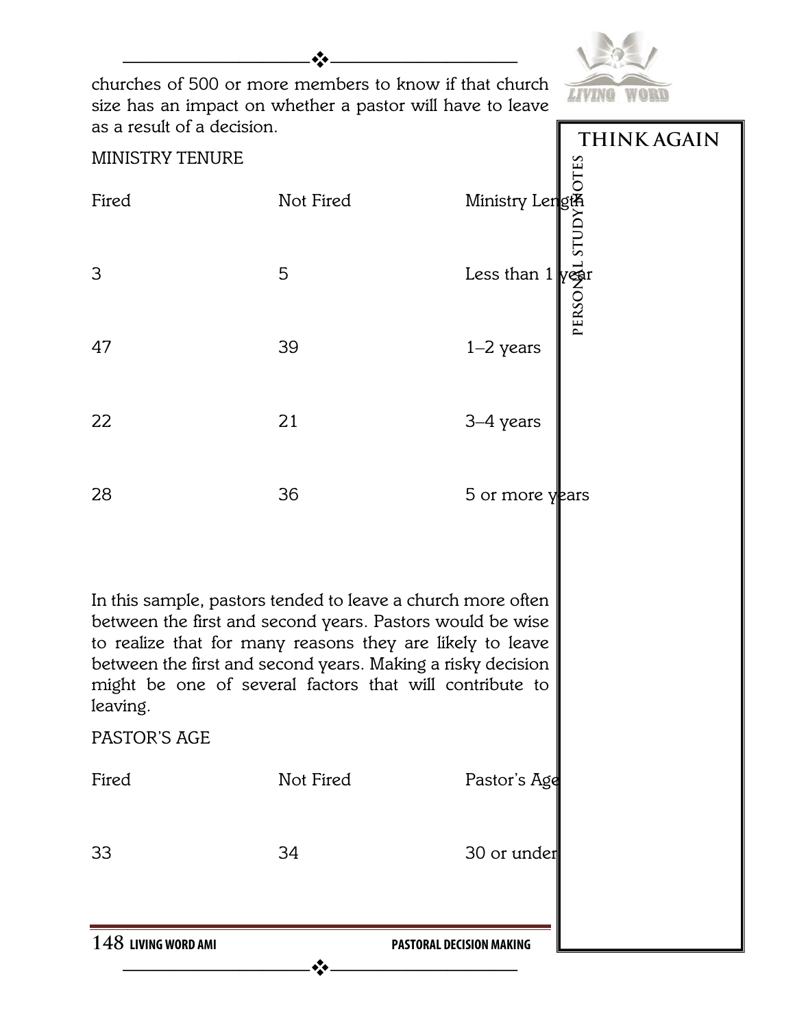churches of 500 or more members to know if that church size has an impact on whether a pastor will have to leave as a result of a decision.

MINISTRY TENURE

| Fired | Not Fired | Ministry Length |
|---|---|---|
| 3 | 5 | Less than 1 year |
| 47 | 39 | 1–2 years |
| 22 | 21 | 3–4 years |
| 28 | 36 | 5 or more years |

In this sample, pastors tended to leave a church more often between the first and second years. Pastors would be wise to realize that for many reasons they are likely to leave between the first and second years. Making a risky decision might be one of several factors that will contribute to leaving.

PASTOR'S AGE

| Fired | Not Fired | Pastor's Age |
|---|---|---|
| 33 | 34 | 30 or under |

THINK AGAIN

PERSONAL STUDY NOTES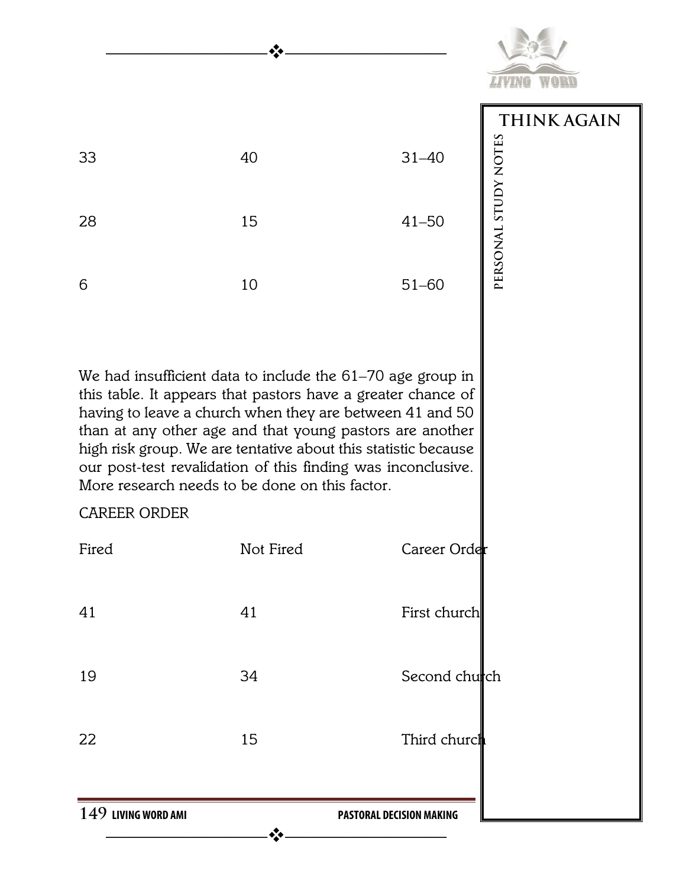| | | |
|---|---|---|
| 33 | 40 | 31–40 |
| 28 | 15 | 41–50 |
| 6 | 10 | 51–60 |

We had insufficient data to include the 61–70 age group in this table. It appears that pastors have a greater chance of having to leave a church when they are between 41 and 50 than at any other age and that young pastors are another high risk group. We are tentative about this statistic because our post-test revalidation of this finding was inconclusive. More research needs to be done on this factor.

CAREER ORDER

| Fired | Not Fired | Career Order |
|---|---|---|
| 41 | 41 | First church |
| 19 | 34 | Second church |
| 22 | 15 | Third church |

**THINK AGAIN**

**PERSONAL STUDY NOTES**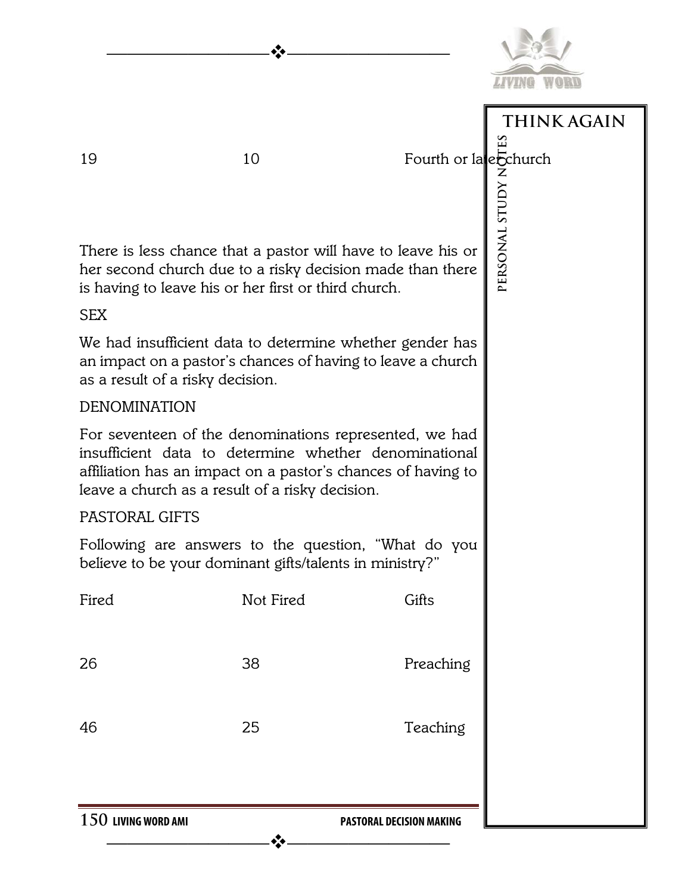| | | |
|---|---|---|
| 19 | 10 | Fourth or later church |

There is less chance that a pastor will have to leave his or her second church due to a risky decision made than there is having to leave his or her first or third church.

SEX

We had insufficient data to determine whether gender has an impact on a pastor's chances of having to leave a church as a result of a risky decision.

DENOMINATION

For seventeen of the denominations represented, we had insufficient data to determine whether denominational affiliation has an impact on a pastor's chances of having to leave a church as a result of a risky decision.

PASTORAL GIFTS

Following are answers to the question, "What do you believe to be your dominant gifts/talents in ministry?"

| Fired | Not Fired | Gifts |
|---|---|---|
| 26 | 38 | Preaching |
| 46 | 25 | Teaching |

THINK AGAIN

PERSONAL STUDY NOTES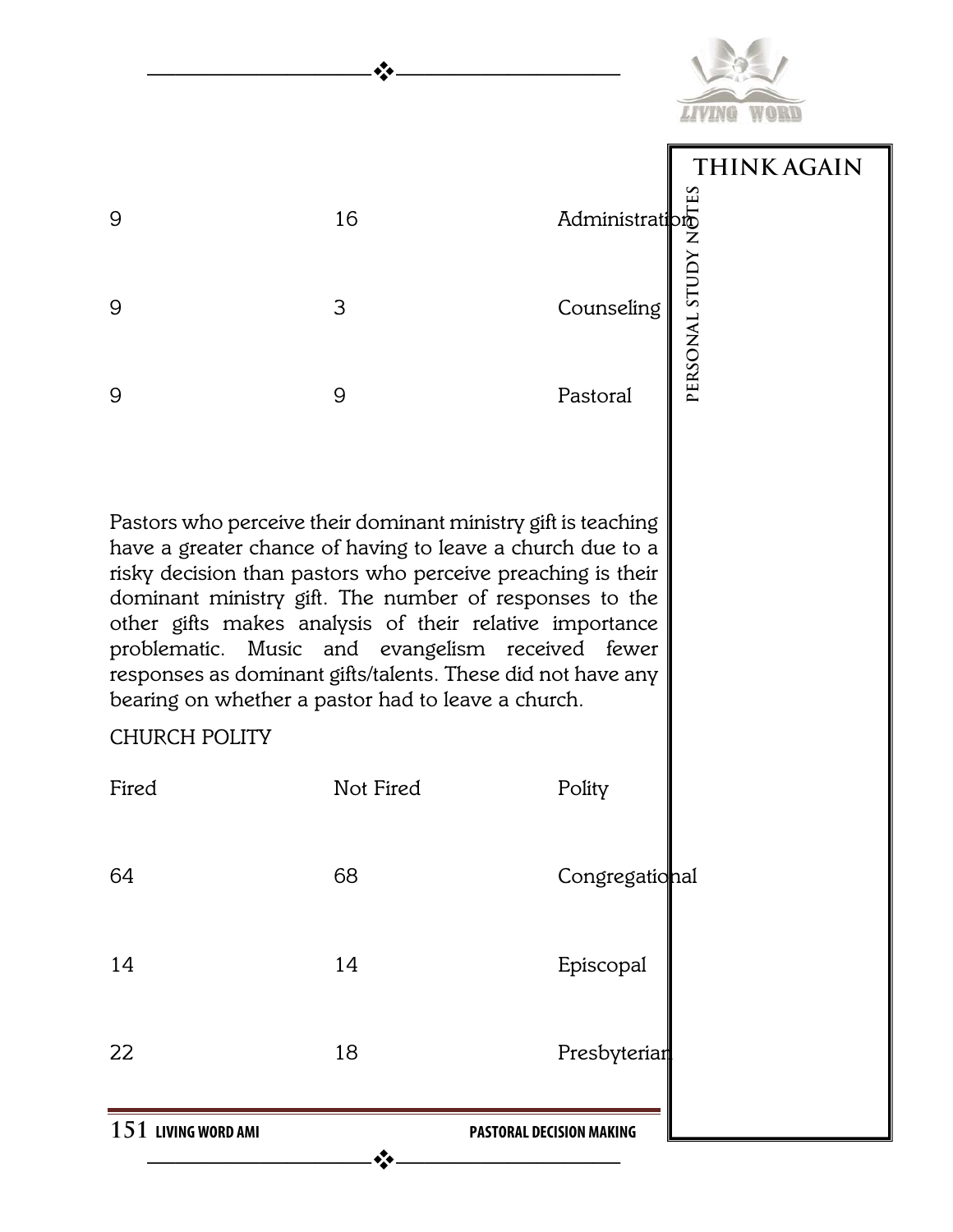| | | |
|---|---|---|
| 9 | 16 | Administration |
| 9 | 3 | Counseling |
| 9 | 9 | Pastoral |

Pastors who perceive their dominant ministry gift is teaching have a greater chance of having to leave a church due to a risky decision than pastors who perceive preaching is their dominant ministry gift. The number of responses to the other gifts makes analysis of their relative importance problematic. Music and evangelism received fewer responses as dominant gifts/talents. These did not have any bearing on whether a pastor had to leave a church.

CHURCH POLITY

| Fired | Not Fired | Polity |
|---|---|---|
| 64 | 68 | Congregational |
| 14 | 14 | Episcopal |
| 22 | 18 | Presbyterian |

**THINK AGAIN**

PERSONAL STUDY NOTES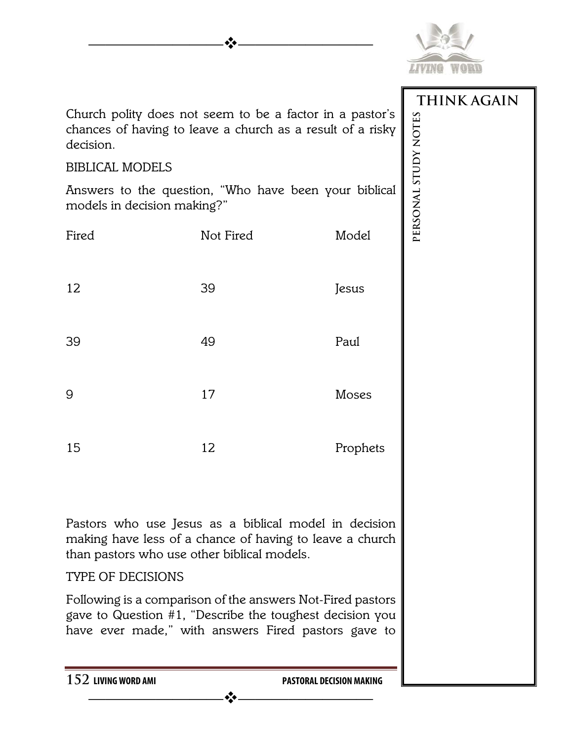Church polity does not seem to be a factor in a pastor's chances of having to leave a church as a result of a risky decision.

BIBLICAL MODELS

Answers to the question, "Who have been your biblical models in decision making?"

| Fired | Not Fired | Model |
|---|---|---|
| 12 | 39 | Jesus |
| 39 | 49 | Paul |
| 9 | 17 | Moses |
| 15 | 12 | Prophets |

Pastors who use Jesus as a biblical model in decision making have less of a chance of having to leave a church than pastors who use other biblical models.

TYPE OF DECISIONS

Following is a comparison of the answers Not-Fired pastors gave to Question #1, "Describe the toughest decision you have ever made," with answers Fired pastors gave to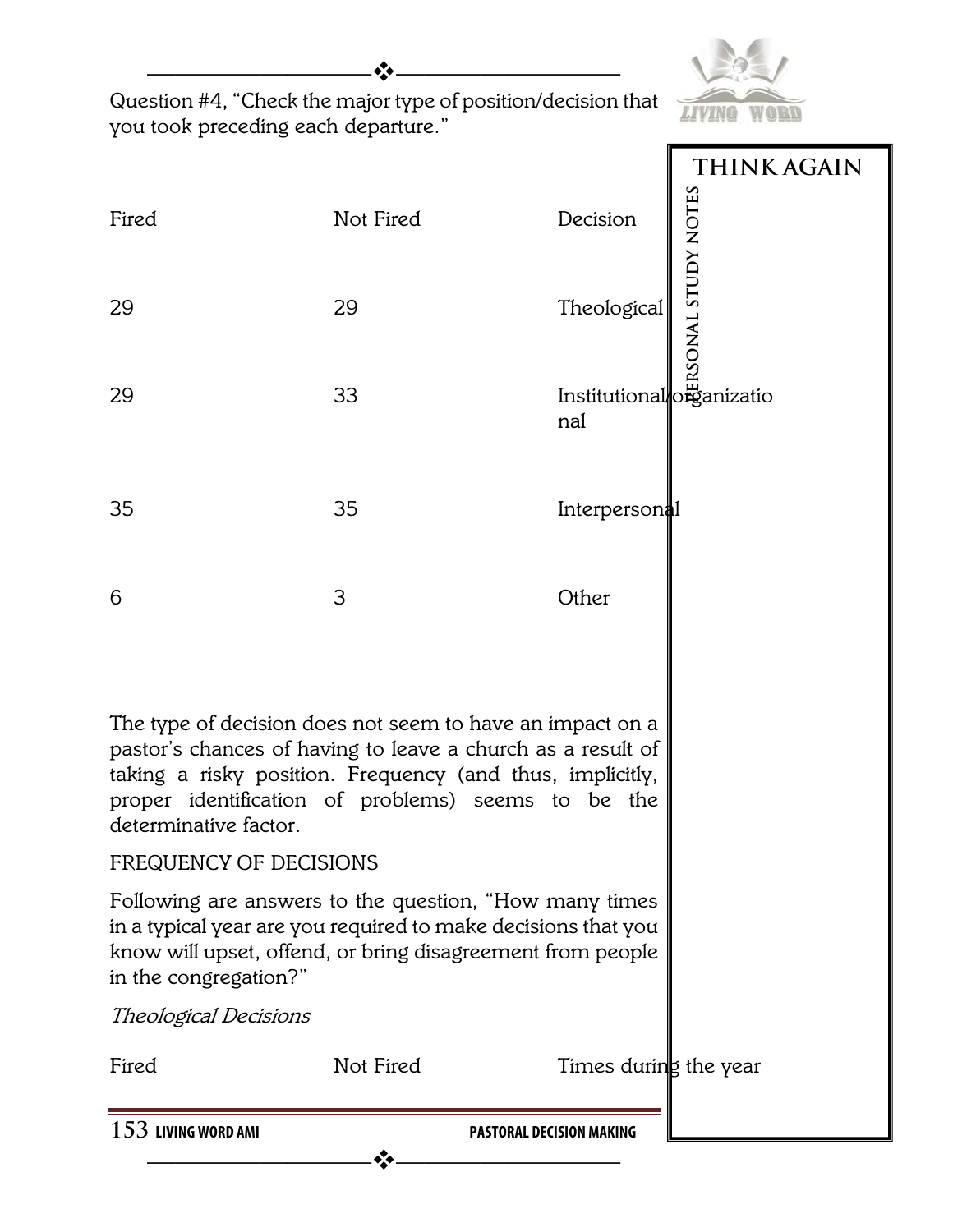Question #4, "Check the major type of position/decision that you took preceding each departure."

| Fired | Not Fired | Decision |
|---|---|---|
| 29 | 29 | Theological |
| 29 | 33 | Institutional/organizational |
| 35 | 35 | Interpersonal |
| 6 | 3 | Other |

The type of decision does not seem to have an impact on a pastor's chances of having to leave a church as a result of taking a risky position. Frequency (and thus, implicitly, proper identification of problems) seems to be the determinative factor.

FREQUENCY OF DECISIONS

Following are answers to the question, "How many times in a typical year are you required to make decisions that you know will upset, offend, or bring disagreement from people in the congregation?"

*Theological Decisions*

| Fired | Not Fired | Times during the year |
|---|---|---|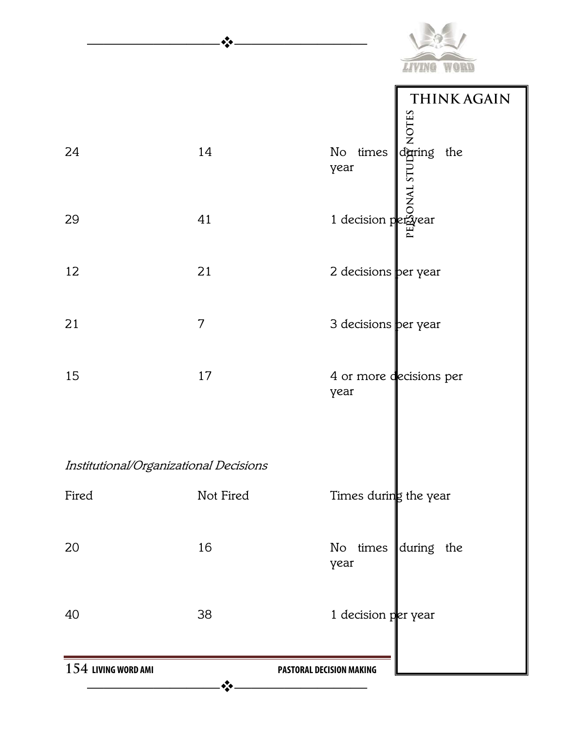| | | |
|---|---|---|
| 24 | 14 | No times during the year |
| 29 | 41 | 1 decision per year |
| 12 | 21 | 2 decisions per year |
| 21 | 7 | 3 decisions per year |
| 15 | 17 | 4 or more decisions per year |

*Institutional/Organizational Decisions*

| Fired | Not Fired | Times during the year |
|---|---|---|
| 20 | 16 | No times during the year |
| 40 | 38 | 1 decision per year |

**THINK AGAIN**

PERSONAL STUDY NOTES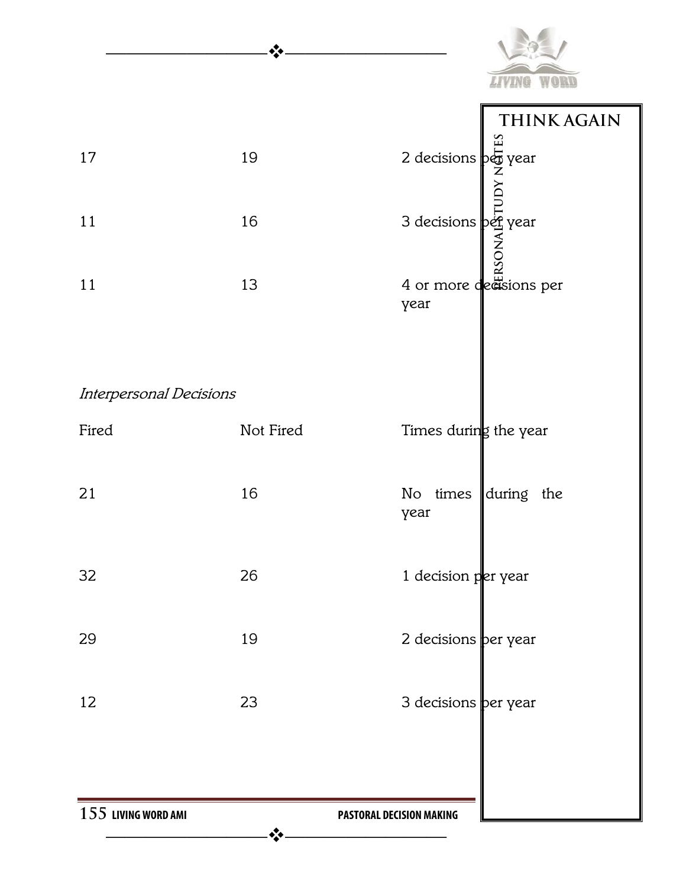| | | |
|---|---|---|
| 17 | 19 | 2 decisions per year |
| 11 | 16 | 3 decisions per year |
| 11 | 13 | 4 or more decisions per year |

*Interpersonal Decisions*

| Fired | Not Fired | Times during the year |
|---|---|---|
| 21 | 16 | No times during the year |
| 32 | 26 | 1 decision per year |
| 29 | 19 | 2 decisions per year |
| 12 | 23 | 3 decisions per year |

THINK AGAIN

PERSONAL STUDY NOTES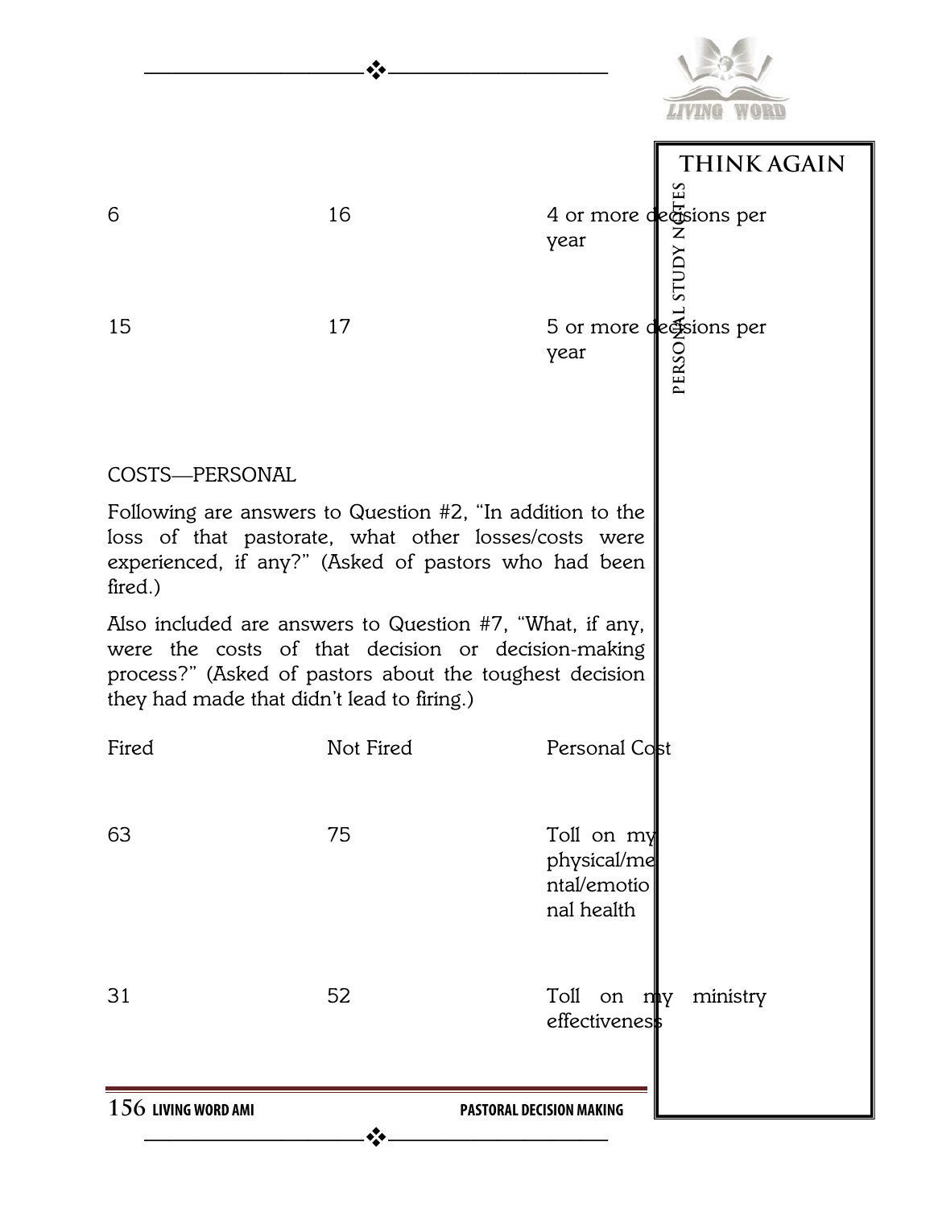| | | |
|---|---|---|
| 6 | 16 | 4 or more decisions per year |
| 15 | 17 | 5 or more decisions per year |

COSTS—PERSONAL

Following are answers to Question #2, "In addition to the loss of that pastorate, what other losses/costs were experienced, if any?" (Asked of pastors who had been fired.)

Also included are answers to Question #7, "What, if any, were the costs of that decision or decision-making process?" (Asked of pastors about the toughest decision they had made that didn't lead to firing.)

| Fired | Not Fired | Personal Cost |
|---|---|---|
| 63 | 75 | Toll on my physical/mental/emotional health |
| 31 | 52 | Toll on my ministry effectiveness |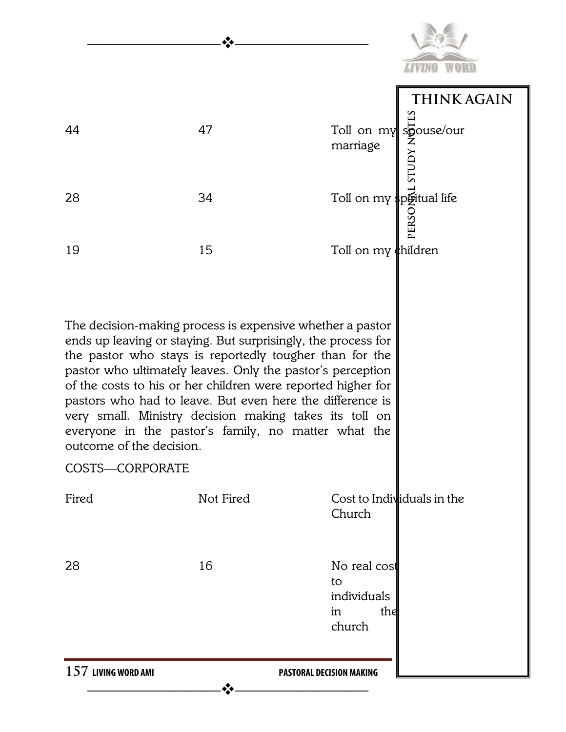| | | |
|---|---|---|
| 44 | 47 | Toll on my spouse/our marriage |
| 28 | 34 | Toll on my spiritual life |
| 19 | 15 | Toll on my children |

The decision-making process is expensive whether a pastor ends up leaving or staying. But surprisingly, the process for the pastor who stays is reportedly tougher than for the pastor who ultimately leaves. Only the pastor's perception of the costs to his or her children were reported higher for pastors who had to leave. But even here the difference is very small. Ministry decision making takes its toll on everyone in the pastor's family, no matter what the outcome of the decision.

COSTS—CORPORATE

| Fired | Not Fired | Cost to Individuals in the Church |
|---|---|---|
| 28 | 16 | No real cost to individuals in the church |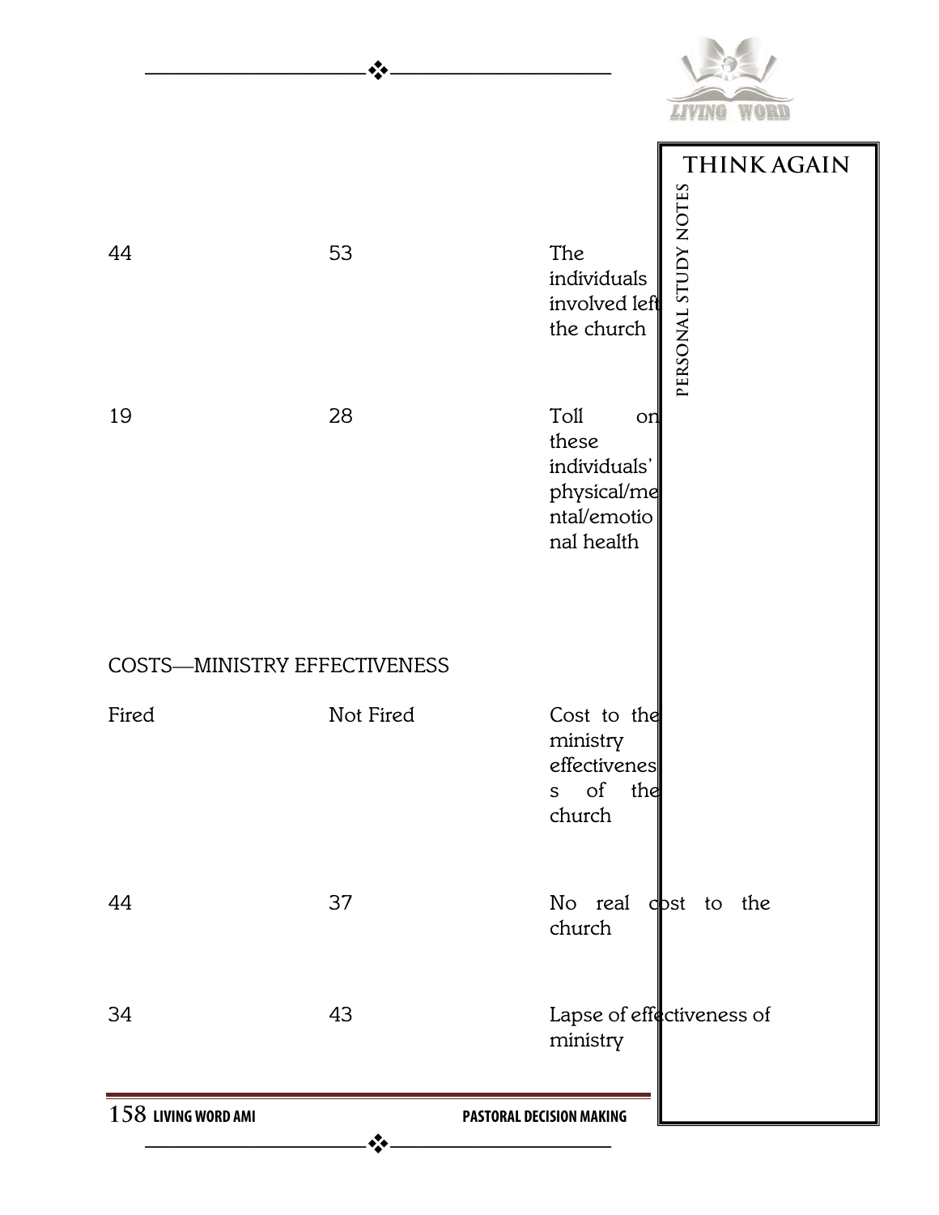| | | |
|---|---|---|
| 44 | 53 | The individuals involved left the church |
| 19 | 28 | Toll on these individuals' physical/mental/emotional health |

COSTS—MINISTRY EFFECTIVENESS

| Fired | Not Fired | Cost to the ministry effectiveness of the church |
|---|---|---|
| 44 | 37 | No real cost to the church |
| 34 | 43 | Lapse of effectiveness of ministry |

THINK AGAIN

PERSONAL STUDY NOTES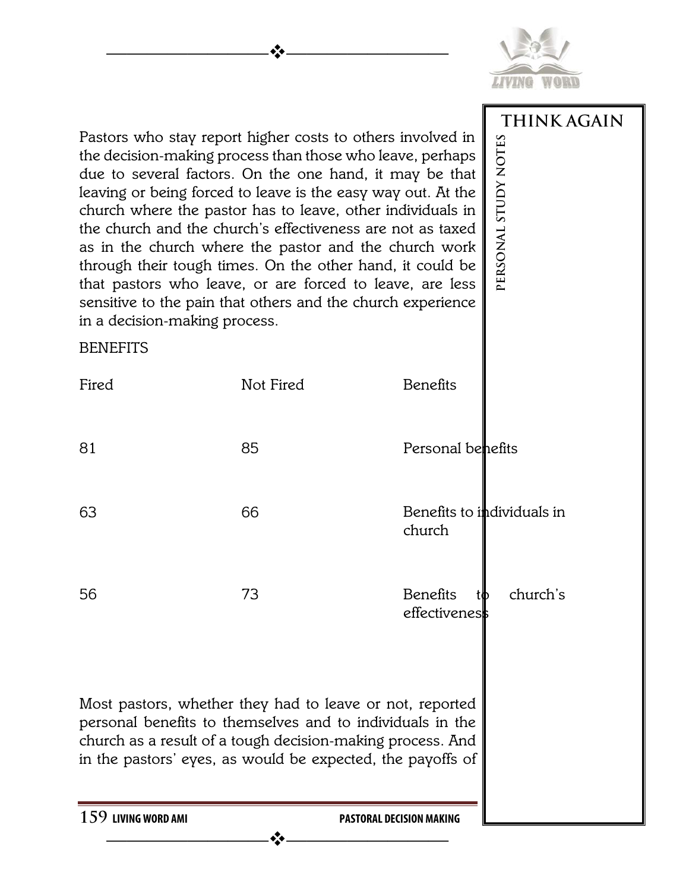Pastors who stay report higher costs to others involved in the decision-making process than those who leave, perhaps due to several factors. On the one hand, it may be that leaving or being forced to leave is the easy way out. At the church where the pastor has to leave, other individuals in the church and the church's effectiveness are not as taxed as in the church where the pastor and the church work through their tough times. On the other hand, it could be that pastors who leave, or are forced to leave, are less sensitive to the pain that others and the church experience in a decision-making process.

BENEFITS

| Fired | Not Fired | Benefits |
|---|---|---|
| 81 | 85 | Personal benefits |
| 63 | 66 | Benefits to individuals in church |
| 56 | 73 | Benefits to church's effectiveness |

Most pastors, whether they had to leave or not, reported personal benefits to themselves and to individuals in the church as a result of a tough decision-making process. And in the pastors' eyes, as would be expected, the payoffs of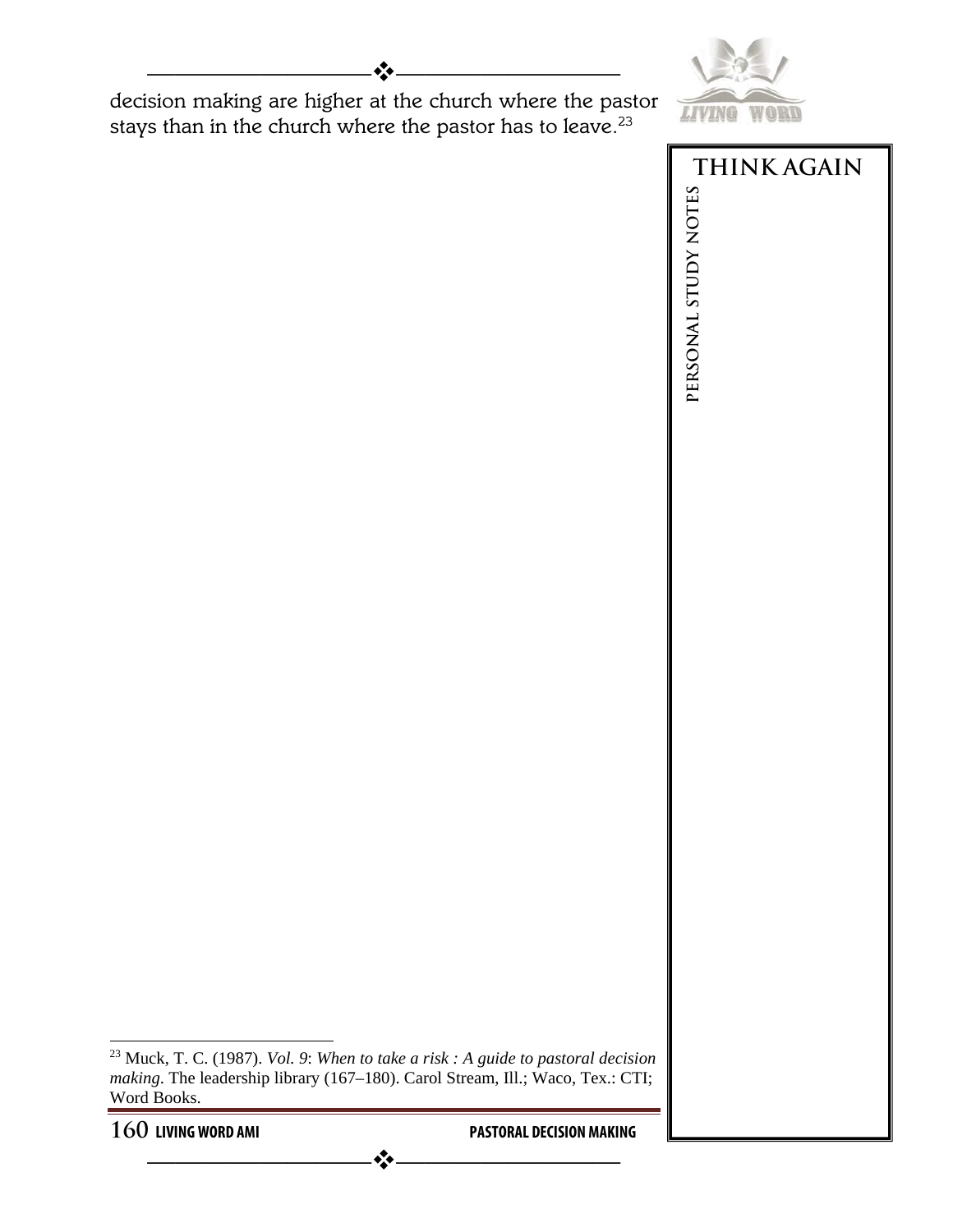decision making are higher at the church where the pastor stays than in the church where the pastor has to leave.[23]

[23] Muck, T. C. (1987). *Vol. 9*: *When to take a risk : A guide to pastoral decision making*. The leadership library (167–180). Carol Stream, Ill.; Waco, Tex.: CTI; Word Books.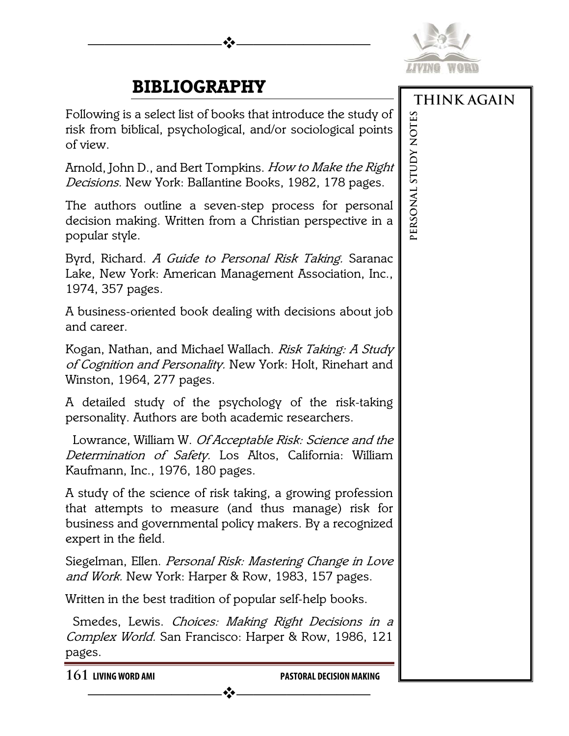# BIBLIOGRAPHY

Following is a select list of books that introduce the study of risk from biblical, psychological, and/or sociological points of view.

Arnold, John D., and Bert Tompkins. *How to Make the Right Decisions.* New York: Ballantine Books, 1982, 178 pages.

The authors outline a seven-step process for personal decision making. Written from a Christian perspective in a popular style.

Byrd, Richard. *A Guide to Personal Risk Taking.* Saranac Lake, New York: American Management Association, Inc., 1974, 357 pages.

A business-oriented book dealing with decisions about job and career.

Kogan, Nathan, and Michael Wallach. *Risk Taking: A Study of Cognition and Personality.* New York: Holt, Rinehart and Winston, 1964, 277 pages.

A detailed study of the psychology of the risk-taking personality. Authors are both academic researchers.

Lowrance, William W. *Of Acceptable Risk: Science and the Determination of Safety.* Los Altos, California: William Kaufmann, Inc., 1976, 180 pages.

A study of the science of risk taking, a growing profession that attempts to measure (and thus manage) risk for business and governmental policy makers. By a recognized expert in the field.

Siegelman, Ellen. *Personal Risk: Mastering Change in Love and Work.* New York: Harper & Row, 1983, 157 pages.

Written in the best tradition of popular self-help books.

Smedes, Lewis. *Choices: Making Right Decisions in a Complex World.* San Francisco: Harper & Row, 1986, 121 pages.

THINK AGAIN

PERSONAL STUDY NOTES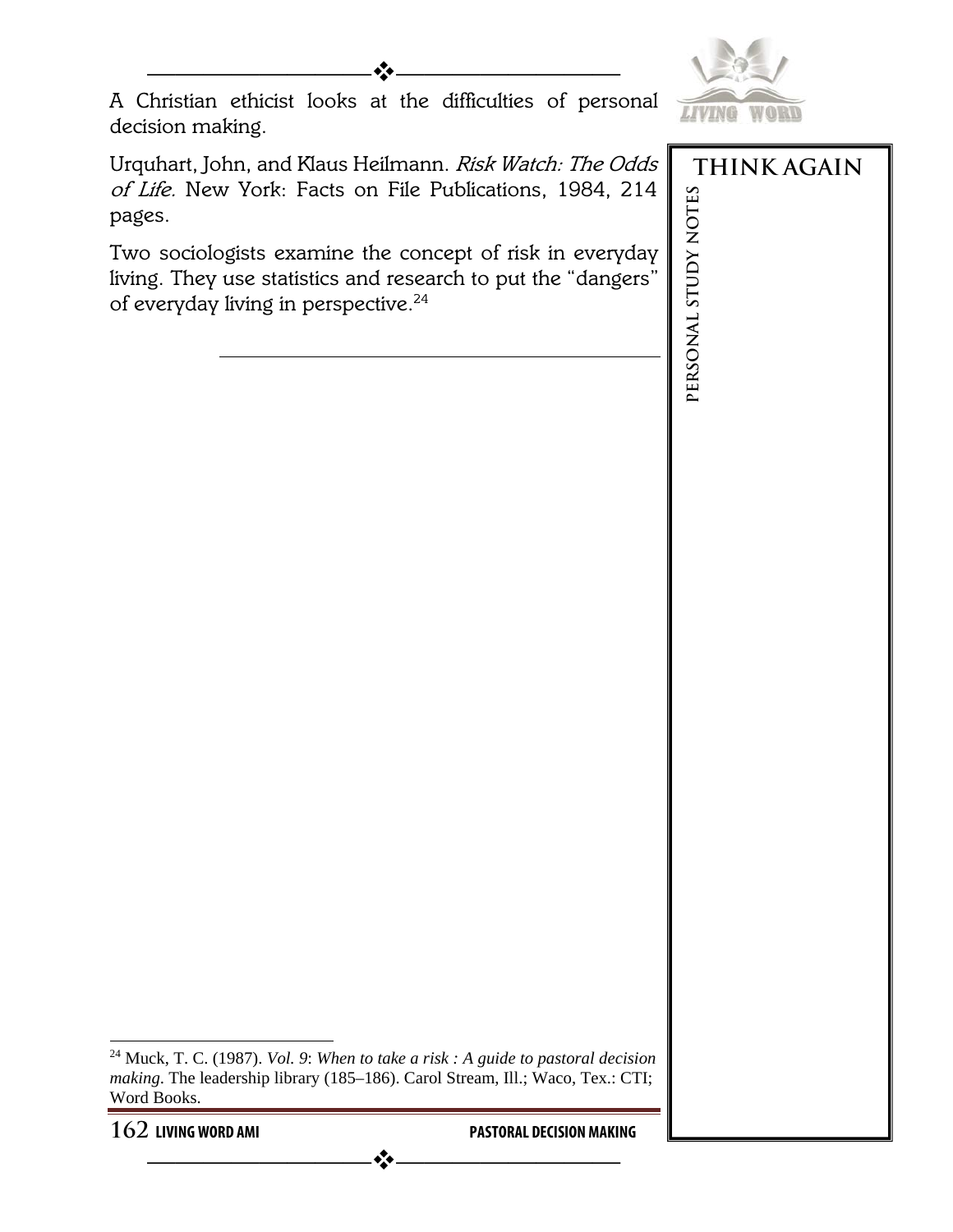A Christian ethicist looks at the difficulties of personal decision making.

Urquhart, John, and Klaus Heilmann. *Risk Watch: The Odds of Life.* New York: Facts on File Publications, 1984, 214 pages.

Two sociologists examine the concept of risk in everyday living. They use statistics and research to put the "dangers" of everyday living in perspective.[24]

---

**THINK AGAIN**

**PERSONAL STUDY NOTES**

---

[24] Muck, T. C. (1987). *Vol. 9*: *When to take a risk : A guide to pastoral decision making*. The leadership library (185–186). Carol Stream, Ill.; Waco, Tex.: CTI; Word Books.